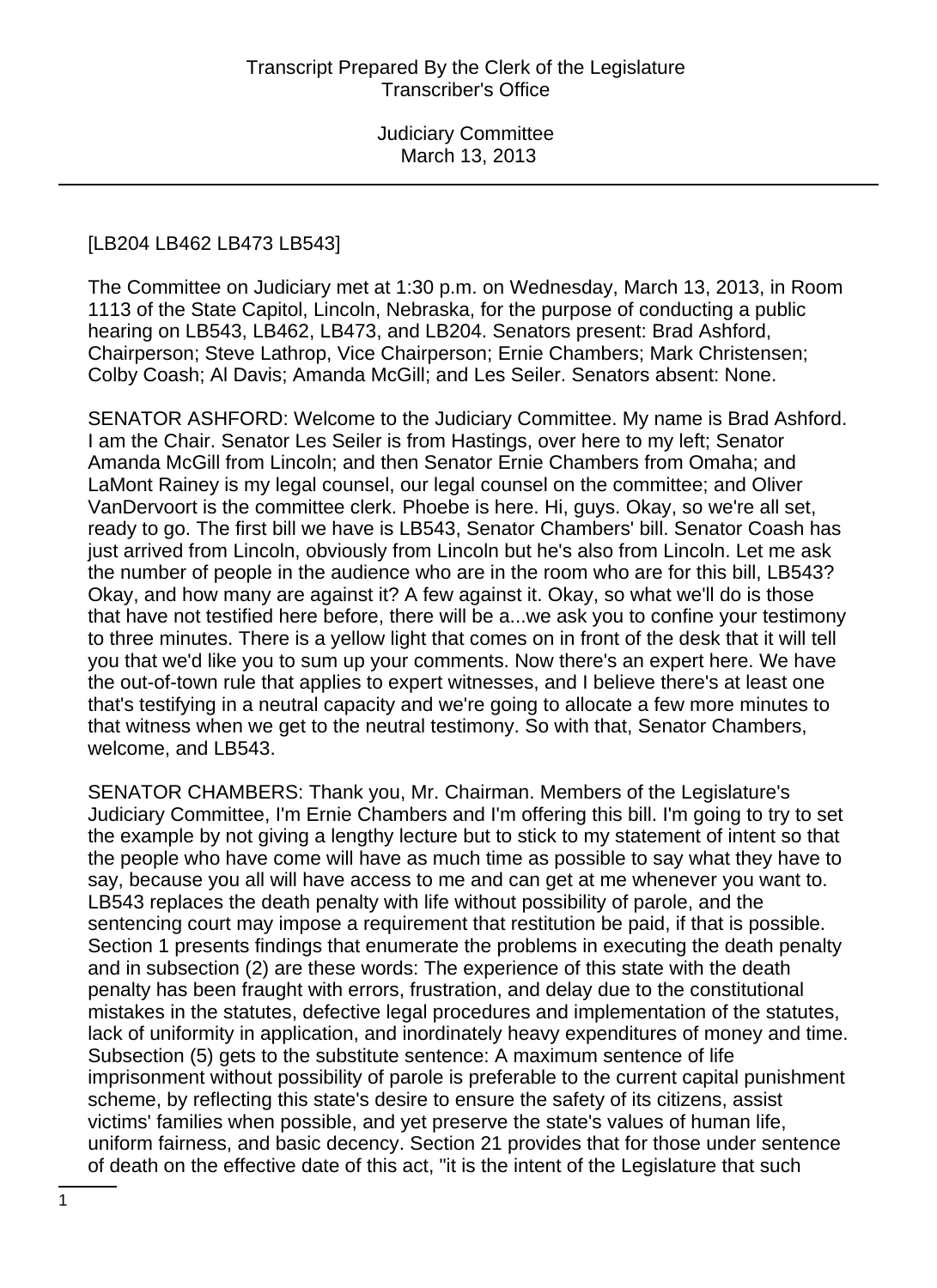[LB204 LB462 LB473 LB543]

The Committee on Judiciary met at 1:30 p.m. on Wednesday, March 13, 2013, in Room 1113 of the State Capitol, Lincoln, Nebraska, for the purpose of conducting a public hearing on LB543, LB462, LB473, and LB204. Senators present: Brad Ashford, Chairperson; Steve Lathrop, Vice Chairperson; Ernie Chambers; Mark Christensen; Colby Coash; Al Davis; Amanda McGill; and Les Seiler. Senators absent: None.

SENATOR ASHFORD: Welcome to the Judiciary Committee. My name is Brad Ashford. I am the Chair. Senator Les Seiler is from Hastings, over here to my left; Senator Amanda McGill from Lincoln; and then Senator Ernie Chambers from Omaha; and LaMont Rainey is my legal counsel, our legal counsel on the committee; and Oliver VanDervoort is the committee clerk. Phoebe is here. Hi, guys. Okay, so we're all set, ready to go. The first bill we have is LB543, Senator Chambers' bill. Senator Coash has just arrived from Lincoln, obviously from Lincoln but he's also from Lincoln. Let me ask the number of people in the audience who are in the room who are for this bill, LB543? Okay, and how many are against it? A few against it. Okay, so what we'll do is those that have not testified here before, there will be a...we ask you to confine your testimony to three minutes. There is a yellow light that comes on in front of the desk that it will tell you that we'd like you to sum up your comments. Now there's an expert here. We have the out-of-town rule that applies to expert witnesses, and I believe there's at least one that's testifying in a neutral capacity and we're going to allocate a few more minutes to that witness when we get to the neutral testimony. So with that, Senator Chambers, welcome, and LB543.

SENATOR CHAMBERS: Thank you, Mr. Chairman. Members of the Legislature's Judiciary Committee, I'm Ernie Chambers and I'm offering this bill. I'm going to try to set the example by not giving a lengthy lecture but to stick to my statement of intent so that the people who have come will have as much time as possible to say what they have to say, because you all will have access to me and can get at me whenever you want to. LB543 replaces the death penalty with life without possibility of parole, and the sentencing court may impose a requirement that restitution be paid, if that is possible. Section 1 presents findings that enumerate the problems in executing the death penalty and in subsection (2) are these words: The experience of this state with the death penalty has been fraught with errors, frustration, and delay due to the constitutional mistakes in the statutes, defective legal procedures and implementation of the statutes, lack of uniformity in application, and inordinately heavy expenditures of money and time. Subsection (5) gets to the substitute sentence: A maximum sentence of life imprisonment without possibility of parole is preferable to the current capital punishment scheme, by reflecting this state's desire to ensure the safety of its citizens, assist victims' families when possible, and yet preserve the state's values of human life, uniform fairness, and basic decency. Section 21 provides that for those under sentence of death on the effective date of this act, "it is the intent of the Legislature that such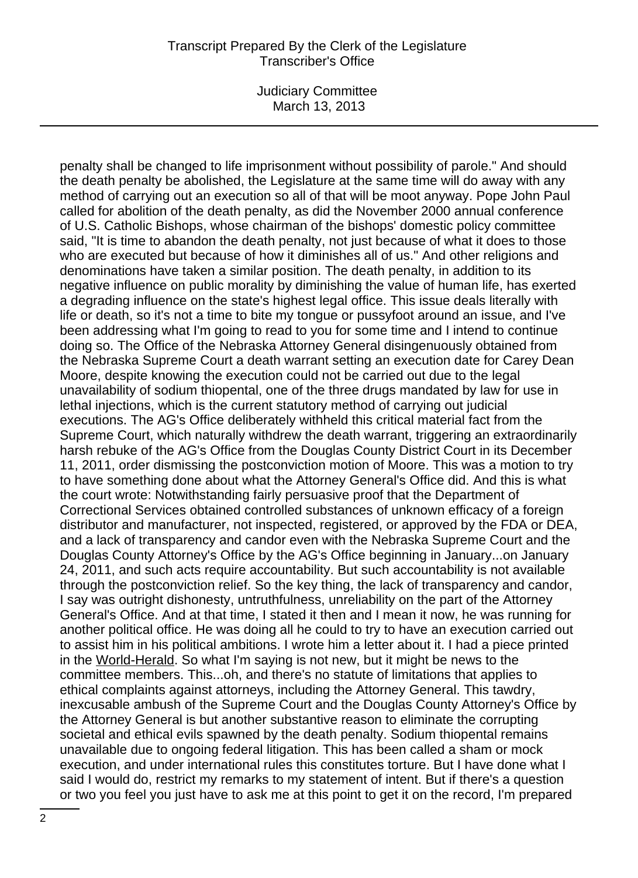penalty shall be changed to life imprisonment without possibility of parole." And should the death penalty be abolished, the Legislature at the same time will do away with any method of carrying out an execution so all of that will be moot anyway. Pope John Paul called for abolition of the death penalty, as did the November 2000 annual conference of U.S. Catholic Bishops, whose chairman of the bishops' domestic policy committee said, "It is time to abandon the death penalty, not just because of what it does to those who are executed but because of how it diminishes all of us." And other religions and denominations have taken a similar position. The death penalty, in addition to its negative influence on public morality by diminishing the value of human life, has exerted a degrading influence on the state's highest legal office. This issue deals literally with life or death, so it's not a time to bite my tongue or pussyfoot around an issue, and I've been addressing what I'm going to read to you for some time and I intend to continue doing so. The Office of the Nebraska Attorney General disingenuously obtained from the Nebraska Supreme Court a death warrant setting an execution date for Carey Dean Moore, despite knowing the execution could not be carried out due to the legal unavailability of sodium thiopental, one of the three drugs mandated by law for use in lethal injections, which is the current statutory method of carrying out judicial executions. The AG's Office deliberately withheld this critical material fact from the Supreme Court, which naturally withdrew the death warrant, triggering an extraordinarily harsh rebuke of the AG's Office from the Douglas County District Court in its December 11, 2011, order dismissing the postconviction motion of Moore. This was a motion to try to have something done about what the Attorney General's Office did. And this is what the court wrote: Notwithstanding fairly persuasive proof that the Department of Correctional Services obtained controlled substances of unknown efficacy of a foreign distributor and manufacturer, not inspected, registered, or approved by the FDA or DEA, and a lack of transparency and candor even with the Nebraska Supreme Court and the Douglas County Attorney's Office by the AG's Office beginning in January...on January 24, 2011, and such acts require accountability. But such accountability is not available through the postconviction relief. So the key thing, the lack of transparency and candor, I say was outright dishonesty, untruthfulness, unreliability on the part of the Attorney General's Office. And at that time, I stated it then and I mean it now, he was running for another political office. He was doing all he could to try to have an execution carried out to assist him in his political ambitions. I wrote him a letter about it. I had a piece printed in the World-Herald. So what I'm saying is not new, but it might be news to the committee members. This...oh, and there's no statute of limitations that applies to ethical complaints against attorneys, including the Attorney General. This tawdry, inexcusable ambush of the Supreme Court and the Douglas County Attorney's Office by the Attorney General is but another substantive reason to eliminate the corrupting societal and ethical evils spawned by the death penalty. Sodium thiopental remains unavailable due to ongoing federal litigation. This has been called a sham or mock execution, and under international rules this constitutes torture. But I have done what I said I would do, restrict my remarks to my statement of intent. But if there's a question or two you feel you just have to ask me at this point to get it on the record, I'm prepared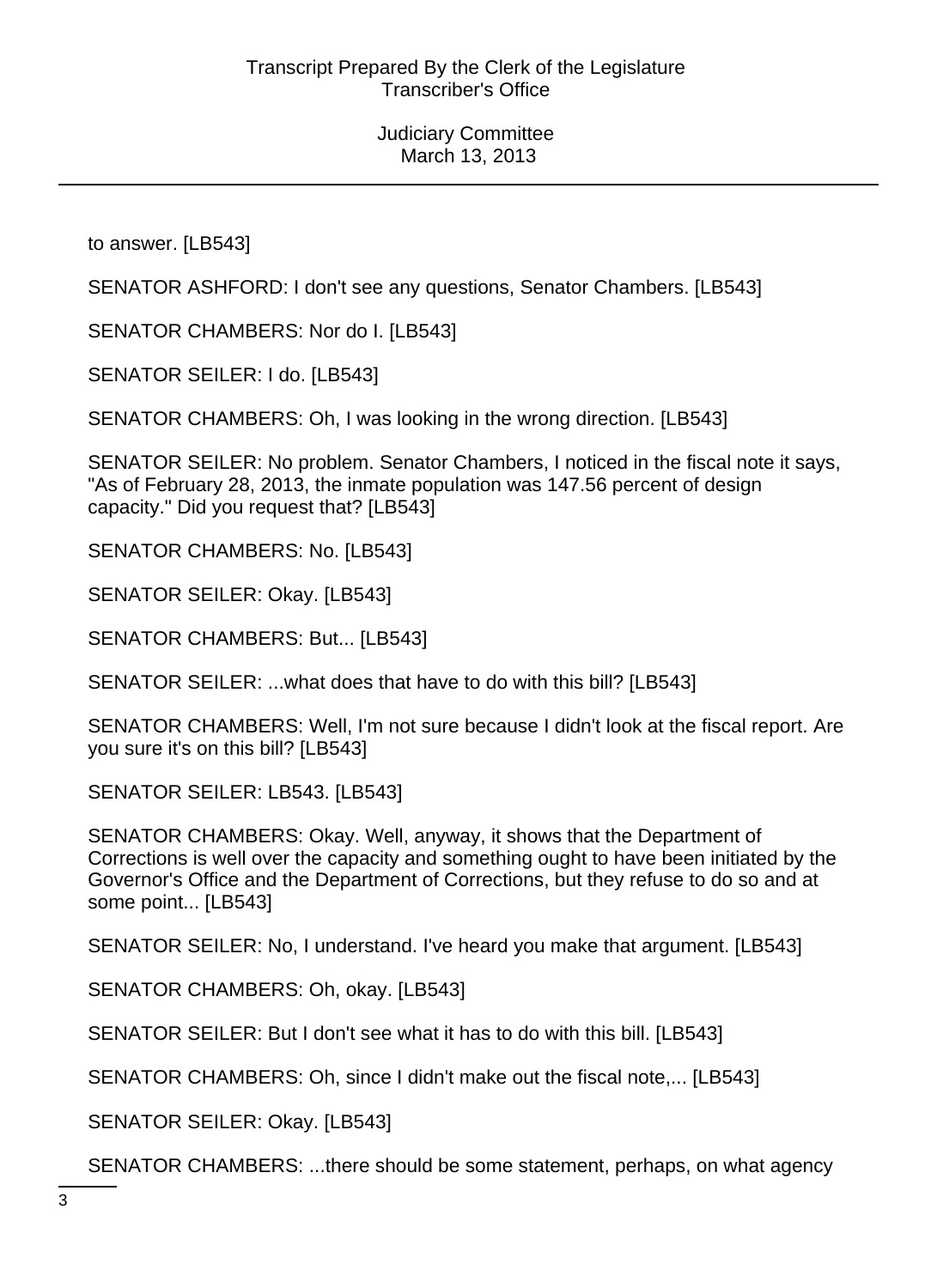to answer. [LB543]

SENATOR ASHFORD: I don't see any questions, Senator Chambers. [LB543]

SENATOR CHAMBERS: Nor do I. [LB543]

SENATOR SEILER: I do. [LB543]

SENATOR CHAMBERS: Oh, I was looking in the wrong direction. [LB543]

SENATOR SEILER: No problem. Senator Chambers, I noticed in the fiscal note it says, "As of February 28, 2013, the inmate population was 147.56 percent of design capacity." Did you request that? [LB543]

SENATOR CHAMBERS: No. [LB543]

SENATOR SEILER: Okay. [LB543]

SENATOR CHAMBERS: But... [LB543]

SENATOR SEILER: ...what does that have to do with this bill? [LB543]

SENATOR CHAMBERS: Well, I'm not sure because I didn't look at the fiscal report. Are you sure it's on this bill? [LB543]

SENATOR SEILER: LB543. [LB543]

SENATOR CHAMBERS: Okay. Well, anyway, it shows that the Department of Corrections is well over the capacity and something ought to have been initiated by the Governor's Office and the Department of Corrections, but they refuse to do so and at some point... [LB543]

SENATOR SEILER: No, I understand. I've heard you make that argument. [LB543]

SENATOR CHAMBERS: Oh, okay. [LB543]

SENATOR SEILER: But I don't see what it has to do with this bill. [LB543]

SENATOR CHAMBERS: Oh, since I didn't make out the fiscal note,... [LB543]

SENATOR SEILER: Okay. [LB543]

SENATOR CHAMBERS: ...there should be some statement, perhaps, on what agency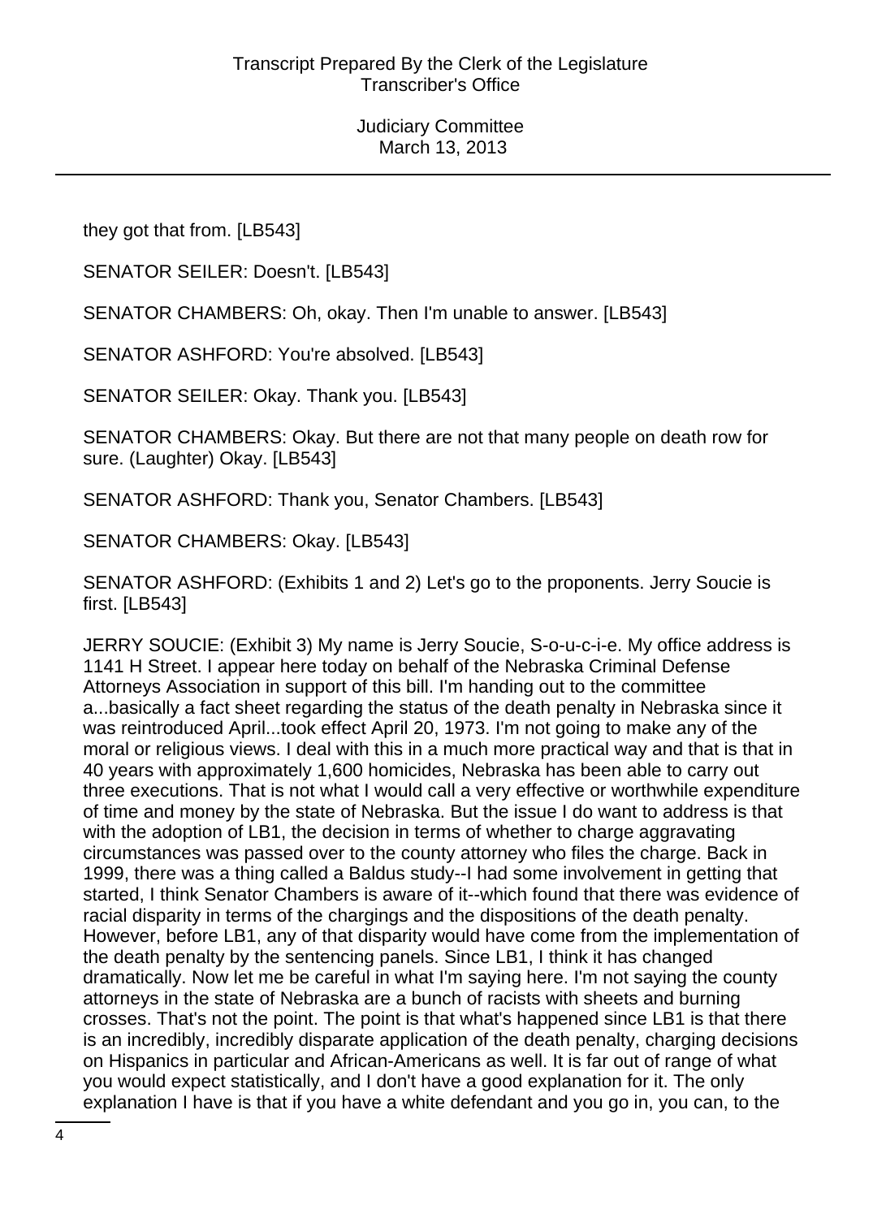they got that from. [LB543]

SENATOR SEILER: Doesn't. [LB543]

SENATOR CHAMBERS: Oh, okay. Then I'm unable to answer. [LB543]

SENATOR ASHFORD: You're absolved. [LB543]

SENATOR SEILER: Okay. Thank you. [LB543]

SENATOR CHAMBERS: Okay. But there are not that many people on death row for sure. (Laughter) Okay. [LB543]

SENATOR ASHFORD: Thank you, Senator Chambers. [LB543]

SENATOR CHAMBERS: Okay. [LB543]

SENATOR ASHFORD: (Exhibits 1 and 2) Let's go to the proponents. Jerry Soucie is first. [LB543]

JERRY SOUCIE: (Exhibit 3) My name is Jerry Soucie, S-o-u-c-i-e. My office address is 1141 H Street. I appear here today on behalf of the Nebraska Criminal Defense Attorneys Association in support of this bill. I'm handing out to the committee a...basically a fact sheet regarding the status of the death penalty in Nebraska since it was reintroduced April...took effect April 20, 1973. I'm not going to make any of the moral or religious views. I deal with this in a much more practical way and that is that in 40 years with approximately 1,600 homicides, Nebraska has been able to carry out three executions. That is not what I would call a very effective or worthwhile expenditure of time and money by the state of Nebraska. But the issue I do want to address is that with the adoption of LB1, the decision in terms of whether to charge aggravating circumstances was passed over to the county attorney who files the charge. Back in 1999, there was a thing called a Baldus study--I had some involvement in getting that started, I think Senator Chambers is aware of it--which found that there was evidence of racial disparity in terms of the chargings and the dispositions of the death penalty. However, before LB1, any of that disparity would have come from the implementation of the death penalty by the sentencing panels. Since LB1, I think it has changed dramatically. Now let me be careful in what I'm saying here. I'm not saying the county attorneys in the state of Nebraska are a bunch of racists with sheets and burning crosses. That's not the point. The point is that what's happened since LB1 is that there is an incredibly, incredibly disparate application of the death penalty, charging decisions on Hispanics in particular and African-Americans as well. It is far out of range of what you would expect statistically, and I don't have a good explanation for it. The only explanation I have is that if you have a white defendant and you go in, you can, to the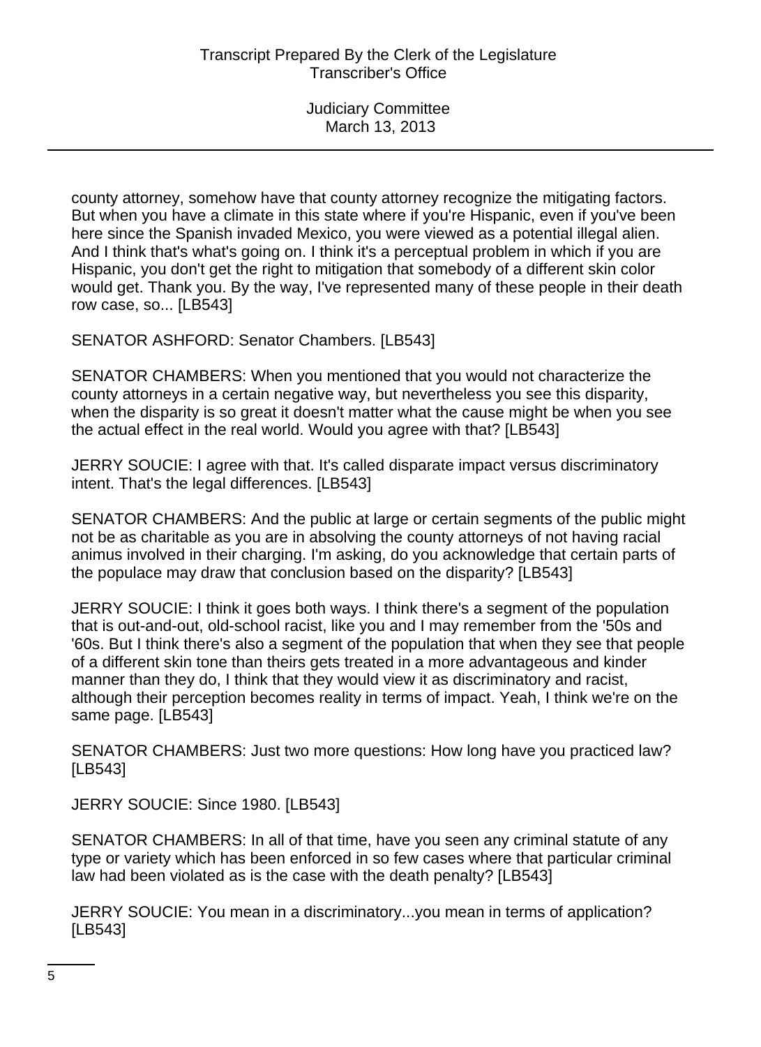county attorney, somehow have that county attorney recognize the mitigating factors. But when you have a climate in this state where if you're Hispanic, even if you've been here since the Spanish invaded Mexico, you were viewed as a potential illegal alien. And I think that's what's going on. I think it's a perceptual problem in which if you are Hispanic, you don't get the right to mitigation that somebody of a different skin color would get. Thank you. By the way, I've represented many of these people in their death row case, so... [LB543]

SENATOR ASHFORD: Senator Chambers. [LB543]

SENATOR CHAMBERS: When you mentioned that you would not characterize the county attorneys in a certain negative way, but nevertheless you see this disparity, when the disparity is so great it doesn't matter what the cause might be when you see the actual effect in the real world. Would you agree with that? [LB543]

JERRY SOUCIE: I agree with that. It's called disparate impact versus discriminatory intent. That's the legal differences. [LB543]

SENATOR CHAMBERS: And the public at large or certain segments of the public might not be as charitable as you are in absolving the county attorneys of not having racial animus involved in their charging. I'm asking, do you acknowledge that certain parts of the populace may draw that conclusion based on the disparity? [LB543]

JERRY SOUCIE: I think it goes both ways. I think there's a segment of the population that is out-and-out, old-school racist, like you and I may remember from the '50s and '60s. But I think there's also a segment of the population that when they see that people of a different skin tone than theirs gets treated in a more advantageous and kinder manner than they do, I think that they would view it as discriminatory and racist, although their perception becomes reality in terms of impact. Yeah, I think we're on the same page. [LB543]

SENATOR CHAMBERS: Just two more questions: How long have you practiced law? [LB543]

JERRY SOUCIE: Since 1980. [LB543]

SENATOR CHAMBERS: In all of that time, have you seen any criminal statute of any type or variety which has been enforced in so few cases where that particular criminal law had been violated as is the case with the death penalty? [LB543]

JERRY SOUCIE: You mean in a discriminatory...you mean in terms of application? [LB543]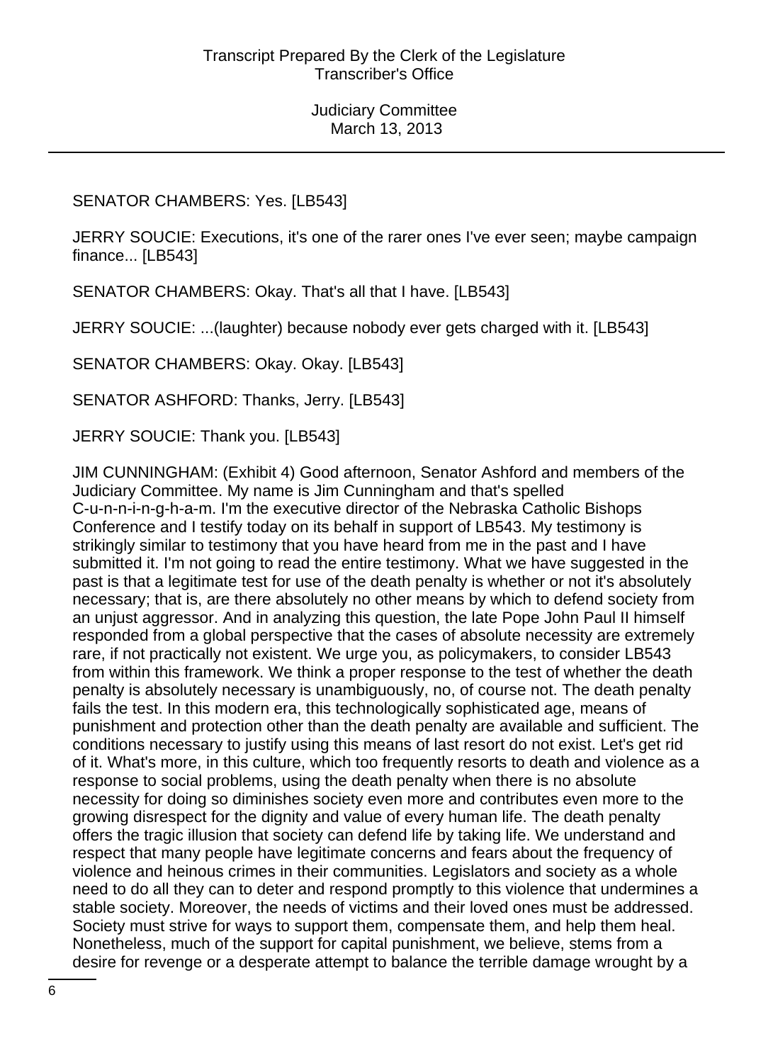SENATOR CHAMBERS: Yes. [LB543]

JERRY SOUCIE: Executions, it's one of the rarer ones I've ever seen; maybe campaign finance... [LB543]

SENATOR CHAMBERS: Okay. That's all that I have. [LB543]

JERRY SOUCIE: ...(laughter) because nobody ever gets charged with it. [LB543]

SENATOR CHAMBERS: Okay. Okay. [LB543]

SENATOR ASHFORD: Thanks, Jerry. [LB543]

JERRY SOUCIE: Thank you. [LB543]

JIM CUNNINGHAM: (Exhibit 4) Good afternoon, Senator Ashford and members of the Judiciary Committee. My name is Jim Cunningham and that's spelled C-u-n-n-i-n-g-h-a-m. I'm the executive director of the Nebraska Catholic Bishops Conference and I testify today on its behalf in support of LB543. My testimony is strikingly similar to testimony that you have heard from me in the past and I have submitted it. I'm not going to read the entire testimony. What we have suggested in the past is that a legitimate test for use of the death penalty is whether or not it's absolutely necessary; that is, are there absolutely no other means by which to defend society from an unjust aggressor. And in analyzing this question, the late Pope John Paul II himself responded from a global perspective that the cases of absolute necessity are extremely rare, if not practically not existent. We urge you, as policymakers, to consider LB543 from within this framework. We think a proper response to the test of whether the death penalty is absolutely necessary is unambiguously, no, of course not. The death penalty fails the test. In this modern era, this technologically sophisticated age, means of punishment and protection other than the death penalty are available and sufficient. The conditions necessary to justify using this means of last resort do not exist. Let's get rid of it. What's more, in this culture, which too frequently resorts to death and violence as a response to social problems, using the death penalty when there is no absolute necessity for doing so diminishes society even more and contributes even more to the growing disrespect for the dignity and value of every human life. The death penalty offers the tragic illusion that society can defend life by taking life. We understand and respect that many people have legitimate concerns and fears about the frequency of violence and heinous crimes in their communities. Legislators and society as a whole need to do all they can to deter and respond promptly to this violence that undermines a stable society. Moreover, the needs of victims and their loved ones must be addressed. Society must strive for ways to support them, compensate them, and help them heal. Nonetheless, much of the support for capital punishment, we believe, stems from a desire for revenge or a desperate attempt to balance the terrible damage wrought by a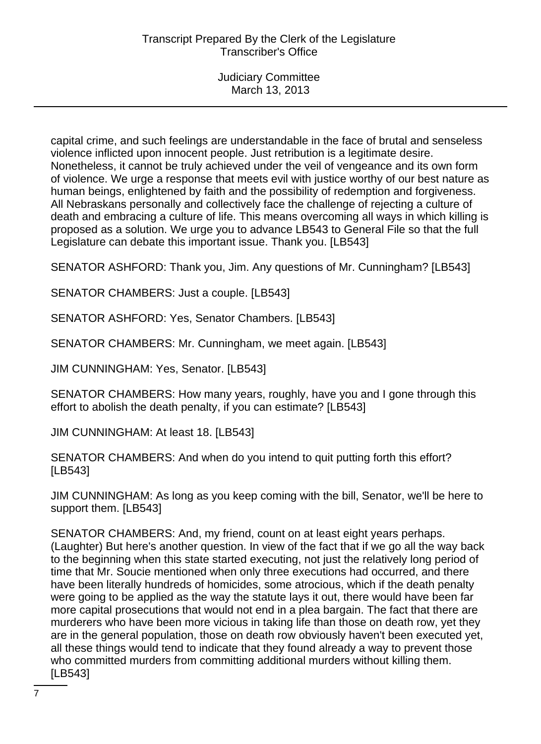capital crime, and such feelings are understandable in the face of brutal and senseless violence inflicted upon innocent people. Just retribution is a legitimate desire. Nonetheless, it cannot be truly achieved under the veil of vengeance and its own form of violence. We urge a response that meets evil with justice worthy of our best nature as human beings, enlightened by faith and the possibility of redemption and forgiveness. All Nebraskans personally and collectively face the challenge of rejecting a culture of death and embracing a culture of life. This means overcoming all ways in which killing is proposed as a solution. We urge you to advance LB543 to General File so that the full Legislature can debate this important issue. Thank you. [LB543]

SENATOR ASHFORD: Thank you, Jim. Any questions of Mr. Cunningham? [LB543]

SENATOR CHAMBERS: Just a couple. [LB543]

SENATOR ASHFORD: Yes, Senator Chambers. [LB543]

SENATOR CHAMBERS: Mr. Cunningham, we meet again. [LB543]

JIM CUNNINGHAM: Yes, Senator. [LB543]

SENATOR CHAMBERS: How many years, roughly, have you and I gone through this effort to abolish the death penalty, if you can estimate? [LB543]

JIM CUNNINGHAM: At least 18. [LB543]

SENATOR CHAMBERS: And when do you intend to quit putting forth this effort? [LB543]

JIM CUNNINGHAM: As long as you keep coming with the bill, Senator, we'll be here to support them. [LB543]

SENATOR CHAMBERS: And, my friend, count on at least eight years perhaps. (Laughter) But here's another question. In view of the fact that if we go all the way back to the beginning when this state started executing, not just the relatively long period of time that Mr. Soucie mentioned when only three executions had occurred, and there have been literally hundreds of homicides, some atrocious, which if the death penalty were going to be applied as the way the statute lays it out, there would have been far more capital prosecutions that would not end in a plea bargain. The fact that there are murderers who have been more vicious in taking life than those on death row, yet they are in the general population, those on death row obviously haven't been executed yet, all these things would tend to indicate that they found already a way to prevent those who committed murders from committing additional murders without killing them. [LB543]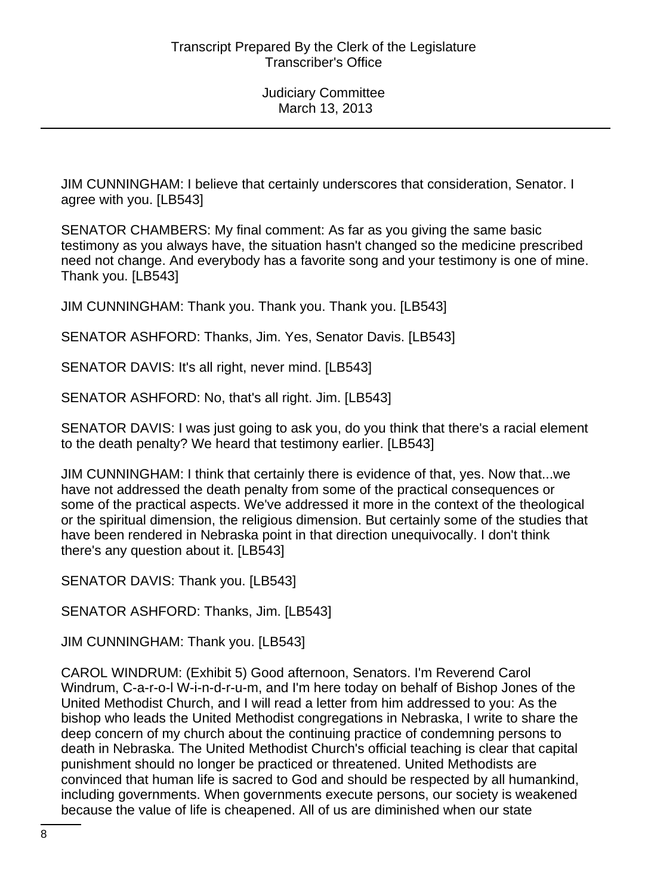JIM CUNNINGHAM: I believe that certainly underscores that consideration, Senator. I agree with you. [LB543]

SENATOR CHAMBERS: My final comment: As far as you giving the same basic testimony as you always have, the situation hasn't changed so the medicine prescribed need not change. And everybody has a favorite song and your testimony is one of mine. Thank you. [LB543]

JIM CUNNINGHAM: Thank you. Thank you. Thank you. [LB543]

SENATOR ASHFORD: Thanks, Jim. Yes, Senator Davis. [LB543]

SENATOR DAVIS: It's all right, never mind. [LB543]

SENATOR ASHFORD: No, that's all right. Jim. [LB543]

SENATOR DAVIS: I was just going to ask you, do you think that there's a racial element to the death penalty? We heard that testimony earlier. [LB543]

JIM CUNNINGHAM: I think that certainly there is evidence of that, yes. Now that...we have not addressed the death penalty from some of the practical consequences or some of the practical aspects. We've addressed it more in the context of the theological or the spiritual dimension, the religious dimension. But certainly some of the studies that have been rendered in Nebraska point in that direction unequivocally. I don't think there's any question about it. [LB543]

SENATOR DAVIS: Thank you. [LB543]

SENATOR ASHFORD: Thanks, Jim. [LB543]

JIM CUNNINGHAM: Thank you. [LB543]

CAROL WINDRUM: (Exhibit 5) Good afternoon, Senators. I'm Reverend Carol Windrum, C-a-r-o-l W-i-n-d-r-u-m, and I'm here today on behalf of Bishop Jones of the United Methodist Church, and I will read a letter from him addressed to you: As the bishop who leads the United Methodist congregations in Nebraska, I write to share the deep concern of my church about the continuing practice of condemning persons to death in Nebraska. The United Methodist Church's official teaching is clear that capital punishment should no longer be practiced or threatened. United Methodists are convinced that human life is sacred to God and should be respected by all humankind, including governments. When governments execute persons, our society is weakened because the value of life is cheapened. All of us are diminished when our state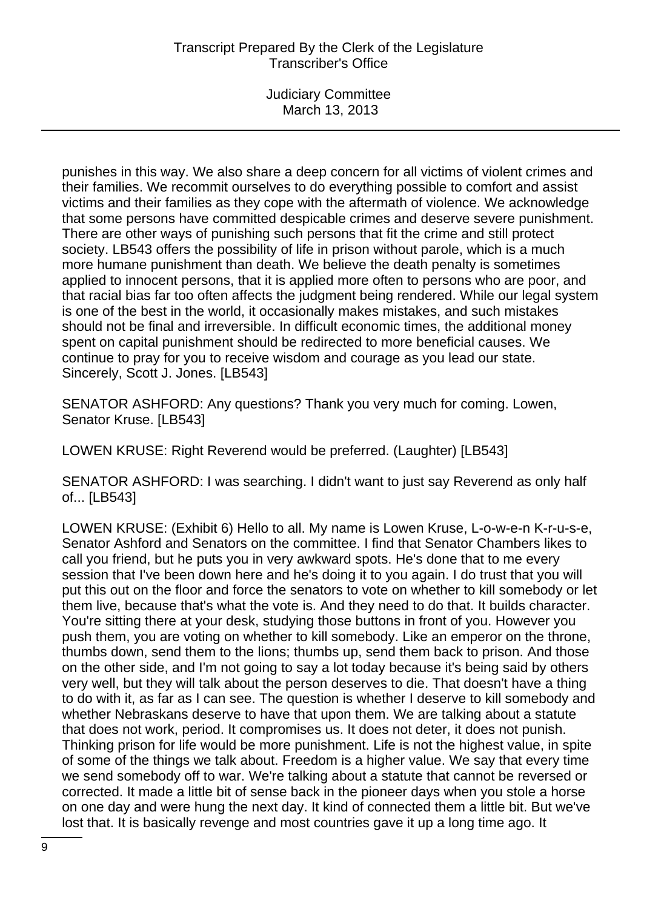punishes in this way. We also share a deep concern for all victims of violent crimes and their families. We recommit ourselves to do everything possible to comfort and assist victims and their families as they cope with the aftermath of violence. We acknowledge that some persons have committed despicable crimes and deserve severe punishment. There are other ways of punishing such persons that fit the crime and still protect society. LB543 offers the possibility of life in prison without parole, which is a much more humane punishment than death. We believe the death penalty is sometimes applied to innocent persons, that it is applied more often to persons who are poor, and that racial bias far too often affects the judgment being rendered. While our legal system is one of the best in the world, it occasionally makes mistakes, and such mistakes should not be final and irreversible. In difficult economic times, the additional money spent on capital punishment should be redirected to more beneficial causes. We continue to pray for you to receive wisdom and courage as you lead our state. Sincerely, Scott J. Jones. [LB543]

SENATOR ASHFORD: Any questions? Thank you very much for coming. Lowen, Senator Kruse. [LB543]

LOWEN KRUSE: Right Reverend would be preferred. (Laughter) [LB543]

SENATOR ASHFORD: I was searching. I didn't want to just say Reverend as only half of... [LB543]

LOWEN KRUSE: (Exhibit 6) Hello to all. My name is Lowen Kruse, L-o-w-e-n K-r-u-s-e, Senator Ashford and Senators on the committee. I find that Senator Chambers likes to call you friend, but he puts you in very awkward spots. He's done that to me every session that I've been down here and he's doing it to you again. I do trust that you will put this out on the floor and force the senators to vote on whether to kill somebody or let them live, because that's what the vote is. And they need to do that. It builds character. You're sitting there at your desk, studying those buttons in front of you. However you push them, you are voting on whether to kill somebody. Like an emperor on the throne, thumbs down, send them to the lions; thumbs up, send them back to prison. And those on the other side, and I'm not going to say a lot today because it's being said by others very well, but they will talk about the person deserves to die. That doesn't have a thing to do with it, as far as I can see. The question is whether I deserve to kill somebody and whether Nebraskans deserve to have that upon them. We are talking about a statute that does not work, period. It compromises us. It does not deter, it does not punish. Thinking prison for life would be more punishment. Life is not the highest value, in spite of some of the things we talk about. Freedom is a higher value. We say that every time we send somebody off to war. We're talking about a statute that cannot be reversed or corrected. It made a little bit of sense back in the pioneer days when you stole a horse on one day and were hung the next day. It kind of connected them a little bit. But we've lost that. It is basically revenge and most countries gave it up a long time ago. It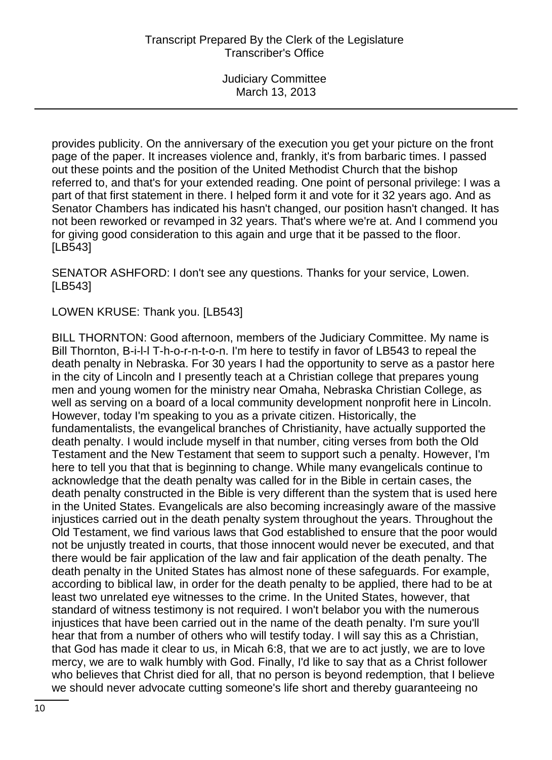provides publicity. On the anniversary of the execution you get your picture on the front page of the paper. It increases violence and, frankly, it's from barbaric times. I passed out these points and the position of the United Methodist Church that the bishop referred to, and that's for your extended reading. One point of personal privilege: I was a part of that first statement in there. I helped form it and vote for it 32 years ago. And as Senator Chambers has indicated his hasn't changed, our position hasn't changed. It has not been reworked or revamped in 32 years. That's where we're at. And I commend you for giving good consideration to this again and urge that it be passed to the floor. [LB543]

SENATOR ASHFORD: I don't see any questions. Thanks for your service, Lowen. [LB543]

LOWEN KRUSE: Thank you. [LB543]

BILL THORNTON: Good afternoon, members of the Judiciary Committee. My name is Bill Thornton, B-i-l-l T-h-o-r-n-t-o-n. I'm here to testify in favor of LB543 to repeal the death penalty in Nebraska. For 30 years I had the opportunity to serve as a pastor here in the city of Lincoln and I presently teach at a Christian college that prepares young men and young women for the ministry near Omaha, Nebraska Christian College, as well as serving on a board of a local community development nonprofit here in Lincoln. However, today I'm speaking to you as a private citizen. Historically, the fundamentalists, the evangelical branches of Christianity, have actually supported the death penalty. I would include myself in that number, citing verses from both the Old Testament and the New Testament that seem to support such a penalty. However, I'm here to tell you that that is beginning to change. While many evangelicals continue to acknowledge that the death penalty was called for in the Bible in certain cases, the death penalty constructed in the Bible is very different than the system that is used here in the United States. Evangelicals are also becoming increasingly aware of the massive injustices carried out in the death penalty system throughout the years. Throughout the Old Testament, we find various laws that God established to ensure that the poor would not be unjustly treated in courts, that those innocent would never be executed, and that there would be fair application of the law and fair application of the death penalty. The death penalty in the United States has almost none of these safeguards. For example, according to biblical law, in order for the death penalty to be applied, there had to be at least two unrelated eye witnesses to the crime. In the United States, however, that standard of witness testimony is not required. I won't belabor you with the numerous injustices that have been carried out in the name of the death penalty. I'm sure you'll hear that from a number of others who will testify today. I will say this as a Christian, that God has made it clear to us, in Micah 6:8, that we are to act justly, we are to love mercy, we are to walk humbly with God. Finally, I'd like to say that as a Christ follower who believes that Christ died for all, that no person is beyond redemption, that I believe we should never advocate cutting someone's life short and thereby guaranteeing no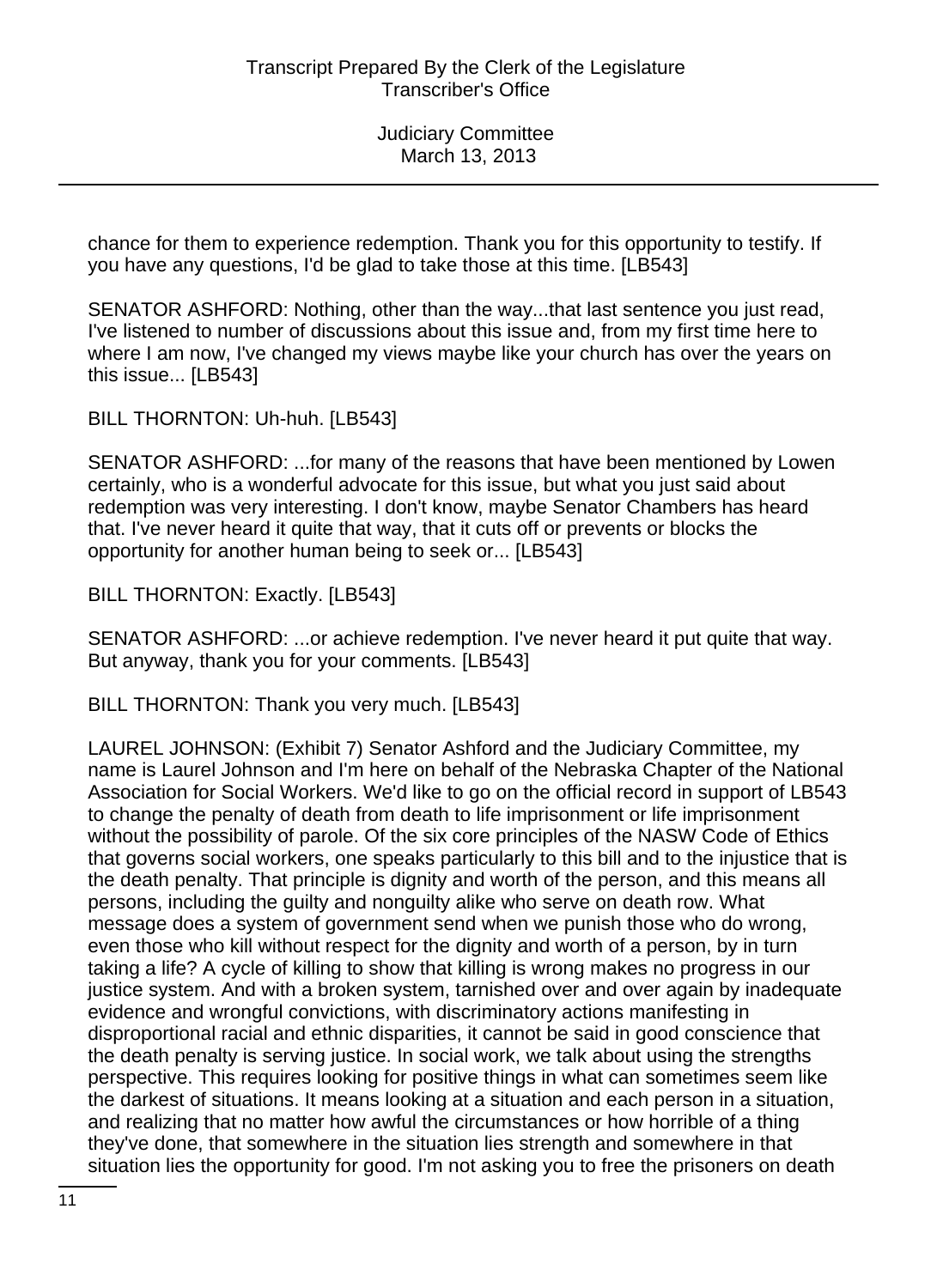chance for them to experience redemption. Thank you for this opportunity to testify. If you have any questions, I'd be glad to take those at this time. [LB543]

SENATOR ASHFORD: Nothing, other than the way...that last sentence you just read, I've listened to number of discussions about this issue and, from my first time here to where I am now, I've changed my views maybe like your church has over the years on this issue... [LB543]

BILL THORNTON: Uh-huh. [LB543]

SENATOR ASHFORD: ...for many of the reasons that have been mentioned by Lowen certainly, who is a wonderful advocate for this issue, but what you just said about redemption was very interesting. I don't know, maybe Senator Chambers has heard that. I've never heard it quite that way, that it cuts off or prevents or blocks the opportunity for another human being to seek or... [LB543]

BILL THORNTON: Exactly. [LB543]

SENATOR ASHFORD: ...or achieve redemption. I've never heard it put quite that way. But anyway, thank you for your comments. [LB543]

BILL THORNTON: Thank you very much. [LB543]

LAUREL JOHNSON: (Exhibit 7) Senator Ashford and the Judiciary Committee, my name is Laurel Johnson and I'm here on behalf of the Nebraska Chapter of the National Association for Social Workers. We'd like to go on the official record in support of LB543 to change the penalty of death from death to life imprisonment or life imprisonment without the possibility of parole. Of the six core principles of the NASW Code of Ethics that governs social workers, one speaks particularly to this bill and to the injustice that is the death penalty. That principle is dignity and worth of the person, and this means all persons, including the guilty and nonguilty alike who serve on death row. What message does a system of government send when we punish those who do wrong, even those who kill without respect for the dignity and worth of a person, by in turn taking a life? A cycle of killing to show that killing is wrong makes no progress in our justice system. And with a broken system, tarnished over and over again by inadequate evidence and wrongful convictions, with discriminatory actions manifesting in disproportional racial and ethnic disparities, it cannot be said in good conscience that the death penalty is serving justice. In social work, we talk about using the strengths perspective. This requires looking for positive things in what can sometimes seem like the darkest of situations. It means looking at a situation and each person in a situation, and realizing that no matter how awful the circumstances or how horrible of a thing they've done, that somewhere in the situation lies strength and somewhere in that situation lies the opportunity for good. I'm not asking you to free the prisoners on death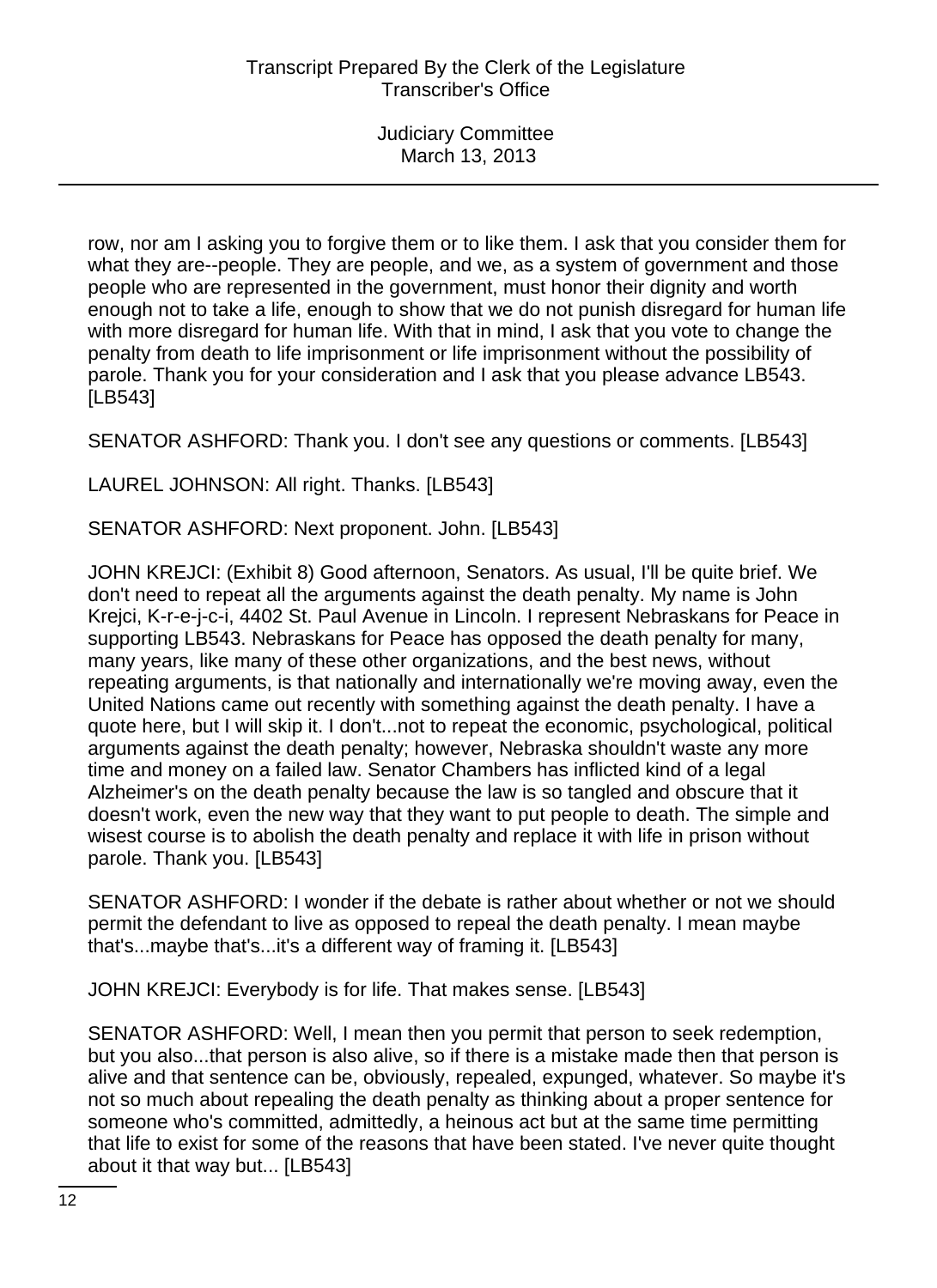row, nor am I asking you to forgive them or to like them. I ask that you consider them for what they are--people. They are people, and we, as a system of government and those people who are represented in the government, must honor their dignity and worth enough not to take a life, enough to show that we do not punish disregard for human life with more disregard for human life. With that in mind, I ask that you vote to change the penalty from death to life imprisonment or life imprisonment without the possibility of parole. Thank you for your consideration and I ask that you please advance LB543. [LB543]

SENATOR ASHFORD: Thank you. I don't see any questions or comments. [LB543]

LAUREL JOHNSON: All right. Thanks. [LB543]

SENATOR ASHFORD: Next proponent. John. [LB543]

JOHN KREJCI: (Exhibit 8) Good afternoon, Senators. As usual, I'll be quite brief. We don't need to repeat all the arguments against the death penalty. My name is John Krejci, K-r-e-j-c-i, 4402 St. Paul Avenue in Lincoln. I represent Nebraskans for Peace in supporting LB543. Nebraskans for Peace has opposed the death penalty for many, many years, like many of these other organizations, and the best news, without repeating arguments, is that nationally and internationally we're moving away, even the United Nations came out recently with something against the death penalty. I have a quote here, but I will skip it. I don't...not to repeat the economic, psychological, political arguments against the death penalty; however, Nebraska shouldn't waste any more time and money on a failed law. Senator Chambers has inflicted kind of a legal Alzheimer's on the death penalty because the law is so tangled and obscure that it doesn't work, even the new way that they want to put people to death. The simple and wisest course is to abolish the death penalty and replace it with life in prison without parole. Thank you. [LB543]

SENATOR ASHFORD: I wonder if the debate is rather about whether or not we should permit the defendant to live as opposed to repeal the death penalty. I mean maybe that's...maybe that's...it's a different way of framing it. [LB543]

JOHN KREJCI: Everybody is for life. That makes sense. [LB543]

SENATOR ASHFORD: Well, I mean then you permit that person to seek redemption, but you also...that person is also alive, so if there is a mistake made then that person is alive and that sentence can be, obviously, repealed, expunged, whatever. So maybe it's not so much about repealing the death penalty as thinking about a proper sentence for someone who's committed, admittedly, a heinous act but at the same time permitting that life to exist for some of the reasons that have been stated. I've never quite thought about it that way but... [LB543]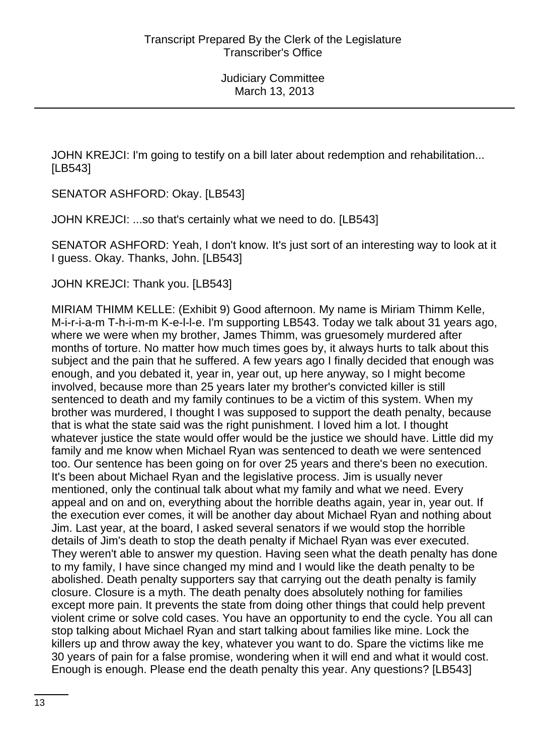JOHN KREJCI: I'm going to testify on a bill later about redemption and rehabilitation... [LB543]

SENATOR ASHFORD: Okay. [LB543]

JOHN KREJCI: ...so that's certainly what we need to do. [LB543]

SENATOR ASHFORD: Yeah, I don't know. It's just sort of an interesting way to look at it I guess. Okay. Thanks, John. [LB543]

JOHN KREJCI: Thank you. [LB543]

MIRIAM THIMM KELLE: (Exhibit 9) Good afternoon. My name is Miriam Thimm Kelle, M-i-r-i-a-m T-h-i-m-m K-e-l-l-e. I'm supporting LB543. Today we talk about 31 years ago, where we were when my brother, James Thimm, was gruesomely murdered after months of torture. No matter how much times goes by, it always hurts to talk about this subject and the pain that he suffered. A few years ago I finally decided that enough was enough, and you debated it, year in, year out, up here anyway, so I might become involved, because more than 25 years later my brother's convicted killer is still sentenced to death and my family continues to be a victim of this system. When my brother was murdered, I thought I was supposed to support the death penalty, because that is what the state said was the right punishment. I loved him a lot. I thought whatever justice the state would offer would be the justice we should have. Little did my family and me know when Michael Ryan was sentenced to death we were sentenced too. Our sentence has been going on for over 25 years and there's been no execution. It's been about Michael Ryan and the legislative process. Jim is usually never mentioned, only the continual talk about what my family and what we need. Every appeal and on and on, everything about the horrible deaths again, year in, year out. If the execution ever comes, it will be another day about Michael Ryan and nothing about Jim. Last year, at the board, I asked several senators if we would stop the horrible details of Jim's death to stop the death penalty if Michael Ryan was ever executed. They weren't able to answer my question. Having seen what the death penalty has done to my family, I have since changed my mind and I would like the death penalty to be abolished. Death penalty supporters say that carrying out the death penalty is family closure. Closure is a myth. The death penalty does absolutely nothing for families except more pain. It prevents the state from doing other things that could help prevent violent crime or solve cold cases. You have an opportunity to end the cycle. You all can stop talking about Michael Ryan and start talking about families like mine. Lock the killers up and throw away the key, whatever you want to do. Spare the victims like me 30 years of pain for a false promise, wondering when it will end and what it would cost. Enough is enough. Please end the death penalty this year. Any questions? [LB543]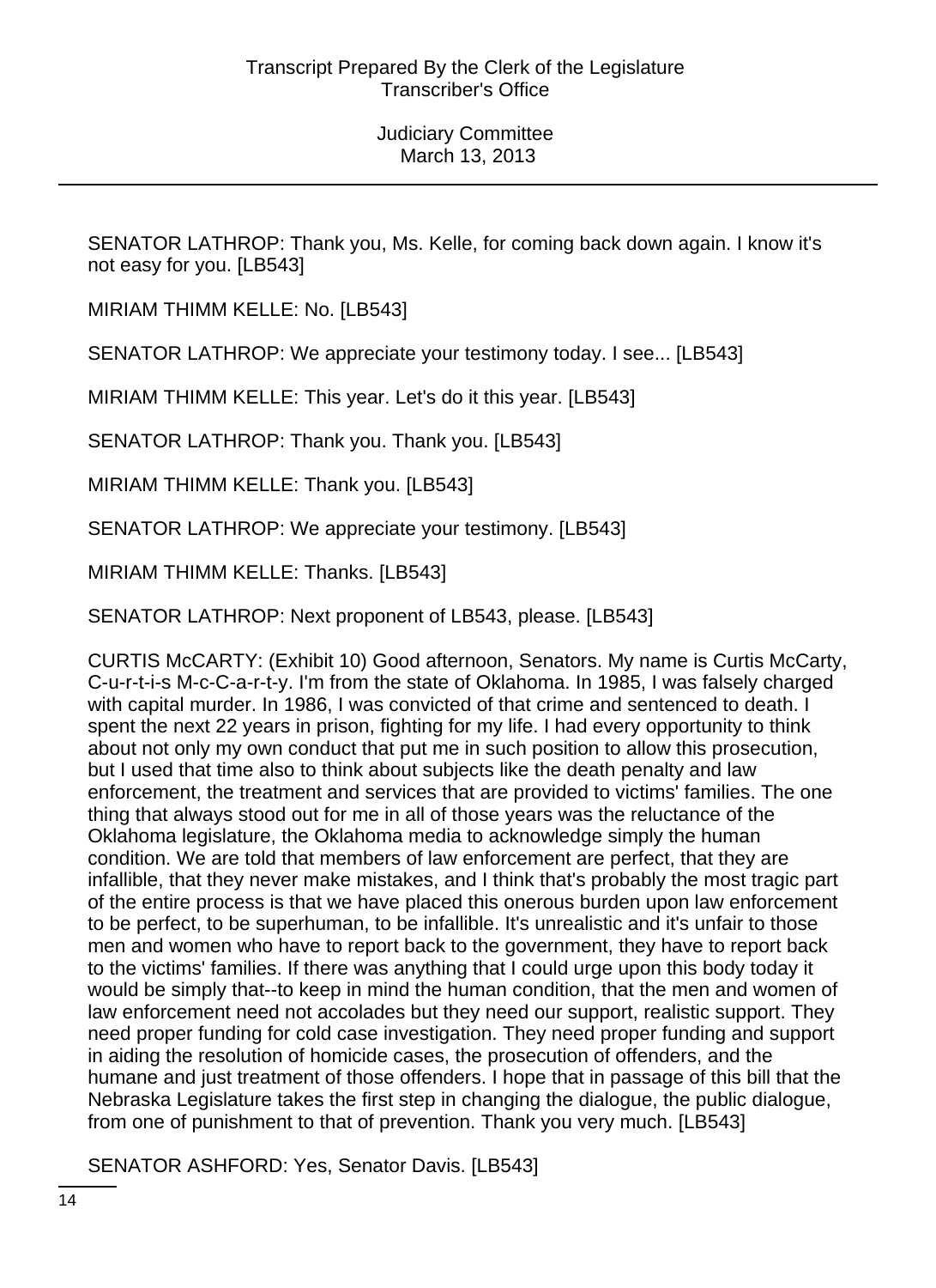SENATOR LATHROP: Thank you, Ms. Kelle, for coming back down again. I know it's not easy for you. [LB543]

MIRIAM THIMM KELLE: No. [LB543]

SENATOR LATHROP: We appreciate your testimony today. I see... [LB543]

MIRIAM THIMM KELLE: This year. Let's do it this year. [LB543]

SENATOR LATHROP: Thank you. Thank you. [LB543]

MIRIAM THIMM KELLE: Thank you. [LB543]

SENATOR LATHROP: We appreciate your testimony. [LB543]

MIRIAM THIMM KELLE: Thanks. [LB543]

SENATOR LATHROP: Next proponent of LB543, please. [LB543]

CURTIS McCARTY: (Exhibit 10) Good afternoon, Senators. My name is Curtis McCarty, C-u-r-t-i-s M-c-C-a-r-t-y. I'm from the state of Oklahoma. In 1985, I was falsely charged with capital murder. In 1986, I was convicted of that crime and sentenced to death. I spent the next 22 years in prison, fighting for my life. I had every opportunity to think about not only my own conduct that put me in such position to allow this prosecution, but I used that time also to think about subjects like the death penalty and law enforcement, the treatment and services that are provided to victims' families. The one thing that always stood out for me in all of those years was the reluctance of the Oklahoma legislature, the Oklahoma media to acknowledge simply the human condition. We are told that members of law enforcement are perfect, that they are infallible, that they never make mistakes, and I think that's probably the most tragic part of the entire process is that we have placed this onerous burden upon law enforcement to be perfect, to be superhuman, to be infallible. It's unrealistic and it's unfair to those men and women who have to report back to the government, they have to report back to the victims' families. If there was anything that I could urge upon this body today it would be simply that--to keep in mind the human condition, that the men and women of law enforcement need not accolades but they need our support, realistic support. They need proper funding for cold case investigation. They need proper funding and support in aiding the resolution of homicide cases, the prosecution of offenders, and the humane and just treatment of those offenders. I hope that in passage of this bill that the Nebraska Legislature takes the first step in changing the dialogue, the public dialogue, from one of punishment to that of prevention. Thank you very much. [LB543]

SENATOR ASHFORD: Yes, Senator Davis. [LB543]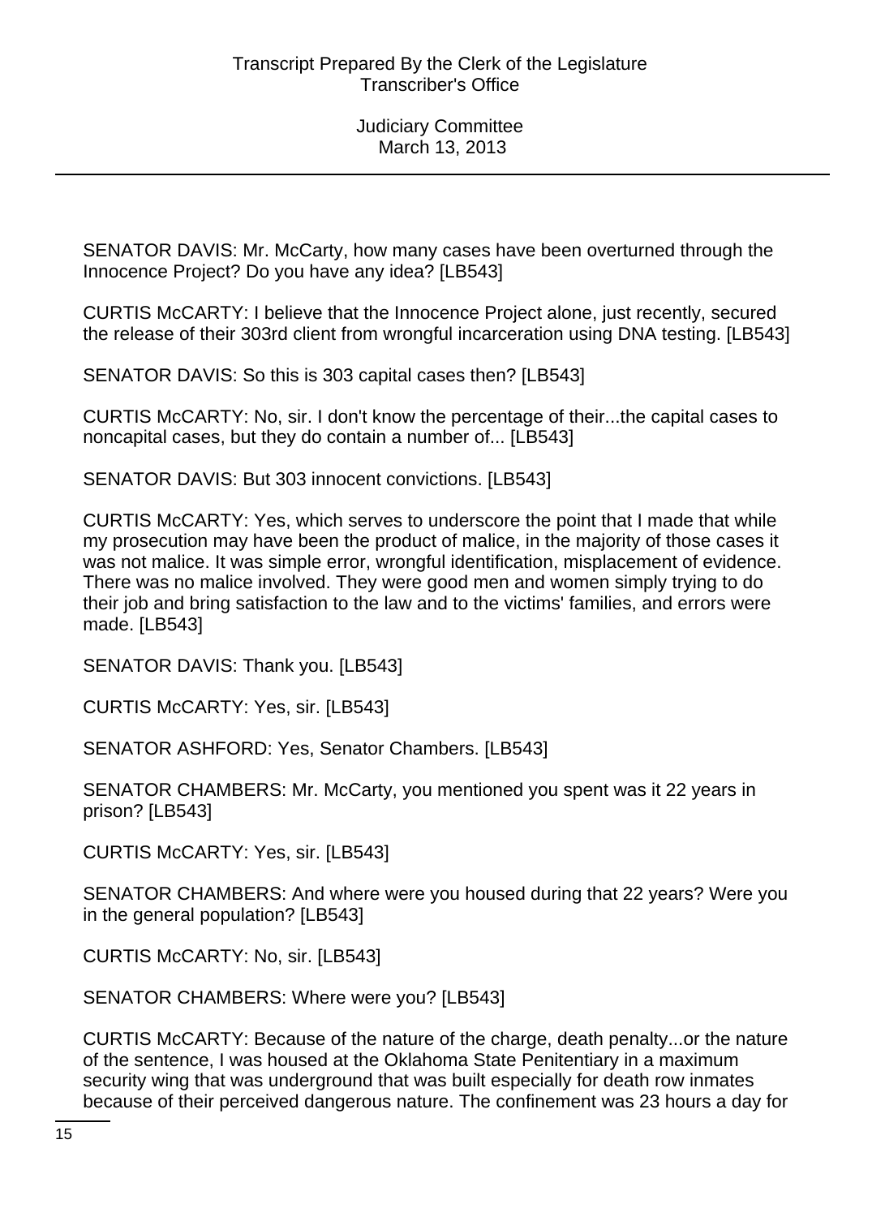SENATOR DAVIS: Mr. McCarty, how many cases have been overturned through the Innocence Project? Do you have any idea? [LB543]

CURTIS McCARTY: I believe that the Innocence Project alone, just recently, secured the release of their 303rd client from wrongful incarceration using DNA testing. [LB543]

SENATOR DAVIS: So this is 303 capital cases then? [LB543]

CURTIS McCARTY: No, sir. I don't know the percentage of their...the capital cases to noncapital cases, but they do contain a number of... [LB543]

SENATOR DAVIS: But 303 innocent convictions. [LB543]

CURTIS McCARTY: Yes, which serves to underscore the point that I made that while my prosecution may have been the product of malice, in the majority of those cases it was not malice. It was simple error, wrongful identification, misplacement of evidence. There was no malice involved. They were good men and women simply trying to do their job and bring satisfaction to the law and to the victims' families, and errors were made. [LB543]

SENATOR DAVIS: Thank you. [LB543]

CURTIS McCARTY: Yes, sir. [LB543]

SENATOR ASHFORD: Yes, Senator Chambers. [LB543]

SENATOR CHAMBERS: Mr. McCarty, you mentioned you spent was it 22 years in prison? [LB543]

CURTIS McCARTY: Yes, sir. [LB543]

SENATOR CHAMBERS: And where were you housed during that 22 years? Were you in the general population? [LB543]

CURTIS McCARTY: No, sir. [LB543]

SENATOR CHAMBERS: Where were you? [LB543]

CURTIS McCARTY: Because of the nature of the charge, death penalty...or the nature of the sentence, I was housed at the Oklahoma State Penitentiary in a maximum security wing that was underground that was built especially for death row inmates because of their perceived dangerous nature. The confinement was 23 hours a day for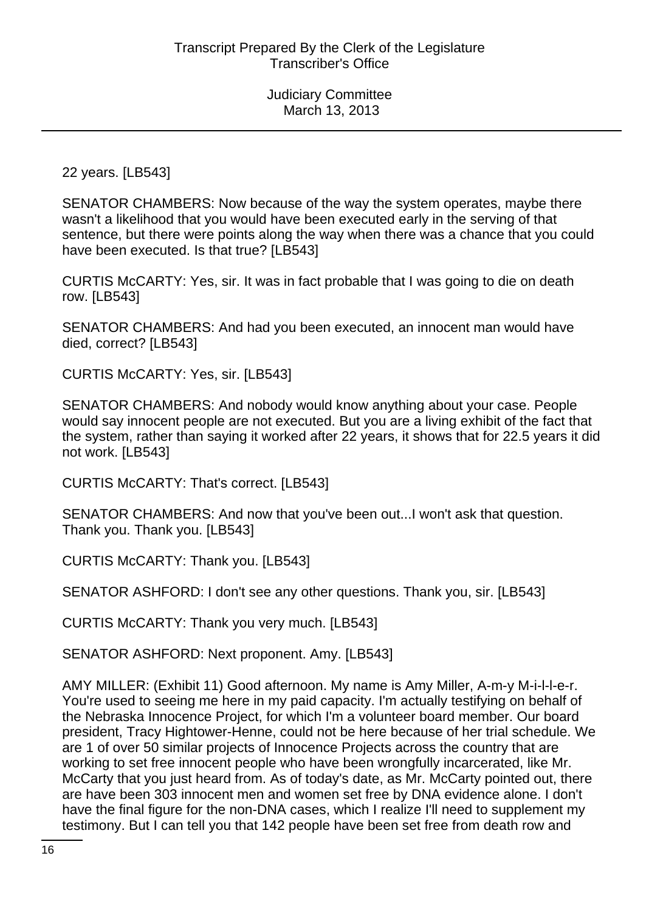22 years. [LB543]

SENATOR CHAMBERS: Now because of the way the system operates, maybe there wasn't a likelihood that you would have been executed early in the serving of that sentence, but there were points along the way when there was a chance that you could have been executed. Is that true? [LB543]

CURTIS McCARTY: Yes, sir. It was in fact probable that I was going to die on death row. [LB543]

SENATOR CHAMBERS: And had you been executed, an innocent man would have died, correct? [LB543]

CURTIS McCARTY: Yes, sir. [LB543]

SENATOR CHAMBERS: And nobody would know anything about your case. People would say innocent people are not executed. But you are a living exhibit of the fact that the system, rather than saying it worked after 22 years, it shows that for 22.5 years it did not work. [LB543]

CURTIS McCARTY: That's correct. [LB543]

SENATOR CHAMBERS: And now that you've been out...I won't ask that question. Thank you. Thank you. [LB543]

CURTIS McCARTY: Thank you. [LB543]

SENATOR ASHFORD: I don't see any other questions. Thank you, sir. [LB543]

CURTIS McCARTY: Thank you very much. [LB543]

SENATOR ASHFORD: Next proponent. Amy. [LB543]

AMY MILLER: (Exhibit 11) Good afternoon. My name is Amy Miller, A-m-y M-i-l-l-e-r. You're used to seeing me here in my paid capacity. I'm actually testifying on behalf of the Nebraska Innocence Project, for which I'm a volunteer board member. Our board president, Tracy Hightower-Henne, could not be here because of her trial schedule. We are 1 of over 50 similar projects of Innocence Projects across the country that are working to set free innocent people who have been wrongfully incarcerated, like Mr. McCarty that you just heard from. As of today's date, as Mr. McCarty pointed out, there are have been 303 innocent men and women set free by DNA evidence alone. I don't have the final figure for the non-DNA cases, which I realize I'll need to supplement my testimony. But I can tell you that 142 people have been set free from death row and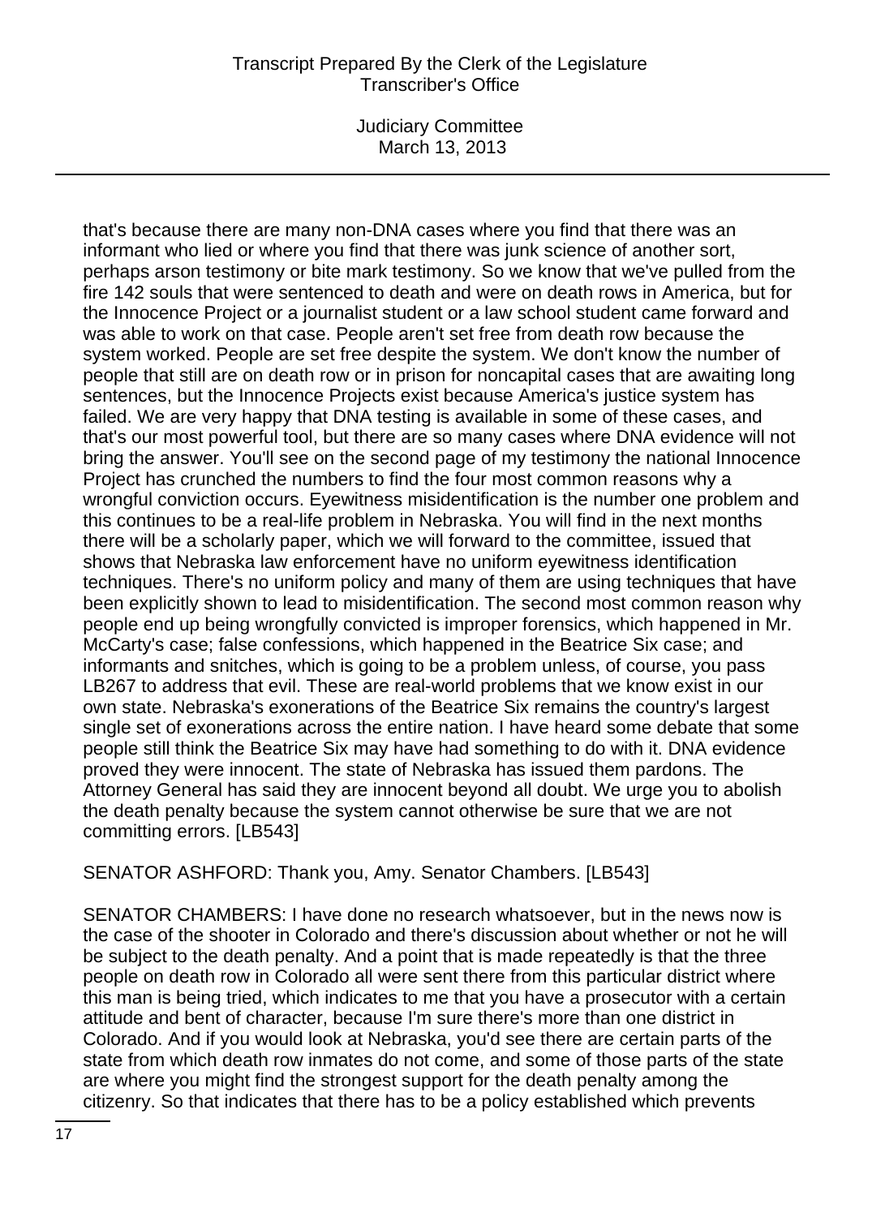that's because there are many non-DNA cases where you find that there was an informant who lied or where you find that there was junk science of another sort, perhaps arson testimony or bite mark testimony. So we know that we've pulled from the fire 142 souls that were sentenced to death and were on death rows in America, but for the Innocence Project or a journalist student or a law school student came forward and was able to work on that case. People aren't set free from death row because the system worked. People are set free despite the system. We don't know the number of people that still are on death row or in prison for noncapital cases that are awaiting long sentences, but the Innocence Projects exist because America's justice system has failed. We are very happy that DNA testing is available in some of these cases, and that's our most powerful tool, but there are so many cases where DNA evidence will not bring the answer. You'll see on the second page of my testimony the national Innocence Project has crunched the numbers to find the four most common reasons why a wrongful conviction occurs. Eyewitness misidentification is the number one problem and this continues to be a real-life problem in Nebraska. You will find in the next months there will be a scholarly paper, which we will forward to the committee, issued that shows that Nebraska law enforcement have no uniform eyewitness identification techniques. There's no uniform policy and many of them are using techniques that have been explicitly shown to lead to misidentification. The second most common reason why people end up being wrongfully convicted is improper forensics, which happened in Mr. McCarty's case; false confessions, which happened in the Beatrice Six case; and informants and snitches, which is going to be a problem unless, of course, you pass LB267 to address that evil. These are real-world problems that we know exist in our own state. Nebraska's exonerations of the Beatrice Six remains the country's largest single set of exonerations across the entire nation. I have heard some debate that some people still think the Beatrice Six may have had something to do with it. DNA evidence proved they were innocent. The state of Nebraska has issued them pardons. The Attorney General has said they are innocent beyond all doubt. We urge you to abolish the death penalty because the system cannot otherwise be sure that we are not committing errors. [LB543]

SENATOR ASHFORD: Thank you, Amy. Senator Chambers. [LB543]

SENATOR CHAMBERS: I have done no research whatsoever, but in the news now is the case of the shooter in Colorado and there's discussion about whether or not he will be subject to the death penalty. And a point that is made repeatedly is that the three people on death row in Colorado all were sent there from this particular district where this man is being tried, which indicates to me that you have a prosecutor with a certain attitude and bent of character, because I'm sure there's more than one district in Colorado. And if you would look at Nebraska, you'd see there are certain parts of the state from which death row inmates do not come, and some of those parts of the state are where you might find the strongest support for the death penalty among the citizenry. So that indicates that there has to be a policy established which prevents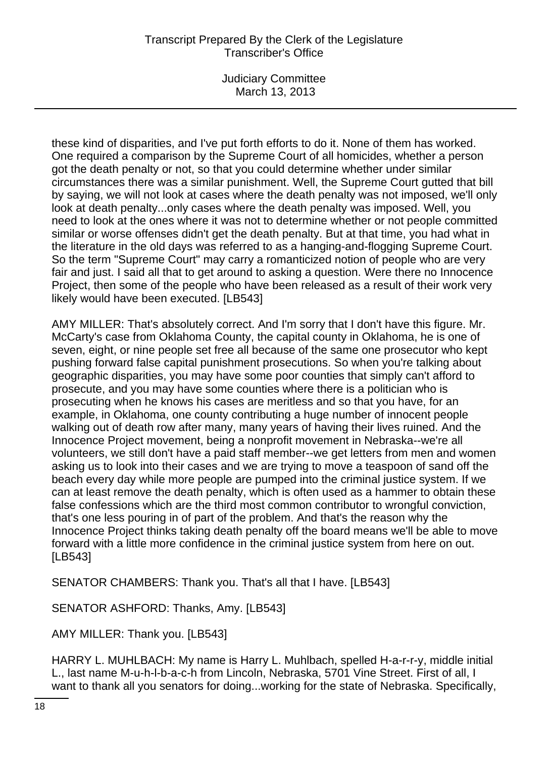these kind of disparities, and I've put forth efforts to do it. None of them has worked. One required a comparison by the Supreme Court of all homicides, whether a person got the death penalty or not, so that you could determine whether under similar circumstances there was a similar punishment. Well, the Supreme Court gutted that bill by saying, we will not look at cases where the death penalty was not imposed, we'll only look at death penalty...only cases where the death penalty was imposed. Well, you need to look at the ones where it was not to determine whether or not people committed similar or worse offenses didn't get the death penalty. But at that time, you had what in the literature in the old days was referred to as a hanging-and-flogging Supreme Court. So the term "Supreme Court" may carry a romanticized notion of people who are very fair and just. I said all that to get around to asking a question. Were there no Innocence Project, then some of the people who have been released as a result of their work very likely would have been executed. [LB543]

AMY MILLER: That's absolutely correct. And I'm sorry that I don't have this figure. Mr. McCarty's case from Oklahoma County, the capital county in Oklahoma, he is one of seven, eight, or nine people set free all because of the same one prosecutor who kept pushing forward false capital punishment prosecutions. So when you're talking about geographic disparities, you may have some poor counties that simply can't afford to prosecute, and you may have some counties where there is a politician who is prosecuting when he knows his cases are meritless and so that you have, for an example, in Oklahoma, one county contributing a huge number of innocent people walking out of death row after many, many years of having their lives ruined. And the Innocence Project movement, being a nonprofit movement in Nebraska--we're all volunteers, we still don't have a paid staff member--we get letters from men and women asking us to look into their cases and we are trying to move a teaspoon of sand off the beach every day while more people are pumped into the criminal justice system. If we can at least remove the death penalty, which is often used as a hammer to obtain these false confessions which are the third most common contributor to wrongful conviction, that's one less pouring in of part of the problem. And that's the reason why the Innocence Project thinks taking death penalty off the board means we'll be able to move forward with a little more confidence in the criminal justice system from here on out. [LB543]

SENATOR CHAMBERS: Thank you. That's all that I have. [LB543]

SENATOR ASHFORD: Thanks, Amy. [LB543]

AMY MILLER: Thank you. [LB543]

HARRY L. MUHLBACH: My name is Harry L. Muhlbach, spelled H-a-r-r-y, middle initial L., last name M-u-h-l-b-a-c-h from Lincoln, Nebraska, 5701 Vine Street. First of all, I want to thank all you senators for doing...working for the state of Nebraska. Specifically,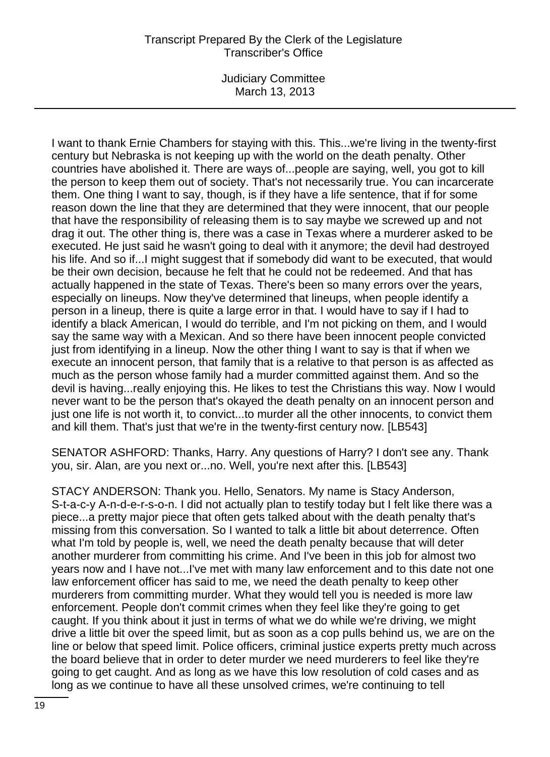I want to thank Ernie Chambers for staying with this. This...we're living in the twenty-first century but Nebraska is not keeping up with the world on the death penalty. Other countries have abolished it. There are ways of...people are saying, well, you got to kill the person to keep them out of society. That's not necessarily true. You can incarcerate them. One thing I want to say, though, is if they have a life sentence, that if for some reason down the line that they are determined that they were innocent, that our people that have the responsibility of releasing them is to say maybe we screwed up and not drag it out. The other thing is, there was a case in Texas where a murderer asked to be executed. He just said he wasn't going to deal with it anymore; the devil had destroyed his life. And so if...I might suggest that if somebody did want to be executed, that would be their own decision, because he felt that he could not be redeemed. And that has actually happened in the state of Texas. There's been so many errors over the years, especially on lineups. Now they've determined that lineups, when people identify a person in a lineup, there is quite a large error in that. I would have to say if I had to identify a black American, I would do terrible, and I'm not picking on them, and I would say the same way with a Mexican. And so there have been innocent people convicted just from identifying in a lineup. Now the other thing I want to say is that if when we execute an innocent person, that family that is a relative to that person is as affected as much as the person whose family had a murder committed against them. And so the devil is having...really enjoying this. He likes to test the Christians this way. Now I would never want to be the person that's okayed the death penalty on an innocent person and just one life is not worth it, to convict...to murder all the other innocents, to convict them and kill them. That's just that we're in the twenty-first century now. [LB543]

SENATOR ASHFORD: Thanks, Harry. Any questions of Harry? I don't see any. Thank you, sir. Alan, are you next or...no. Well, you're next after this. [LB543]

STACY ANDERSON: Thank you. Hello, Senators. My name is Stacy Anderson, S-t-a-c-y A-n-d-e-r-s-o-n. I did not actually plan to testify today but I felt like there was a piece...a pretty major piece that often gets talked about with the death penalty that's missing from this conversation. So I wanted to talk a little bit about deterrence. Often what I'm told by people is, well, we need the death penalty because that will deter another murderer from committing his crime. And I've been in this job for almost two years now and I have not...I've met with many law enforcement and to this date not one law enforcement officer has said to me, we need the death penalty to keep other murderers from committing murder. What they would tell you is needed is more law enforcement. People don't commit crimes when they feel like they're going to get caught. If you think about it just in terms of what we do while we're driving, we might drive a little bit over the speed limit, but as soon as a cop pulls behind us, we are on the line or below that speed limit. Police officers, criminal justice experts pretty much across the board believe that in order to deter murder we need murderers to feel like they're going to get caught. And as long as we have this low resolution of cold cases and as long as we continue to have all these unsolved crimes, we're continuing to tell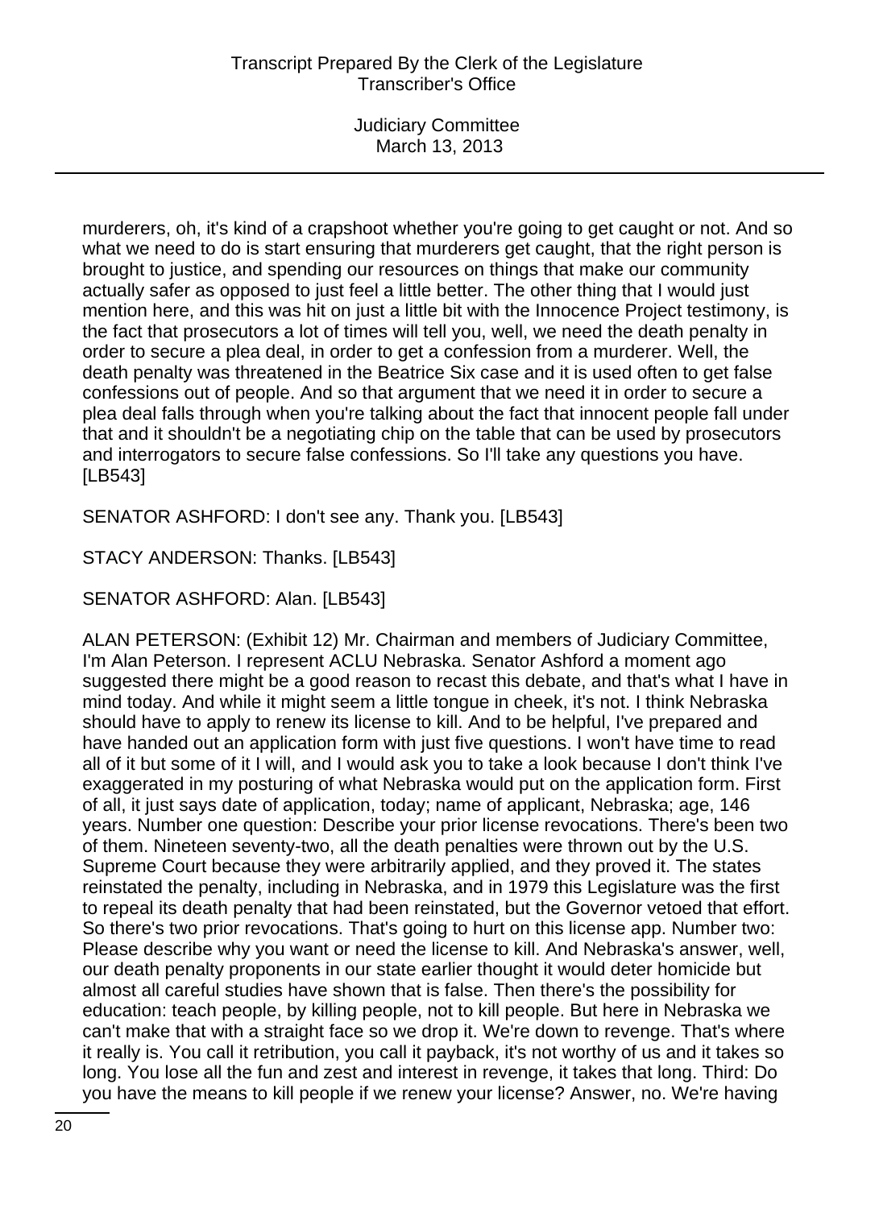murderers, oh, it's kind of a crapshoot whether you're going to get caught or not. And so what we need to do is start ensuring that murderers get caught, that the right person is brought to justice, and spending our resources on things that make our community actually safer as opposed to just feel a little better. The other thing that I would just mention here, and this was hit on just a little bit with the Innocence Project testimony, is the fact that prosecutors a lot of times will tell you, well, we need the death penalty in order to secure a plea deal, in order to get a confession from a murderer. Well, the death penalty was threatened in the Beatrice Six case and it is used often to get false confessions out of people. And so that argument that we need it in order to secure a plea deal falls through when you're talking about the fact that innocent people fall under that and it shouldn't be a negotiating chip on the table that can be used by prosecutors and interrogators to secure false confessions. So I'll take any questions you have. [LB543]

SENATOR ASHFORD: I don't see any. Thank you. [LB543]

STACY ANDERSON: Thanks. [LB543]

SENATOR ASHFORD: Alan. [LB543]

ALAN PETERSON: (Exhibit 12) Mr. Chairman and members of Judiciary Committee, I'm Alan Peterson. I represent ACLU Nebraska. Senator Ashford a moment ago suggested there might be a good reason to recast this debate, and that's what I have in mind today. And while it might seem a little tongue in cheek, it's not. I think Nebraska should have to apply to renew its license to kill. And to be helpful, I've prepared and have handed out an application form with just five questions. I won't have time to read all of it but some of it I will, and I would ask you to take a look because I don't think I've exaggerated in my posturing of what Nebraska would put on the application form. First of all, it just says date of application, today; name of applicant, Nebraska; age, 146 years. Number one question: Describe your prior license revocations. There's been two of them. Nineteen seventy-two, all the death penalties were thrown out by the U.S. Supreme Court because they were arbitrarily applied, and they proved it. The states reinstated the penalty, including in Nebraska, and in 1979 this Legislature was the first to repeal its death penalty that had been reinstated, but the Governor vetoed that effort. So there's two prior revocations. That's going to hurt on this license app. Number two: Please describe why you want or need the license to kill. And Nebraska's answer, well, our death penalty proponents in our state earlier thought it would deter homicide but almost all careful studies have shown that is false. Then there's the possibility for education: teach people, by killing people, not to kill people. But here in Nebraska we can't make that with a straight face so we drop it. We're down to revenge. That's where it really is. You call it retribution, you call it payback, it's not worthy of us and it takes so long. You lose all the fun and zest and interest in revenge, it takes that long. Third: Do you have the means to kill people if we renew your license? Answer, no. We're having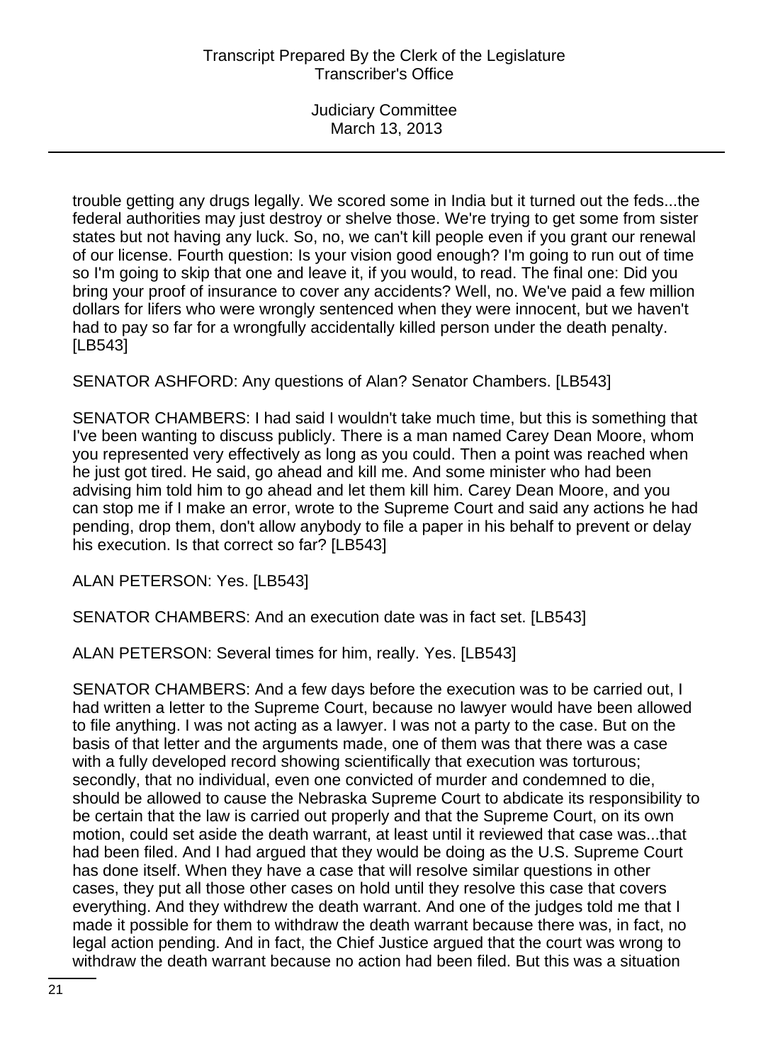trouble getting any drugs legally. We scored some in India but it turned out the feds...the federal authorities may just destroy or shelve those. We're trying to get some from sister states but not having any luck. So, no, we can't kill people even if you grant our renewal of our license. Fourth question: Is your vision good enough? I'm going to run out of time so I'm going to skip that one and leave it, if you would, to read. The final one: Did you bring your proof of insurance to cover any accidents? Well, no. We've paid a few million dollars for lifers who were wrongly sentenced when they were innocent, but we haven't had to pay so far for a wrongfully accidentally killed person under the death penalty. [LB543]

SENATOR ASHFORD: Any questions of Alan? Senator Chambers. [LB543]

SENATOR CHAMBERS: I had said I wouldn't take much time, but this is something that I've been wanting to discuss publicly. There is a man named Carey Dean Moore, whom you represented very effectively as long as you could. Then a point was reached when he just got tired. He said, go ahead and kill me. And some minister who had been advising him told him to go ahead and let them kill him. Carey Dean Moore, and you can stop me if I make an error, wrote to the Supreme Court and said any actions he had pending, drop them, don't allow anybody to file a paper in his behalf to prevent or delay his execution. Is that correct so far? [LB543]

ALAN PETERSON: Yes. [LB543]

SENATOR CHAMBERS: And an execution date was in fact set. [LB543]

ALAN PETERSON: Several times for him, really. Yes. [LB543]

SENATOR CHAMBERS: And a few days before the execution was to be carried out, I had written a letter to the Supreme Court, because no lawyer would have been allowed to file anything. I was not acting as a lawyer. I was not a party to the case. But on the basis of that letter and the arguments made, one of them was that there was a case with a fully developed record showing scientifically that execution was torturous; secondly, that no individual, even one convicted of murder and condemned to die, should be allowed to cause the Nebraska Supreme Court to abdicate its responsibility to be certain that the law is carried out properly and that the Supreme Court, on its own motion, could set aside the death warrant, at least until it reviewed that case was...that had been filed. And I had argued that they would be doing as the U.S. Supreme Court has done itself. When they have a case that will resolve similar questions in other cases, they put all those other cases on hold until they resolve this case that covers everything. And they withdrew the death warrant. And one of the judges told me that I made it possible for them to withdraw the death warrant because there was, in fact, no legal action pending. And in fact, the Chief Justice argued that the court was wrong to withdraw the death warrant because no action had been filed. But this was a situation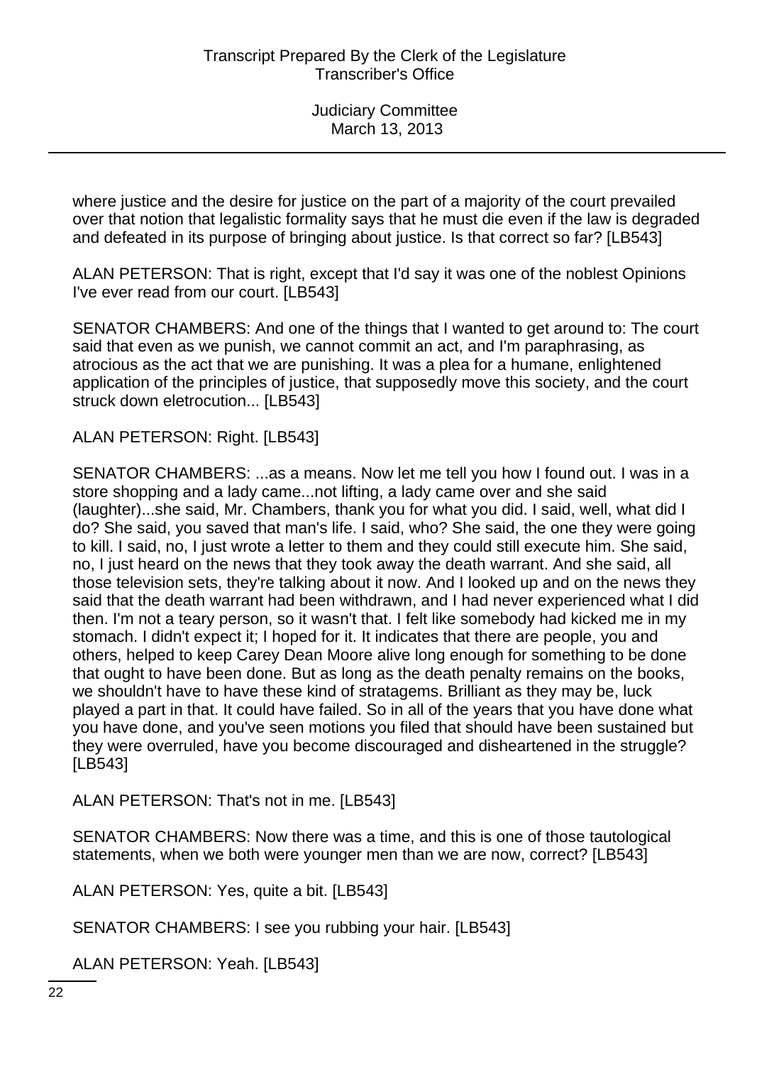where justice and the desire for justice on the part of a majority of the court prevailed over that notion that legalistic formality says that he must die even if the law is degraded and defeated in its purpose of bringing about justice. Is that correct so far? [LB543]

ALAN PETERSON: That is right, except that I'd say it was one of the noblest Opinions I've ever read from our court. [LB543]

SENATOR CHAMBERS: And one of the things that I wanted to get around to: The court said that even as we punish, we cannot commit an act, and I'm paraphrasing, as atrocious as the act that we are punishing. It was a plea for a humane, enlightened application of the principles of justice, that supposedly move this society, and the court struck down eletrocution... [LB543]

ALAN PETERSON: Right. [LB543]

SENATOR CHAMBERS: ...as a means. Now let me tell you how I found out. I was in a store shopping and a lady came...not lifting, a lady came over and she said (laughter)...she said, Mr. Chambers, thank you for what you did. I said, well, what did I do? She said, you saved that man's life. I said, who? She said, the one they were going to kill. I said, no, I just wrote a letter to them and they could still execute him. She said, no, I just heard on the news that they took away the death warrant. And she said, all those television sets, they're talking about it now. And I looked up and on the news they said that the death warrant had been withdrawn, and I had never experienced what I did then. I'm not a teary person, so it wasn't that. I felt like somebody had kicked me in my stomach. I didn't expect it; I hoped for it. It indicates that there are people, you and others, helped to keep Carey Dean Moore alive long enough for something to be done that ought to have been done. But as long as the death penalty remains on the books, we shouldn't have to have these kind of stratagems. Brilliant as they may be, luck played a part in that. It could have failed. So in all of the years that you have done what you have done, and you've seen motions you filed that should have been sustained but they were overruled, have you become discouraged and disheartened in the struggle? [LB543]

ALAN PETERSON: That's not in me. [LB543]

SENATOR CHAMBERS: Now there was a time, and this is one of those tautological statements, when we both were younger men than we are now, correct? [LB543]

ALAN PETERSON: Yes, quite a bit. [LB543]

SENATOR CHAMBERS: I see you rubbing your hair. [LB543]

ALAN PETERSON: Yeah. [LB543]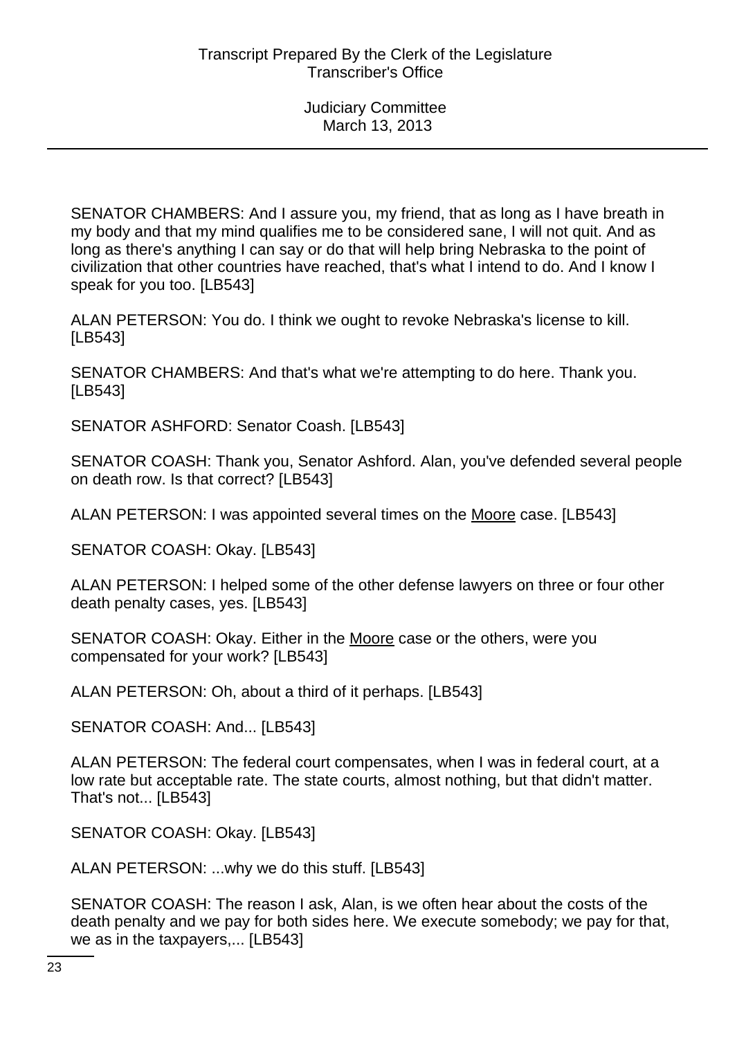SENATOR CHAMBERS: And I assure you, my friend, that as long as I have breath in my body and that my mind qualifies me to be considered sane, I will not quit. And as long as there's anything I can say or do that will help bring Nebraska to the point of civilization that other countries have reached, that's what I intend to do. And I know I speak for you too. [LB543]

ALAN PETERSON: You do. I think we ought to revoke Nebraska's license to kill. [LB543]

SENATOR CHAMBERS: And that's what we're attempting to do here. Thank you. [LB543]

SENATOR ASHFORD: Senator Coash. [LB543]

SENATOR COASH: Thank you, Senator Ashford. Alan, you've defended several people on death row. Is that correct? [LB543]

ALAN PETERSON: I was appointed several times on the Moore case. [LB543]

SENATOR COASH: Okay. [LB543]

ALAN PETERSON: I helped some of the other defense lawyers on three or four other death penalty cases, yes. [LB543]

SENATOR COASH: Okay. Either in the Moore case or the others, were you compensated for your work? [LB543]

ALAN PETERSON: Oh, about a third of it perhaps. [LB543]

SENATOR COASH: And... [LB543]

ALAN PETERSON: The federal court compensates, when I was in federal court, at a low rate but acceptable rate. The state courts, almost nothing, but that didn't matter. That's not... [LB543]

SENATOR COASH: Okay. [LB543]

ALAN PETERSON: ...why we do this stuff. [LB543]

SENATOR COASH: The reason I ask, Alan, is we often hear about the costs of the death penalty and we pay for both sides here. We execute somebody; we pay for that, we as in the taxpayers,... [LB543]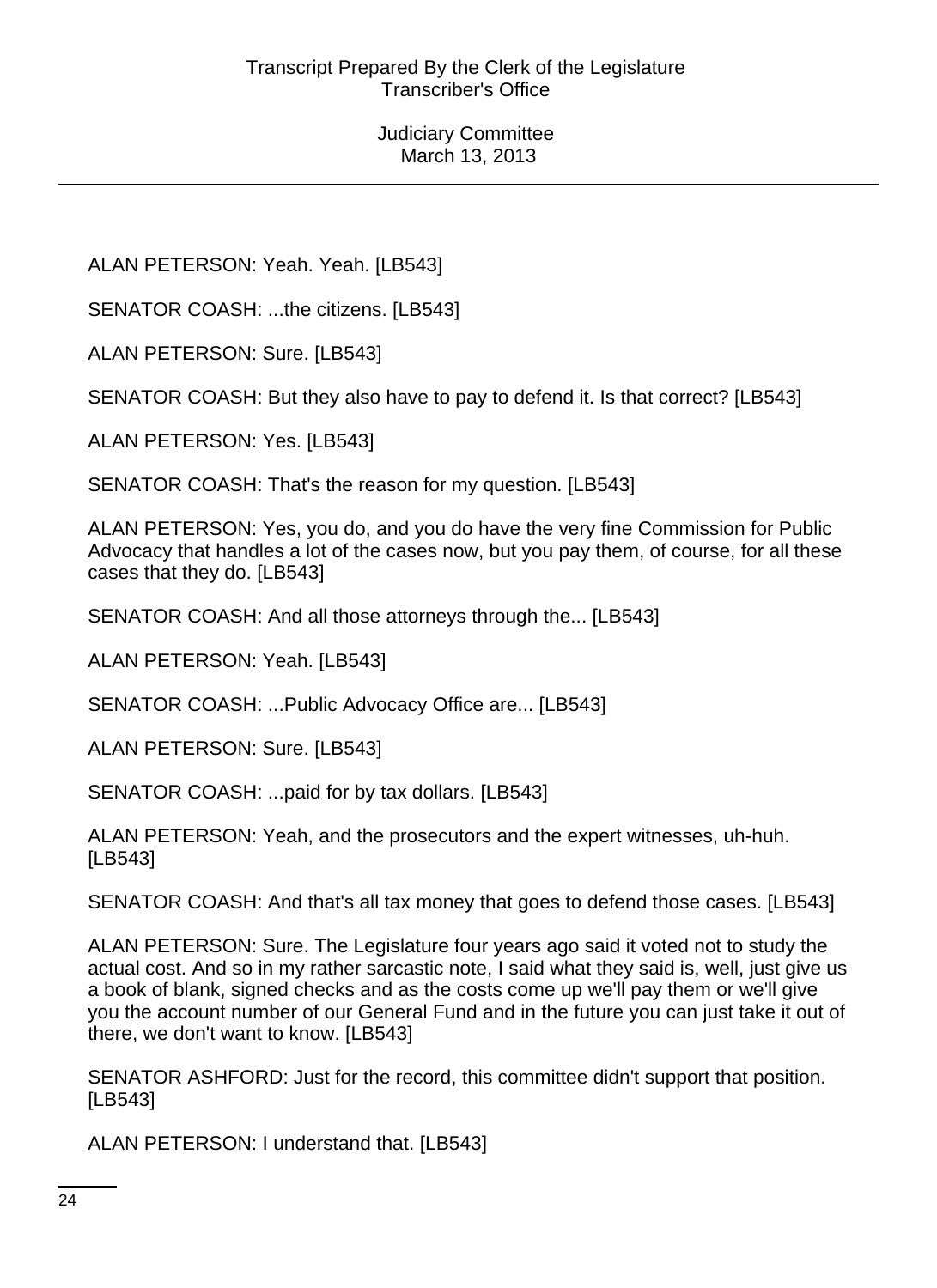ALAN PETERSON: Yeah. Yeah. [LB543]

SENATOR COASH: ...the citizens. [LB543]

ALAN PETERSON: Sure. [LB543]

SENATOR COASH: But they also have to pay to defend it. Is that correct? [LB543]

ALAN PETERSON: Yes. [LB543]

SENATOR COASH: That's the reason for my question. [LB543]

ALAN PETERSON: Yes, you do, and you do have the very fine Commission for Public Advocacy that handles a lot of the cases now, but you pay them, of course, for all these cases that they do. [LB543]

SENATOR COASH: And all those attorneys through the... [LB543]

ALAN PETERSON: Yeah. [LB543]

SENATOR COASH: ...Public Advocacy Office are... [LB543]

ALAN PETERSON: Sure. [LB543]

SENATOR COASH: ...paid for by tax dollars. [LB543]

ALAN PETERSON: Yeah, and the prosecutors and the expert witnesses, uh-huh. [LB543]

SENATOR COASH: And that's all tax money that goes to defend those cases. [LB543]

ALAN PETERSON: Sure. The Legislature four years ago said it voted not to study the actual cost. And so in my rather sarcastic note, I said what they said is, well, just give us a book of blank, signed checks and as the costs come up we'll pay them or we'll give you the account number of our General Fund and in the future you can just take it out of there, we don't want to know. [LB543]

SENATOR ASHFORD: Just for the record, this committee didn't support that position. [LB543]

ALAN PETERSON: I understand that. [LB543]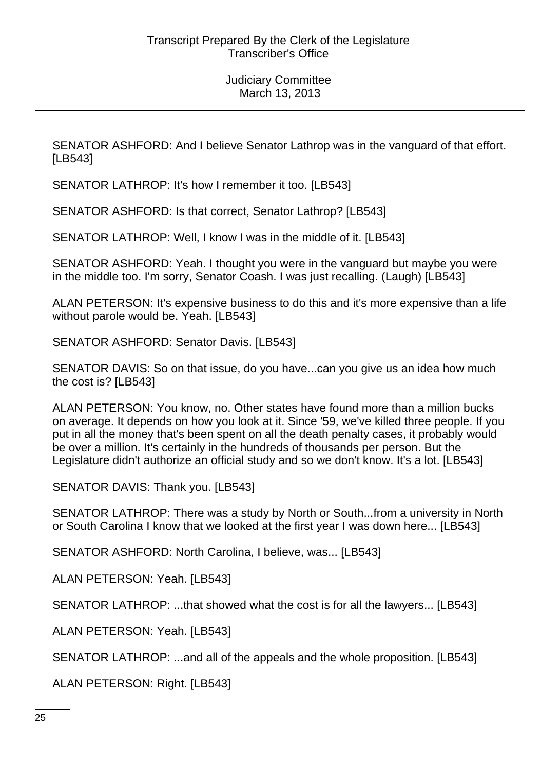SENATOR ASHFORD: And I believe Senator Lathrop was in the vanguard of that effort. [LB543]

SENATOR LATHROP: It's how I remember it too. [LB543]

SENATOR ASHFORD: Is that correct, Senator Lathrop? [LB543]

SENATOR LATHROP: Well, I know I was in the middle of it. [LB543]

SENATOR ASHFORD: Yeah. I thought you were in the vanguard but maybe you were in the middle too. I'm sorry, Senator Coash. I was just recalling. (Laugh) [LB543]

ALAN PETERSON: It's expensive business to do this and it's more expensive than a life without parole would be. Yeah. [LB543]

SENATOR ASHFORD: Senator Davis. [LB543]

SENATOR DAVIS: So on that issue, do you have...can you give us an idea how much the cost is? [LB543]

ALAN PETERSON: You know, no. Other states have found more than a million bucks on average. It depends on how you look at it. Since '59, we've killed three people. If you put in all the money that's been spent on all the death penalty cases, it probably would be over a million. It's certainly in the hundreds of thousands per person. But the Legislature didn't authorize an official study and so we don't know. It's a lot. [LB543]

SENATOR DAVIS: Thank you. [LB543]

SENATOR LATHROP: There was a study by North or South...from a university in North or South Carolina I know that we looked at the first year I was down here... [LB543]

SENATOR ASHFORD: North Carolina, I believe, was... [LB543]

ALAN PETERSON: Yeah. [LB543]

SENATOR LATHROP: ...that showed what the cost is for all the lawyers... [LB543]

ALAN PETERSON: Yeah. [LB543]

SENATOR LATHROP: ...and all of the appeals and the whole proposition. [LB543]

ALAN PETERSON: Right. [LB543]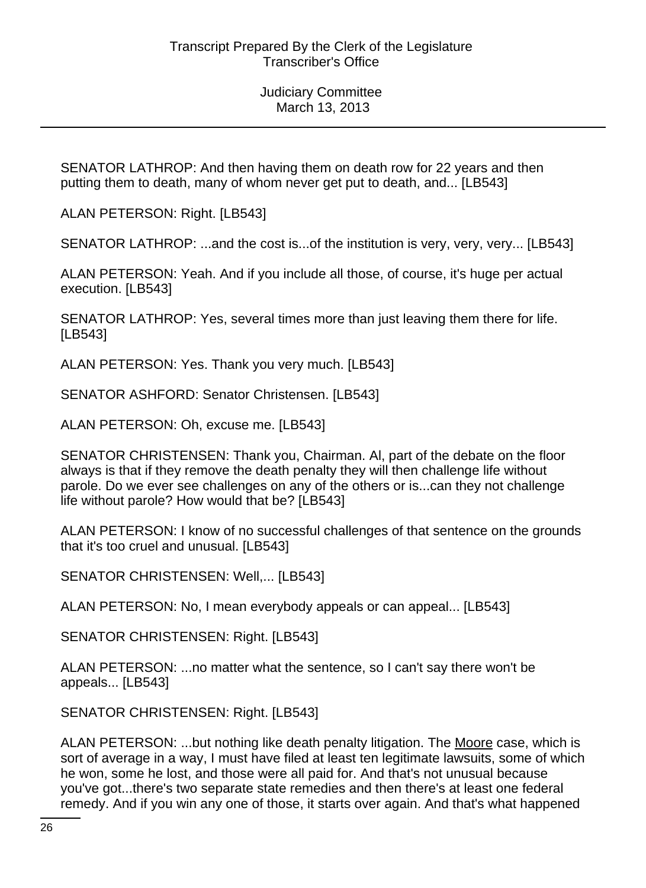SENATOR LATHROP: And then having them on death row for 22 years and then putting them to death, many of whom never get put to death, and... [LB543]

ALAN PETERSON: Right. [LB543]

SENATOR LATHROP: ...and the cost is...of the institution is very, very, very... [LB543]

ALAN PETERSON: Yeah. And if you include all those, of course, it's huge per actual execution. [LB543]

SENATOR LATHROP: Yes, several times more than just leaving them there for life. [LB543]

ALAN PETERSON: Yes. Thank you very much. [LB543]

SENATOR ASHFORD: Senator Christensen. [LB543]

ALAN PETERSON: Oh, excuse me. [LB543]

SENATOR CHRISTENSEN: Thank you, Chairman. Al, part of the debate on the floor always is that if they remove the death penalty they will then challenge life without parole. Do we ever see challenges on any of the others or is...can they not challenge life without parole? How would that be? [LB543]

ALAN PETERSON: I know of no successful challenges of that sentence on the grounds that it's too cruel and unusual. [LB543]

SENATOR CHRISTENSEN: Well,... [LB543]

ALAN PETERSON: No, I mean everybody appeals or can appeal... [LB543]

SENATOR CHRISTENSEN: Right. [LB543]

ALAN PETERSON: ...no matter what the sentence, so I can't say there won't be appeals... [LB543]

SENATOR CHRISTENSEN: Right. [LB543]

ALAN PETERSON: ...but nothing like death penalty litigation. The Moore case, which is sort of average in a way, I must have filed at least ten legitimate lawsuits, some of which he won, some he lost, and those were all paid for. And that's not unusual because you've got...there's two separate state remedies and then there's at least one federal remedy. And if you win any one of those, it starts over again. And that's what happened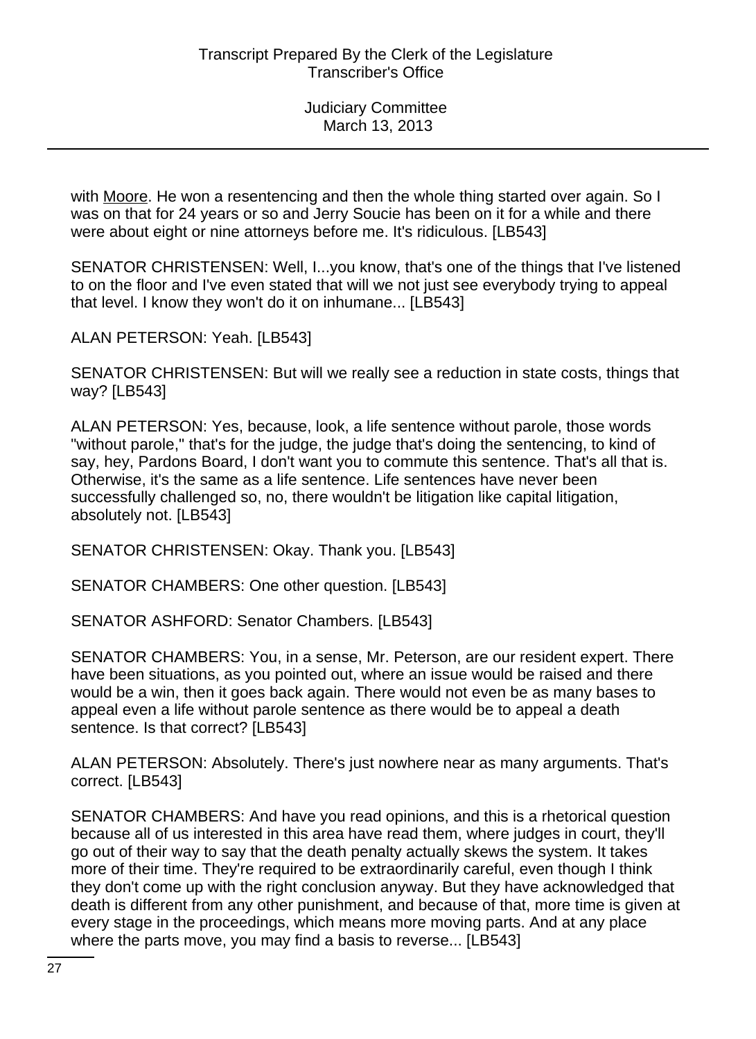with Moore. He won a resentencing and then the whole thing started over again. So I was on that for 24 years or so and Jerry Soucie has been on it for a while and there were about eight or nine attorneys before me. It's ridiculous. [LB543]

SENATOR CHRISTENSEN: Well, I...you know, that's one of the things that I've listened to on the floor and I've even stated that will we not just see everybody trying to appeal that level. I know they won't do it on inhumane... [LB543]

ALAN PETERSON: Yeah. [LB543]

SENATOR CHRISTENSEN: But will we really see a reduction in state costs, things that way? [LB543]

ALAN PETERSON: Yes, because, look, a life sentence without parole, those words "without parole," that's for the judge, the judge that's doing the sentencing, to kind of say, hey, Pardons Board, I don't want you to commute this sentence. That's all that is. Otherwise, it's the same as a life sentence. Life sentences have never been successfully challenged so, no, there wouldn't be litigation like capital litigation, absolutely not. [LB543]

SENATOR CHRISTENSEN: Okay. Thank you. [LB543]

SENATOR CHAMBERS: One other question. [LB543]

SENATOR ASHFORD: Senator Chambers. [LB543]

SENATOR CHAMBERS: You, in a sense, Mr. Peterson, are our resident expert. There have been situations, as you pointed out, where an issue would be raised and there would be a win, then it goes back again. There would not even be as many bases to appeal even a life without parole sentence as there would be to appeal a death sentence. Is that correct? [LB543]

ALAN PETERSON: Absolutely. There's just nowhere near as many arguments. That's correct. [LB543]

SENATOR CHAMBERS: And have you read opinions, and this is a rhetorical question because all of us interested in this area have read them, where judges in court, they'll go out of their way to say that the death penalty actually skews the system. It takes more of their time. They're required to be extraordinarily careful, even though I think they don't come up with the right conclusion anyway. But they have acknowledged that death is different from any other punishment, and because of that, more time is given at every stage in the proceedings, which means more moving parts. And at any place where the parts move, you may find a basis to reverse... [LB543]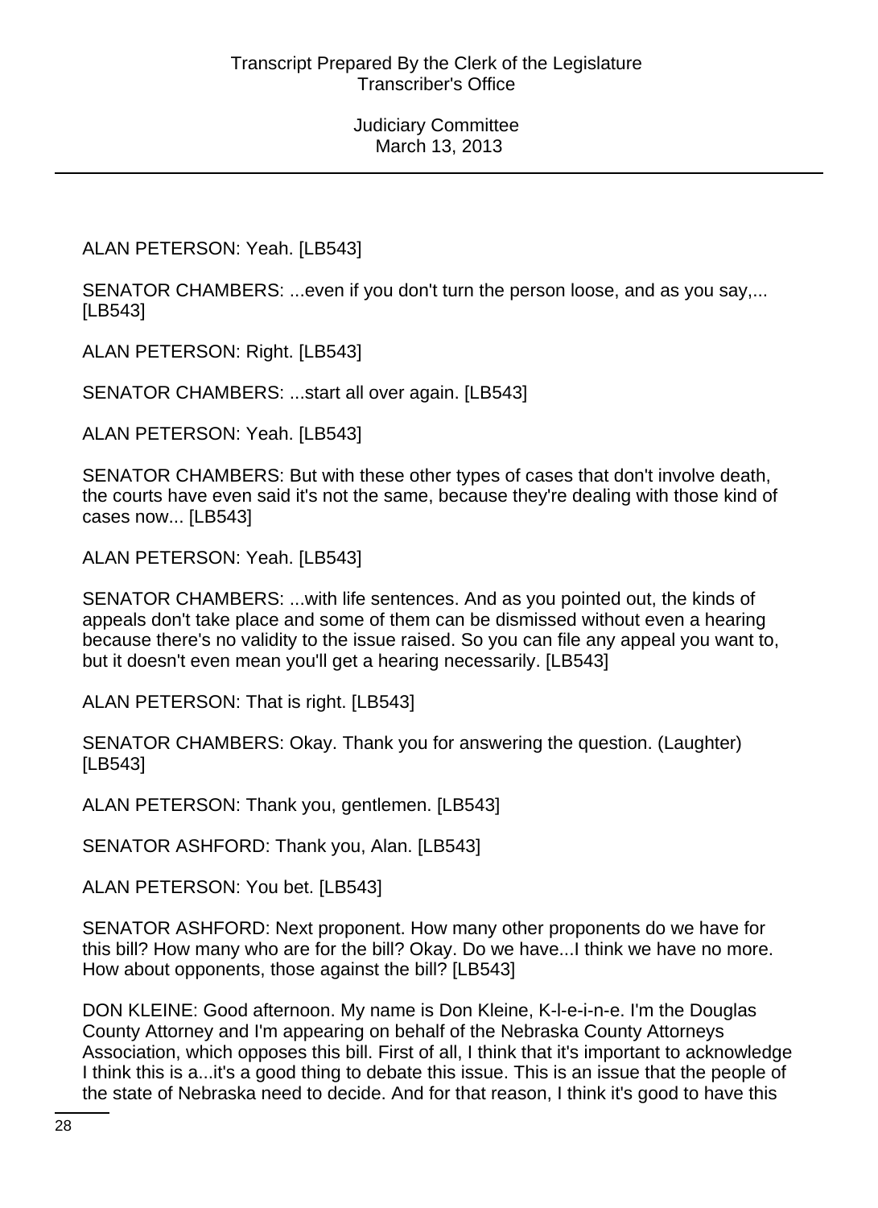ALAN PETERSON: Yeah. [LB543]

SENATOR CHAMBERS: ...even if you don't turn the person loose, and as you say,... [LB543]

ALAN PETERSON: Right. [LB543]

SENATOR CHAMBERS: ...start all over again. [LB543]

ALAN PETERSON: Yeah. [LB543]

SENATOR CHAMBERS: But with these other types of cases that don't involve death, the courts have even said it's not the same, because they're dealing with those kind of cases now... [LB543]

ALAN PETERSON: Yeah. [LB543]

SENATOR CHAMBERS: ...with life sentences. And as you pointed out, the kinds of appeals don't take place and some of them can be dismissed without even a hearing because there's no validity to the issue raised. So you can file any appeal you want to, but it doesn't even mean you'll get a hearing necessarily. [LB543]

ALAN PETERSON: That is right. [LB543]

SENATOR CHAMBERS: Okay. Thank you for answering the question. (Laughter) [LB543]

ALAN PETERSON: Thank you, gentlemen. [LB543]

SENATOR ASHFORD: Thank you, Alan. [LB543]

ALAN PETERSON: You bet. [LB543]

SENATOR ASHFORD: Next proponent. How many other proponents do we have for this bill? How many who are for the bill? Okay. Do we have...I think we have no more. How about opponents, those against the bill? [LB543]

DON KLEINE: Good afternoon. My name is Don Kleine, K-l-e-i-n-e. I'm the Douglas County Attorney and I'm appearing on behalf of the Nebraska County Attorneys Association, which opposes this bill. First of all, I think that it's important to acknowledge I think this is a...it's a good thing to debate this issue. This is an issue that the people of the state of Nebraska need to decide. And for that reason, I think it's good to have this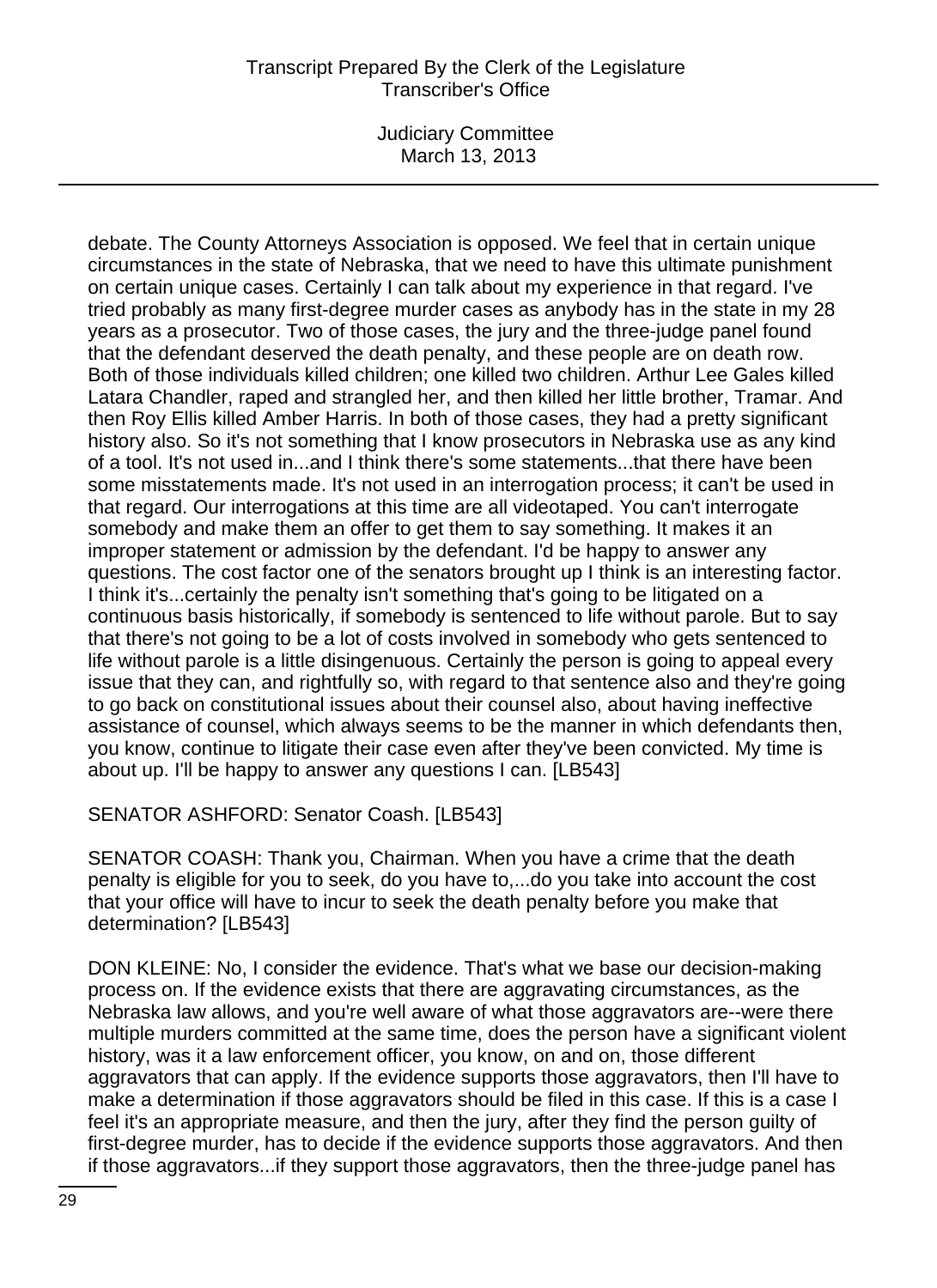debate. The County Attorneys Association is opposed. We feel that in certain unique circumstances in the state of Nebraska, that we need to have this ultimate punishment on certain unique cases. Certainly I can talk about my experience in that regard. I've tried probably as many first-degree murder cases as anybody has in the state in my 28 years as a prosecutor. Two of those cases, the jury and the three-judge panel found that the defendant deserved the death penalty, and these people are on death row. Both of those individuals killed children; one killed two children. Arthur Lee Gales killed Latara Chandler, raped and strangled her, and then killed her little brother, Tramar. And then Roy Ellis killed Amber Harris. In both of those cases, they had a pretty significant history also. So it's not something that I know prosecutors in Nebraska use as any kind of a tool. It's not used in...and I think there's some statements...that there have been some misstatements made. It's not used in an interrogation process; it can't be used in that regard. Our interrogations at this time are all videotaped. You can't interrogate somebody and make them an offer to get them to say something. It makes it an improper statement or admission by the defendant. I'd be happy to answer any questions. The cost factor one of the senators brought up I think is an interesting factor. I think it's...certainly the penalty isn't something that's going to be litigated on a continuous basis historically, if somebody is sentenced to life without parole. But to say that there's not going to be a lot of costs involved in somebody who gets sentenced to life without parole is a little disingenuous. Certainly the person is going to appeal every issue that they can, and rightfully so, with regard to that sentence also and they're going to go back on constitutional issues about their counsel also, about having ineffective assistance of counsel, which always seems to be the manner in which defendants then, you know, continue to litigate their case even after they've been convicted. My time is about up. I'll be happy to answer any questions I can. [LB543]

SENATOR ASHFORD: Senator Coash. [LB543]

SENATOR COASH: Thank you, Chairman. When you have a crime that the death penalty is eligible for you to seek, do you have to,...do you take into account the cost that your office will have to incur to seek the death penalty before you make that determination? [LB543]

DON KLEINE: No, I consider the evidence. That's what we base our decision-making process on. If the evidence exists that there are aggravating circumstances, as the Nebraska law allows, and you're well aware of what those aggravators are--were there multiple murders committed at the same time, does the person have a significant violent history, was it a law enforcement officer, you know, on and on, those different aggravators that can apply. If the evidence supports those aggravators, then I'll have to make a determination if those aggravators should be filed in this case. If this is a case I feel it's an appropriate measure, and then the jury, after they find the person guilty of first-degree murder, has to decide if the evidence supports those aggravators. And then if those aggravators...if they support those aggravators, then the three-judge panel has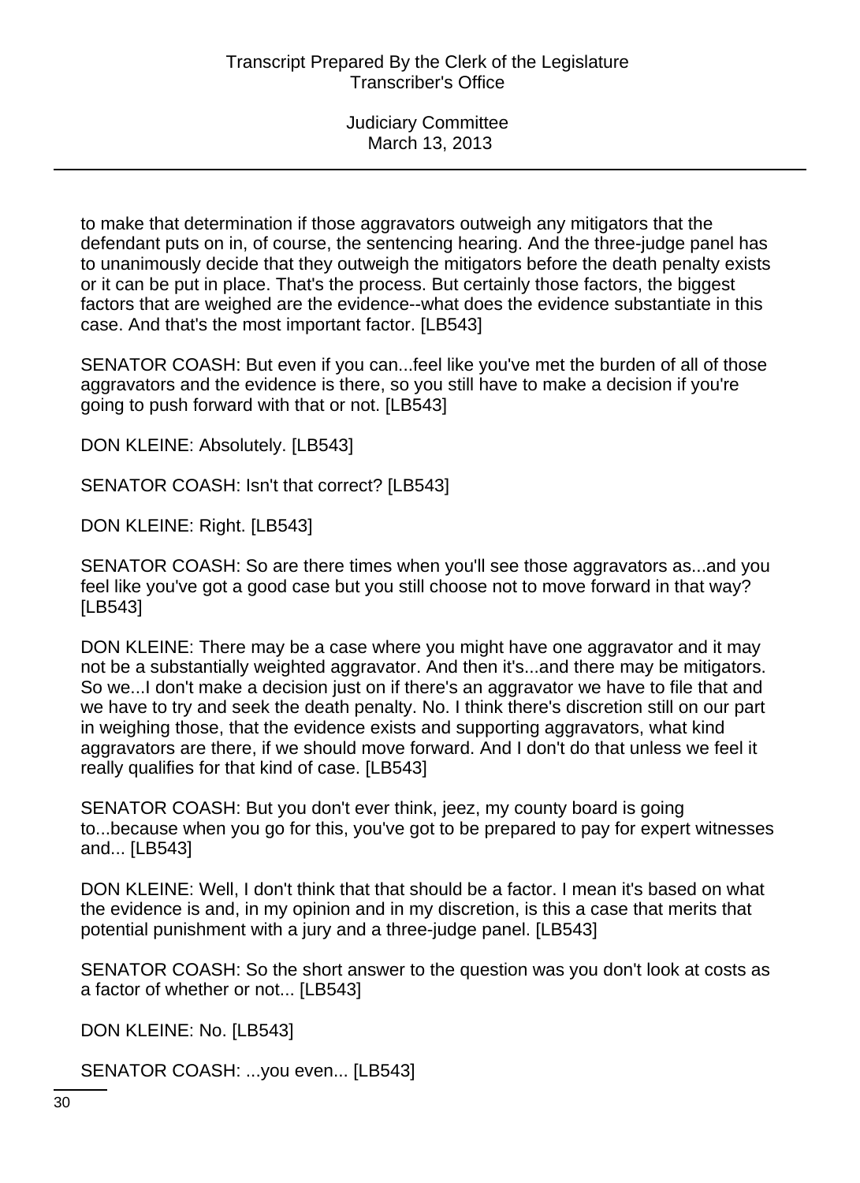to make that determination if those aggravators outweigh any mitigators that the defendant puts on in, of course, the sentencing hearing. And the three-judge panel has to unanimously decide that they outweigh the mitigators before the death penalty exists or it can be put in place. That's the process. But certainly those factors, the biggest factors that are weighed are the evidence--what does the evidence substantiate in this case. And that's the most important factor. [LB543]

SENATOR COASH: But even if you can...feel like you've met the burden of all of those aggravators and the evidence is there, so you still have to make a decision if you're going to push forward with that or not. [LB543]

DON KLEINE: Absolutely. [LB543]

SENATOR COASH: Isn't that correct? [LB543]

DON KLEINE: Right. [LB543]

SENATOR COASH: So are there times when you'll see those aggravators as...and you feel like you've got a good case but you still choose not to move forward in that way? [LB543]

DON KLEINE: There may be a case where you might have one aggravator and it may not be a substantially weighted aggravator. And then it's...and there may be mitigators. So we...I don't make a decision just on if there's an aggravator we have to file that and we have to try and seek the death penalty. No. I think there's discretion still on our part in weighing those, that the evidence exists and supporting aggravators, what kind aggravators are there, if we should move forward. And I don't do that unless we feel it really qualifies for that kind of case. [LB543]

SENATOR COASH: But you don't ever think, jeez, my county board is going to...because when you go for this, you've got to be prepared to pay for expert witnesses and... [LB543]

DON KLEINE: Well, I don't think that that should be a factor. I mean it's based on what the evidence is and, in my opinion and in my discretion, is this a case that merits that potential punishment with a jury and a three-judge panel. [LB543]

SENATOR COASH: So the short answer to the question was you don't look at costs as a factor of whether or not... [LB543]

DON KLEINE: No. [LB543]

SENATOR COASH: ...you even... [LB543]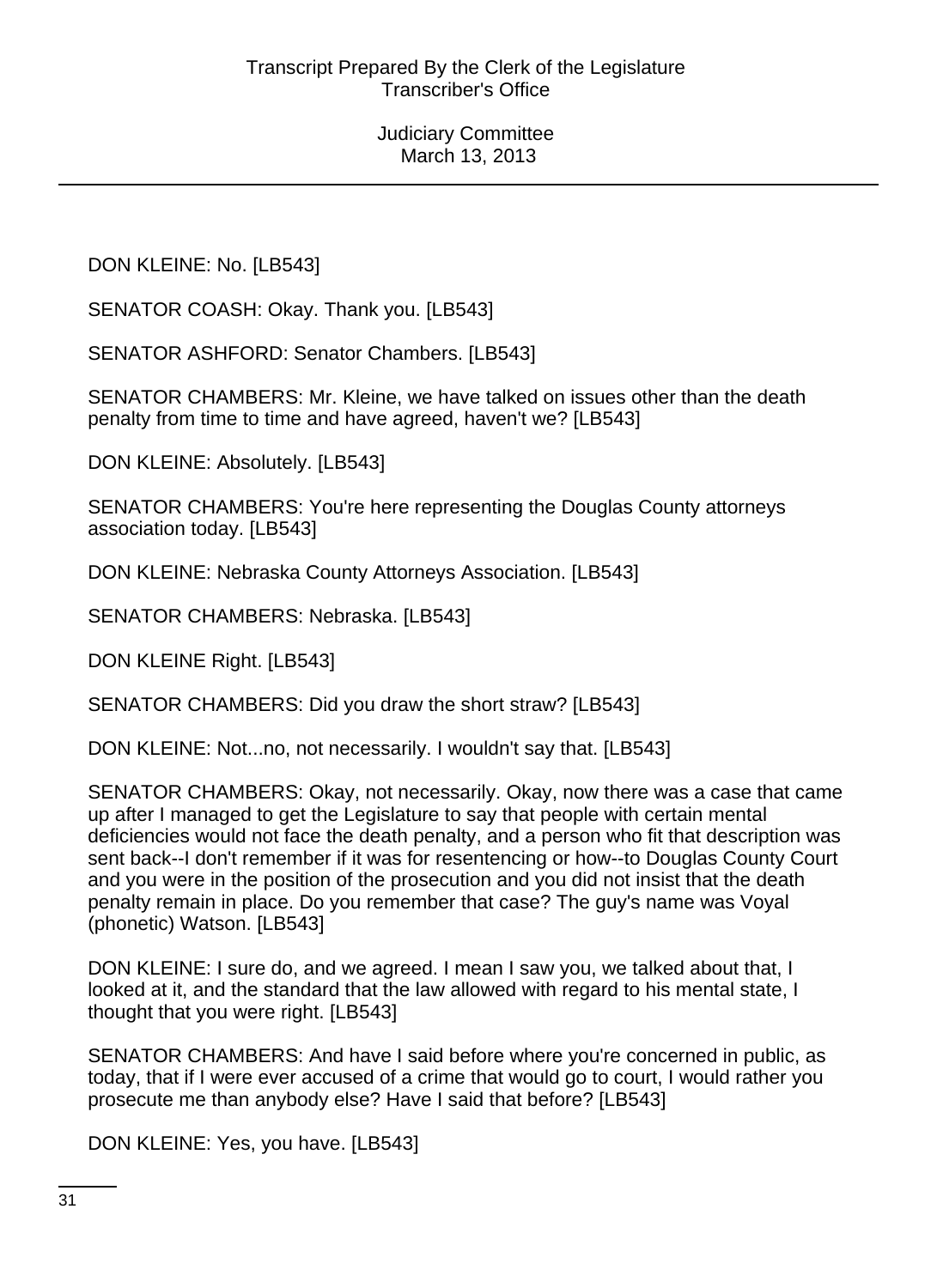DON KLEINE: No. [LB543]

SENATOR COASH: Okay. Thank you. [LB543]

SENATOR ASHFORD: Senator Chambers. [LB543]

SENATOR CHAMBERS: Mr. Kleine, we have talked on issues other than the death penalty from time to time and have agreed, haven't we? [LB543]

DON KLEINE: Absolutely. [LB543]

SENATOR CHAMBERS: You're here representing the Douglas County attorneys association today. [LB543]

DON KLEINE: Nebraska County Attorneys Association. [LB543]

SENATOR CHAMBERS: Nebraska. [LB543]

DON KLEINE Right. [LB543]

SENATOR CHAMBERS: Did you draw the short straw? [LB543]

DON KLEINE: Not...no, not necessarily. I wouldn't say that. [LB543]

SENATOR CHAMBERS: Okay, not necessarily. Okay, now there was a case that came up after I managed to get the Legislature to say that people with certain mental deficiencies would not face the death penalty, and a person who fit that description was sent back--I don't remember if it was for resentencing or how--to Douglas County Court and you were in the position of the prosecution and you did not insist that the death penalty remain in place. Do you remember that case? The guy's name was Voyal (phonetic) Watson. [LB543]

DON KLEINE: I sure do, and we agreed. I mean I saw you, we talked about that, I looked at it, and the standard that the law allowed with regard to his mental state, I thought that you were right. [LB543]

SENATOR CHAMBERS: And have I said before where you're concerned in public, as today, that if I were ever accused of a crime that would go to court, I would rather you prosecute me than anybody else? Have I said that before? [LB543]

DON KLEINE: Yes, you have. [LB543]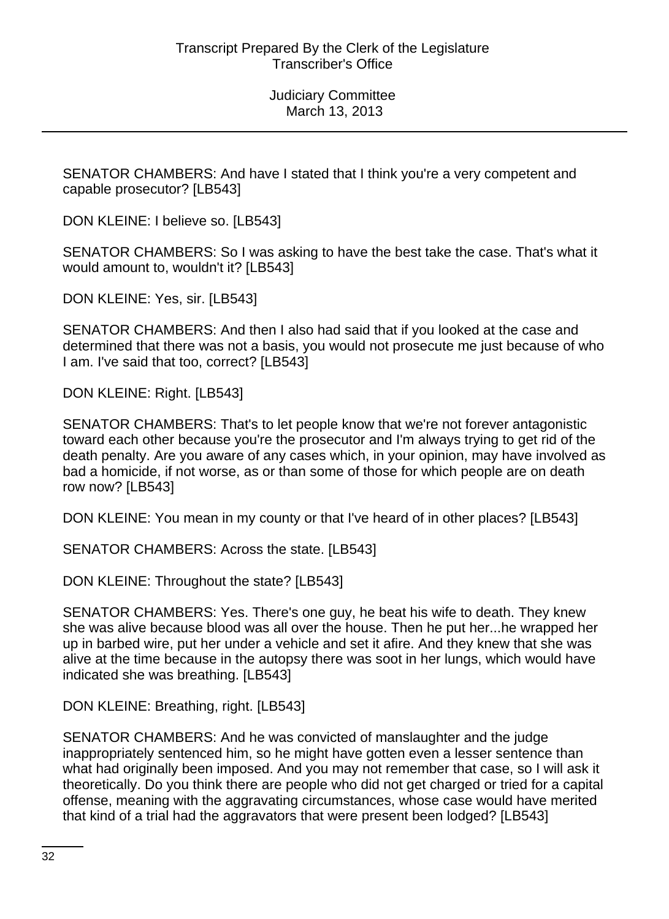SENATOR CHAMBERS: And have I stated that I think you're a very competent and capable prosecutor? [LB543]

DON KLEINE: I believe so. [LB543]

SENATOR CHAMBERS: So I was asking to have the best take the case. That's what it would amount to, wouldn't it? [LB543]

DON KLEINE: Yes, sir. [LB543]

SENATOR CHAMBERS: And then I also had said that if you looked at the case and determined that there was not a basis, you would not prosecute me just because of who I am. I've said that too, correct? [LB543]

DON KLEINE: Right. [LB543]

SENATOR CHAMBERS: That's to let people know that we're not forever antagonistic toward each other because you're the prosecutor and I'm always trying to get rid of the death penalty. Are you aware of any cases which, in your opinion, may have involved as bad a homicide, if not worse, as or than some of those for which people are on death row now? [LB543]

DON KLEINE: You mean in my county or that I've heard of in other places? [LB543]

SENATOR CHAMBERS: Across the state. [LB543]

DON KLEINE: Throughout the state? [LB543]

SENATOR CHAMBERS: Yes. There's one guy, he beat his wife to death. They knew she was alive because blood was all over the house. Then he put her...he wrapped her up in barbed wire, put her under a vehicle and set it afire. And they knew that she was alive at the time because in the autopsy there was soot in her lungs, which would have indicated she was breathing. [LB543]

DON KLEINE: Breathing, right. [LB543]

SENATOR CHAMBERS: And he was convicted of manslaughter and the judge inappropriately sentenced him, so he might have gotten even a lesser sentence than what had originally been imposed. And you may not remember that case, so I will ask it theoretically. Do you think there are people who did not get charged or tried for a capital offense, meaning with the aggravating circumstances, whose case would have merited that kind of a trial had the aggravators that were present been lodged? [LB543]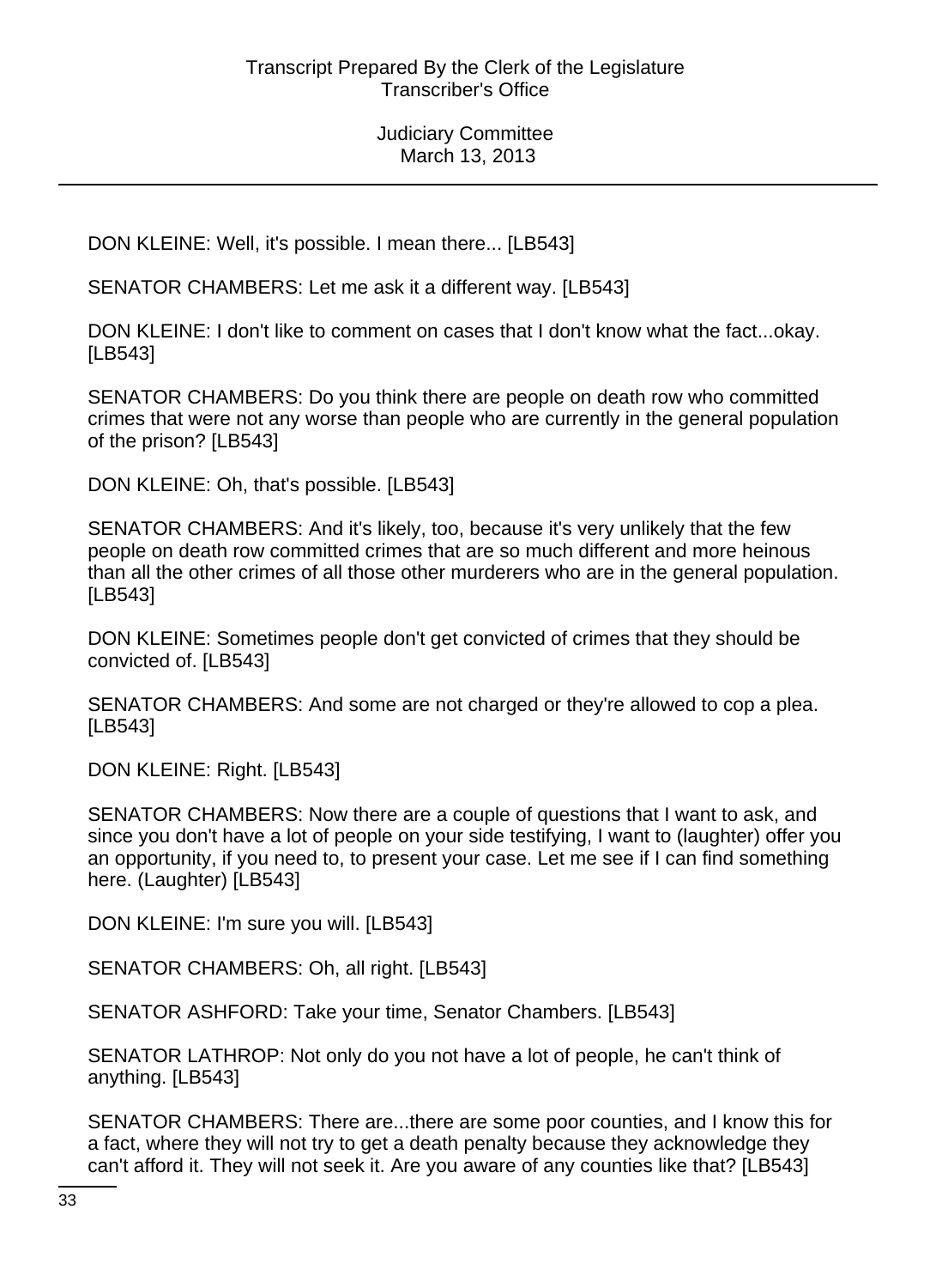DON KLEINE: Well, it's possible. I mean there... [LB543]

SENATOR CHAMBERS: Let me ask it a different way. [LB543]

DON KLEINE: I don't like to comment on cases that I don't know what the fact...okay. [LB543]

SENATOR CHAMBERS: Do you think there are people on death row who committed crimes that were not any worse than people who are currently in the general population of the prison? [LB543]

DON KLEINE: Oh, that's possible. [LB543]

SENATOR CHAMBERS: And it's likely, too, because it's very unlikely that the few people on death row committed crimes that are so much different and more heinous than all the other crimes of all those other murderers who are in the general population. [LB543]

DON KLEINE: Sometimes people don't get convicted of crimes that they should be convicted of. [LB543]

SENATOR CHAMBERS: And some are not charged or they're allowed to cop a plea. [LB543]

DON KLEINE: Right. [LB543]

SENATOR CHAMBERS: Now there are a couple of questions that I want to ask, and since you don't have a lot of people on your side testifying, I want to (laughter) offer you an opportunity, if you need to, to present your case. Let me see if I can find something here. (Laughter) [LB543]

DON KLEINE: I'm sure you will. [LB543]

SENATOR CHAMBERS: Oh, all right. [LB543]

SENATOR ASHFORD: Take your time, Senator Chambers. [LB543]

SENATOR LATHROP: Not only do you not have a lot of people, he can't think of anything. [LB543]

SENATOR CHAMBERS: There are...there are some poor counties, and I know this for a fact, where they will not try to get a death penalty because they acknowledge they can't afford it. They will not seek it. Are you aware of any counties like that? [LB543]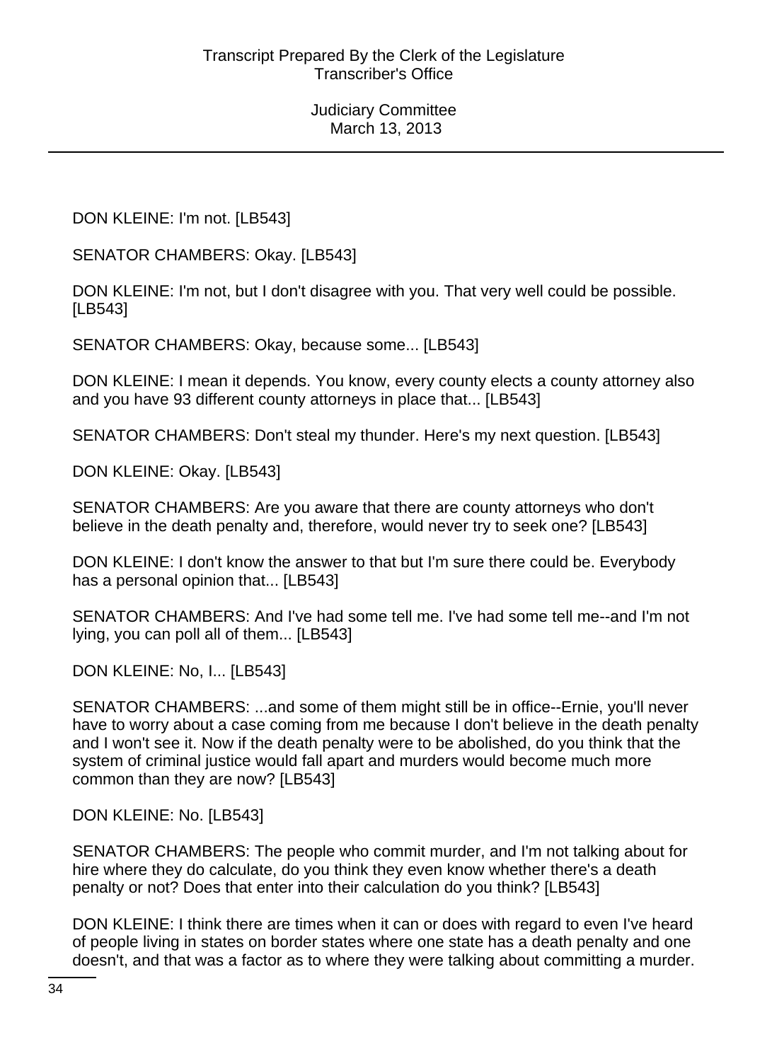DON KLEINE: I'm not. [LB543]

SENATOR CHAMBERS: Okay. [LB543]

DON KLEINE: I'm not, but I don't disagree with you. That very well could be possible. [LB543]

SENATOR CHAMBERS: Okay, because some... [LB543]

DON KLEINE: I mean it depends. You know, every county elects a county attorney also and you have 93 different county attorneys in place that... [LB543]

SENATOR CHAMBERS: Don't steal my thunder. Here's my next question. [LB543]

DON KLEINE: Okay. [LB543]

SENATOR CHAMBERS: Are you aware that there are county attorneys who don't believe in the death penalty and, therefore, would never try to seek one? [LB543]

DON KLEINE: I don't know the answer to that but I'm sure there could be. Everybody has a personal opinion that... [LB543]

SENATOR CHAMBERS: And I've had some tell me. I've had some tell me--and I'm not lying, you can poll all of them... [LB543]

DON KLEINE: No, I... [LB543]

SENATOR CHAMBERS: ...and some of them might still be in office--Ernie, you'll never have to worry about a case coming from me because I don't believe in the death penalty and I won't see it. Now if the death penalty were to be abolished, do you think that the system of criminal justice would fall apart and murders would become much more common than they are now? [LB543]

DON KLEINE: No. [LB543]

SENATOR CHAMBERS: The people who commit murder, and I'm not talking about for hire where they do calculate, do you think they even know whether there's a death penalty or not? Does that enter into their calculation do you think? [LB543]

DON KLEINE: I think there are times when it can or does with regard to even I've heard of people living in states on border states where one state has a death penalty and one doesn't, and that was a factor as to where they were talking about committing a murder.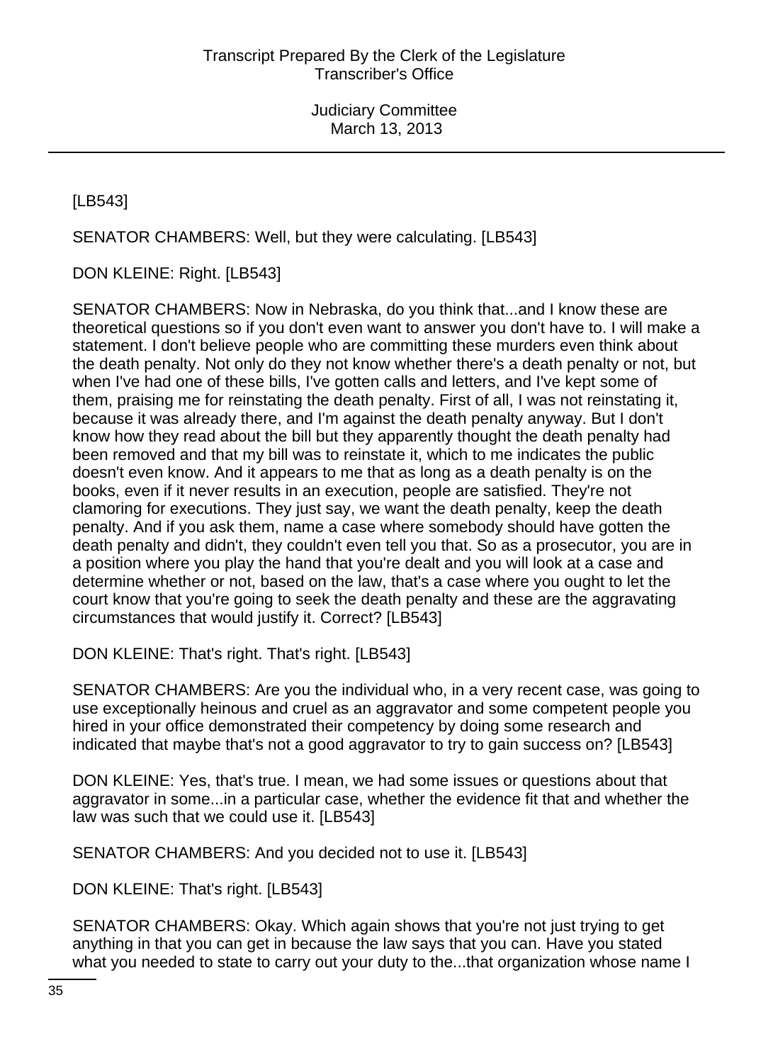[LB543]

SENATOR CHAMBERS: Well, but they were calculating. [LB543]

DON KLEINE: Right. [LB543]

SENATOR CHAMBERS: Now in Nebraska, do you think that...and I know these are theoretical questions so if you don't even want to answer you don't have to. I will make a statement. I don't believe people who are committing these murders even think about the death penalty. Not only do they not know whether there's a death penalty or not, but when I've had one of these bills, I've gotten calls and letters, and I've kept some of them, praising me for reinstating the death penalty. First of all, I was not reinstating it, because it was already there, and I'm against the death penalty anyway. But I don't know how they read about the bill but they apparently thought the death penalty had been removed and that my bill was to reinstate it, which to me indicates the public doesn't even know. And it appears to me that as long as a death penalty is on the books, even if it never results in an execution, people are satisfied. They're not clamoring for executions. They just say, we want the death penalty, keep the death penalty. And if you ask them, name a case where somebody should have gotten the death penalty and didn't, they couldn't even tell you that. So as a prosecutor, you are in a position where you play the hand that you're dealt and you will look at a case and determine whether or not, based on the law, that's a case where you ought to let the court know that you're going to seek the death penalty and these are the aggravating circumstances that would justify it. Correct? [LB543]

DON KLEINE: That's right. That's right. [LB543]

SENATOR CHAMBERS: Are you the individual who, in a very recent case, was going to use exceptionally heinous and cruel as an aggravator and some competent people you hired in your office demonstrated their competency by doing some research and indicated that maybe that's not a good aggravator to try to gain success on? [LB543]

DON KLEINE: Yes, that's true. I mean, we had some issues or questions about that aggravator in some...in a particular case, whether the evidence fit that and whether the law was such that we could use it. [LB543]

SENATOR CHAMBERS: And you decided not to use it. [LB543]

DON KLEINE: That's right. [LB543]

SENATOR CHAMBERS: Okay. Which again shows that you're not just trying to get anything in that you can get in because the law says that you can. Have you stated what you needed to state to carry out your duty to the...that organization whose name I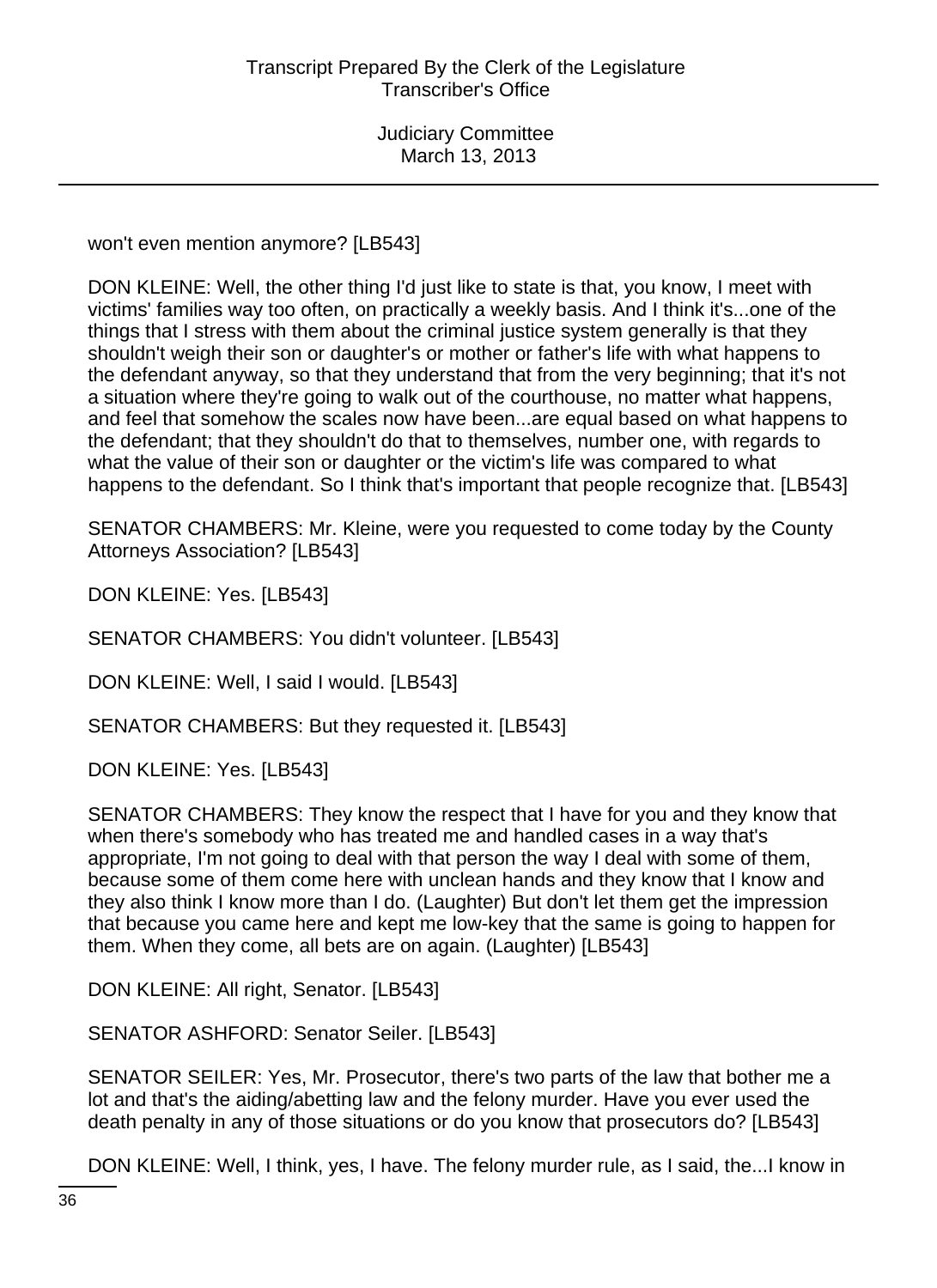won't even mention anymore? [LB543]

DON KLEINE: Well, the other thing I'd just like to state is that, you know, I meet with victims' families way too often, on practically a weekly basis. And I think it's...one of the things that I stress with them about the criminal justice system generally is that they shouldn't weigh their son or daughter's or mother or father's life with what happens to the defendant anyway, so that they understand that from the very beginning; that it's not a situation where they're going to walk out of the courthouse, no matter what happens, and feel that somehow the scales now have been...are equal based on what happens to the defendant; that they shouldn't do that to themselves, number one, with regards to what the value of their son or daughter or the victim's life was compared to what happens to the defendant. So I think that's important that people recognize that. [LB543]

SENATOR CHAMBERS: Mr. Kleine, were you requested to come today by the County Attorneys Association? [LB543]

DON KLEINE: Yes. [LB543]

SENATOR CHAMBERS: You didn't volunteer. [LB543]

DON KLEINE: Well, I said I would. [LB543]

SENATOR CHAMBERS: But they requested it. [LB543]

DON KLEINE: Yes. [LB543]

SENATOR CHAMBERS: They know the respect that I have for you and they know that when there's somebody who has treated me and handled cases in a way that's appropriate, I'm not going to deal with that person the way I deal with some of them, because some of them come here with unclean hands and they know that I know and they also think I know more than I do. (Laughter) But don't let them get the impression that because you came here and kept me low-key that the same is going to happen for them. When they come, all bets are on again. (Laughter) [LB543]

DON KLEINE: All right, Senator. [LB543]

SENATOR ASHFORD: Senator Seiler. [LB543]

SENATOR SEILER: Yes, Mr. Prosecutor, there's two parts of the law that bother me a lot and that's the aiding/abetting law and the felony murder. Have you ever used the death penalty in any of those situations or do you know that prosecutors do? [LB543]

DON KLEINE: Well, I think, yes, I have. The felony murder rule, as I said, the...I know in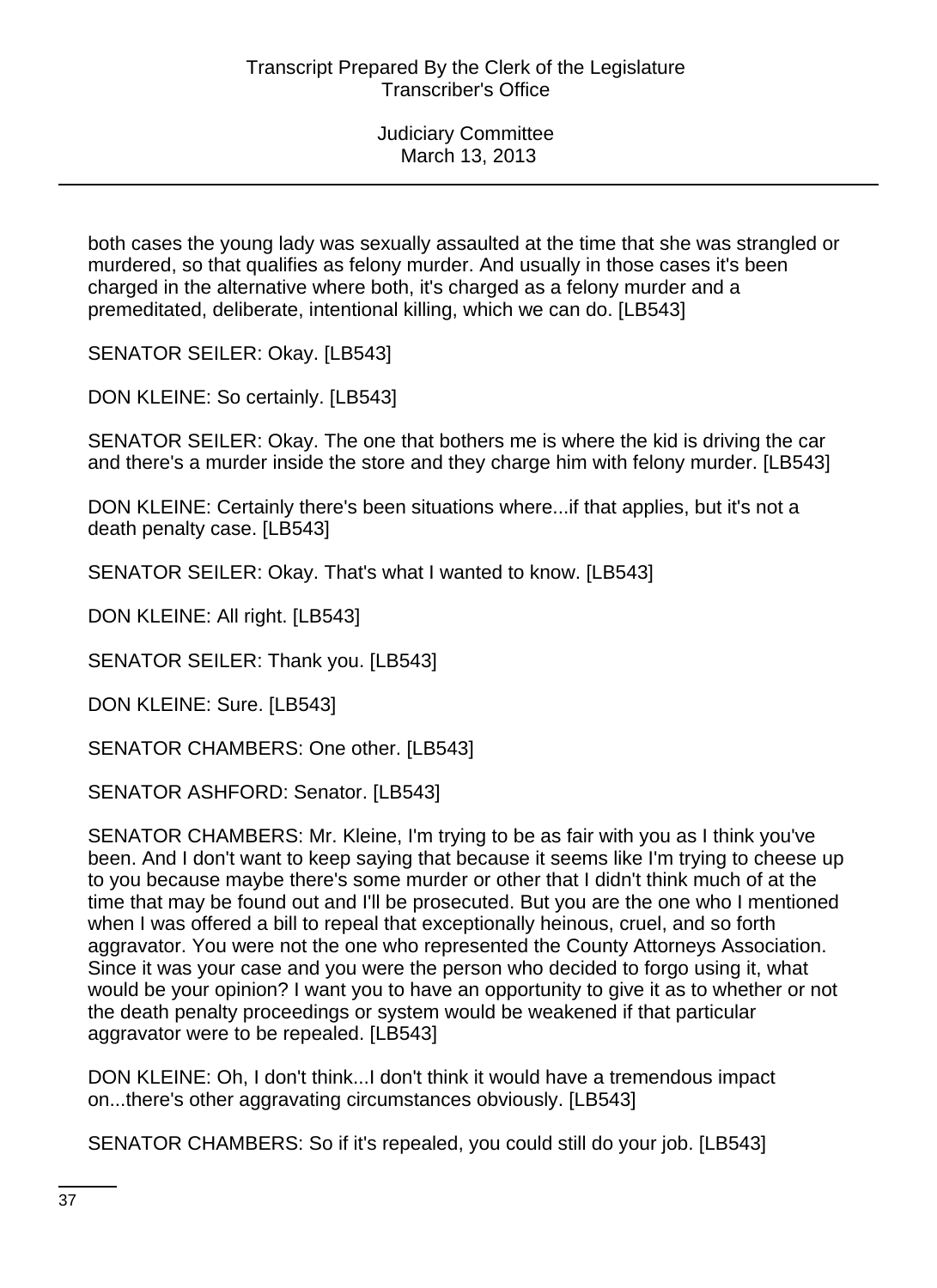both cases the young lady was sexually assaulted at the time that she was strangled or murdered, so that qualifies as felony murder. And usually in those cases it's been charged in the alternative where both, it's charged as a felony murder and a premeditated, deliberate, intentional killing, which we can do. [LB543]

SENATOR SEILER: Okay. [LB543]

DON KLEINE: So certainly. [LB543]

SENATOR SEILER: Okay. The one that bothers me is where the kid is driving the car and there's a murder inside the store and they charge him with felony murder. [LB543]

DON KLEINE: Certainly there's been situations where...if that applies, but it's not a death penalty case. [LB543]

SENATOR SEILER: Okay. That's what I wanted to know. [LB543]

DON KLEINE: All right. [LB543]

SENATOR SEILER: Thank you. [LB543]

DON KLEINE: Sure. [LB543]

SENATOR CHAMBERS: One other. [LB543]

SENATOR ASHFORD: Senator. [LB543]

SENATOR CHAMBERS: Mr. Kleine, I'm trying to be as fair with you as I think you've been. And I don't want to keep saying that because it seems like I'm trying to cheese up to you because maybe there's some murder or other that I didn't think much of at the time that may be found out and I'll be prosecuted. But you are the one who I mentioned when I was offered a bill to repeal that exceptionally heinous, cruel, and so forth aggravator. You were not the one who represented the County Attorneys Association. Since it was your case and you were the person who decided to forgo using it, what would be your opinion? I want you to have an opportunity to give it as to whether or not the death penalty proceedings or system would be weakened if that particular aggravator were to be repealed. [LB543]

DON KLEINE: Oh, I don't think...I don't think it would have a tremendous impact on...there's other aggravating circumstances obviously. [LB543]

SENATOR CHAMBERS: So if it's repealed, you could still do your job. [LB543]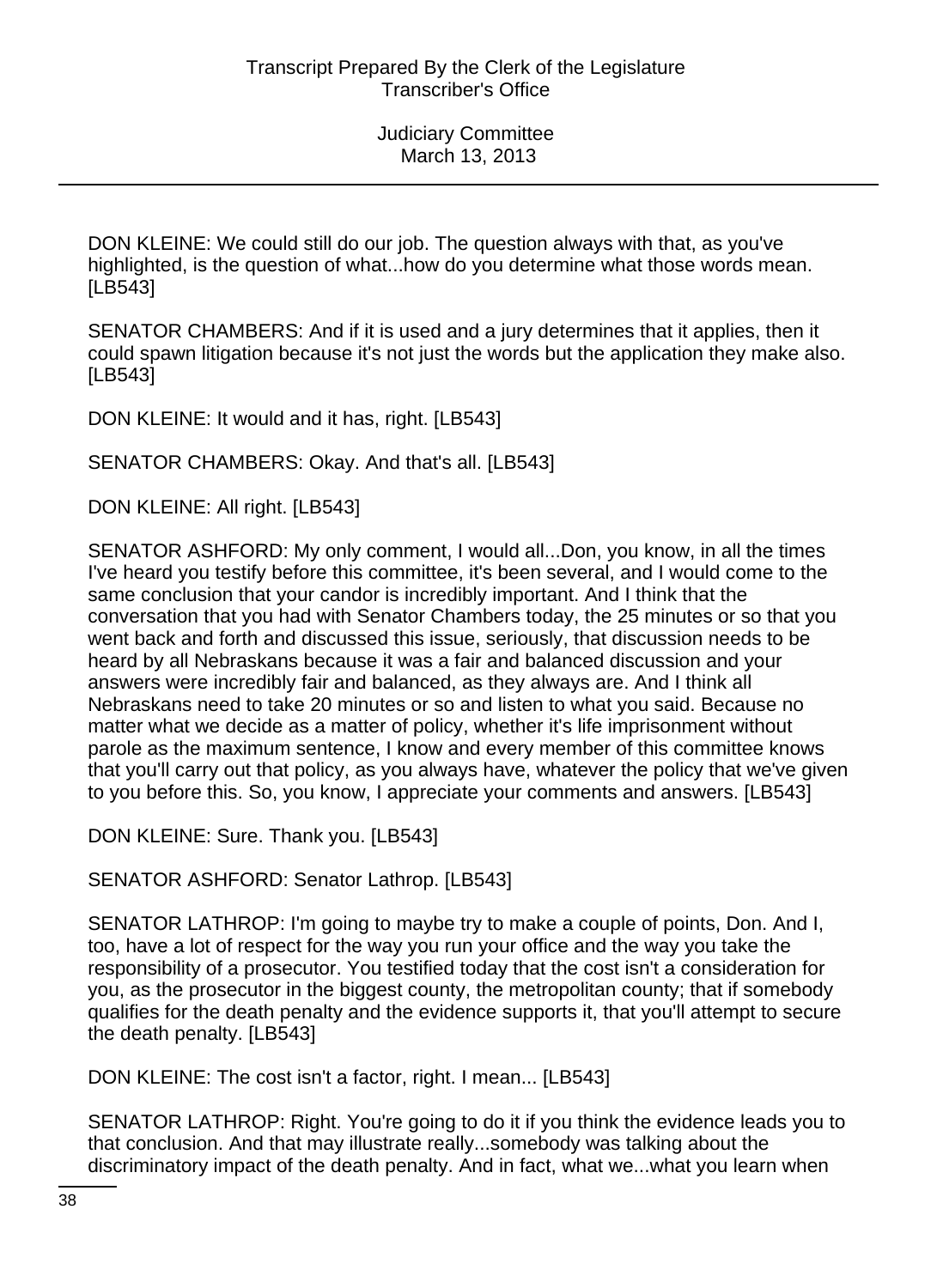DON KLEINE: We could still do our job. The question always with that, as you've highlighted, is the question of what...how do you determine what those words mean. [LB543]

SENATOR CHAMBERS: And if it is used and a jury determines that it applies, then it could spawn litigation because it's not just the words but the application they make also. [LB543]

DON KLEINE: It would and it has, right. [LB543]

SENATOR CHAMBERS: Okay. And that's all. [LB543]

DON KLEINE: All right. [LB543]

SENATOR ASHFORD: My only comment, I would all...Don, you know, in all the times I've heard you testify before this committee, it's been several, and I would come to the same conclusion that your candor is incredibly important. And I think that the conversation that you had with Senator Chambers today, the 25 minutes or so that you went back and forth and discussed this issue, seriously, that discussion needs to be heard by all Nebraskans because it was a fair and balanced discussion and your answers were incredibly fair and balanced, as they always are. And I think all Nebraskans need to take 20 minutes or so and listen to what you said. Because no matter what we decide as a matter of policy, whether it's life imprisonment without parole as the maximum sentence, I know and every member of this committee knows that you'll carry out that policy, as you always have, whatever the policy that we've given to you before this. So, you know, I appreciate your comments and answers. [LB543]

DON KLEINE: Sure. Thank you. [LB543]

SENATOR ASHFORD: Senator Lathrop. [LB543]

SENATOR LATHROP: I'm going to maybe try to make a couple of points, Don. And I, too, have a lot of respect for the way you run your office and the way you take the responsibility of a prosecutor. You testified today that the cost isn't a consideration for you, as the prosecutor in the biggest county, the metropolitan county; that if somebody qualifies for the death penalty and the evidence supports it, that you'll attempt to secure the death penalty. [LB543]

DON KLEINE: The cost isn't a factor, right. I mean... [LB543]

SENATOR LATHROP: Right. You're going to do it if you think the evidence leads you to that conclusion. And that may illustrate really...somebody was talking about the discriminatory impact of the death penalty. And in fact, what we...what you learn when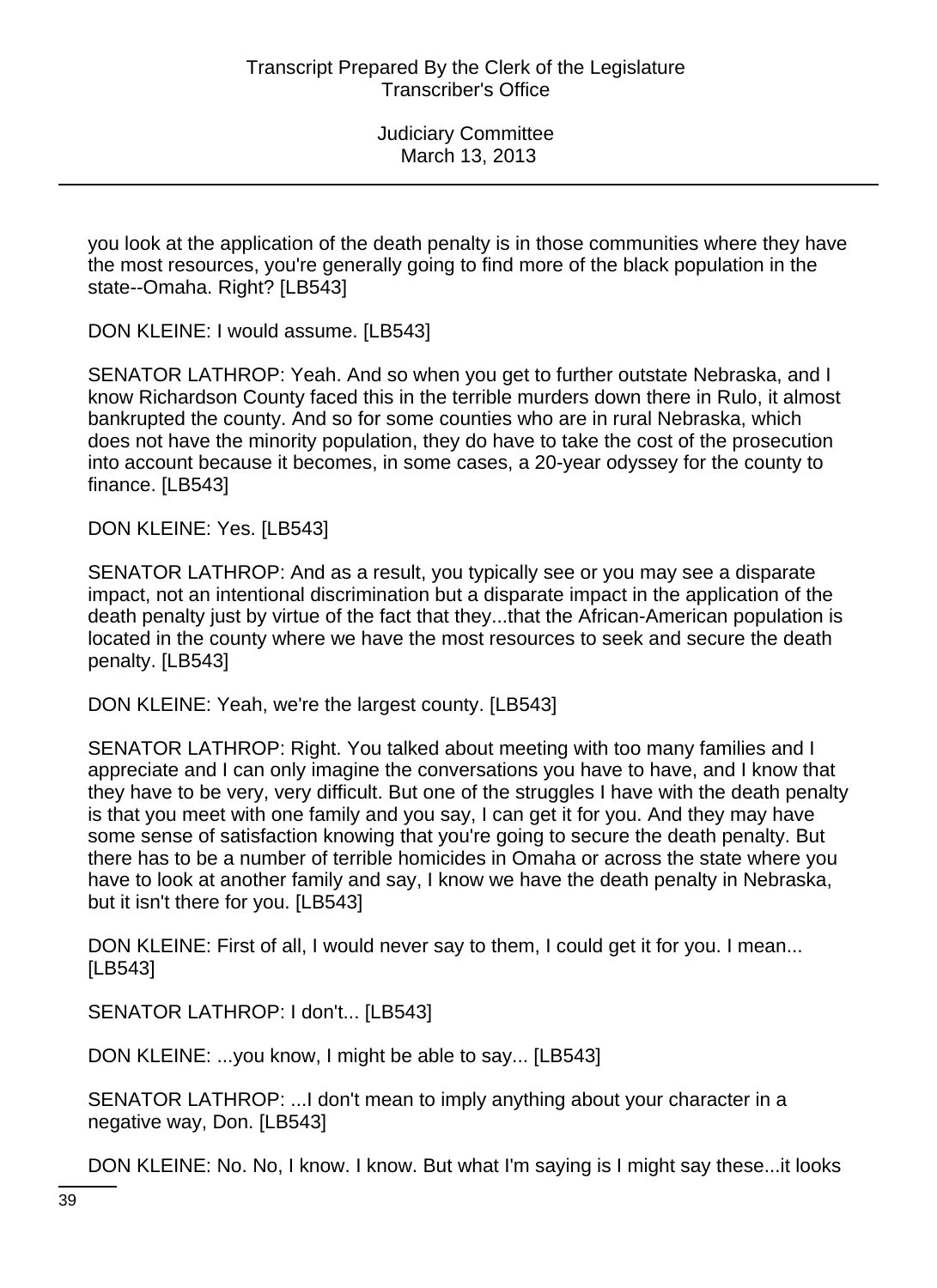you look at the application of the death penalty is in those communities where they have the most resources, you're generally going to find more of the black population in the state--Omaha. Right? [LB543]

DON KLEINE: I would assume. [LB543]

SENATOR LATHROP: Yeah. And so when you get to further outstate Nebraska, and I know Richardson County faced this in the terrible murders down there in Rulo, it almost bankrupted the county. And so for some counties who are in rural Nebraska, which does not have the minority population, they do have to take the cost of the prosecution into account because it becomes, in some cases, a 20-year odyssey for the county to finance. [LB543]

DON KLEINE: Yes. [LB543]

SENATOR LATHROP: And as a result, you typically see or you may see a disparate impact, not an intentional discrimination but a disparate impact in the application of the death penalty just by virtue of the fact that they...that the African-American population is located in the county where we have the most resources to seek and secure the death penalty. [LB543]

DON KLEINE: Yeah, we're the largest county. [LB543]

SENATOR LATHROP: Right. You talked about meeting with too many families and I appreciate and I can only imagine the conversations you have to have, and I know that they have to be very, very difficult. But one of the struggles I have with the death penalty is that you meet with one family and you say, I can get it for you. And they may have some sense of satisfaction knowing that you're going to secure the death penalty. But there has to be a number of terrible homicides in Omaha or across the state where you have to look at another family and say, I know we have the death penalty in Nebraska, but it isn't there for you. [LB543]

DON KLEINE: First of all, I would never say to them, I could get it for you. I mean... [LB543]

SENATOR LATHROP: I don't... [LB543]

DON KLEINE: ...you know, I might be able to say... [LB543]

SENATOR LATHROP: ...I don't mean to imply anything about your character in a negative way, Don. [LB543]

DON KLEINE: No. No, I know. I know. But what I'm saying is I might say these...it looks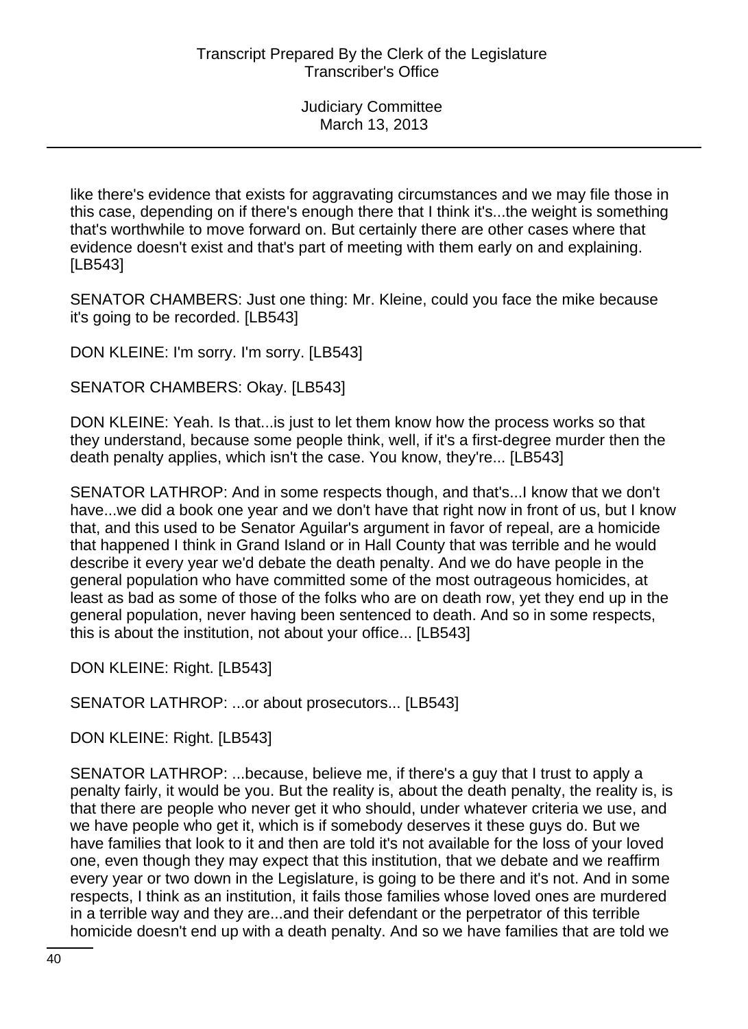like there's evidence that exists for aggravating circumstances and we may file those in this case, depending on if there's enough there that I think it's...the weight is something that's worthwhile to move forward on. But certainly there are other cases where that evidence doesn't exist and that's part of meeting with them early on and explaining. [LB543]

SENATOR CHAMBERS: Just one thing: Mr. Kleine, could you face the mike because it's going to be recorded. [LB543]

DON KLEINE: I'm sorry. I'm sorry. [LB543]

SENATOR CHAMBERS: Okay. [LB543]

DON KLEINE: Yeah. Is that...is just to let them know how the process works so that they understand, because some people think, well, if it's a first-degree murder then the death penalty applies, which isn't the case. You know, they're... [LB543]

SENATOR LATHROP: And in some respects though, and that's...I know that we don't have...we did a book one year and we don't have that right now in front of us, but I know that, and this used to be Senator Aguilar's argument in favor of repeal, are a homicide that happened I think in Grand Island or in Hall County that was terrible and he would describe it every year we'd debate the death penalty. And we do have people in the general population who have committed some of the most outrageous homicides, at least as bad as some of those of the folks who are on death row, yet they end up in the general population, never having been sentenced to death. And so in some respects, this is about the institution, not about your office... [LB543]

DON KLEINE: Right. [LB543]

SENATOR LATHROP: ...or about prosecutors... [LB543]

DON KLEINE: Right. [LB543]

SENATOR LATHROP: ...because, believe me, if there's a guy that I trust to apply a penalty fairly, it would be you. But the reality is, about the death penalty, the reality is, is that there are people who never get it who should, under whatever criteria we use, and we have people who get it, which is if somebody deserves it these guys do. But we have families that look to it and then are told it's not available for the loss of your loved one, even though they may expect that this institution, that we debate and we reaffirm every year or two down in the Legislature, is going to be there and it's not. And in some respects, I think as an institution, it fails those families whose loved ones are murdered in a terrible way and they are...and their defendant or the perpetrator of this terrible homicide doesn't end up with a death penalty. And so we have families that are told we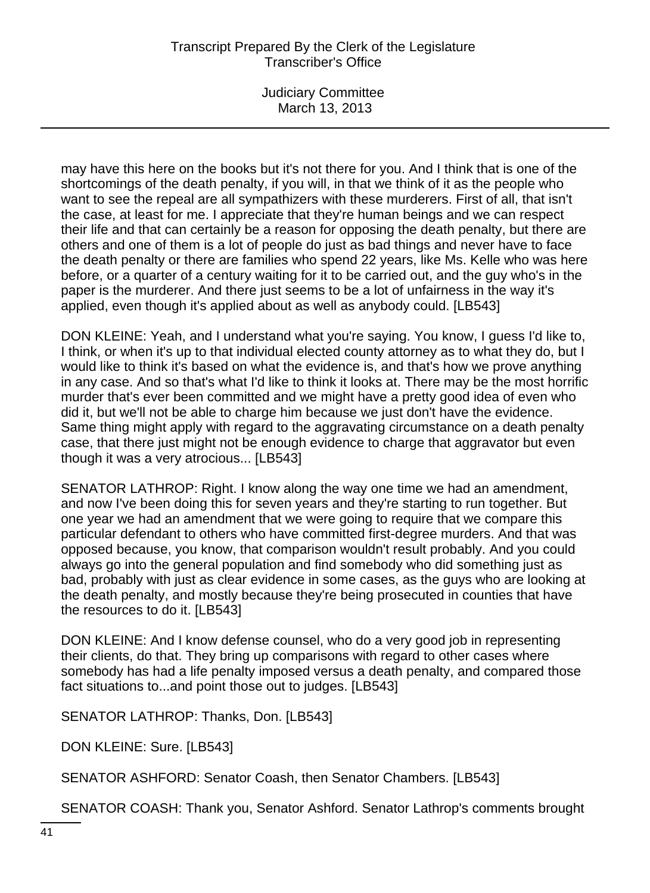may have this here on the books but it's not there for you. And I think that is one of the shortcomings of the death penalty, if you will, in that we think of it as the people who want to see the repeal are all sympathizers with these murderers. First of all, that isn't the case, at least for me. I appreciate that they're human beings and we can respect their life and that can certainly be a reason for opposing the death penalty, but there are others and one of them is a lot of people do just as bad things and never have to face the death penalty or there are families who spend 22 years, like Ms. Kelle who was here before, or a quarter of a century waiting for it to be carried out, and the guy who's in the paper is the murderer. And there just seems to be a lot of unfairness in the way it's applied, even though it's applied about as well as anybody could. [LB543]

DON KLEINE: Yeah, and I understand what you're saying. You know, I guess I'd like to, I think, or when it's up to that individual elected county attorney as to what they do, but I would like to think it's based on what the evidence is, and that's how we prove anything in any case. And so that's what I'd like to think it looks at. There may be the most horrific murder that's ever been committed and we might have a pretty good idea of even who did it, but we'll not be able to charge him because we just don't have the evidence. Same thing might apply with regard to the aggravating circumstance on a death penalty case, that there just might not be enough evidence to charge that aggravator but even though it was a very atrocious... [LB543]

SENATOR LATHROP: Right. I know along the way one time we had an amendment, and now I've been doing this for seven years and they're starting to run together. But one year we had an amendment that we were going to require that we compare this particular defendant to others who have committed first-degree murders. And that was opposed because, you know, that comparison wouldn't result probably. And you could always go into the general population and find somebody who did something just as bad, probably with just as clear evidence in some cases, as the guys who are looking at the death penalty, and mostly because they're being prosecuted in counties that have the resources to do it. [LB543]

DON KLEINE: And I know defense counsel, who do a very good job in representing their clients, do that. They bring up comparisons with regard to other cases where somebody has had a life penalty imposed versus a death penalty, and compared those fact situations to...and point those out to judges. [LB543]

SENATOR LATHROP: Thanks, Don. [LB543]

DON KLEINE: Sure. [LB543]

SENATOR ASHFORD: Senator Coash, then Senator Chambers. [LB543]

SENATOR COASH: Thank you, Senator Ashford. Senator Lathrop's comments brought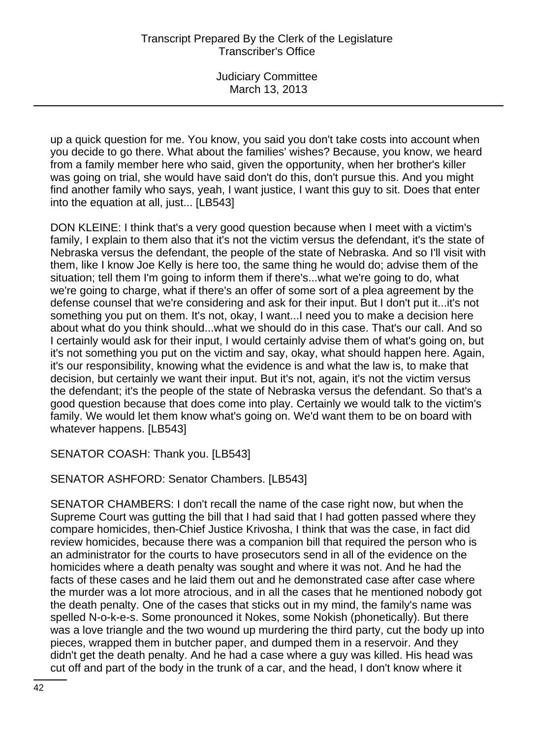up a quick question for me. You know, you said you don't take costs into account when you decide to go there. What about the families' wishes? Because, you know, we heard from a family member here who said, given the opportunity, when her brother's killer was going on trial, she would have said don't do this, don't pursue this. And you might find another family who says, yeah, I want justice, I want this guy to sit. Does that enter into the equation at all, just... [LB543]

DON KLEINE: I think that's a very good question because when I meet with a victim's family, I explain to them also that it's not the victim versus the defendant, it's the state of Nebraska versus the defendant, the people of the state of Nebraska. And so I'll visit with them, like I know Joe Kelly is here too, the same thing he would do; advise them of the situation; tell them I'm going to inform them if there's...what we're going to do, what we're going to charge, what if there's an offer of some sort of a plea agreement by the defense counsel that we're considering and ask for their input. But I don't put it...it's not something you put on them. It's not, okay, I want...I need you to make a decision here about what do you think should...what we should do in this case. That's our call. And so I certainly would ask for their input, I would certainly advise them of what's going on, but it's not something you put on the victim and say, okay, what should happen here. Again, it's our responsibility, knowing what the evidence is and what the law is, to make that decision, but certainly we want their input. But it's not, again, it's not the victim versus the defendant; it's the people of the state of Nebraska versus the defendant. So that's a good question because that does come into play. Certainly we would talk to the victim's family. We would let them know what's going on. We'd want them to be on board with whatever happens. [LB543]

SENATOR COASH: Thank you. [LB543]

SENATOR ASHFORD: Senator Chambers. [LB543]

SENATOR CHAMBERS: I don't recall the name of the case right now, but when the Supreme Court was gutting the bill that I had said that I had gotten passed where they compare homicides, then-Chief Justice Krivosha, I think that was the case, in fact did review homicides, because there was a companion bill that required the person who is an administrator for the courts to have prosecutors send in all of the evidence on the homicides where a death penalty was sought and where it was not. And he had the facts of these cases and he laid them out and he demonstrated case after case where the murder was a lot more atrocious, and in all the cases that he mentioned nobody got the death penalty. One of the cases that sticks out in my mind, the family's name was spelled N-o-k-e-s. Some pronounced it Nokes, some Nokish (phonetically). But there was a love triangle and the two wound up murdering the third party, cut the body up into pieces, wrapped them in butcher paper, and dumped them in a reservoir. And they didn't get the death penalty. And he had a case where a guy was killed. His head was cut off and part of the body in the trunk of a car, and the head, I don't know where it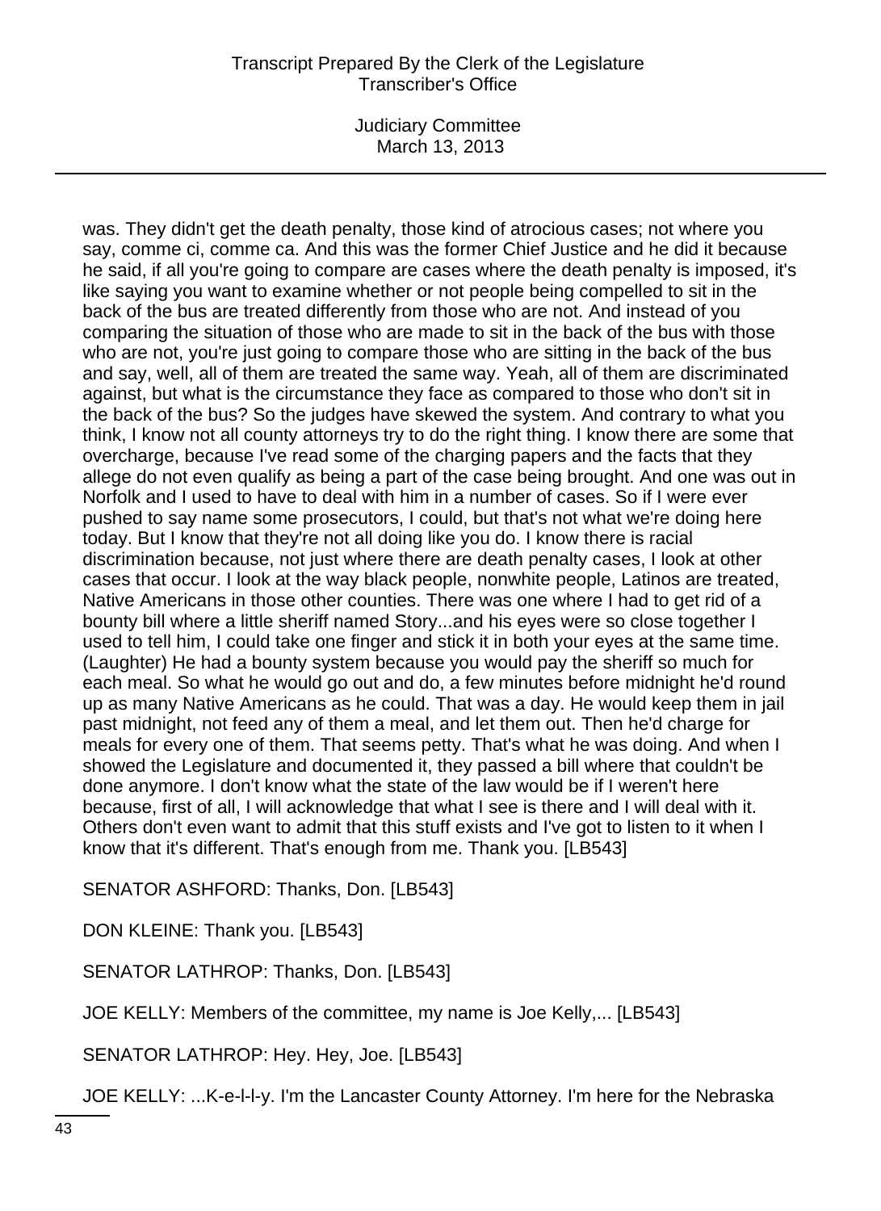was. They didn't get the death penalty, those kind of atrocious cases; not where you say, comme ci, comme ca. And this was the former Chief Justice and he did it because he said, if all you're going to compare are cases where the death penalty is imposed, it's like saying you want to examine whether or not people being compelled to sit in the back of the bus are treated differently from those who are not. And instead of you comparing the situation of those who are made to sit in the back of the bus with those who are not, you're just going to compare those who are sitting in the back of the bus and say, well, all of them are treated the same way. Yeah, all of them are discriminated against, but what is the circumstance they face as compared to those who don't sit in the back of the bus? So the judges have skewed the system. And contrary to what you think, I know not all county attorneys try to do the right thing. I know there are some that overcharge, because I've read some of the charging papers and the facts that they allege do not even qualify as being a part of the case being brought. And one was out in Norfolk and I used to have to deal with him in a number of cases. So if I were ever pushed to say name some prosecutors, I could, but that's not what we're doing here today. But I know that they're not all doing like you do. I know there is racial discrimination because, not just where there are death penalty cases, I look at other cases that occur. I look at the way black people, nonwhite people, Latinos are treated, Native Americans in those other counties. There was one where I had to get rid of a bounty bill where a little sheriff named Story...and his eyes were so close together I used to tell him, I could take one finger and stick it in both your eyes at the same time. (Laughter) He had a bounty system because you would pay the sheriff so much for each meal. So what he would go out and do, a few minutes before midnight he'd round up as many Native Americans as he could. That was a day. He would keep them in jail past midnight, not feed any of them a meal, and let them out. Then he'd charge for meals for every one of them. That seems petty. That's what he was doing. And when I showed the Legislature and documented it, they passed a bill where that couldn't be done anymore. I don't know what the state of the law would be if I weren't here because, first of all, I will acknowledge that what I see is there and I will deal with it. Others don't even want to admit that this stuff exists and I've got to listen to it when I know that it's different. That's enough from me. Thank you. [LB543]

SENATOR ASHFORD: Thanks, Don. [LB543]

DON KLEINE: Thank you. [LB543]

SENATOR LATHROP: Thanks, Don. [LB543]

JOE KELLY: Members of the committee, my name is Joe Kelly,... [LB543]

SENATOR LATHROP: Hey. Hey, Joe. [LB543]

JOE KELLY: ...K-e-l-l-y. I'm the Lancaster County Attorney. I'm here for the Nebraska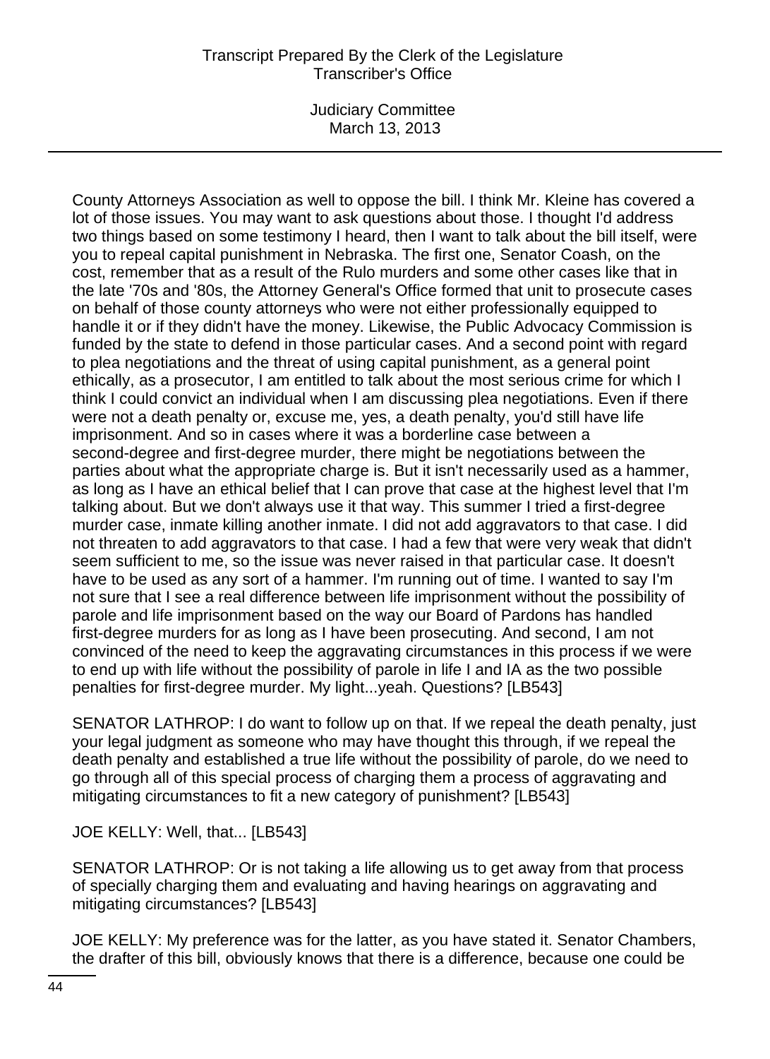County Attorneys Association as well to oppose the bill. I think Mr. Kleine has covered a lot of those issues. You may want to ask questions about those. I thought I'd address two things based on some testimony I heard, then I want to talk about the bill itself, were you to repeal capital punishment in Nebraska. The first one, Senator Coash, on the cost, remember that as a result of the Rulo murders and some other cases like that in the late '70s and '80s, the Attorney General's Office formed that unit to prosecute cases on behalf of those county attorneys who were not either professionally equipped to handle it or if they didn't have the money. Likewise, the Public Advocacy Commission is funded by the state to defend in those particular cases. And a second point with regard to plea negotiations and the threat of using capital punishment, as a general point ethically, as a prosecutor, I am entitled to talk about the most serious crime for which I think I could convict an individual when I am discussing plea negotiations. Even if there were not a death penalty or, excuse me, yes, a death penalty, you'd still have life imprisonment. And so in cases where it was a borderline case between a second-degree and first-degree murder, there might be negotiations between the parties about what the appropriate charge is. But it isn't necessarily used as a hammer, as long as I have an ethical belief that I can prove that case at the highest level that I'm talking about. But we don't always use it that way. This summer I tried a first-degree murder case, inmate killing another inmate. I did not add aggravators to that case. I did not threaten to add aggravators to that case. I had a few that were very weak that didn't seem sufficient to me, so the issue was never raised in that particular case. It doesn't have to be used as any sort of a hammer. I'm running out of time. I wanted to say I'm not sure that I see a real difference between life imprisonment without the possibility of parole and life imprisonment based on the way our Board of Pardons has handled first-degree murders for as long as I have been prosecuting. And second, I am not convinced of the need to keep the aggravating circumstances in this process if we were to end up with life without the possibility of parole in life I and IA as the two possible penalties for first-degree murder. My light...yeah. Questions? [LB543]

SENATOR LATHROP: I do want to follow up on that. If we repeal the death penalty, just your legal judgment as someone who may have thought this through, if we repeal the death penalty and established a true life without the possibility of parole, do we need to go through all of this special process of charging them a process of aggravating and mitigating circumstances to fit a new category of punishment? [LB543]

JOE KELLY: Well, that... [LB543]

SENATOR LATHROP: Or is not taking a life allowing us to get away from that process of specially charging them and evaluating and having hearings on aggravating and mitigating circumstances? [LB543]

JOE KELLY: My preference was for the latter, as you have stated it. Senator Chambers, the drafter of this bill, obviously knows that there is a difference, because one could be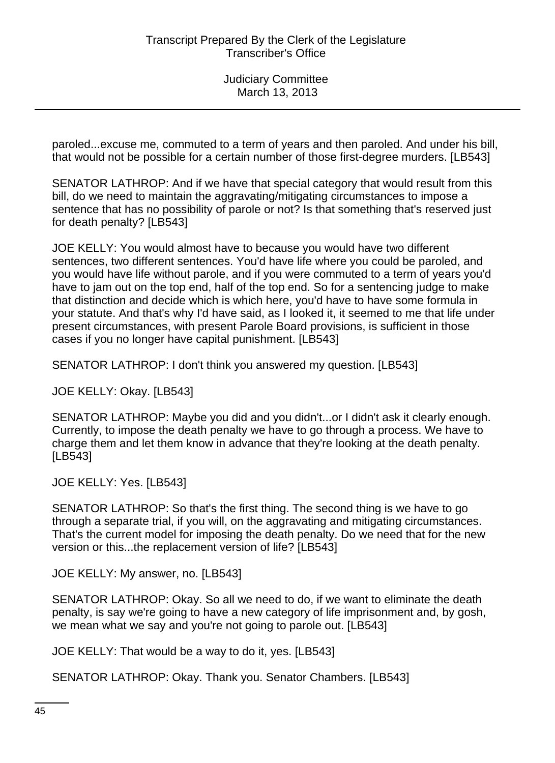paroled...excuse me, commuted to a term of years and then paroled. And under his bill, that would not be possible for a certain number of those first-degree murders. [LB543]

SENATOR LATHROP: And if we have that special category that would result from this bill, do we need to maintain the aggravating/mitigating circumstances to impose a sentence that has no possibility of parole or not? Is that something that's reserved just for death penalty? [LB543]

JOE KELLY: You would almost have to because you would have two different sentences, two different sentences. You'd have life where you could be paroled, and you would have life without parole, and if you were commuted to a term of years you'd have to jam out on the top end, half of the top end. So for a sentencing judge to make that distinction and decide which is which here, you'd have to have some formula in your statute. And that's why I'd have said, as I looked it, it seemed to me that life under present circumstances, with present Parole Board provisions, is sufficient in those cases if you no longer have capital punishment. [LB543]

SENATOR LATHROP: I don't think you answered my question. [LB543]

JOE KELLY: Okay. [LB543]

SENATOR LATHROP: Maybe you did and you didn't...or I didn't ask it clearly enough. Currently, to impose the death penalty we have to go through a process. We have to charge them and let them know in advance that they're looking at the death penalty. [LB543]

JOE KELLY: Yes. [LB543]

SENATOR LATHROP: So that's the first thing. The second thing is we have to go through a separate trial, if you will, on the aggravating and mitigating circumstances. That's the current model for imposing the death penalty. Do we need that for the new version or this...the replacement version of life? [LB543]

JOE KELLY: My answer, no. [LB543]

SENATOR LATHROP: Okay. So all we need to do, if we want to eliminate the death penalty, is say we're going to have a new category of life imprisonment and, by gosh, we mean what we say and you're not going to parole out. [LB543]

JOE KELLY: That would be a way to do it, yes. [LB543]

SENATOR LATHROP: Okay. Thank you. Senator Chambers. [LB543]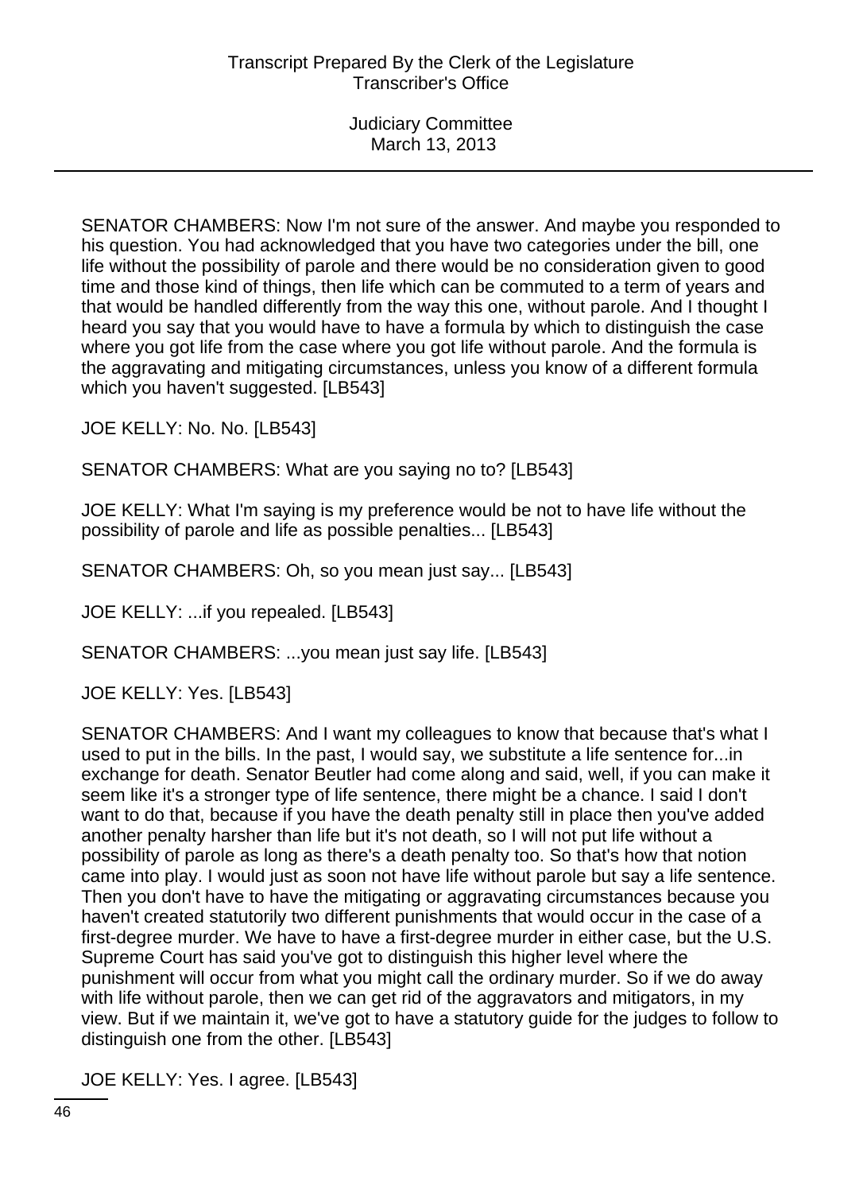SENATOR CHAMBERS: Now I'm not sure of the answer. And maybe you responded to his question. You had acknowledged that you have two categories under the bill, one life without the possibility of parole and there would be no consideration given to good time and those kind of things, then life which can be commuted to a term of years and that would be handled differently from the way this one, without parole. And I thought I heard you say that you would have to have a formula by which to distinguish the case where you got life from the case where you got life without parole. And the formula is the aggravating and mitigating circumstances, unless you know of a different formula which you haven't suggested. [LB543]

JOE KELLY: No. No. [LB543]

SENATOR CHAMBERS: What are you saying no to? [LB543]

JOE KELLY: What I'm saying is my preference would be not to have life without the possibility of parole and life as possible penalties... [LB543]

SENATOR CHAMBERS: Oh, so you mean just say... [LB543]

JOE KELLY: ...if you repealed. [LB543]

SENATOR CHAMBERS: ...you mean just say life. [LB543]

JOE KELLY: Yes. [LB543]

SENATOR CHAMBERS: And I want my colleagues to know that because that's what I used to put in the bills. In the past, I would say, we substitute a life sentence for...in exchange for death. Senator Beutler had come along and said, well, if you can make it seem like it's a stronger type of life sentence, there might be a chance. I said I don't want to do that, because if you have the death penalty still in place then you've added another penalty harsher than life but it's not death, so I will not put life without a possibility of parole as long as there's a death penalty too. So that's how that notion came into play. I would just as soon not have life without parole but say a life sentence. Then you don't have to have the mitigating or aggravating circumstances because you haven't created statutorily two different punishments that would occur in the case of a first-degree murder. We have to have a first-degree murder in either case, but the U.S. Supreme Court has said you've got to distinguish this higher level where the punishment will occur from what you might call the ordinary murder. So if we do away with life without parole, then we can get rid of the aggravators and mitigators, in my view. But if we maintain it, we've got to have a statutory guide for the judges to follow to distinguish one from the other. [LB543]

JOE KELLY: Yes. I agree. [LB543]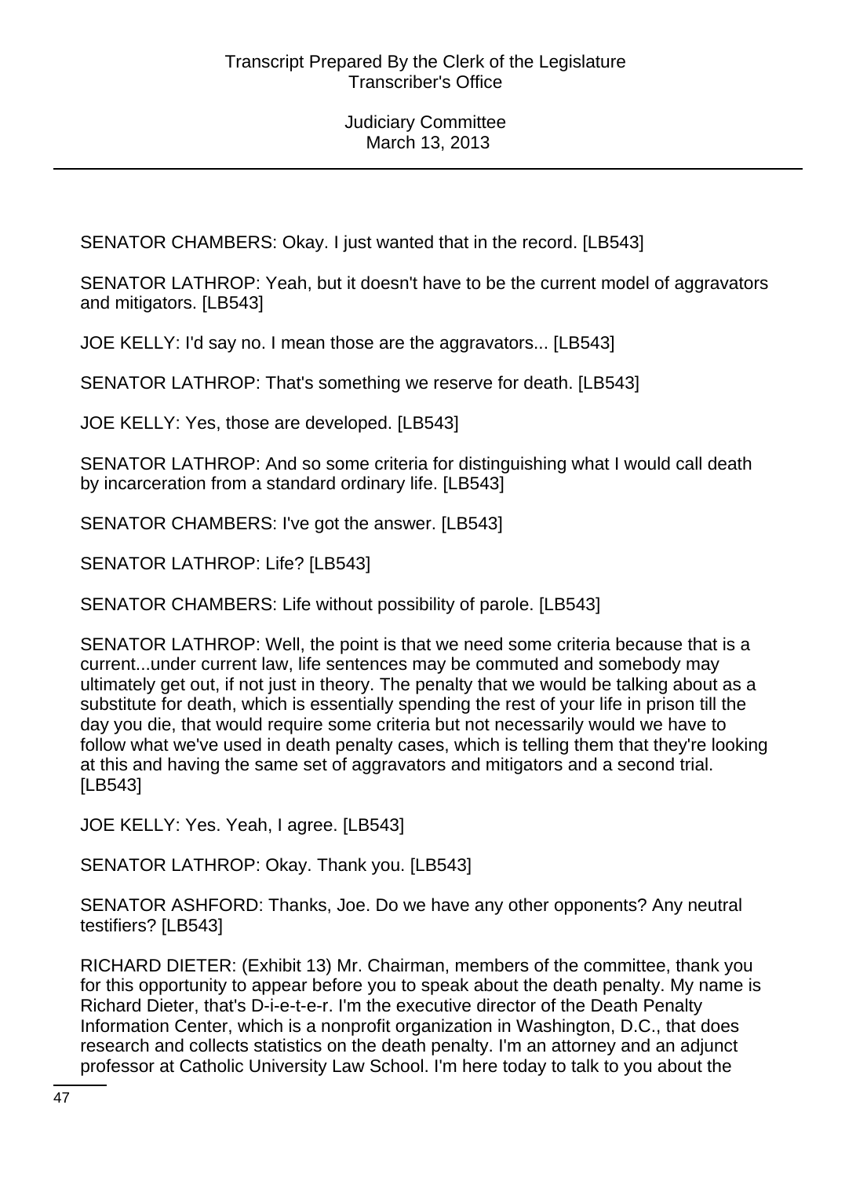SENATOR CHAMBERS: Okay. I just wanted that in the record. [LB543]

SENATOR LATHROP: Yeah, but it doesn't have to be the current model of aggravators and mitigators. [LB543]

JOE KELLY: I'd say no. I mean those are the aggravators... [LB543]

SENATOR LATHROP: That's something we reserve for death. [LB543]

JOE KELLY: Yes, those are developed. [LB543]

SENATOR LATHROP: And so some criteria for distinguishing what I would call death by incarceration from a standard ordinary life. [LB543]

SENATOR CHAMBERS: I've got the answer. [LB543]

SENATOR LATHROP: Life? [LB543]

SENATOR CHAMBERS: Life without possibility of parole. [LB543]

SENATOR LATHROP: Well, the point is that we need some criteria because that is a current...under current law, life sentences may be commuted and somebody may ultimately get out, if not just in theory. The penalty that we would be talking about as a substitute for death, which is essentially spending the rest of your life in prison till the day you die, that would require some criteria but not necessarily would we have to follow what we've used in death penalty cases, which is telling them that they're looking at this and having the same set of aggravators and mitigators and a second trial. [LB543]

JOE KELLY: Yes. Yeah, I agree. [LB543]

SENATOR LATHROP: Okay. Thank you. [LB543]

SENATOR ASHFORD: Thanks, Joe. Do we have any other opponents? Any neutral testifiers? [LB543]

RICHARD DIETER: (Exhibit 13) Mr. Chairman, members of the committee, thank you for this opportunity to appear before you to speak about the death penalty. My name is Richard Dieter, that's D-i-e-t-e-r. I'm the executive director of the Death Penalty Information Center, which is a nonprofit organization in Washington, D.C., that does research and collects statistics on the death penalty. I'm an attorney and an adjunct professor at Catholic University Law School. I'm here today to talk to you about the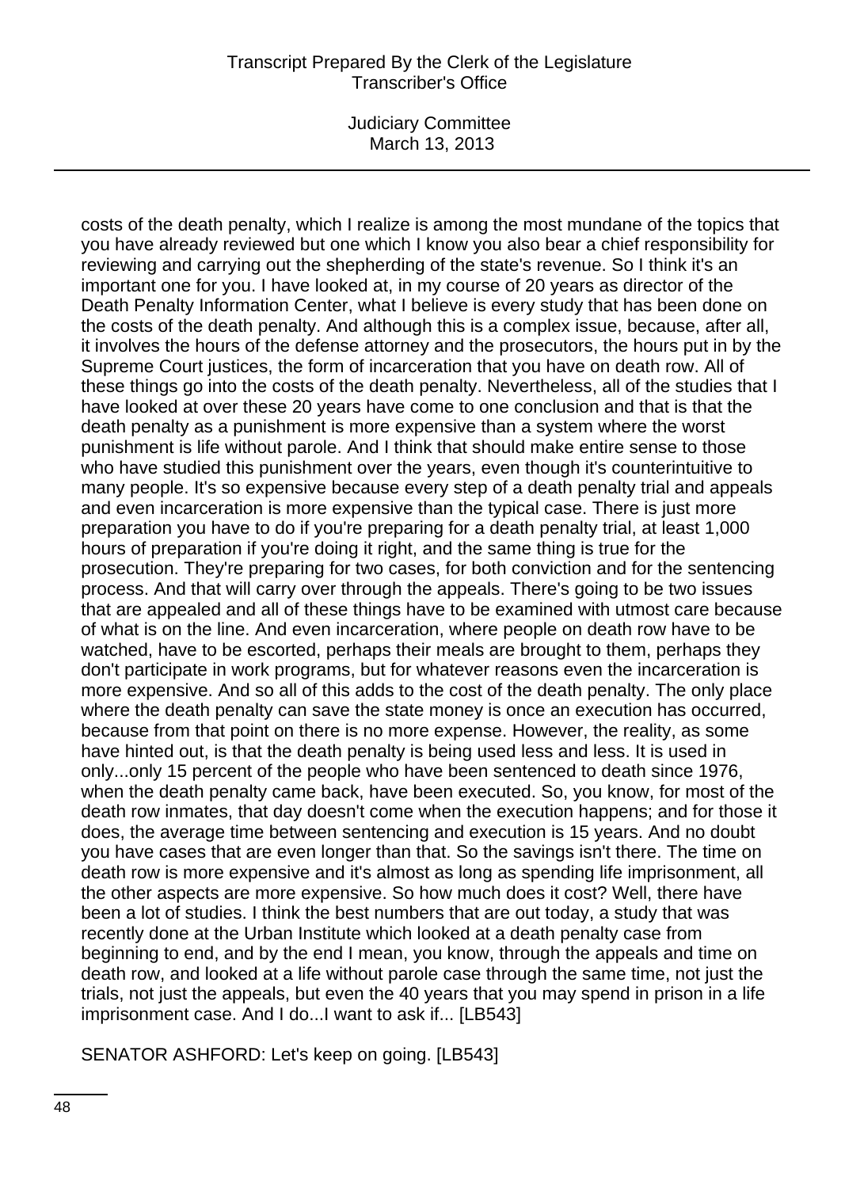costs of the death penalty, which I realize is among the most mundane of the topics that you have already reviewed but one which I know you also bear a chief responsibility for reviewing and carrying out the shepherding of the state's revenue. So I think it's an important one for you. I have looked at, in my course of 20 years as director of the Death Penalty Information Center, what I believe is every study that has been done on the costs of the death penalty. And although this is a complex issue, because, after all, it involves the hours of the defense attorney and the prosecutors, the hours put in by the Supreme Court justices, the form of incarceration that you have on death row. All of these things go into the costs of the death penalty. Nevertheless, all of the studies that I have looked at over these 20 years have come to one conclusion and that is that the death penalty as a punishment is more expensive than a system where the worst punishment is life without parole. And I think that should make entire sense to those who have studied this punishment over the years, even though it's counterintuitive to many people. It's so expensive because every step of a death penalty trial and appeals and even incarceration is more expensive than the typical case. There is just more preparation you have to do if you're preparing for a death penalty trial, at least 1,000 hours of preparation if you're doing it right, and the same thing is true for the prosecution. They're preparing for two cases, for both conviction and for the sentencing process. And that will carry over through the appeals. There's going to be two issues that are appealed and all of these things have to be examined with utmost care because of what is on the line. And even incarceration, where people on death row have to be watched, have to be escorted, perhaps their meals are brought to them, perhaps they don't participate in work programs, but for whatever reasons even the incarceration is more expensive. And so all of this adds to the cost of the death penalty. The only place where the death penalty can save the state money is once an execution has occurred, because from that point on there is no more expense. However, the reality, as some have hinted out, is that the death penalty is being used less and less. It is used in only...only 15 percent of the people who have been sentenced to death since 1976, when the death penalty came back, have been executed. So, you know, for most of the death row inmates, that day doesn't come when the execution happens; and for those it does, the average time between sentencing and execution is 15 years. And no doubt you have cases that are even longer than that. So the savings isn't there. The time on death row is more expensive and it's almost as long as spending life imprisonment, all the other aspects are more expensive. So how much does it cost? Well, there have been a lot of studies. I think the best numbers that are out today, a study that was recently done at the Urban Institute which looked at a death penalty case from beginning to end, and by the end I mean, you know, through the appeals and time on death row, and looked at a life without parole case through the same time, not just the trials, not just the appeals, but even the 40 years that you may spend in prison in a life imprisonment case. And I do...I want to ask if... [LB543]

SENATOR ASHFORD: Let's keep on going. [LB543]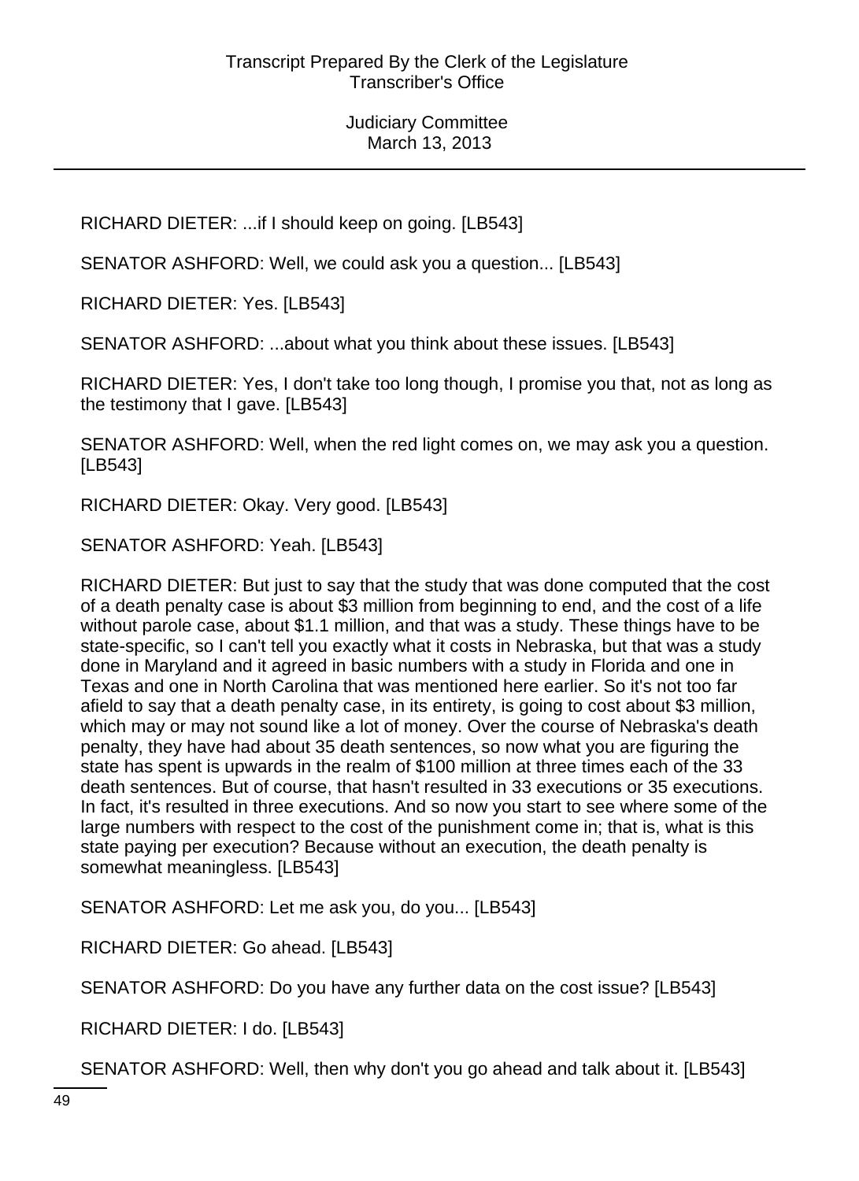RICHARD DIETER: ...if I should keep on going. [LB543]

SENATOR ASHFORD: Well, we could ask you a question... [LB543]

RICHARD DIETER: Yes. [LB543]

SENATOR ASHFORD: ...about what you think about these issues. [LB543]

RICHARD DIETER: Yes, I don't take too long though, I promise you that, not as long as the testimony that I gave. [LB543]

SENATOR ASHFORD: Well, when the red light comes on, we may ask you a question. [LB543]

RICHARD DIETER: Okay. Very good. [LB543]

SENATOR ASHFORD: Yeah. [LB543]

RICHARD DIETER: But just to say that the study that was done computed that the cost of a death penalty case is about $3 million from beginning to end, and the cost of a life without parole case, about $1.1 million, and that was a study. These things have to be state-specific, so I can't tell you exactly what it costs in Nebraska, but that was a study done in Maryland and it agreed in basic numbers with a study in Florida and one in Texas and one in North Carolina that was mentioned here earlier. So it's not too far afield to say that a death penalty case, in its entirety, is going to cost about $3 million, which may or may not sound like a lot of money. Over the course of Nebraska's death penalty, they have had about 35 death sentences, so now what you are figuring the state has spent is upwards in the realm of $100 million at three times each of the 33 death sentences. But of course, that hasn't resulted in 33 executions or 35 executions. In fact, it's resulted in three executions. And so now you start to see where some of the large numbers with respect to the cost of the punishment come in; that is, what is this state paying per execution? Because without an execution, the death penalty is somewhat meaningless. [LB543]

SENATOR ASHFORD: Let me ask you, do you... [LB543]

RICHARD DIETER: Go ahead. [LB543]

SENATOR ASHFORD: Do you have any further data on the cost issue? [LB543]

RICHARD DIETER: I do. [LB543]

SENATOR ASHFORD: Well, then why don't you go ahead and talk about it. [LB543]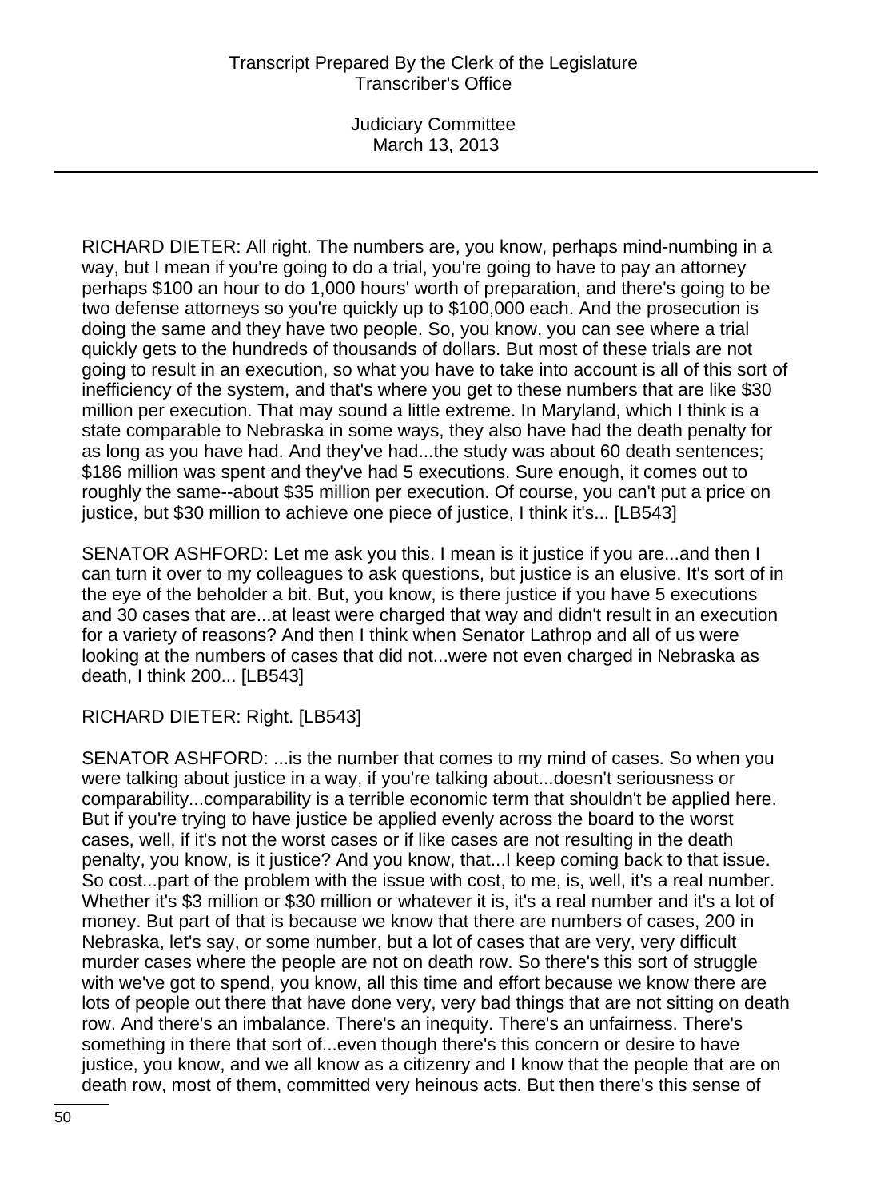RICHARD DIETER: All right. The numbers are, you know, perhaps mind-numbing in a way, but I mean if you're going to do a trial, you're going to have to pay an attorney perhaps $100 an hour to do 1,000 hours' worth of preparation, and there's going to be two defense attorneys so you're quickly up to $100,000 each. And the prosecution is doing the same and they have two people. So, you know, you can see where a trial quickly gets to the hundreds of thousands of dollars. But most of these trials are not going to result in an execution, so what you have to take into account is all of this sort of inefficiency of the system, and that's where you get to these numbers that are like $30 million per execution. That may sound a little extreme. In Maryland, which I think is a state comparable to Nebraska in some ways, they also have had the death penalty for as long as you have had. And they've had...the study was about 60 death sentences; $186 million was spent and they've had 5 executions. Sure enough, it comes out to roughly the same--about $35 million per execution. Of course, you can't put a price on justice, but $30 million to achieve one piece of justice, I think it's... [LB543]

SENATOR ASHFORD: Let me ask you this. I mean is it justice if you are...and then I can turn it over to my colleagues to ask questions, but justice is an elusive. It's sort of in the eye of the beholder a bit. But, you know, is there justice if you have 5 executions and 30 cases that are...at least were charged that way and didn't result in an execution for a variety of reasons? And then I think when Senator Lathrop and all of us were looking at the numbers of cases that did not...were not even charged in Nebraska as death, I think 200... [LB543]

RICHARD DIETER: Right. [LB543]

SENATOR ASHFORD: ...is the number that comes to my mind of cases. So when you were talking about justice in a way, if you're talking about...doesn't seriousness or comparability...comparability is a terrible economic term that shouldn't be applied here. But if you're trying to have justice be applied evenly across the board to the worst cases, well, if it's not the worst cases or if like cases are not resulting in the death penalty, you know, is it justice? And you know, that...I keep coming back to that issue. So cost...part of the problem with the issue with cost, to me, is, well, it's a real number. Whether it's $3 million or $30 million or whatever it is, it's a real number and it's a lot of money. But part of that is because we know that there are numbers of cases, 200 in Nebraska, let's say, or some number, but a lot of cases that are very, very difficult murder cases where the people are not on death row. So there's this sort of struggle with we've got to spend, you know, all this time and effort because we know there are lots of people out there that have done very, very bad things that are not sitting on death row. And there's an imbalance. There's an inequity. There's an unfairness. There's something in there that sort of...even though there's this concern or desire to have justice, you know, and we all know as a citizenry and I know that the people that are on death row, most of them, committed very heinous acts. But then there's this sense of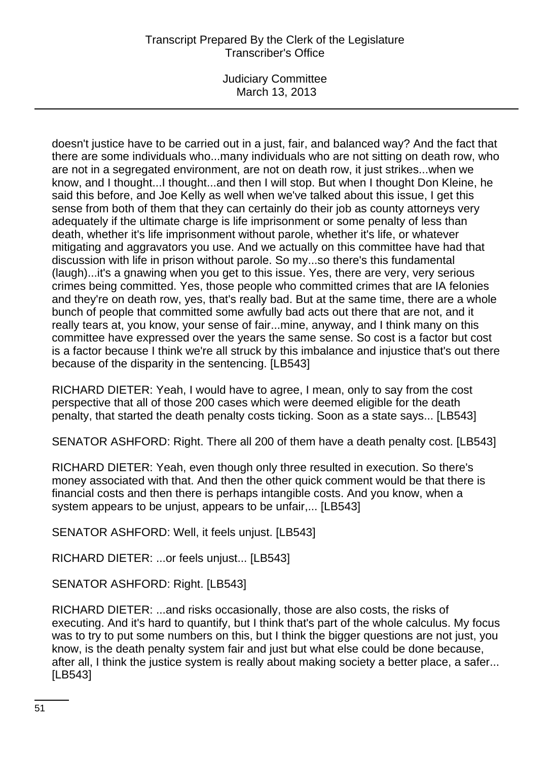doesn't justice have to be carried out in a just, fair, and balanced way? And the fact that there are some individuals who...many individuals who are not sitting on death row, who are not in a segregated environment, are not on death row, it just strikes...when we know, and I thought...I thought...and then I will stop. But when I thought Don Kleine, he said this before, and Joe Kelly as well when we've talked about this issue, I get this sense from both of them that they can certainly do their job as county attorneys very adequately if the ultimate charge is life imprisonment or some penalty of less than death, whether it's life imprisonment without parole, whether it's life, or whatever mitigating and aggravators you use. And we actually on this committee have had that discussion with life in prison without parole. So my...so there's this fundamental (laugh)...it's a gnawing when you get to this issue. Yes, there are very, very serious crimes being committed. Yes, those people who committed crimes that are IA felonies and they're on death row, yes, that's really bad. But at the same time, there are a whole bunch of people that committed some awfully bad acts out there that are not, and it really tears at, you know, your sense of fair...mine, anyway, and I think many on this committee have expressed over the years the same sense. So cost is a factor but cost is a factor because I think we're all struck by this imbalance and injustice that's out there because of the disparity in the sentencing. [LB543]

RICHARD DIETER: Yeah, I would have to agree, I mean, only to say from the cost perspective that all of those 200 cases which were deemed eligible for the death penalty, that started the death penalty costs ticking. Soon as a state says... [LB543]

SENATOR ASHFORD: Right. There all 200 of them have a death penalty cost. [LB543]

RICHARD DIETER: Yeah, even though only three resulted in execution. So there's money associated with that. And then the other quick comment would be that there is financial costs and then there is perhaps intangible costs. And you know, when a system appears to be unjust, appears to be unfair,... [LB543]

SENATOR ASHFORD: Well, it feels unjust. [LB543]

RICHARD DIETER: ...or feels unjust... [LB543]

SENATOR ASHFORD: Right. [LB543]

RICHARD DIETER: ...and risks occasionally, those are also costs, the risks of executing. And it's hard to quantify, but I think that's part of the whole calculus. My focus was to try to put some numbers on this, but I think the bigger questions are not just, you know, is the death penalty system fair and just but what else could be done because, after all, I think the justice system is really about making society a better place, a safer... [LB543]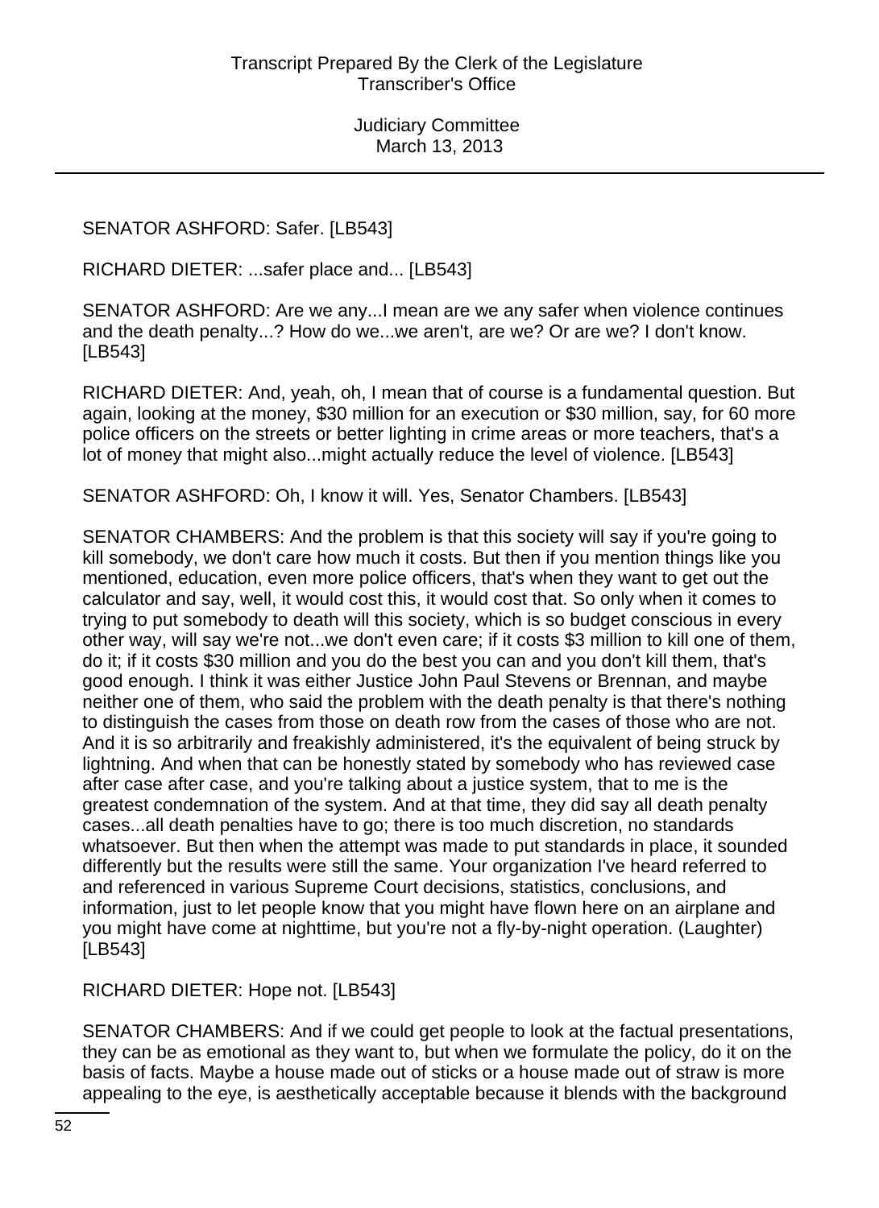SENATOR ASHFORD: Safer. [LB543]

RICHARD DIETER: ...safer place and... [LB543]

SENATOR ASHFORD: Are we any...I mean are we any safer when violence continues and the death penalty...? How do we...we aren't, are we? Or are we? I don't know. [LB543]

RICHARD DIETER: And, yeah, oh, I mean that of course is a fundamental question. But again, looking at the money, $30 million for an execution or $30 million, say, for 60 more police officers on the streets or better lighting in crime areas or more teachers, that's a lot of money that might also...might actually reduce the level of violence. [LB543]

SENATOR ASHFORD: Oh, I know it will. Yes, Senator Chambers. [LB543]

SENATOR CHAMBERS: And the problem is that this society will say if you're going to kill somebody, we don't care how much it costs. But then if you mention things like you mentioned, education, even more police officers, that's when they want to get out the calculator and say, well, it would cost this, it would cost that. So only when it comes to trying to put somebody to death will this society, which is so budget conscious in every other way, will say we're not...we don't even care; if it costs $3 million to kill one of them, do it; if it costs $30 million and you do the best you can and you don't kill them, that's good enough. I think it was either Justice John Paul Stevens or Brennan, and maybe neither one of them, who said the problem with the death penalty is that there's nothing to distinguish the cases from those on death row from the cases of those who are not. And it is so arbitrarily and freakishly administered, it's the equivalent of being struck by lightning. And when that can be honestly stated by somebody who has reviewed case after case after case, and you're talking about a justice system, that to me is the greatest condemnation of the system. And at that time, they did say all death penalty cases...all death penalties have to go; there is too much discretion, no standards whatsoever. But then when the attempt was made to put standards in place, it sounded differently but the results were still the same. Your organization I've heard referred to and referenced in various Supreme Court decisions, statistics, conclusions, and information, just to let people know that you might have flown here on an airplane and you might have come at nighttime, but you're not a fly-by-night operation. (Laughter) [LB543]

RICHARD DIETER: Hope not. [LB543]

SENATOR CHAMBERS: And if we could get people to look at the factual presentations, they can be as emotional as they want to, but when we formulate the policy, do it on the basis of facts. Maybe a house made out of sticks or a house made out of straw is more appealing to the eye, is aesthetically acceptable because it blends with the background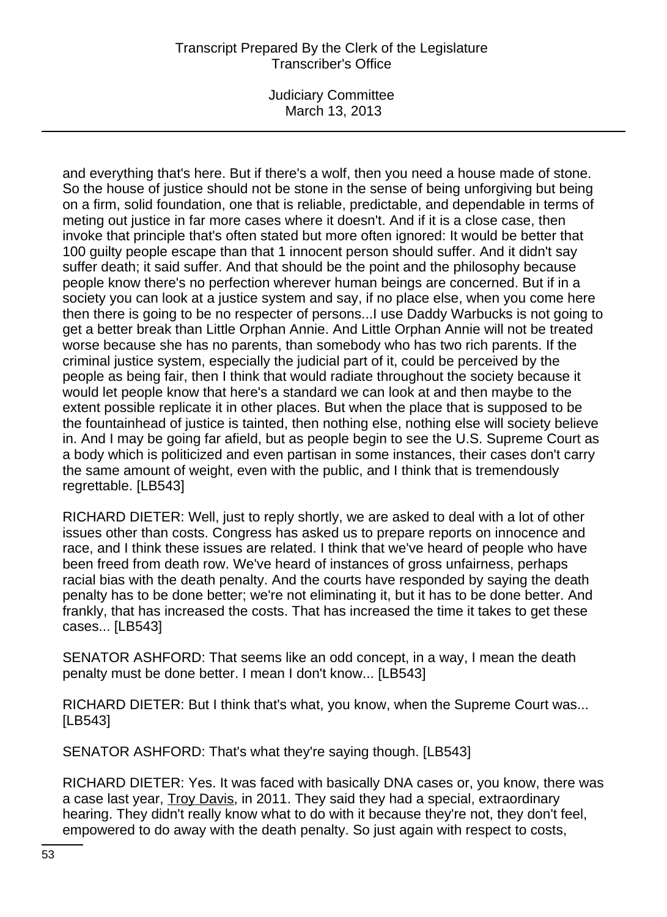and everything that's here. But if there's a wolf, then you need a house made of stone. So the house of justice should not be stone in the sense of being unforgiving but being on a firm, solid foundation, one that is reliable, predictable, and dependable in terms of meting out justice in far more cases where it doesn't. And if it is a close case, then invoke that principle that's often stated but more often ignored: It would be better that 100 guilty people escape than that 1 innocent person should suffer. And it didn't say suffer death; it said suffer. And that should be the point and the philosophy because people know there's no perfection wherever human beings are concerned. But if in a society you can look at a justice system and say, if no place else, when you come here then there is going to be no respecter of persons...I use Daddy Warbucks is not going to get a better break than Little Orphan Annie. And Little Orphan Annie will not be treated worse because she has no parents, than somebody who has two rich parents. If the criminal justice system, especially the judicial part of it, could be perceived by the people as being fair, then I think that would radiate throughout the society because it would let people know that here's a standard we can look at and then maybe to the extent possible replicate it in other places. But when the place that is supposed to be the fountainhead of justice is tainted, then nothing else, nothing else will society believe in. And I may be going far afield, but as people begin to see the U.S. Supreme Court as a body which is politicized and even partisan in some instances, their cases don't carry the same amount of weight, even with the public, and I think that is tremendously regrettable. [LB543]

RICHARD DIETER: Well, just to reply shortly, we are asked to deal with a lot of other issues other than costs. Congress has asked us to prepare reports on innocence and race, and I think these issues are related. I think that we've heard of people who have been freed from death row. We've heard of instances of gross unfairness, perhaps racial bias with the death penalty. And the courts have responded by saying the death penalty has to be done better; we're not eliminating it, but it has to be done better. And frankly, that has increased the costs. That has increased the time it takes to get these cases... [LB543]

SENATOR ASHFORD: That seems like an odd concept, in a way, I mean the death penalty must be done better. I mean I don't know... [LB543]

RICHARD DIETER: But I think that's what, you know, when the Supreme Court was... [LB543]

SENATOR ASHFORD: That's what they're saying though. [LB543]

RICHARD DIETER: Yes. It was faced with basically DNA cases or, you know, there was a case last year, Troy Davis, in 2011. They said they had a special, extraordinary hearing. They didn't really know what to do with it because they're not, they don't feel, empowered to do away with the death penalty. So just again with respect to costs,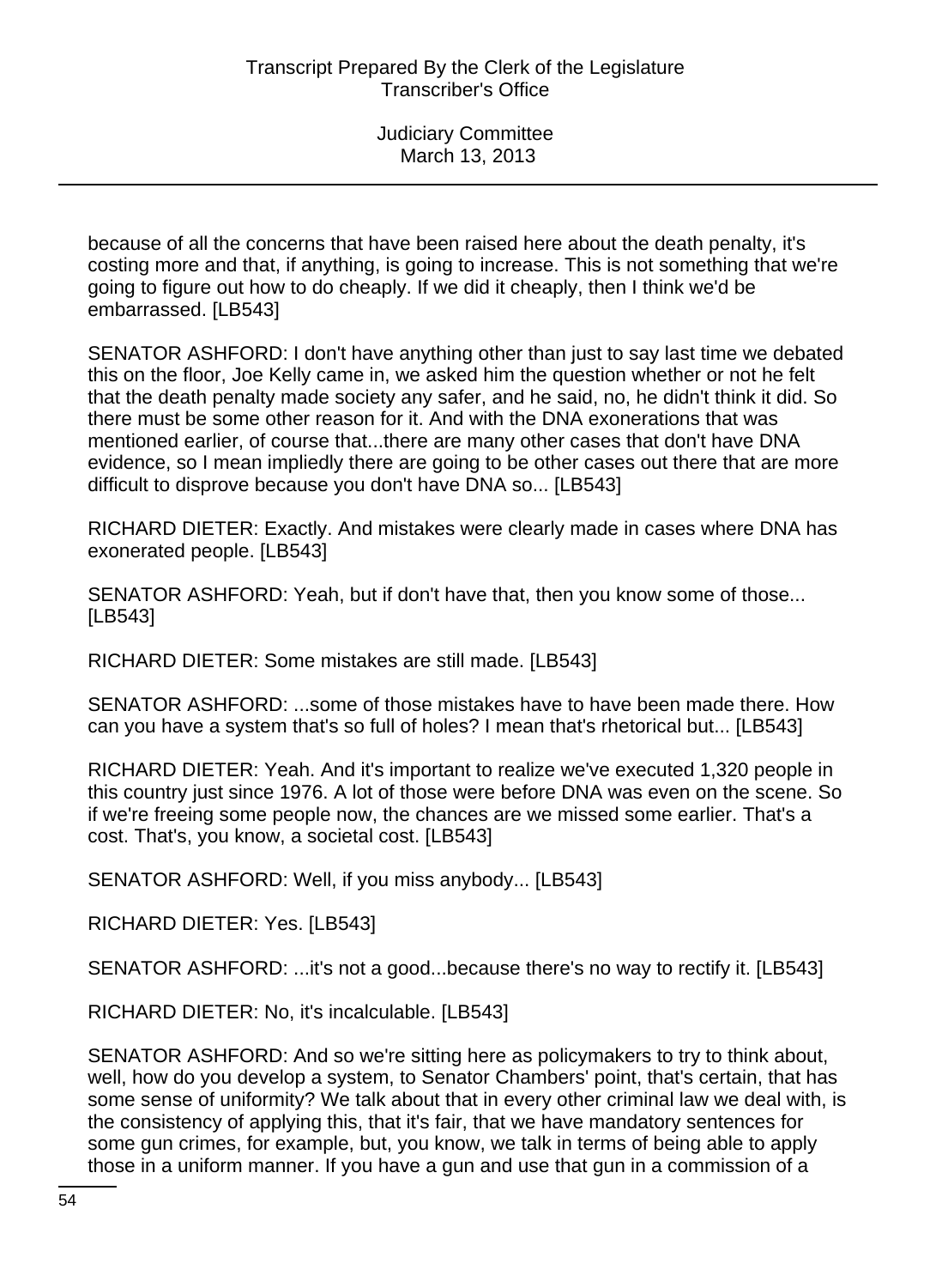because of all the concerns that have been raised here about the death penalty, it's costing more and that, if anything, is going to increase. This is not something that we're going to figure out how to do cheaply. If we did it cheaply, then I think we'd be embarrassed. [LB543]

SENATOR ASHFORD: I don't have anything other than just to say last time we debated this on the floor, Joe Kelly came in, we asked him the question whether or not he felt that the death penalty made society any safer, and he said, no, he didn't think it did. So there must be some other reason for it. And with the DNA exonerations that was mentioned earlier, of course that...there are many other cases that don't have DNA evidence, so I mean impliedly there are going to be other cases out there that are more difficult to disprove because you don't have DNA so... [LB543]

RICHARD DIETER: Exactly. And mistakes were clearly made in cases where DNA has exonerated people. [LB543]

SENATOR ASHFORD: Yeah, but if don't have that, then you know some of those... [LB543]

RICHARD DIETER: Some mistakes are still made. [LB543]

SENATOR ASHFORD: ...some of those mistakes have to have been made there. How can you have a system that's so full of holes? I mean that's rhetorical but... [LB543]

RICHARD DIETER: Yeah. And it's important to realize we've executed 1,320 people in this country just since 1976. A lot of those were before DNA was even on the scene. So if we're freeing some people now, the chances are we missed some earlier. That's a cost. That's, you know, a societal cost. [LB543]

SENATOR ASHFORD: Well, if you miss anybody... [LB543]

RICHARD DIETER: Yes. [LB543]

SENATOR ASHFORD: ...it's not a good...because there's no way to rectify it. [LB543]

RICHARD DIETER: No, it's incalculable. [LB543]

SENATOR ASHFORD: And so we're sitting here as policymakers to try to think about, well, how do you develop a system, to Senator Chambers' point, that's certain, that has some sense of uniformity? We talk about that in every other criminal law we deal with, is the consistency of applying this, that it's fair, that we have mandatory sentences for some gun crimes, for example, but, you know, we talk in terms of being able to apply those in a uniform manner. If you have a gun and use that gun in a commission of a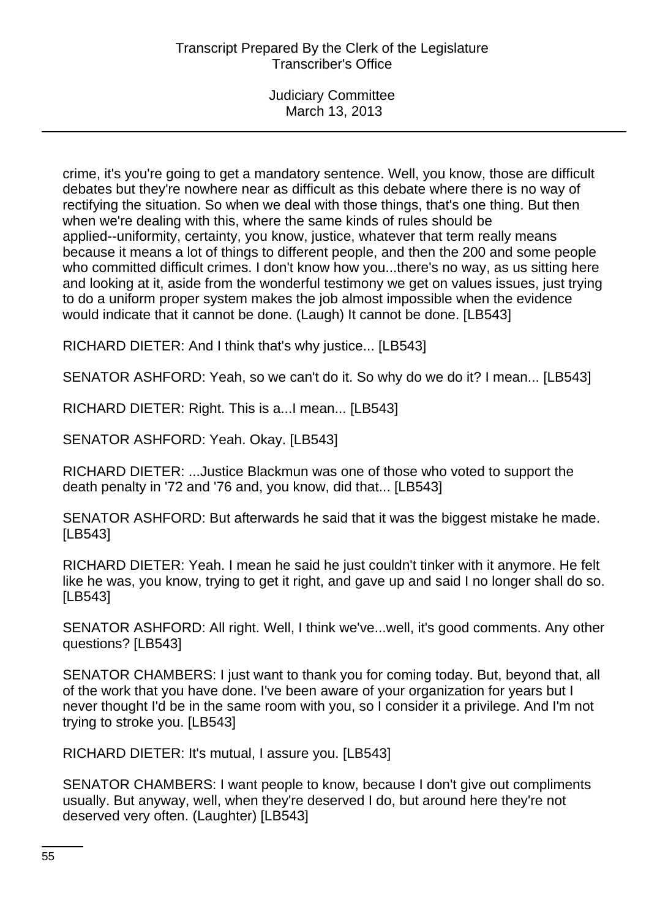crime, it's you're going to get a mandatory sentence. Well, you know, those are difficult debates but they're nowhere near as difficult as this debate where there is no way of rectifying the situation. So when we deal with those things, that's one thing. But then when we're dealing with this, where the same kinds of rules should be applied--uniformity, certainty, you know, justice, whatever that term really means because it means a lot of things to different people, and then the 200 and some people who committed difficult crimes. I don't know how you...there's no way, as us sitting here and looking at it, aside from the wonderful testimony we get on values issues, just trying to do a uniform proper system makes the job almost impossible when the evidence would indicate that it cannot be done. (Laugh) It cannot be done. [LB543]

RICHARD DIETER: And I think that's why justice... [LB543]

SENATOR ASHFORD: Yeah, so we can't do it. So why do we do it? I mean... [LB543]

RICHARD DIETER: Right. This is a...I mean... [LB543]

SENATOR ASHFORD: Yeah. Okay. [LB543]

RICHARD DIETER: ...Justice Blackmun was one of those who voted to support the death penalty in '72 and '76 and, you know, did that... [LB543]

SENATOR ASHFORD: But afterwards he said that it was the biggest mistake he made. [LB543]

RICHARD DIETER: Yeah. I mean he said he just couldn't tinker with it anymore. He felt like he was, you know, trying to get it right, and gave up and said I no longer shall do so. [LB543]

SENATOR ASHFORD: All right. Well, I think we've...well, it's good comments. Any other questions? [LB543]

SENATOR CHAMBERS: I just want to thank you for coming today. But, beyond that, all of the work that you have done. I've been aware of your organization for years but I never thought I'd be in the same room with you, so I consider it a privilege. And I'm not trying to stroke you. [LB543]

RICHARD DIETER: It's mutual, I assure you. [LB543]

SENATOR CHAMBERS: I want people to know, because I don't give out compliments usually. But anyway, well, when they're deserved I do, but around here they're not deserved very often. (Laughter) [LB543]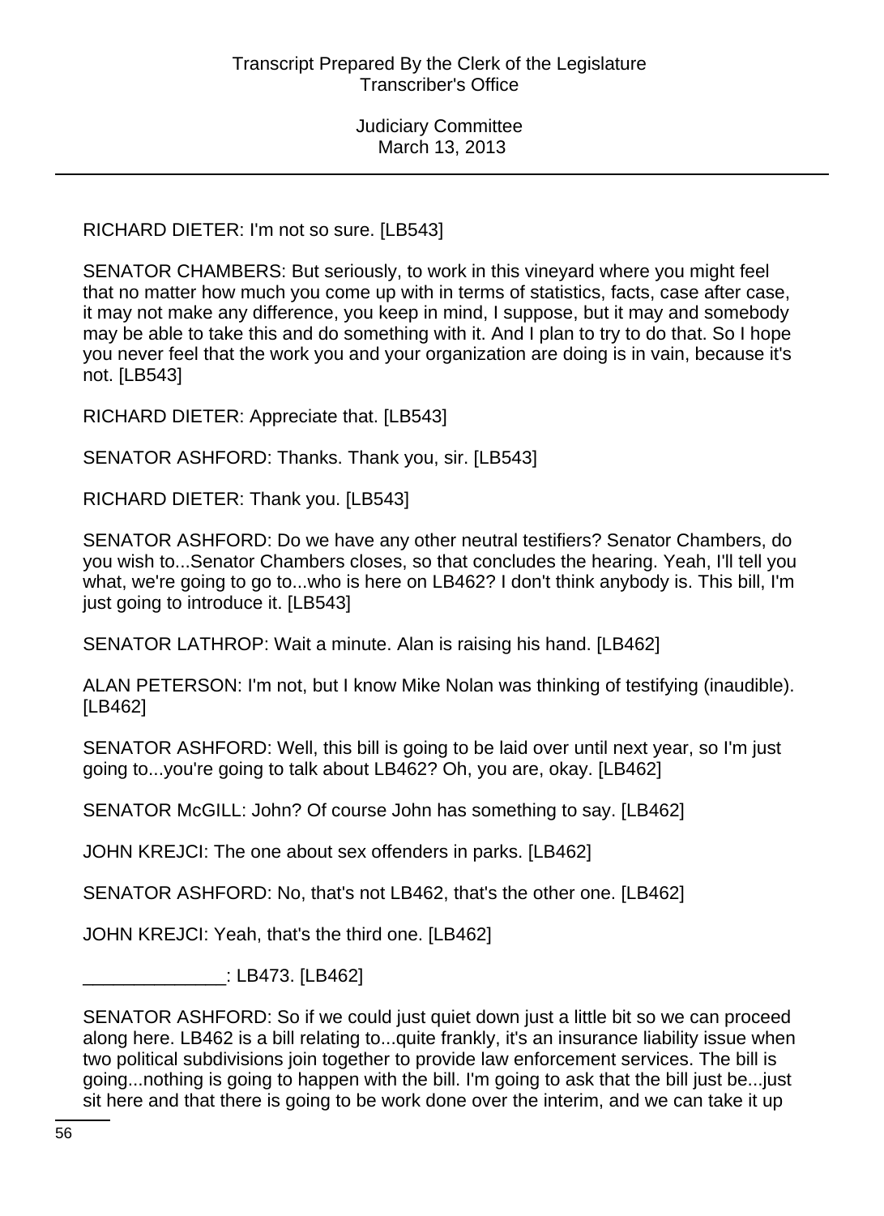RICHARD DIETER: I'm not so sure. [LB543]

SENATOR CHAMBERS: But seriously, to work in this vineyard where you might feel that no matter how much you come up with in terms of statistics, facts, case after case, it may not make any difference, you keep in mind, I suppose, but it may and somebody may be able to take this and do something with it. And I plan to try to do that. So I hope you never feel that the work you and your organization are doing is in vain, because it's not. [LB543]

RICHARD DIETER: Appreciate that. [LB543]

SENATOR ASHFORD: Thanks. Thank you, sir. [LB543]

RICHARD DIETER: Thank you. [LB543]

SENATOR ASHFORD: Do we have any other neutral testifiers? Senator Chambers, do you wish to...Senator Chambers closes, so that concludes the hearing. Yeah, I'll tell you what, we're going to go to...who is here on LB462? I don't think anybody is. This bill, I'm just going to introduce it. [LB543]

SENATOR LATHROP: Wait a minute. Alan is raising his hand. [LB462]

ALAN PETERSON: I'm not, but I know Mike Nolan was thinking of testifying (inaudible). [LB462]

SENATOR ASHFORD: Well, this bill is going to be laid over until next year, so I'm just going to...you're going to talk about LB462? Oh, you are, okay. [LB462]

SENATOR McGILL: John? Of course John has something to say. [LB462]

JOHN KREJCI: The one about sex offenders in parks. [LB462]

SENATOR ASHFORD: No, that's not LB462, that's the other one. [LB462]

JOHN KREJCI: Yeah, that's the third one. [LB462]

______________: LB473. [LB462]

SENATOR ASHFORD: So if we could just quiet down just a little bit so we can proceed along here. LB462 is a bill relating to...quite frankly, it's an insurance liability issue when two political subdivisions join together to provide law enforcement services. The bill is going...nothing is going to happen with the bill. I'm going to ask that the bill just be...just sit here and that there is going to be work done over the interim, and we can take it up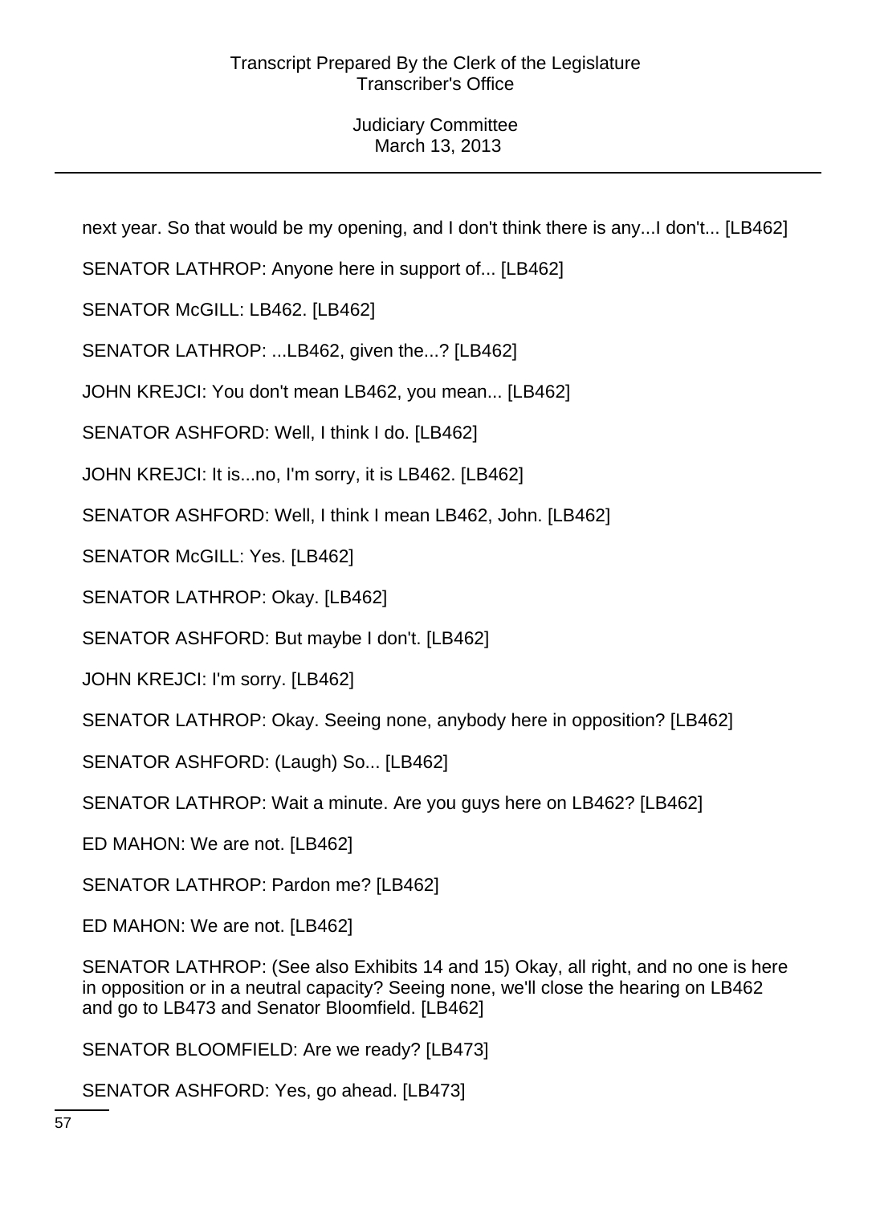next year. So that would be my opening, and I don't think there is any...I don't... [LB462]

SENATOR LATHROP: Anyone here in support of... [LB462]

SENATOR McGILL: LB462. [LB462]

SENATOR LATHROP: ...LB462, given the...? [LB462]

JOHN KREJCI: You don't mean LB462, you mean... [LB462]

SENATOR ASHFORD: Well, I think I do. [LB462]

JOHN KREJCI: It is...no, I'm sorry, it is LB462. [LB462]

SENATOR ASHFORD: Well, I think I mean LB462, John. [LB462]

SENATOR McGILL: Yes. [LB462]

SENATOR LATHROP: Okay. [LB462]

SENATOR ASHFORD: But maybe I don't. [LB462]

JOHN KREJCI: I'm sorry. [LB462]

SENATOR LATHROP: Okay. Seeing none, anybody here in opposition? [LB462]

SENATOR ASHFORD: (Laugh) So... [LB462]

SENATOR LATHROP: Wait a minute. Are you guys here on LB462? [LB462]

ED MAHON: We are not. [LB462]

SENATOR LATHROP: Pardon me? [LB462]

ED MAHON: We are not. [LB462]

SENATOR LATHROP: (See also Exhibits 14 and 15) Okay, all right, and no one is here in opposition or in a neutral capacity? Seeing none, we'll close the hearing on LB462 and go to LB473 and Senator Bloomfield. [LB462]

SENATOR BLOOMFIELD: Are we ready? [LB473]

SENATOR ASHFORD: Yes, go ahead. [LB473]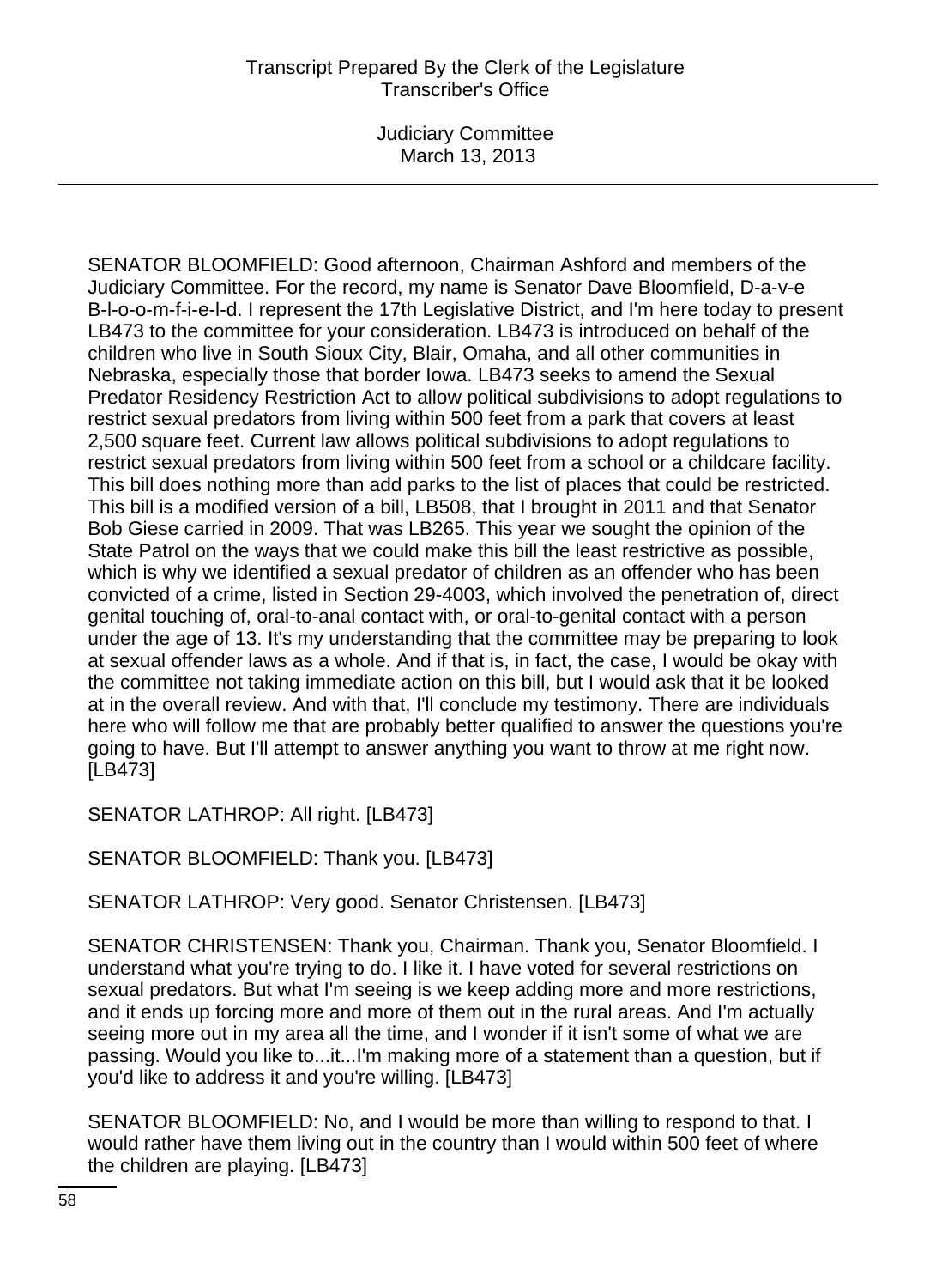SENATOR BLOOMFIELD: Good afternoon, Chairman Ashford and members of the Judiciary Committee. For the record, my name is Senator Dave Bloomfield, D-a-v-e B-l-o-o-m-f-i-e-l-d. I represent the 17th Legislative District, and I'm here today to present LB473 to the committee for your consideration. LB473 is introduced on behalf of the children who live in South Sioux City, Blair, Omaha, and all other communities in Nebraska, especially those that border Iowa. LB473 seeks to amend the Sexual Predator Residency Restriction Act to allow political subdivisions to adopt regulations to restrict sexual predators from living within 500 feet from a park that covers at least 2,500 square feet. Current law allows political subdivisions to adopt regulations to restrict sexual predators from living within 500 feet from a school or a childcare facility. This bill does nothing more than add parks to the list of places that could be restricted. This bill is a modified version of a bill, LB508, that I brought in 2011 and that Senator Bob Giese carried in 2009. That was LB265. This year we sought the opinion of the State Patrol on the ways that we could make this bill the least restrictive as possible, which is why we identified a sexual predator of children as an offender who has been convicted of a crime, listed in Section 29-4003, which involved the penetration of, direct genital touching of, oral-to-anal contact with, or oral-to-genital contact with a person under the age of 13. It's my understanding that the committee may be preparing to look at sexual offender laws as a whole. And if that is, in fact, the case, I would be okay with the committee not taking immediate action on this bill, but I would ask that it be looked at in the overall review. And with that, I'll conclude my testimony. There are individuals here who will follow me that are probably better qualified to answer the questions you're going to have. But I'll attempt to answer anything you want to throw at me right now. [LB473]

SENATOR LATHROP: All right. [LB473]

SENATOR BLOOMFIELD: Thank you. [LB473]

SENATOR LATHROP: Very good. Senator Christensen. [LB473]

SENATOR CHRISTENSEN: Thank you, Chairman. Thank you, Senator Bloomfield. I understand what you're trying to do. I like it. I have voted for several restrictions on sexual predators. But what I'm seeing is we keep adding more and more restrictions, and it ends up forcing more and more of them out in the rural areas. And I'm actually seeing more out in my area all the time, and I wonder if it isn't some of what we are passing. Would you like to...it...I'm making more of a statement than a question, but if you'd like to address it and you're willing. [LB473]

SENATOR BLOOMFIELD: No, and I would be more than willing to respond to that. I would rather have them living out in the country than I would within 500 feet of where the children are playing. [LB473]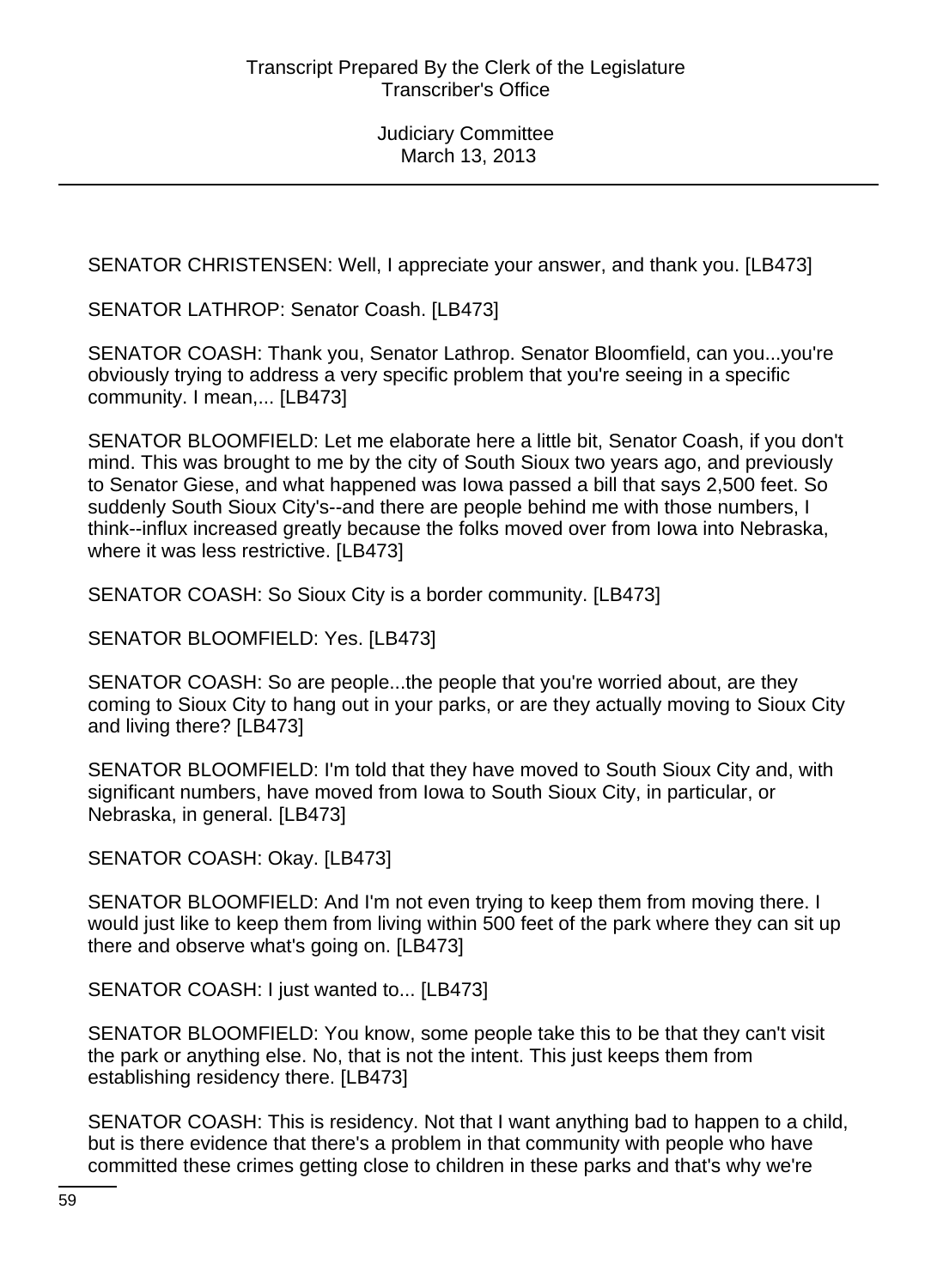SENATOR CHRISTENSEN: Well, I appreciate your answer, and thank you. [LB473]

SENATOR LATHROP: Senator Coash. [LB473]

SENATOR COASH: Thank you, Senator Lathrop. Senator Bloomfield, can you...you're obviously trying to address a very specific problem that you're seeing in a specific community. I mean,... [LB473]

SENATOR BLOOMFIELD: Let me elaborate here a little bit, Senator Coash, if you don't mind. This was brought to me by the city of South Sioux two years ago, and previously to Senator Giese, and what happened was Iowa passed a bill that says 2,500 feet. So suddenly South Sioux City's--and there are people behind me with those numbers, I think--influx increased greatly because the folks moved over from Iowa into Nebraska, where it was less restrictive. [LB473]

SENATOR COASH: So Sioux City is a border community. [LB473]

SENATOR BLOOMFIELD: Yes. [LB473]

SENATOR COASH: So are people...the people that you're worried about, are they coming to Sioux City to hang out in your parks, or are they actually moving to Sioux City and living there? [LB473]

SENATOR BLOOMFIELD: I'm told that they have moved to South Sioux City and, with significant numbers, have moved from Iowa to South Sioux City, in particular, or Nebraska, in general. [LB473]

SENATOR COASH: Okay. [LB473]

SENATOR BLOOMFIELD: And I'm not even trying to keep them from moving there. I would just like to keep them from living within 500 feet of the park where they can sit up there and observe what's going on. [LB473]

SENATOR COASH: I just wanted to... [LB473]

SENATOR BLOOMFIELD: You know, some people take this to be that they can't visit the park or anything else. No, that is not the intent. This just keeps them from establishing residency there. [LB473]

SENATOR COASH: This is residency. Not that I want anything bad to happen to a child, but is there evidence that there's a problem in that community with people who have committed these crimes getting close to children in these parks and that's why we're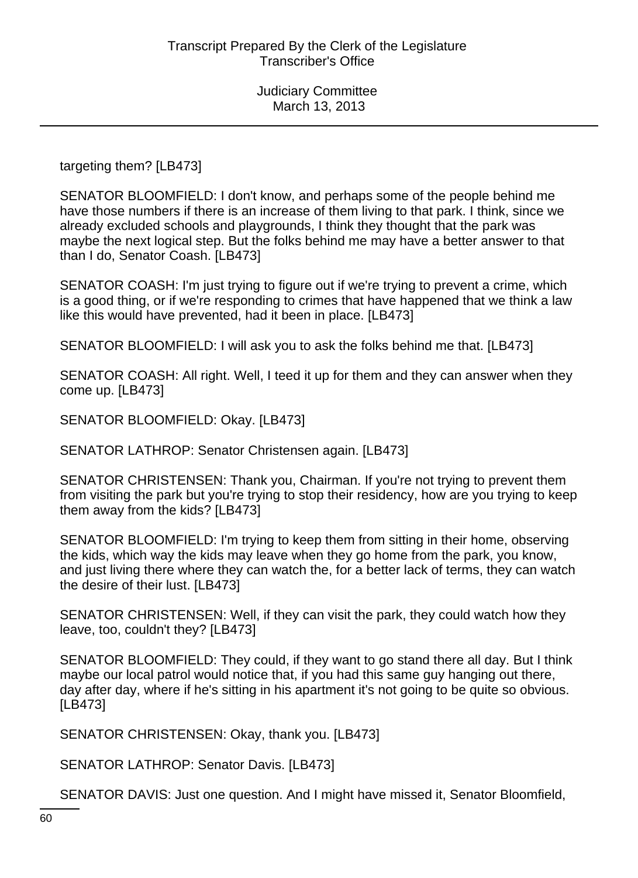targeting them? [LB473]

SENATOR BLOOMFIELD: I don't know, and perhaps some of the people behind me have those numbers if there is an increase of them living to that park. I think, since we already excluded schools and playgrounds, I think they thought that the park was maybe the next logical step. But the folks behind me may have a better answer to that than I do, Senator Coash. [LB473]

SENATOR COASH: I'm just trying to figure out if we're trying to prevent a crime, which is a good thing, or if we're responding to crimes that have happened that we think a law like this would have prevented, had it been in place. [LB473]

SENATOR BLOOMFIELD: I will ask you to ask the folks behind me that. [LB473]

SENATOR COASH: All right. Well, I teed it up for them and they can answer when they come up. [LB473]

SENATOR BLOOMFIELD: Okay. [LB473]

SENATOR LATHROP: Senator Christensen again. [LB473]

SENATOR CHRISTENSEN: Thank you, Chairman. If you're not trying to prevent them from visiting the park but you're trying to stop their residency, how are you trying to keep them away from the kids? [LB473]

SENATOR BLOOMFIELD: I'm trying to keep them from sitting in their home, observing the kids, which way the kids may leave when they go home from the park, you know, and just living there where they can watch the, for a better lack of terms, they can watch the desire of their lust. [LB473]

SENATOR CHRISTENSEN: Well, if they can visit the park, they could watch how they leave, too, couldn't they? [LB473]

SENATOR BLOOMFIELD: They could, if they want to go stand there all day. But I think maybe our local patrol would notice that, if you had this same guy hanging out there, day after day, where if he's sitting in his apartment it's not going to be quite so obvious. [LB473]

SENATOR CHRISTENSEN: Okay, thank you. [LB473]

SENATOR LATHROP: Senator Davis. [LB473]

SENATOR DAVIS: Just one question. And I might have missed it, Senator Bloomfield,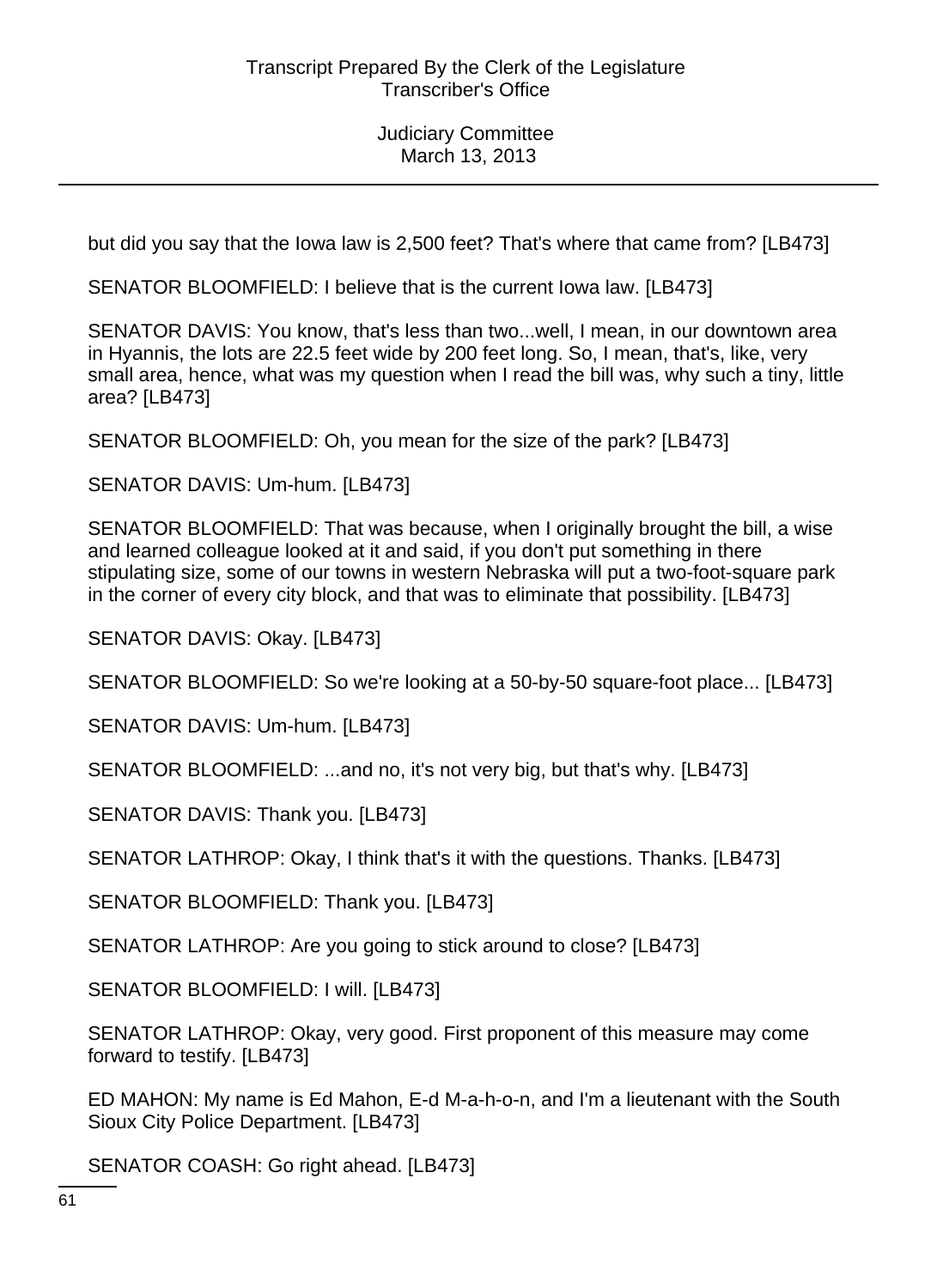but did you say that the Iowa law is 2,500 feet? That's where that came from? [LB473]

SENATOR BLOOMFIELD: I believe that is the current Iowa law. [LB473]

SENATOR DAVIS: You know, that's less than two...well, I mean, in our downtown area in Hyannis, the lots are 22.5 feet wide by 200 feet long. So, I mean, that's, like, very small area, hence, what was my question when I read the bill was, why such a tiny, little area? [LB473]

SENATOR BLOOMFIELD: Oh, you mean for the size of the park? [LB473]

SENATOR DAVIS: Um-hum. [LB473]

SENATOR BLOOMFIELD: That was because, when I originally brought the bill, a wise and learned colleague looked at it and said, if you don't put something in there stipulating size, some of our towns in western Nebraska will put a two-foot-square park in the corner of every city block, and that was to eliminate that possibility. [LB473]

SENATOR DAVIS: Okay. [LB473]

SENATOR BLOOMFIELD: So we're looking at a 50-by-50 square-foot place... [LB473]

SENATOR DAVIS: Um-hum. [LB473]

SENATOR BLOOMFIELD: ...and no, it's not very big, but that's why. [LB473]

SENATOR DAVIS: Thank you. [LB473]

SENATOR LATHROP: Okay, I think that's it with the questions. Thanks. [LB473]

SENATOR BLOOMFIELD: Thank you. [LB473]

SENATOR LATHROP: Are you going to stick around to close? [LB473]

SENATOR BLOOMFIELD: I will. [LB473]

SENATOR LATHROP: Okay, very good. First proponent of this measure may come forward to testify. [LB473]

ED MAHON: My name is Ed Mahon, E-d M-a-h-o-n, and I'm a lieutenant with the South Sioux City Police Department. [LB473]

SENATOR COASH: Go right ahead. [LB473]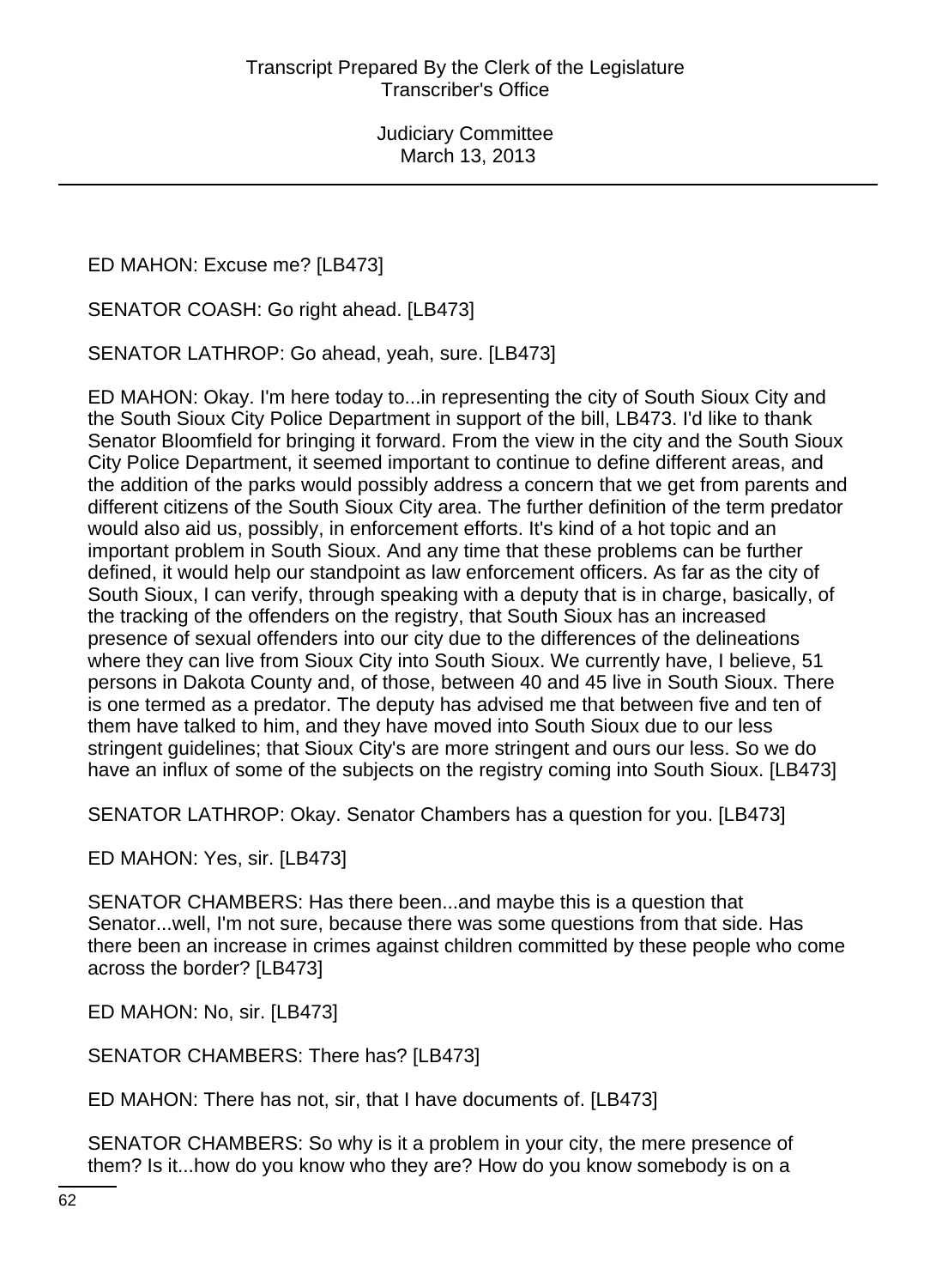ED MAHON: Excuse me? [LB473]

SENATOR COASH: Go right ahead. [LB473]

SENATOR LATHROP: Go ahead, yeah, sure. [LB473]

ED MAHON: Okay. I'm here today to...in representing the city of South Sioux City and the South Sioux City Police Department in support of the bill, LB473. I'd like to thank Senator Bloomfield for bringing it forward. From the view in the city and the South Sioux City Police Department, it seemed important to continue to define different areas, and the addition of the parks would possibly address a concern that we get from parents and different citizens of the South Sioux City area. The further definition of the term predator would also aid us, possibly, in enforcement efforts. It's kind of a hot topic and an important problem in South Sioux. And any time that these problems can be further defined, it would help our standpoint as law enforcement officers. As far as the city of South Sioux, I can verify, through speaking with a deputy that is in charge, basically, of the tracking of the offenders on the registry, that South Sioux has an increased presence of sexual offenders into our city due to the differences of the delineations where they can live from Sioux City into South Sioux. We currently have, I believe, 51 persons in Dakota County and, of those, between 40 and 45 live in South Sioux. There is one termed as a predator. The deputy has advised me that between five and ten of them have talked to him, and they have moved into South Sioux due to our less stringent guidelines; that Sioux City's are more stringent and ours our less. So we do have an influx of some of the subjects on the registry coming into South Sioux. [LB473]

SENATOR LATHROP: Okay. Senator Chambers has a question for you. [LB473]

ED MAHON: Yes, sir. [LB473]

SENATOR CHAMBERS: Has there been...and maybe this is a question that Senator...well, I'm not sure, because there was some questions from that side. Has there been an increase in crimes against children committed by these people who come across the border? [LB473]

ED MAHON: No, sir. [LB473]

SENATOR CHAMBERS: There has? [LB473]

ED MAHON: There has not, sir, that I have documents of. [LB473]

SENATOR CHAMBERS: So why is it a problem in your city, the mere presence of them? Is it...how do you know who they are? How do you know somebody is on a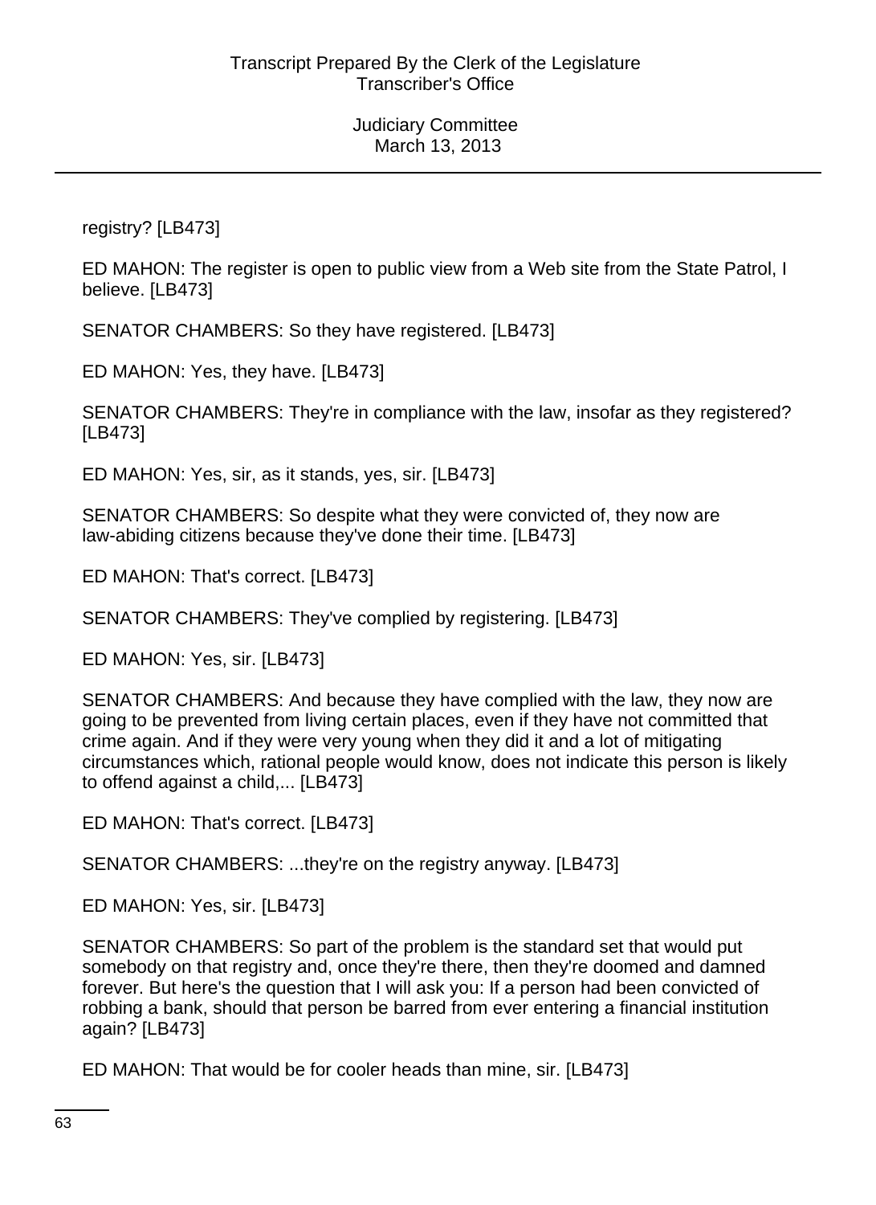registry? [LB473]

ED MAHON: The register is open to public view from a Web site from the State Patrol, I believe. [LB473]

SENATOR CHAMBERS: So they have registered. [LB473]

ED MAHON: Yes, they have. [LB473]

SENATOR CHAMBERS: They're in compliance with the law, insofar as they registered? [LB473]

ED MAHON: Yes, sir, as it stands, yes, sir. [LB473]

SENATOR CHAMBERS: So despite what they were convicted of, they now are law-abiding citizens because they've done their time. [LB473]

ED MAHON: That's correct. [LB473]

SENATOR CHAMBERS: They've complied by registering. [LB473]

ED MAHON: Yes, sir. [LB473]

SENATOR CHAMBERS: And because they have complied with the law, they now are going to be prevented from living certain places, even if they have not committed that crime again. And if they were very young when they did it and a lot of mitigating circumstances which, rational people would know, does not indicate this person is likely to offend against a child,... [LB473]

ED MAHON: That's correct. [LB473]

SENATOR CHAMBERS: ...they're on the registry anyway. [LB473]

ED MAHON: Yes, sir. [LB473]

SENATOR CHAMBERS: So part of the problem is the standard set that would put somebody on that registry and, once they're there, then they're doomed and damned forever. But here's the question that I will ask you: If a person had been convicted of robbing a bank, should that person be barred from ever entering a financial institution again? [LB473]

ED MAHON: That would be for cooler heads than mine, sir. [LB473]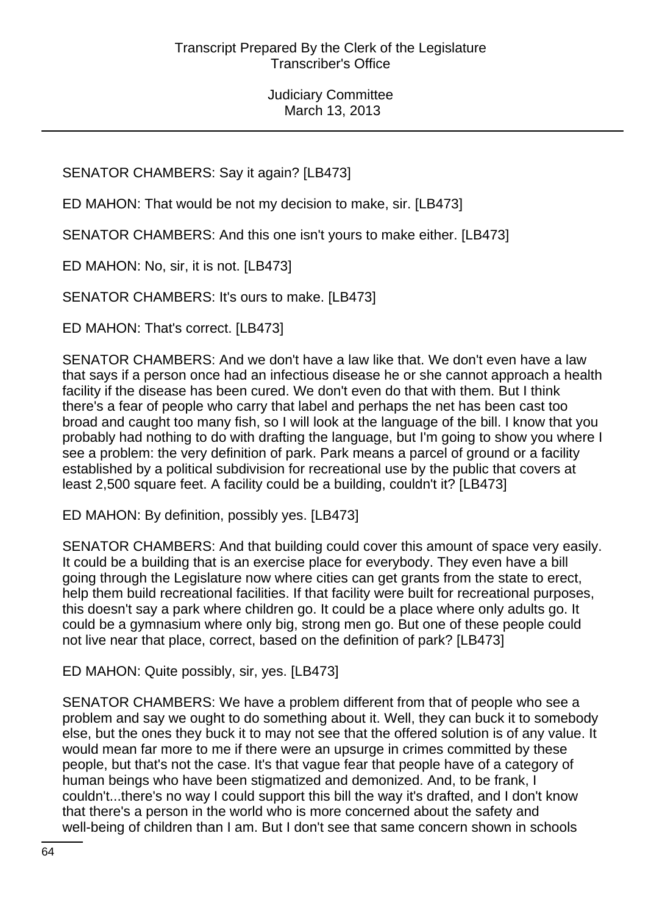SENATOR CHAMBERS: Say it again? [LB473]

ED MAHON: That would be not my decision to make, sir. [LB473]

SENATOR CHAMBERS: And this one isn't yours to make either. [LB473]

ED MAHON: No, sir, it is not. [LB473]

SENATOR CHAMBERS: It's ours to make. [LB473]

ED MAHON: That's correct. [LB473]

SENATOR CHAMBERS: And we don't have a law like that. We don't even have a law that says if a person once had an infectious disease he or she cannot approach a health facility if the disease has been cured. We don't even do that with them. But I think there's a fear of people who carry that label and perhaps the net has been cast too broad and caught too many fish, so I will look at the language of the bill. I know that you probably had nothing to do with drafting the language, but I'm going to show you where I see a problem: the very definition of park. Park means a parcel of ground or a facility established by a political subdivision for recreational use by the public that covers at least 2,500 square feet. A facility could be a building, couldn't it? [LB473]

ED MAHON: By definition, possibly yes. [LB473]

SENATOR CHAMBERS: And that building could cover this amount of space very easily. It could be a building that is an exercise place for everybody. They even have a bill going through the Legislature now where cities can get grants from the state to erect, help them build recreational facilities. If that facility were built for recreational purposes, this doesn't say a park where children go. It could be a place where only adults go. It could be a gymnasium where only big, strong men go. But one of these people could not live near that place, correct, based on the definition of park? [LB473]

ED MAHON: Quite possibly, sir, yes. [LB473]

SENATOR CHAMBERS: We have a problem different from that of people who see a problem and say we ought to do something about it. Well, they can buck it to somebody else, but the ones they buck it to may not see that the offered solution is of any value. It would mean far more to me if there were an upsurge in crimes committed by these people, but that's not the case. It's that vague fear that people have of a category of human beings who have been stigmatized and demonized. And, to be frank, I couldn't...there's no way I could support this bill the way it's drafted, and I don't know that there's a person in the world who is more concerned about the safety and well-being of children than I am. But I don't see that same concern shown in schools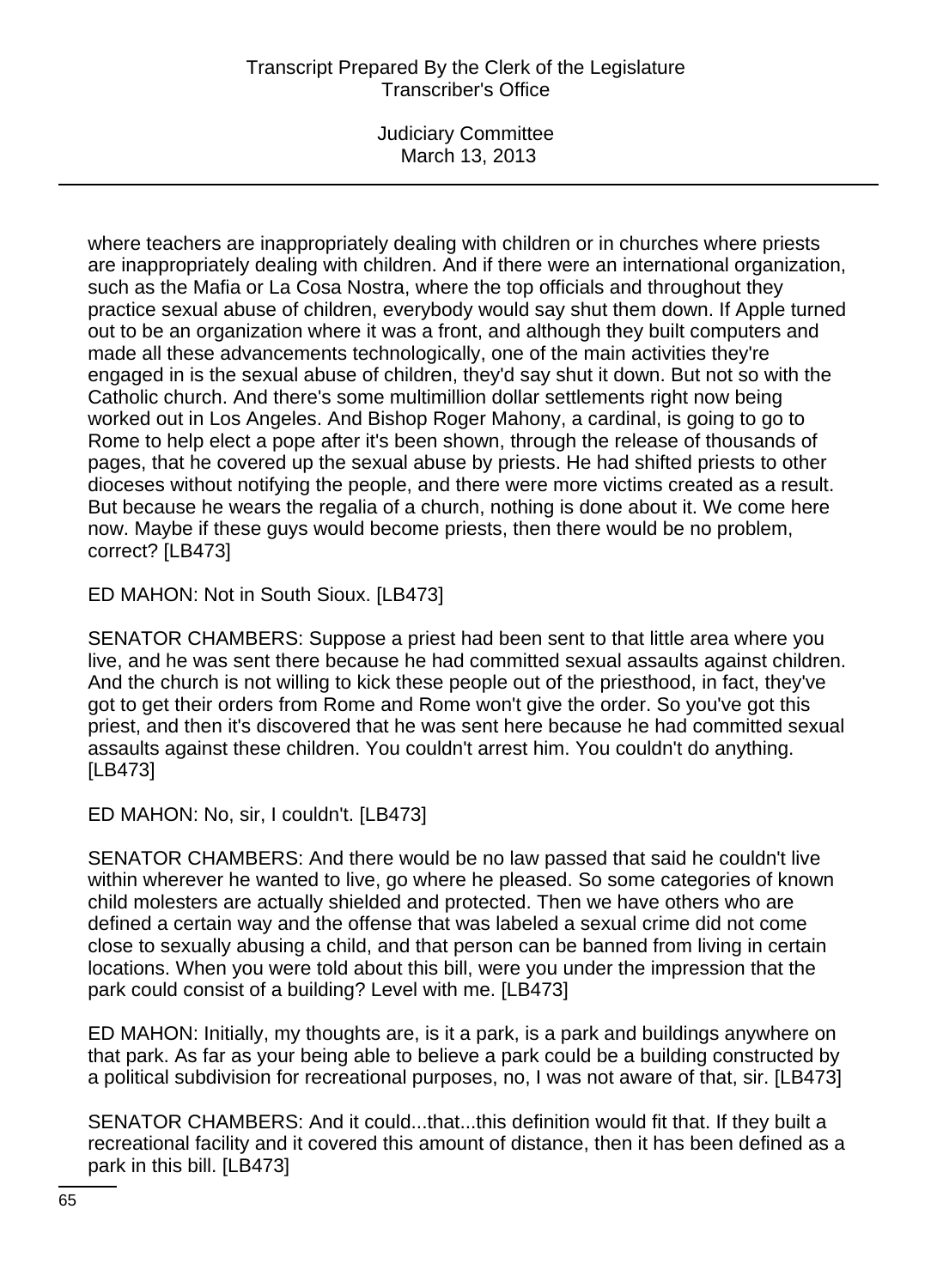where teachers are inappropriately dealing with children or in churches where priests are inappropriately dealing with children. And if there were an international organization, such as the Mafia or La Cosa Nostra, where the top officials and throughout they practice sexual abuse of children, everybody would say shut them down. If Apple turned out to be an organization where it was a front, and although they built computers and made all these advancements technologically, one of the main activities they're engaged in is the sexual abuse of children, they'd say shut it down. But not so with the Catholic church. And there's some multimillion dollar settlements right now being worked out in Los Angeles. And Bishop Roger Mahony, a cardinal, is going to go to Rome to help elect a pope after it's been shown, through the release of thousands of pages, that he covered up the sexual abuse by priests. He had shifted priests to other dioceses without notifying the people, and there were more victims created as a result. But because he wears the regalia of a church, nothing is done about it. We come here now. Maybe if these guys would become priests, then there would be no problem, correct? [LB473]

ED MAHON: Not in South Sioux. [LB473]

SENATOR CHAMBERS: Suppose a priest had been sent to that little area where you live, and he was sent there because he had committed sexual assaults against children. And the church is not willing to kick these people out of the priesthood, in fact, they've got to get their orders from Rome and Rome won't give the order. So you've got this priest, and then it's discovered that he was sent here because he had committed sexual assaults against these children. You couldn't arrest him. You couldn't do anything. [LB473]

ED MAHON: No, sir, I couldn't. [LB473]

SENATOR CHAMBERS: And there would be no law passed that said he couldn't live within wherever he wanted to live, go where he pleased. So some categories of known child molesters are actually shielded and protected. Then we have others who are defined a certain way and the offense that was labeled a sexual crime did not come close to sexually abusing a child, and that person can be banned from living in certain locations. When you were told about this bill, were you under the impression that the park could consist of a building? Level with me. [LB473]

ED MAHON: Initially, my thoughts are, is it a park, is a park and buildings anywhere on that park. As far as your being able to believe a park could be a building constructed by a political subdivision for recreational purposes, no, I was not aware of that, sir. [LB473]

SENATOR CHAMBERS: And it could...that...this definition would fit that. If they built a recreational facility and it covered this amount of distance, then it has been defined as a park in this bill. [LB473]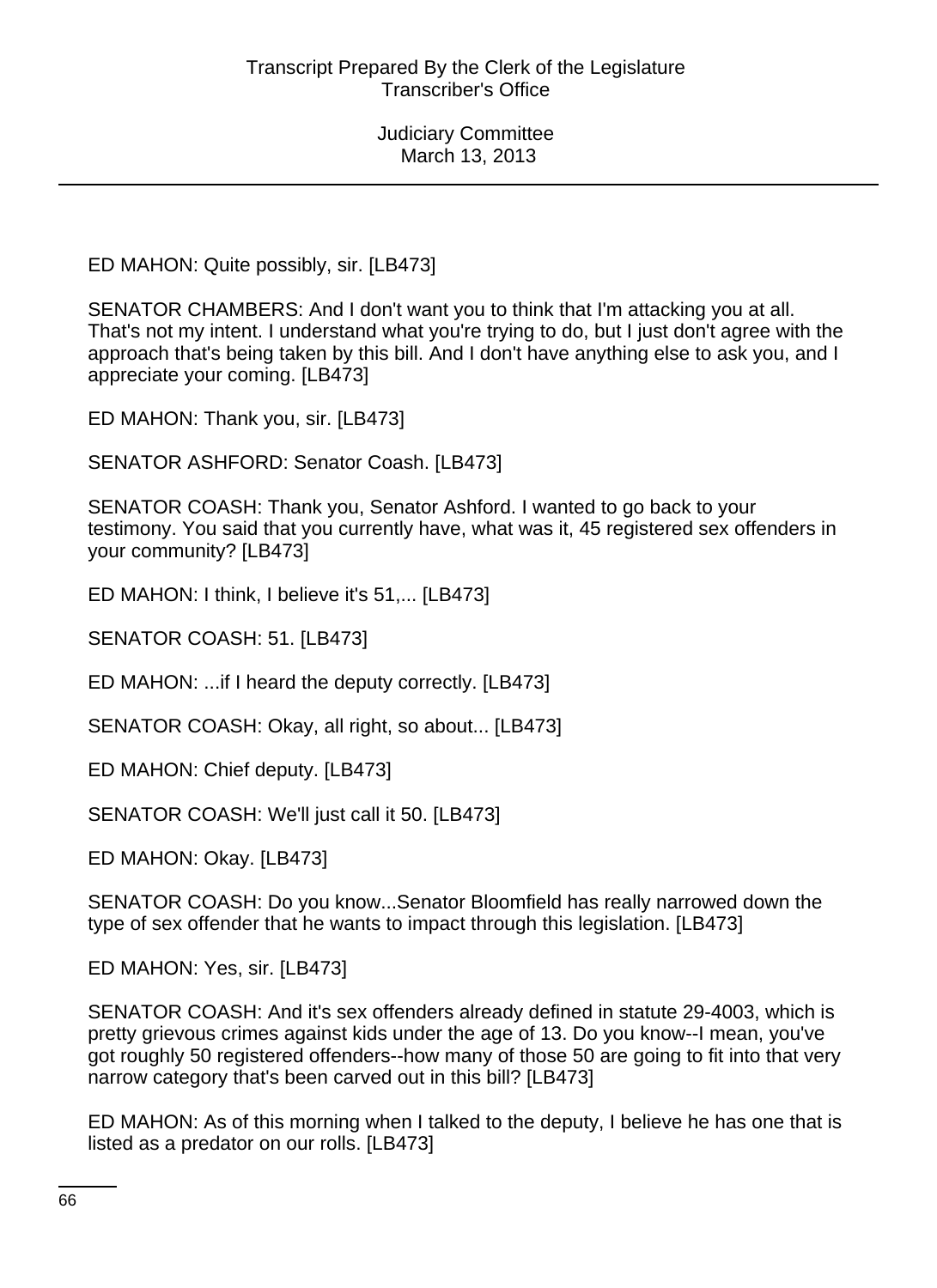ED MAHON: Quite possibly, sir. [LB473]

SENATOR CHAMBERS: And I don't want you to think that I'm attacking you at all. That's not my intent. I understand what you're trying to do, but I just don't agree with the approach that's being taken by this bill. And I don't have anything else to ask you, and I appreciate your coming. [LB473]

ED MAHON: Thank you, sir. [LB473]

SENATOR ASHFORD: Senator Coash. [LB473]

SENATOR COASH: Thank you, Senator Ashford. I wanted to go back to your testimony. You said that you currently have, what was it, 45 registered sex offenders in your community? [LB473]

ED MAHON: I think, I believe it's 51,... [LB473]

SENATOR COASH: 51. [LB473]

ED MAHON: ...if I heard the deputy correctly. [LB473]

SENATOR COASH: Okay, all right, so about... [LB473]

ED MAHON: Chief deputy. [LB473]

SENATOR COASH: We'll just call it 50. [LB473]

ED MAHON: Okay. [LB473]

SENATOR COASH: Do you know...Senator Bloomfield has really narrowed down the type of sex offender that he wants to impact through this legislation. [LB473]

ED MAHON: Yes, sir. [LB473]

SENATOR COASH: And it's sex offenders already defined in statute 29-4003, which is pretty grievous crimes against kids under the age of 13. Do you know--I mean, you've got roughly 50 registered offenders--how many of those 50 are going to fit into that very narrow category that's been carved out in this bill? [LB473]

ED MAHON: As of this morning when I talked to the deputy, I believe he has one that is listed as a predator on our rolls. [LB473]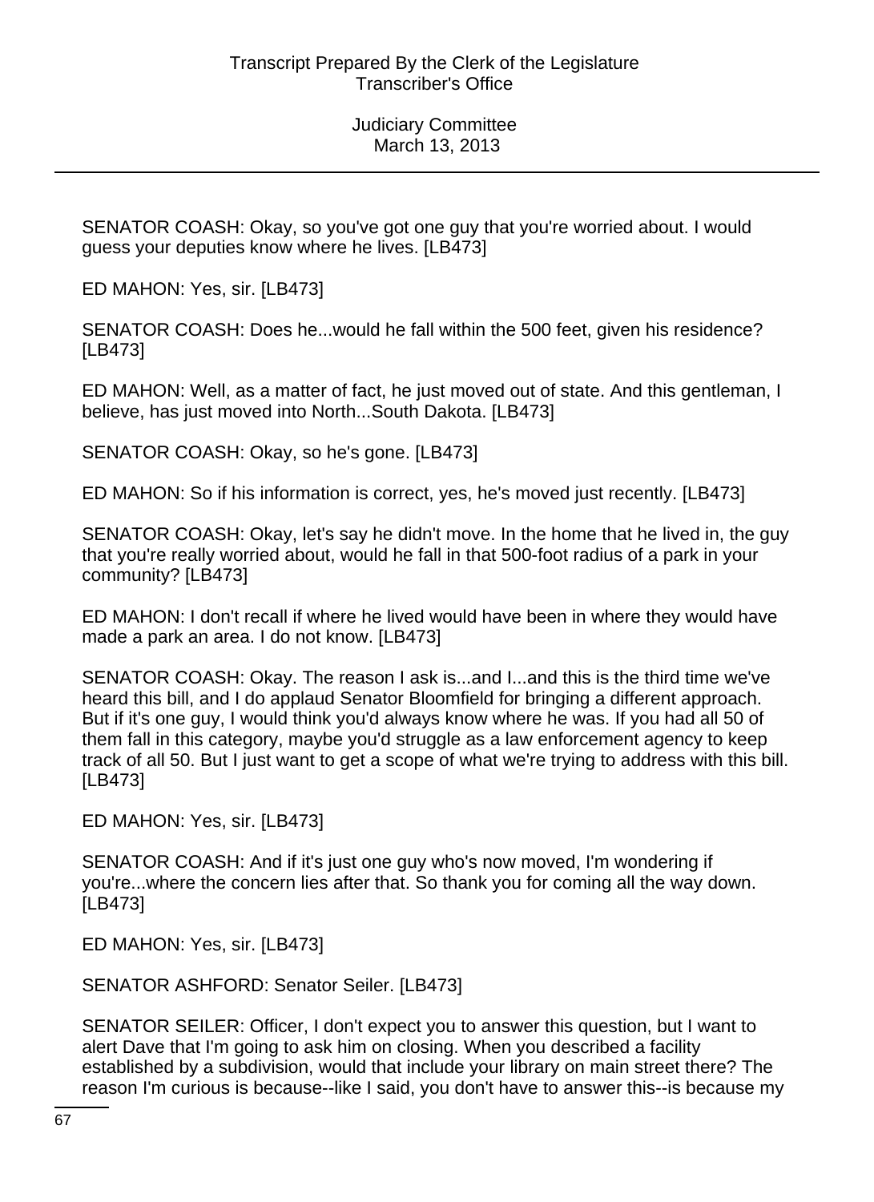SENATOR COASH: Okay, so you've got one guy that you're worried about. I would guess your deputies know where he lives. [LB473]

ED MAHON: Yes, sir. [LB473]

SENATOR COASH: Does he...would he fall within the 500 feet, given his residence? [LB473]

ED MAHON: Well, as a matter of fact, he just moved out of state. And this gentleman, I believe, has just moved into North...South Dakota. [LB473]

SENATOR COASH: Okay, so he's gone. [LB473]

ED MAHON: So if his information is correct, yes, he's moved just recently. [LB473]

SENATOR COASH: Okay, let's say he didn't move. In the home that he lived in, the guy that you're really worried about, would he fall in that 500-foot radius of a park in your community? [LB473]

ED MAHON: I don't recall if where he lived would have been in where they would have made a park an area. I do not know. [LB473]

SENATOR COASH: Okay. The reason I ask is...and I...and this is the third time we've heard this bill, and I do applaud Senator Bloomfield for bringing a different approach. But if it's one guy, I would think you'd always know where he was. If you had all 50 of them fall in this category, maybe you'd struggle as a law enforcement agency to keep track of all 50. But I just want to get a scope of what we're trying to address with this bill. [LB473]

ED MAHON: Yes, sir. [LB473]

SENATOR COASH: And if it's just one guy who's now moved, I'm wondering if you're...where the concern lies after that. So thank you for coming all the way down. [LB473]

ED MAHON: Yes, sir. [LB473]

SENATOR ASHFORD: Senator Seiler. [LB473]

SENATOR SEILER: Officer, I don't expect you to answer this question, but I want to alert Dave that I'm going to ask him on closing. When you described a facility established by a subdivision, would that include your library on main street there? The reason I'm curious is because--like I said, you don't have to answer this--is because my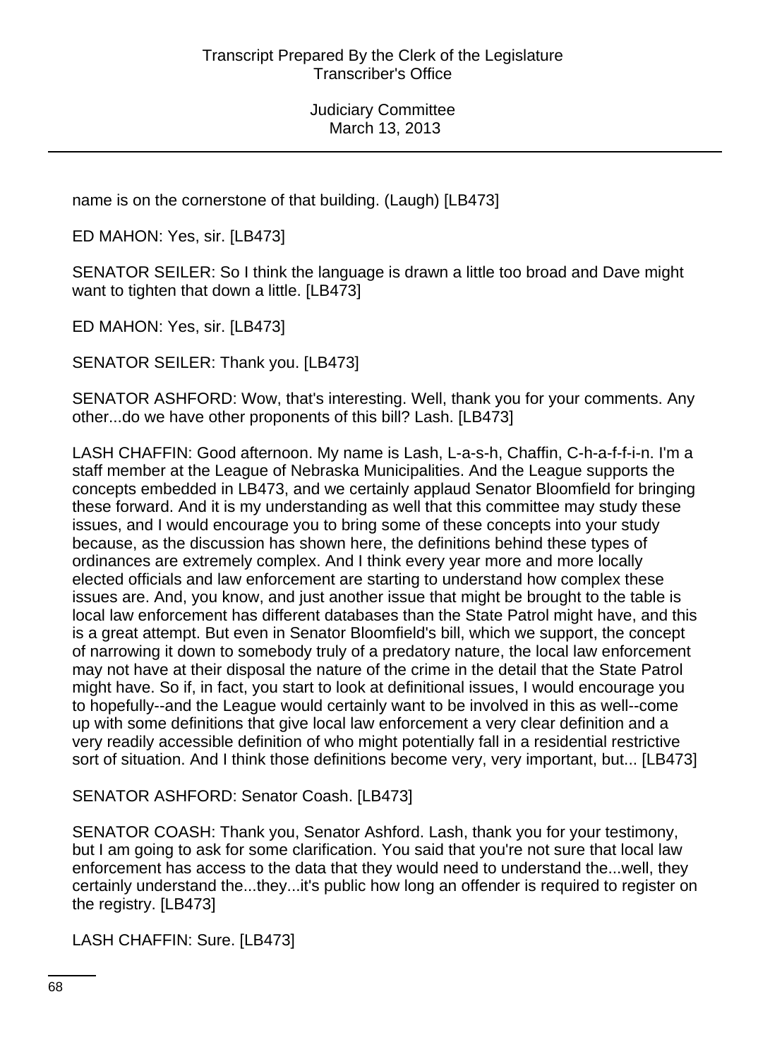name is on the cornerstone of that building. (Laugh) [LB473]

ED MAHON: Yes, sir. [LB473]

SENATOR SEILER: So I think the language is drawn a little too broad and Dave might want to tighten that down a little. [LB473]

ED MAHON: Yes, sir. [LB473]

SENATOR SEILER: Thank you. [LB473]

SENATOR ASHFORD: Wow, that's interesting. Well, thank you for your comments. Any other...do we have other proponents of this bill? Lash. [LB473]

LASH CHAFFIN: Good afternoon. My name is Lash, L-a-s-h, Chaffin, C-h-a-f-f-i-n. I'm a staff member at the League of Nebraska Municipalities. And the League supports the concepts embedded in LB473, and we certainly applaud Senator Bloomfield for bringing these forward. And it is my understanding as well that this committee may study these issues, and I would encourage you to bring some of these concepts into your study because, as the discussion has shown here, the definitions behind these types of ordinances are extremely complex. And I think every year more and more locally elected officials and law enforcement are starting to understand how complex these issues are. And, you know, and just another issue that might be brought to the table is local law enforcement has different databases than the State Patrol might have, and this is a great attempt. But even in Senator Bloomfield's bill, which we support, the concept of narrowing it down to somebody truly of a predatory nature, the local law enforcement may not have at their disposal the nature of the crime in the detail that the State Patrol might have. So if, in fact, you start to look at definitional issues, I would encourage you to hopefully--and the League would certainly want to be involved in this as well--come up with some definitions that give local law enforcement a very clear definition and a very readily accessible definition of who might potentially fall in a residential restrictive sort of situation. And I think those definitions become very, very important, but... [LB473]

SENATOR ASHFORD: Senator Coash. [LB473]

SENATOR COASH: Thank you, Senator Ashford. Lash, thank you for your testimony, but I am going to ask for some clarification. You said that you're not sure that local law enforcement has access to the data that they would need to understand the...well, they certainly understand the...they...it's public how long an offender is required to register on the registry. [LB473]

LASH CHAFFIN: Sure. [LB473]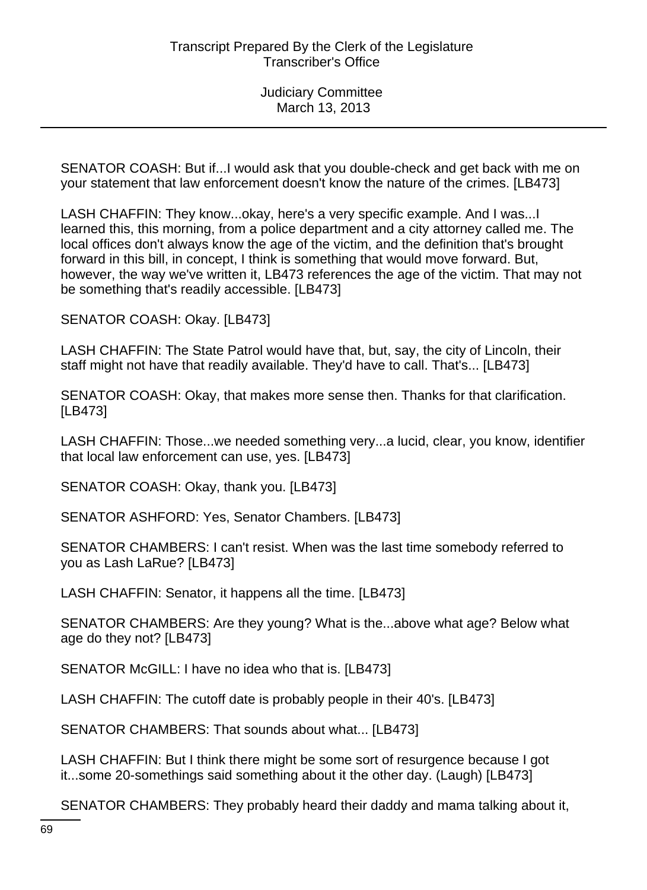SENATOR COASH: But if...I would ask that you double-check and get back with me on your statement that law enforcement doesn't know the nature of the crimes. [LB473]

LASH CHAFFIN: They know...okay, here's a very specific example. And I was...I learned this, this morning, from a police department and a city attorney called me. The local offices don't always know the age of the victim, and the definition that's brought forward in this bill, in concept, I think is something that would move forward. But, however, the way we've written it, LB473 references the age of the victim. That may not be something that's readily accessible. [LB473]

SENATOR COASH: Okay. [LB473]

LASH CHAFFIN: The State Patrol would have that, but, say, the city of Lincoln, their staff might not have that readily available. They'd have to call. That's... [LB473]

SENATOR COASH: Okay, that makes more sense then. Thanks for that clarification. [LB473]

LASH CHAFFIN: Those...we needed something very...a lucid, clear, you know, identifier that local law enforcement can use, yes. [LB473]

SENATOR COASH: Okay, thank you. [LB473]

SENATOR ASHFORD: Yes, Senator Chambers. [LB473]

SENATOR CHAMBERS: I can't resist. When was the last time somebody referred to you as Lash LaRue? [LB473]

LASH CHAFFIN: Senator, it happens all the time. [LB473]

SENATOR CHAMBERS: Are they young? What is the...above what age? Below what age do they not? [LB473]

SENATOR McGILL: I have no idea who that is. [LB473]

LASH CHAFFIN: The cutoff date is probably people in their 40's. [LB473]

SENATOR CHAMBERS: That sounds about what... [LB473]

LASH CHAFFIN: But I think there might be some sort of resurgence because I got it...some 20-somethings said something about it the other day. (Laugh) [LB473]

SENATOR CHAMBERS: They probably heard their daddy and mama talking about it,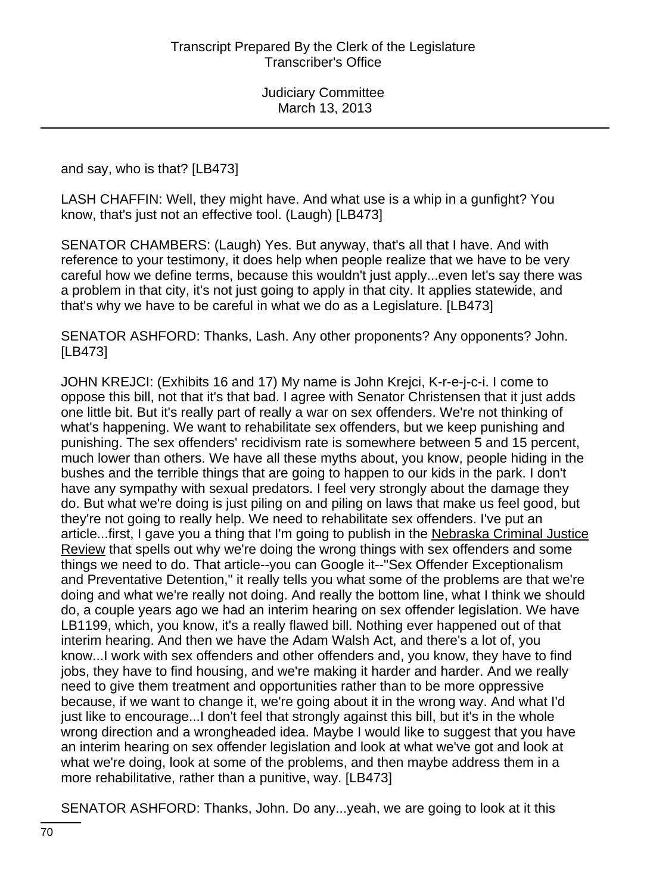and say, who is that? [LB473]

LASH CHAFFIN: Well, they might have. And what use is a whip in a gunfight? You know, that's just not an effective tool. (Laugh) [LB473]

SENATOR CHAMBERS: (Laugh) Yes. But anyway, that's all that I have. And with reference to your testimony, it does help when people realize that we have to be very careful how we define terms, because this wouldn't just apply...even let's say there was a problem in that city, it's not just going to apply in that city. It applies statewide, and that's why we have to be careful in what we do as a Legislature. [LB473]

SENATOR ASHFORD: Thanks, Lash. Any other proponents? Any opponents? John. [LB473]

JOHN KREJCI: (Exhibits 16 and 17) My name is John Krejci, K-r-e-j-c-i. I come to oppose this bill, not that it's that bad. I agree with Senator Christensen that it just adds one little bit. But it's really part of really a war on sex offenders. We're not thinking of what's happening. We want to rehabilitate sex offenders, but we keep punishing and punishing. The sex offenders' recidivism rate is somewhere between 5 and 15 percent, much lower than others. We have all these myths about, you know, people hiding in the bushes and the terrible things that are going to happen to our kids in the park. I don't have any sympathy with sexual predators. I feel very strongly about the damage they do. But what we're doing is just piling on and piling on laws that make us feel good, but they're not going to really help. We need to rehabilitate sex offenders. I've put an article...first, I gave you a thing that I'm going to publish in the Nebraska Criminal Justice Review that spells out why we're doing the wrong things with sex offenders and some things we need to do. That article--you can Google it--"Sex Offender Exceptionalism and Preventative Detention," it really tells you what some of the problems are that we're doing and what we're really not doing. And really the bottom line, what I think we should do, a couple years ago we had an interim hearing on sex offender legislation. We have LB1199, which, you know, it's a really flawed bill. Nothing ever happened out of that interim hearing. And then we have the Adam Walsh Act, and there's a lot of, you know...I work with sex offenders and other offenders and, you know, they have to find jobs, they have to find housing, and we're making it harder and harder. And we really need to give them treatment and opportunities rather than to be more oppressive because, if we want to change it, we're going about it in the wrong way. And what I'd just like to encourage...I don't feel that strongly against this bill, but it's in the whole wrong direction and a wrongheaded idea. Maybe I would like to suggest that you have an interim hearing on sex offender legislation and look at what we've got and look at what we're doing, look at some of the problems, and then maybe address them in a more rehabilitative, rather than a punitive, way. [LB473]

SENATOR ASHFORD: Thanks, John. Do any...yeah, we are going to look at it this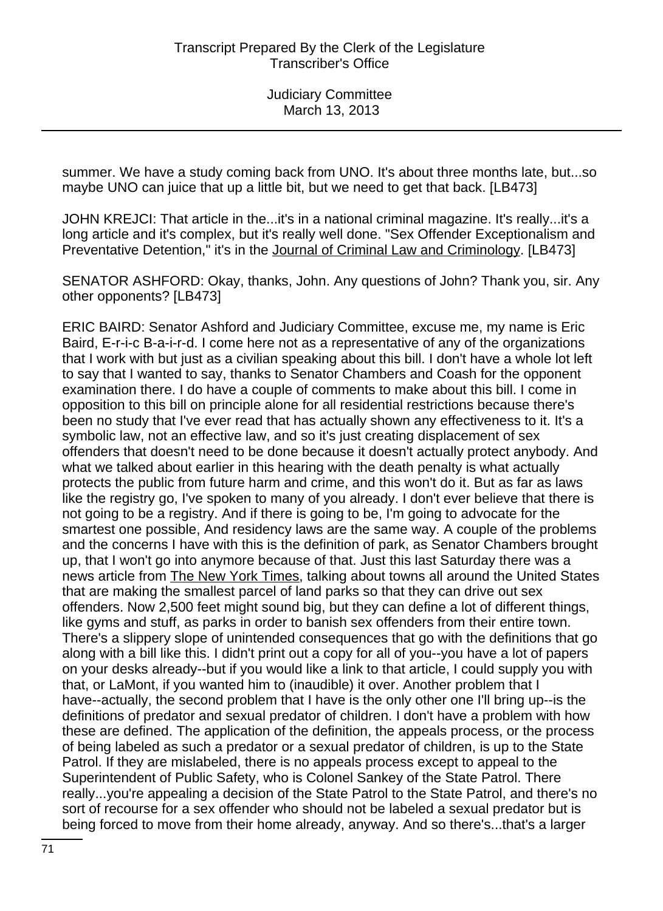summer. We have a study coming back from UNO. It's about three months late, but...so maybe UNO can juice that up a little bit, but we need to get that back. [LB473]

JOHN KREJCI: That article in the...it's in a national criminal magazine. It's really...it's a long article and it's complex, but it's really well done. "Sex Offender Exceptionalism and Preventative Detention," it's in the Journal of Criminal Law and Criminology. [LB473]

SENATOR ASHFORD: Okay, thanks, John. Any questions of John? Thank you, sir. Any other opponents? [LB473]

ERIC BAIRD: Senator Ashford and Judiciary Committee, excuse me, my name is Eric Baird, E-r-i-c B-a-i-r-d. I come here not as a representative of any of the organizations that I work with but just as a civilian speaking about this bill. I don't have a whole lot left to say that I wanted to say, thanks to Senator Chambers and Coash for the opponent examination there. I do have a couple of comments to make about this bill. I come in opposition to this bill on principle alone for all residential restrictions because there's been no study that I've ever read that has actually shown any effectiveness to it. It's a symbolic law, not an effective law, and so it's just creating displacement of sex offenders that doesn't need to be done because it doesn't actually protect anybody. And what we talked about earlier in this hearing with the death penalty is what actually protects the public from future harm and crime, and this won't do it. But as far as laws like the registry go, I've spoken to many of you already. I don't ever believe that there is not going to be a registry. And if there is going to be, I'm going to advocate for the smartest one possible, And residency laws are the same way. A couple of the problems and the concerns I have with this is the definition of park, as Senator Chambers brought up, that I won't go into anymore because of that. Just this last Saturday there was a news article from The New York Times, talking about towns all around the United States that are making the smallest parcel of land parks so that they can drive out sex offenders. Now 2,500 feet might sound big, but they can define a lot of different things, like gyms and stuff, as parks in order to banish sex offenders from their entire town. There's a slippery slope of unintended consequences that go with the definitions that go along with a bill like this. I didn't print out a copy for all of you--you have a lot of papers on your desks already--but if you would like a link to that article, I could supply you with that, or LaMont, if you wanted him to (inaudible) it over. Another problem that I have--actually, the second problem that I have is the only other one I'll bring up--is the definitions of predator and sexual predator of children. I don't have a problem with how these are defined. The application of the definition, the appeals process, or the process of being labeled as such a predator or a sexual predator of children, is up to the State Patrol. If they are mislabeled, there is no appeals process except to appeal to the Superintendent of Public Safety, who is Colonel Sankey of the State Patrol. There really...you're appealing a decision of the State Patrol to the State Patrol, and there's no sort of recourse for a sex offender who should not be labeled a sexual predator but is being forced to move from their home already, anyway. And so there's...that's a larger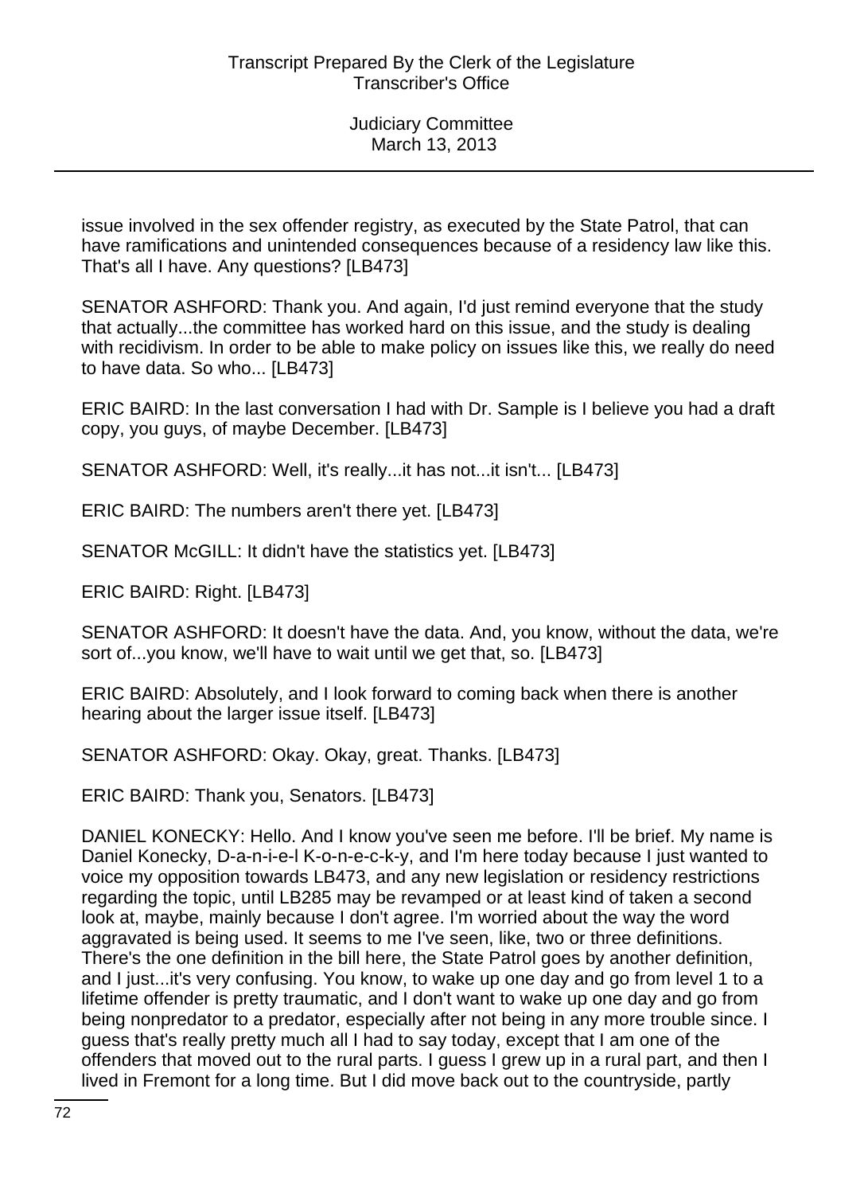issue involved in the sex offender registry, as executed by the State Patrol, that can have ramifications and unintended consequences because of a residency law like this. That's all I have. Any questions? [LB473]

SENATOR ASHFORD: Thank you. And again, I'd just remind everyone that the study that actually...the committee has worked hard on this issue, and the study is dealing with recidivism. In order to be able to make policy on issues like this, we really do need to have data. So who... [LB473]

ERIC BAIRD: In the last conversation I had with Dr. Sample is I believe you had a draft copy, you guys, of maybe December. [LB473]

SENATOR ASHFORD: Well, it's really...it has not...it isn't... [LB473]

ERIC BAIRD: The numbers aren't there yet. [LB473]

SENATOR McGILL: It didn't have the statistics yet. [LB473]

ERIC BAIRD: Right. [LB473]

SENATOR ASHFORD: It doesn't have the data. And, you know, without the data, we're sort of...you know, we'll have to wait until we get that, so. [LB473]

ERIC BAIRD: Absolutely, and I look forward to coming back when there is another hearing about the larger issue itself. [LB473]

SENATOR ASHFORD: Okay. Okay, great. Thanks. [LB473]

ERIC BAIRD: Thank you, Senators. [LB473]

DANIEL KONECKY: Hello. And I know you've seen me before. I'll be brief. My name is Daniel Konecky, D-a-n-i-e-l K-o-n-e-c-k-y, and I'm here today because I just wanted to voice my opposition towards LB473, and any new legislation or residency restrictions regarding the topic, until LB285 may be revamped or at least kind of taken a second look at, maybe, mainly because I don't agree. I'm worried about the way the word aggravated is being used. It seems to me I've seen, like, two or three definitions. There's the one definition in the bill here, the State Patrol goes by another definition, and I just...it's very confusing. You know, to wake up one day and go from level 1 to a lifetime offender is pretty traumatic, and I don't want to wake up one day and go from being nonpredator to a predator, especially after not being in any more trouble since. I guess that's really pretty much all I had to say today, except that I am one of the offenders that moved out to the rural parts. I guess I grew up in a rural part, and then I lived in Fremont for a long time. But I did move back out to the countryside, partly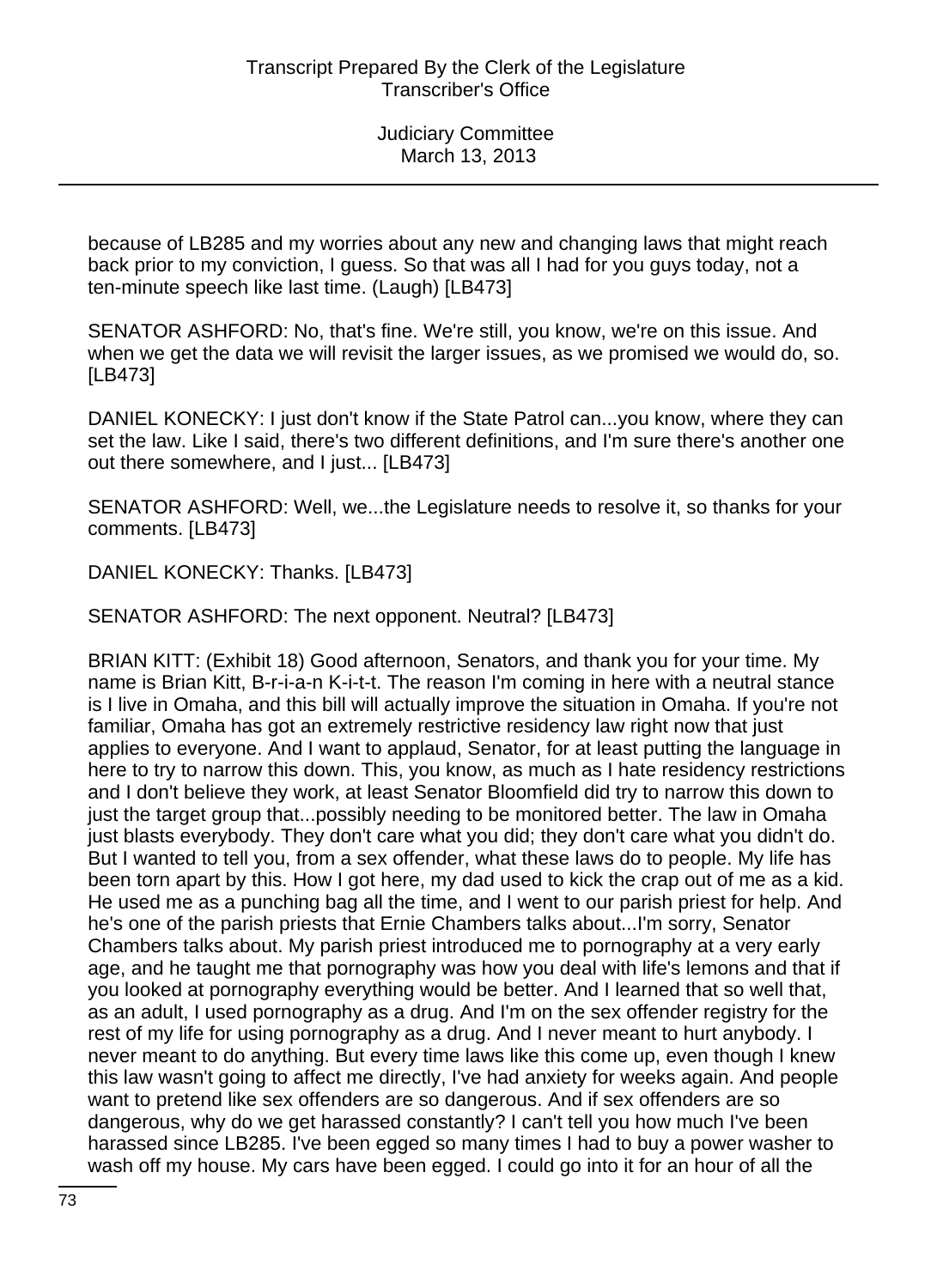because of LB285 and my worries about any new and changing laws that might reach back prior to my conviction, I guess. So that was all I had for you guys today, not a ten-minute speech like last time. (Laugh) [LB473]

SENATOR ASHFORD: No, that's fine. We're still, you know, we're on this issue. And when we get the data we will revisit the larger issues, as we promised we would do, so. [LB473]

DANIEL KONECKY: I just don't know if the State Patrol can...you know, where they can set the law. Like I said, there's two different definitions, and I'm sure there's another one out there somewhere, and I just... [LB473]

SENATOR ASHFORD: Well, we...the Legislature needs to resolve it, so thanks for your comments. [LB473]

DANIEL KONECKY: Thanks. [LB473]

SENATOR ASHFORD: The next opponent. Neutral? [LB473]

BRIAN KITT: (Exhibit 18) Good afternoon, Senators, and thank you for your time. My name is Brian Kitt, B-r-i-a-n K-i-t-t. The reason I'm coming in here with a neutral stance is I live in Omaha, and this bill will actually improve the situation in Omaha. If you're not familiar, Omaha has got an extremely restrictive residency law right now that just applies to everyone. And I want to applaud, Senator, for at least putting the language in here to try to narrow this down. This, you know, as much as I hate residency restrictions and I don't believe they work, at least Senator Bloomfield did try to narrow this down to just the target group that...possibly needing to be monitored better. The law in Omaha just blasts everybody. They don't care what you did; they don't care what you didn't do. But I wanted to tell you, from a sex offender, what these laws do to people. My life has been torn apart by this. How I got here, my dad used to kick the crap out of me as a kid. He used me as a punching bag all the time, and I went to our parish priest for help. And he's one of the parish priests that Ernie Chambers talks about...I'm sorry, Senator Chambers talks about. My parish priest introduced me to pornography at a very early age, and he taught me that pornography was how you deal with life's lemons and that if you looked at pornography everything would be better. And I learned that so well that, as an adult, I used pornography as a drug. And I'm on the sex offender registry for the rest of my life for using pornography as a drug. And I never meant to hurt anybody. I never meant to do anything. But every time laws like this come up, even though I knew this law wasn't going to affect me directly, I've had anxiety for weeks again. And people want to pretend like sex offenders are so dangerous. And if sex offenders are so dangerous, why do we get harassed constantly? I can't tell you how much I've been harassed since LB285. I've been egged so many times I had to buy a power washer to wash off my house. My cars have been egged. I could go into it for an hour of all the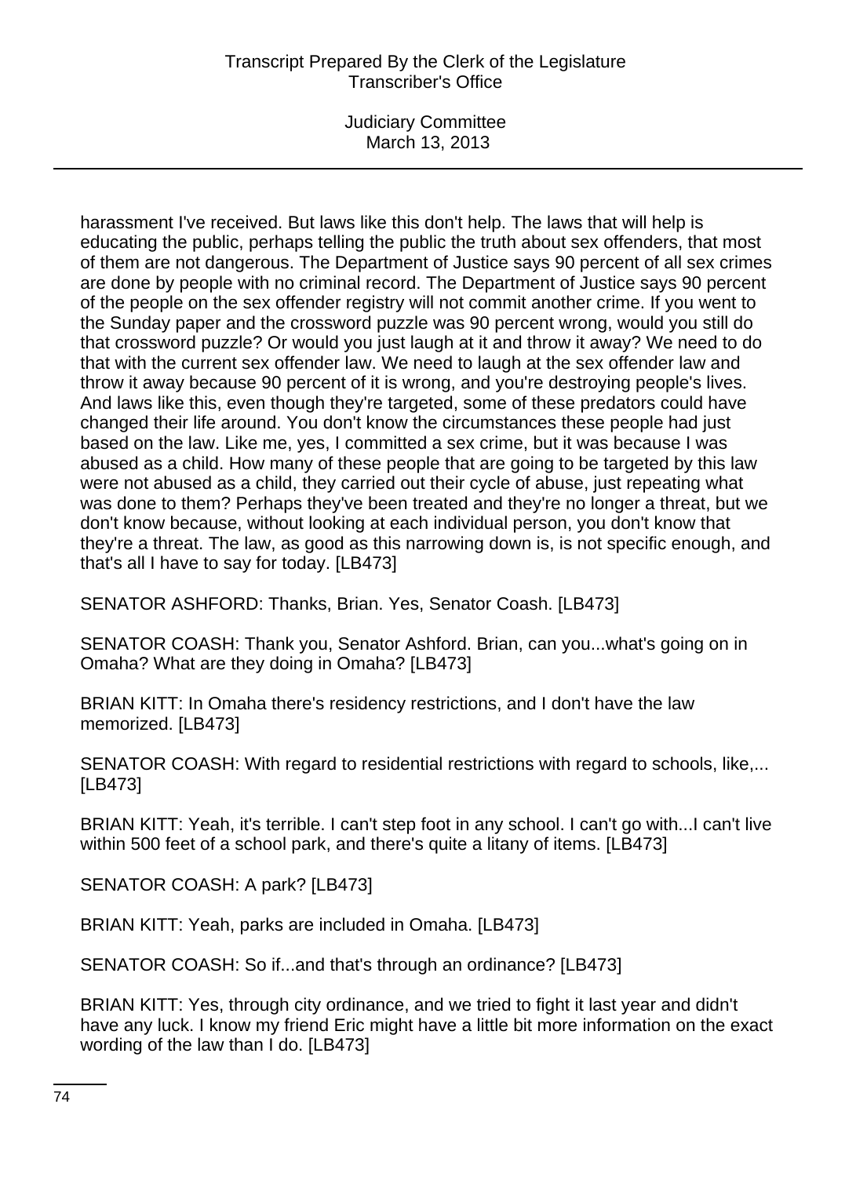harassment I've received. But laws like this don't help. The laws that will help is educating the public, perhaps telling the public the truth about sex offenders, that most of them are not dangerous. The Department of Justice says 90 percent of all sex crimes are done by people with no criminal record. The Department of Justice says 90 percent of the people on the sex offender registry will not commit another crime. If you went to the Sunday paper and the crossword puzzle was 90 percent wrong, would you still do that crossword puzzle? Or would you just laugh at it and throw it away? We need to do that with the current sex offender law. We need to laugh at the sex offender law and throw it away because 90 percent of it is wrong, and you're destroying people's lives. And laws like this, even though they're targeted, some of these predators could have changed their life around. You don't know the circumstances these people had just based on the law. Like me, yes, I committed a sex crime, but it was because I was abused as a child. How many of these people that are going to be targeted by this law were not abused as a child, they carried out their cycle of abuse, just repeating what was done to them? Perhaps they've been treated and they're no longer a threat, but we don't know because, without looking at each individual person, you don't know that they're a threat. The law, as good as this narrowing down is, is not specific enough, and that's all I have to say for today. [LB473]

SENATOR ASHFORD: Thanks, Brian. Yes, Senator Coash. [LB473]

SENATOR COASH: Thank you, Senator Ashford. Brian, can you...what's going on in Omaha? What are they doing in Omaha? [LB473]

BRIAN KITT: In Omaha there's residency restrictions, and I don't have the law memorized. [LB473]

SENATOR COASH: With regard to residential restrictions with regard to schools, like,... [LB473]

BRIAN KITT: Yeah, it's terrible. I can't step foot in any school. I can't go with...I can't live within 500 feet of a school park, and there's quite a litany of items. [LB473]

SENATOR COASH: A park? [LB473]

BRIAN KITT: Yeah, parks are included in Omaha. [LB473]

SENATOR COASH: So if...and that's through an ordinance? [LB473]

BRIAN KITT: Yes, through city ordinance, and we tried to fight it last year and didn't have any luck. I know my friend Eric might have a little bit more information on the exact wording of the law than I do. [LB473]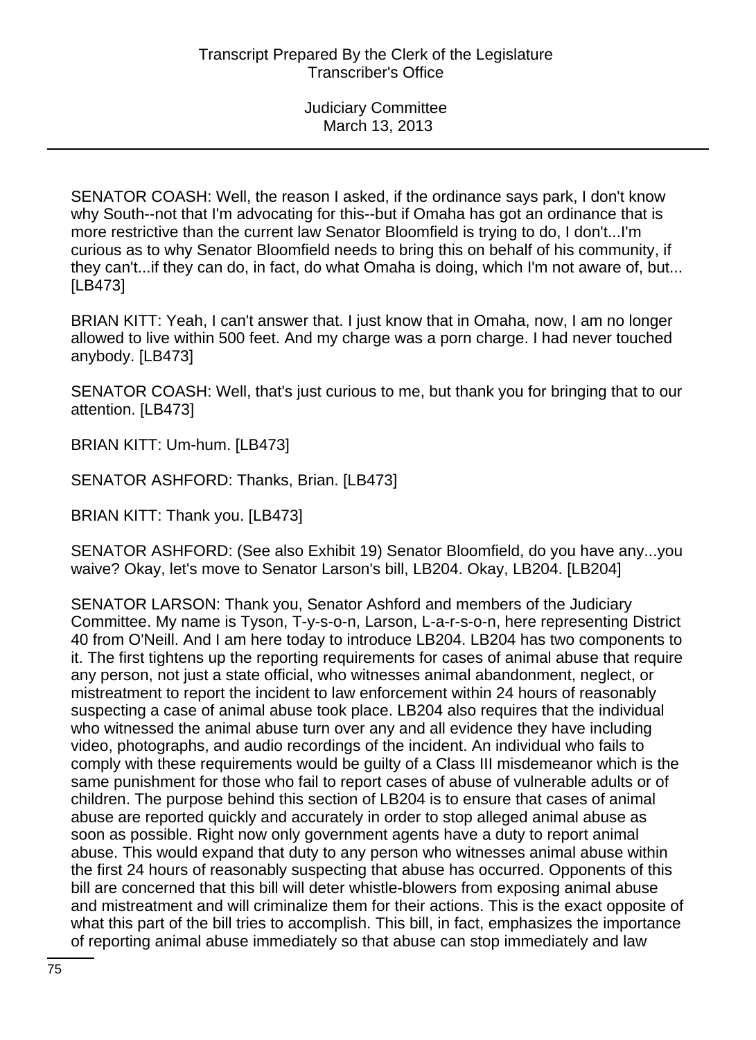SENATOR COASH: Well, the reason I asked, if the ordinance says park, I don't know why South--not that I'm advocating for this--but if Omaha has got an ordinance that is more restrictive than the current law Senator Bloomfield is trying to do, I don't...I'm curious as to why Senator Bloomfield needs to bring this on behalf of his community, if they can't...if they can do, in fact, do what Omaha is doing, which I'm not aware of, but... [LB473]

BRIAN KITT: Yeah, I can't answer that. I just know that in Omaha, now, I am no longer allowed to live within 500 feet. And my charge was a porn charge. I had never touched anybody. [LB473]

SENATOR COASH: Well, that's just curious to me, but thank you for bringing that to our attention. [LB473]

BRIAN KITT: Um-hum. [LB473]

SENATOR ASHFORD: Thanks, Brian. [LB473]

BRIAN KITT: Thank you. [LB473]

SENATOR ASHFORD: (See also Exhibit 19) Senator Bloomfield, do you have any...you waive? Okay, let's move to Senator Larson's bill, LB204. Okay, LB204. [LB204]

SENATOR LARSON: Thank you, Senator Ashford and members of the Judiciary Committee. My name is Tyson, T-y-s-o-n, Larson, L-a-r-s-o-n, here representing District 40 from O'Neill. And I am here today to introduce LB204. LB204 has two components to it. The first tightens up the reporting requirements for cases of animal abuse that require any person, not just a state official, who witnesses animal abandonment, neglect, or mistreatment to report the incident to law enforcement within 24 hours of reasonably suspecting a case of animal abuse took place. LB204 also requires that the individual who witnessed the animal abuse turn over any and all evidence they have including video, photographs, and audio recordings of the incident. An individual who fails to comply with these requirements would be guilty of a Class III misdemeanor which is the same punishment for those who fail to report cases of abuse of vulnerable adults or of children. The purpose behind this section of LB204 is to ensure that cases of animal abuse are reported quickly and accurately in order to stop alleged animal abuse as soon as possible. Right now only government agents have a duty to report animal abuse. This would expand that duty to any person who witnesses animal abuse within the first 24 hours of reasonably suspecting that abuse has occurred. Opponents of this bill are concerned that this bill will deter whistle-blowers from exposing animal abuse and mistreatment and will criminalize them for their actions. This is the exact opposite of what this part of the bill tries to accomplish. This bill, in fact, emphasizes the importance of reporting animal abuse immediately so that abuse can stop immediately and law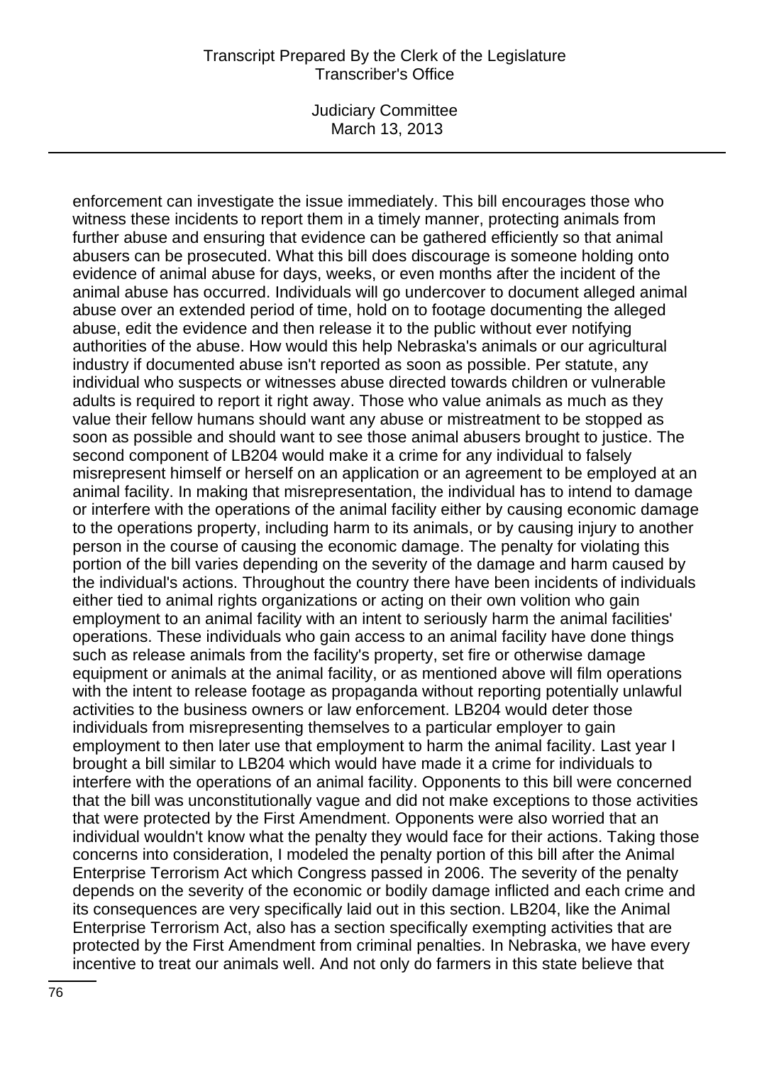enforcement can investigate the issue immediately. This bill encourages those who witness these incidents to report them in a timely manner, protecting animals from further abuse and ensuring that evidence can be gathered efficiently so that animal abusers can be prosecuted. What this bill does discourage is someone holding onto evidence of animal abuse for days, weeks, or even months after the incident of the animal abuse has occurred. Individuals will go undercover to document alleged animal abuse over an extended period of time, hold on to footage documenting the alleged abuse, edit the evidence and then release it to the public without ever notifying authorities of the abuse. How would this help Nebraska's animals or our agricultural industry if documented abuse isn't reported as soon as possible. Per statute, any individual who suspects or witnesses abuse directed towards children or vulnerable adults is required to report it right away. Those who value animals as much as they value their fellow humans should want any abuse or mistreatment to be stopped as soon as possible and should want to see those animal abusers brought to justice. The second component of LB204 would make it a crime for any individual to falsely misrepresent himself or herself on an application or an agreement to be employed at an animal facility. In making that misrepresentation, the individual has to intend to damage or interfere with the operations of the animal facility either by causing economic damage to the operations property, including harm to its animals, or by causing injury to another person in the course of causing the economic damage. The penalty for violating this portion of the bill varies depending on the severity of the damage and harm caused by the individual's actions. Throughout the country there have been incidents of individuals either tied to animal rights organizations or acting on their own volition who gain employment to an animal facility with an intent to seriously harm the animal facilities' operations. These individuals who gain access to an animal facility have done things such as release animals from the facility's property, set fire or otherwise damage equipment or animals at the animal facility, or as mentioned above will film operations with the intent to release footage as propaganda without reporting potentially unlawful activities to the business owners or law enforcement. LB204 would deter those individuals from misrepresenting themselves to a particular employer to gain employment to then later use that employment to harm the animal facility. Last year I brought a bill similar to LB204 which would have made it a crime for individuals to interfere with the operations of an animal facility. Opponents to this bill were concerned that the bill was unconstitutionally vague and did not make exceptions to those activities that were protected by the First Amendment. Opponents were also worried that an individual wouldn't know what the penalty they would face for their actions. Taking those concerns into consideration, I modeled the penalty portion of this bill after the Animal Enterprise Terrorism Act which Congress passed in 2006. The severity of the penalty depends on the severity of the economic or bodily damage inflicted and each crime and its consequences are very specifically laid out in this section. LB204, like the Animal Enterprise Terrorism Act, also has a section specifically exempting activities that are protected by the First Amendment from criminal penalties. In Nebraska, we have every incentive to treat our animals well. And not only do farmers in this state believe that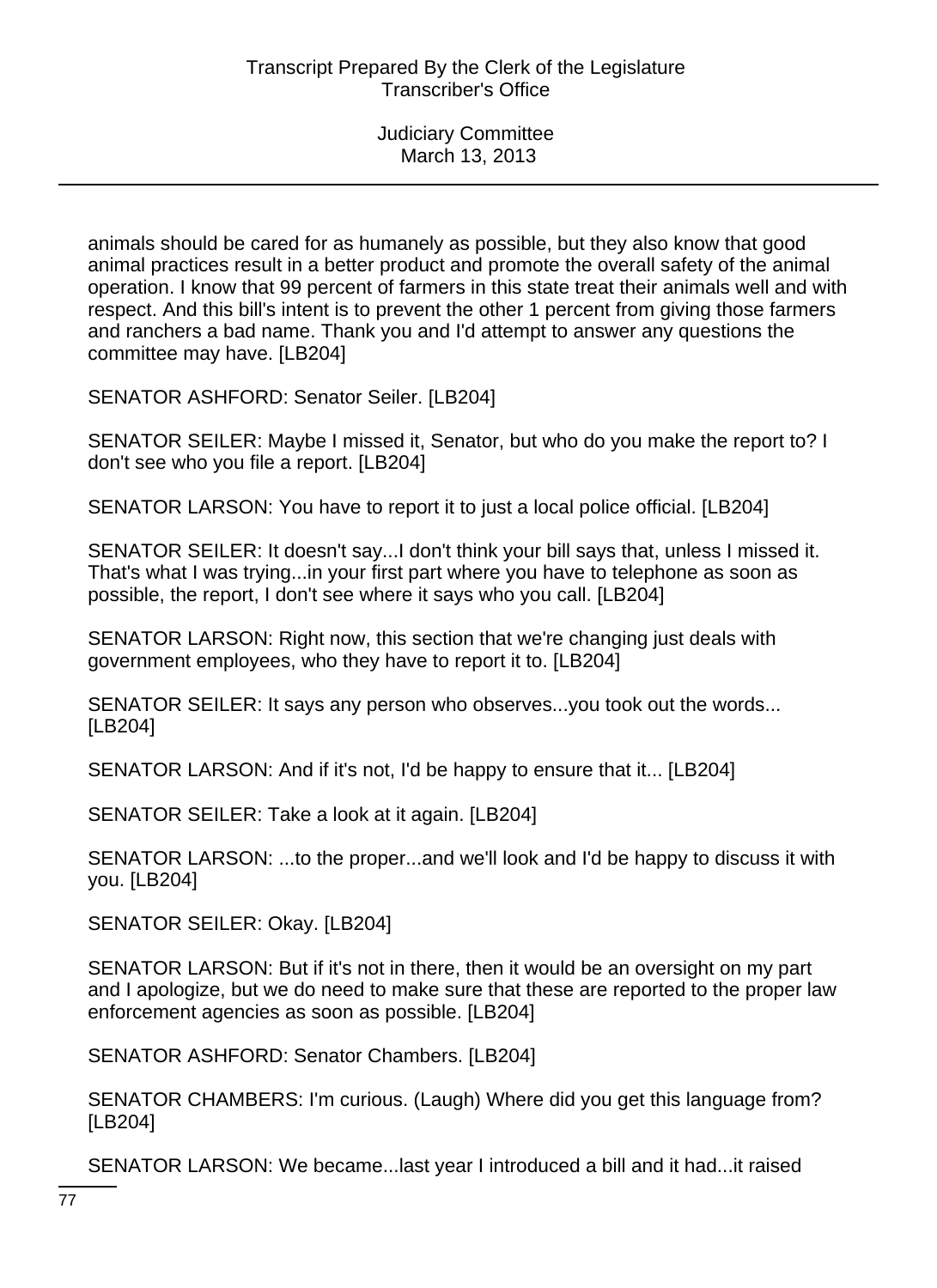animals should be cared for as humanely as possible, but they also know that good animal practices result in a better product and promote the overall safety of the animal operation. I know that 99 percent of farmers in this state treat their animals well and with respect. And this bill's intent is to prevent the other 1 percent from giving those farmers and ranchers a bad name. Thank you and I'd attempt to answer any questions the committee may have. [LB204]

SENATOR ASHFORD: Senator Seiler. [LB204]

SENATOR SEILER: Maybe I missed it, Senator, but who do you make the report to? I don't see who you file a report. [LB204]

SENATOR LARSON: You have to report it to just a local police official. [LB204]

SENATOR SEILER: It doesn't say...I don't think your bill says that, unless I missed it. That's what I was trying...in your first part where you have to telephone as soon as possible, the report, I don't see where it says who you call. [LB204]

SENATOR LARSON: Right now, this section that we're changing just deals with government employees, who they have to report it to. [LB204]

SENATOR SEILER: It says any person who observes...you took out the words... [LB204]

SENATOR LARSON: And if it's not, I'd be happy to ensure that it... [LB204]

SENATOR SEILER: Take a look at it again. [LB204]

SENATOR LARSON: ...to the proper...and we'll look and I'd be happy to discuss it with you. [LB204]

SENATOR SEILER: Okay. [LB204]

SENATOR LARSON: But if it's not in there, then it would be an oversight on my part and I apologize, but we do need to make sure that these are reported to the proper law enforcement agencies as soon as possible. [LB204]

SENATOR ASHFORD: Senator Chambers. [LB204]

SENATOR CHAMBERS: I'm curious. (Laugh) Where did you get this language from? [LB204]

SENATOR LARSON: We became...last year I introduced a bill and it had...it raised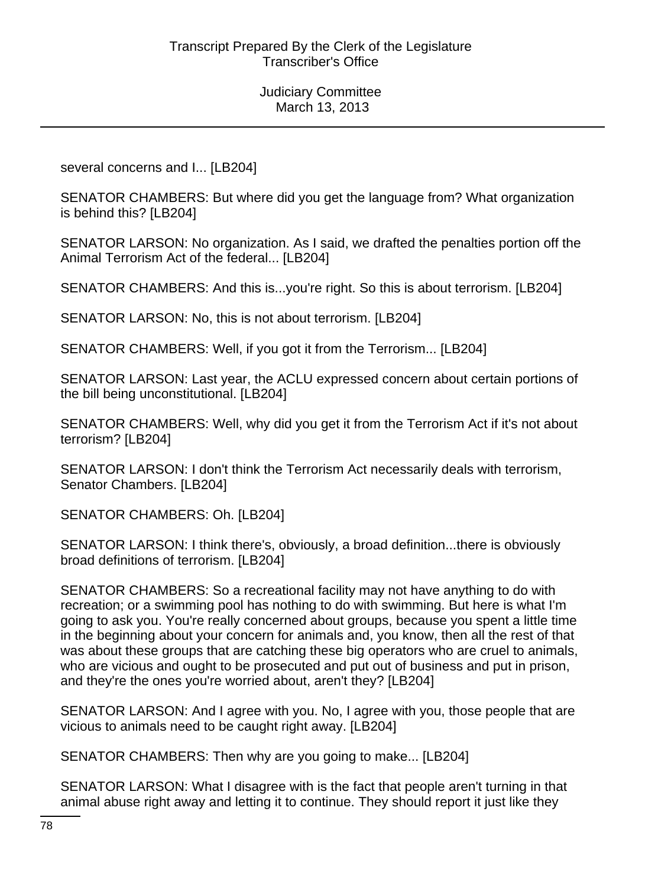several concerns and I... [LB204]

SENATOR CHAMBERS: But where did you get the language from? What organization is behind this? [LB204]

SENATOR LARSON: No organization. As I said, we drafted the penalties portion off the Animal Terrorism Act of the federal... [LB204]

SENATOR CHAMBERS: And this is...you're right. So this is about terrorism. [LB204]

SENATOR LARSON: No, this is not about terrorism. [LB204]

SENATOR CHAMBERS: Well, if you got it from the Terrorism... [LB204]

SENATOR LARSON: Last year, the ACLU expressed concern about certain portions of the bill being unconstitutional. [LB204]

SENATOR CHAMBERS: Well, why did you get it from the Terrorism Act if it's not about terrorism? [LB204]

SENATOR LARSON: I don't think the Terrorism Act necessarily deals with terrorism, Senator Chambers. [LB204]

SENATOR CHAMBERS: Oh. [LB204]

SENATOR LARSON: I think there's, obviously, a broad definition...there is obviously broad definitions of terrorism. [LB204]

SENATOR CHAMBERS: So a recreational facility may not have anything to do with recreation; or a swimming pool has nothing to do with swimming. But here is what I'm going to ask you. You're really concerned about groups, because you spent a little time in the beginning about your concern for animals and, you know, then all the rest of that was about these groups that are catching these big operators who are cruel to animals, who are vicious and ought to be prosecuted and put out of business and put in prison, and they're the ones you're worried about, aren't they? [LB204]

SENATOR LARSON: And I agree with you. No, I agree with you, those people that are vicious to animals need to be caught right away. [LB204]

SENATOR CHAMBERS: Then why are you going to make... [LB204]

SENATOR LARSON: What I disagree with is the fact that people aren't turning in that animal abuse right away and letting it to continue. They should report it just like they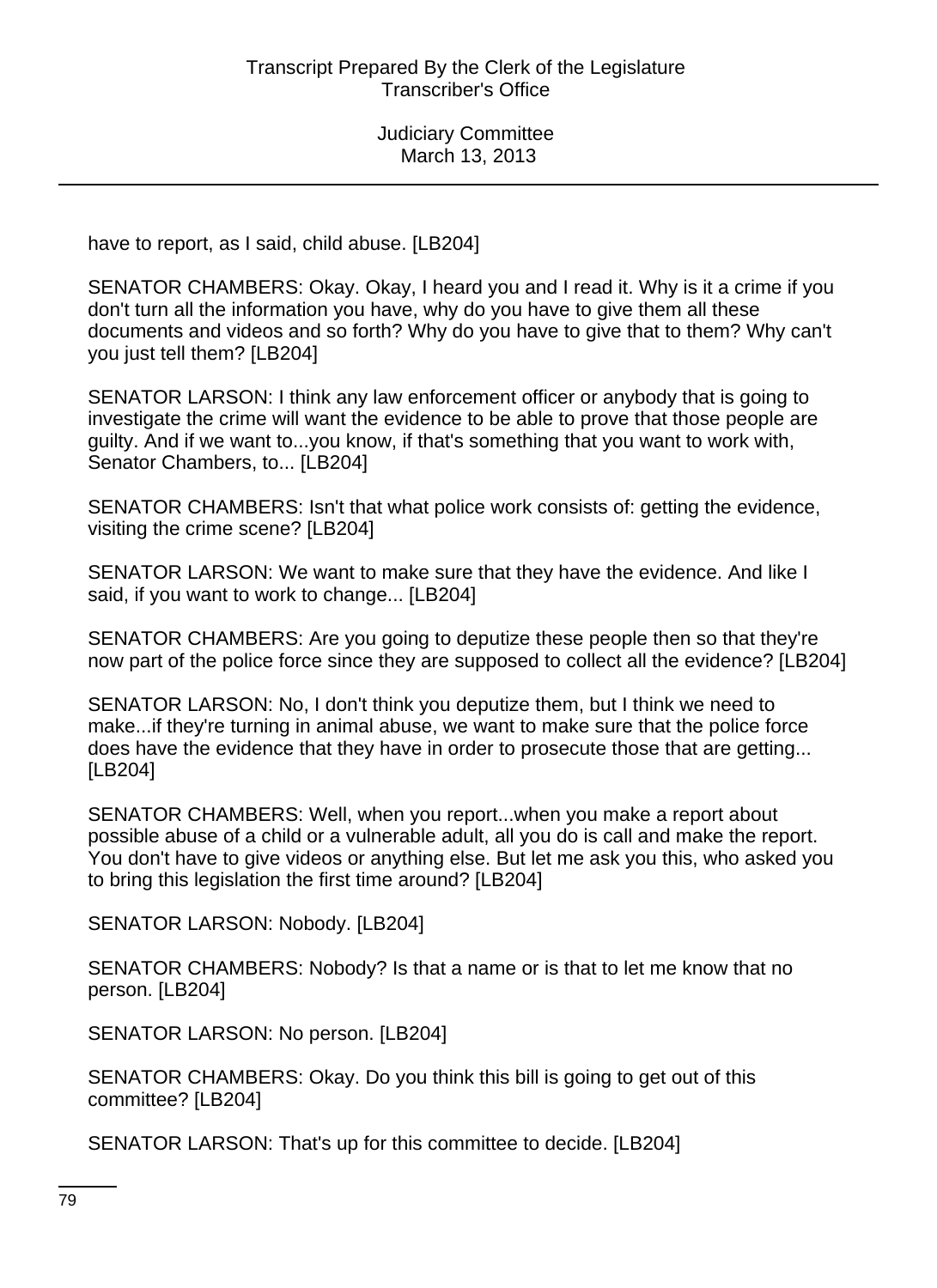have to report, as I said, child abuse. [LB204]

SENATOR CHAMBERS: Okay. Okay, I heard you and I read it. Why is it a crime if you don't turn all the information you have, why do you have to give them all these documents and videos and so forth? Why do you have to give that to them? Why can't you just tell them? [LB204]

SENATOR LARSON: I think any law enforcement officer or anybody that is going to investigate the crime will want the evidence to be able to prove that those people are guilty. And if we want to...you know, if that's something that you want to work with, Senator Chambers, to... [LB204]

SENATOR CHAMBERS: Isn't that what police work consists of: getting the evidence, visiting the crime scene? [LB204]

SENATOR LARSON: We want to make sure that they have the evidence. And like I said, if you want to work to change... [LB204]

SENATOR CHAMBERS: Are you going to deputize these people then so that they're now part of the police force since they are supposed to collect all the evidence? [LB204]

SENATOR LARSON: No, I don't think you deputize them, but I think we need to make...if they're turning in animal abuse, we want to make sure that the police force does have the evidence that they have in order to prosecute those that are getting... [LB204]

SENATOR CHAMBERS: Well, when you report...when you make a report about possible abuse of a child or a vulnerable adult, all you do is call and make the report. You don't have to give videos or anything else. But let me ask you this, who asked you to bring this legislation the first time around? [LB204]

SENATOR LARSON: Nobody. [LB204]

SENATOR CHAMBERS: Nobody? Is that a name or is that to let me know that no person. [LB204]

SENATOR LARSON: No person. [LB204]

SENATOR CHAMBERS: Okay. Do you think this bill is going to get out of this committee? [LB204]

SENATOR LARSON: That's up for this committee to decide. [LB204]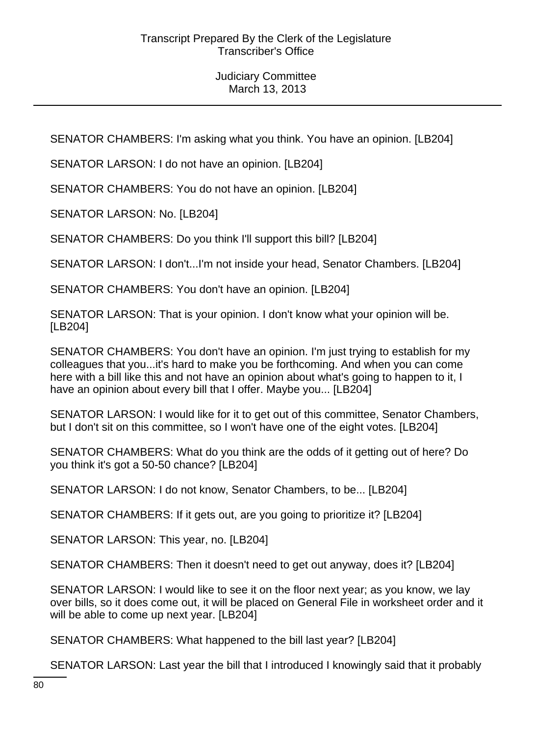SENATOR CHAMBERS: I'm asking what you think. You have an opinion. [LB204]

SENATOR LARSON: I do not have an opinion. [LB204]

SENATOR CHAMBERS: You do not have an opinion. [LB204]

SENATOR LARSON: No. [LB204]

SENATOR CHAMBERS: Do you think I'll support this bill? [LB204]

SENATOR LARSON: I don't...I'm not inside your head, Senator Chambers. [LB204]

SENATOR CHAMBERS: You don't have an opinion. [LB204]

SENATOR LARSON: That is your opinion. I don't know what your opinion will be. [LB204]

SENATOR CHAMBERS: You don't have an opinion. I'm just trying to establish for my colleagues that you...it's hard to make you be forthcoming. And when you can come here with a bill like this and not have an opinion about what's going to happen to it, I have an opinion about every bill that I offer. Maybe you... [LB204]

SENATOR LARSON: I would like for it to get out of this committee, Senator Chambers, but I don't sit on this committee, so I won't have one of the eight votes. [LB204]

SENATOR CHAMBERS: What do you think are the odds of it getting out of here? Do you think it's got a 50-50 chance? [LB204]

SENATOR LARSON: I do not know, Senator Chambers, to be... [LB204]

SENATOR CHAMBERS: If it gets out, are you going to prioritize it? [LB204]

SENATOR LARSON: This year, no. [LB204]

SENATOR CHAMBERS: Then it doesn't need to get out anyway, does it? [LB204]

SENATOR LARSON: I would like to see it on the floor next year; as you know, we lay over bills, so it does come out, it will be placed on General File in worksheet order and it will be able to come up next year. [LB204]

SENATOR CHAMBERS: What happened to the bill last year? [LB204]

SENATOR LARSON: Last year the bill that I introduced I knowingly said that it probably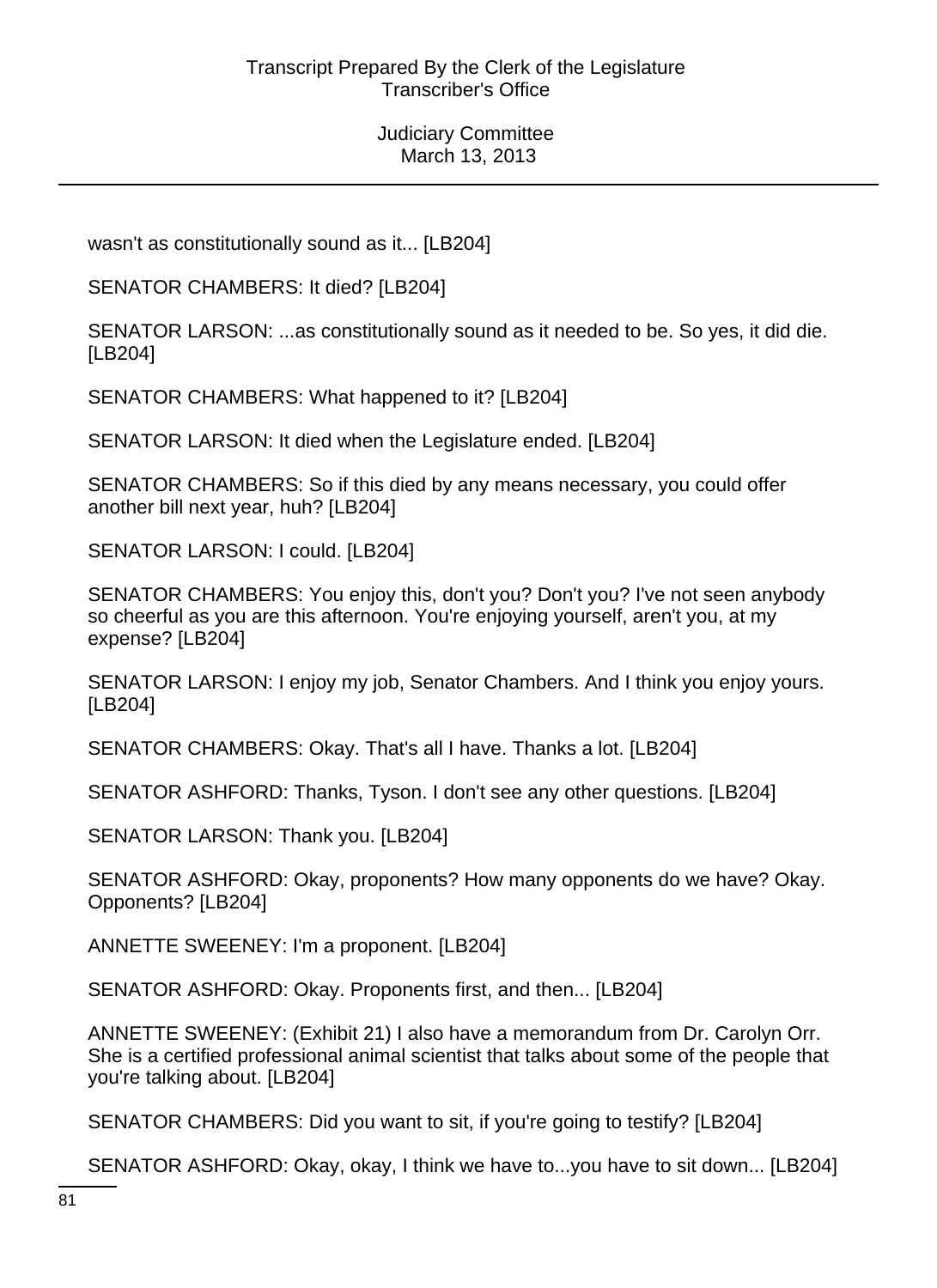wasn't as constitutionally sound as it... [LB204]

SENATOR CHAMBERS: It died? [LB204]

SENATOR LARSON: ...as constitutionally sound as it needed to be. So yes, it did die. [LB204]

SENATOR CHAMBERS: What happened to it? [LB204]

SENATOR LARSON: It died when the Legislature ended. [LB204]

SENATOR CHAMBERS: So if this died by any means necessary, you could offer another bill next year, huh? [LB204]

SENATOR LARSON: I could. [LB204]

SENATOR CHAMBERS: You enjoy this, don't you? Don't you? I've not seen anybody so cheerful as you are this afternoon. You're enjoying yourself, aren't you, at my expense? [LB204]

SENATOR LARSON: I enjoy my job, Senator Chambers. And I think you enjoy yours. [LB204]

SENATOR CHAMBERS: Okay. That's all I have. Thanks a lot. [LB204]

SENATOR ASHFORD: Thanks, Tyson. I don't see any other questions. [LB204]

SENATOR LARSON: Thank you. [LB204]

SENATOR ASHFORD: Okay, proponents? How many opponents do we have? Okay. Opponents? [LB204]

ANNETTE SWEENEY: I'm a proponent. [LB204]

SENATOR ASHFORD: Okay. Proponents first, and then... [LB204]

ANNETTE SWEENEY: (Exhibit 21) I also have a memorandum from Dr. Carolyn Orr. She is a certified professional animal scientist that talks about some of the people that you're talking about. [LB204]

SENATOR CHAMBERS: Did you want to sit, if you're going to testify? [LB204]

SENATOR ASHFORD: Okay, okay, I think we have to...you have to sit down... [LB204]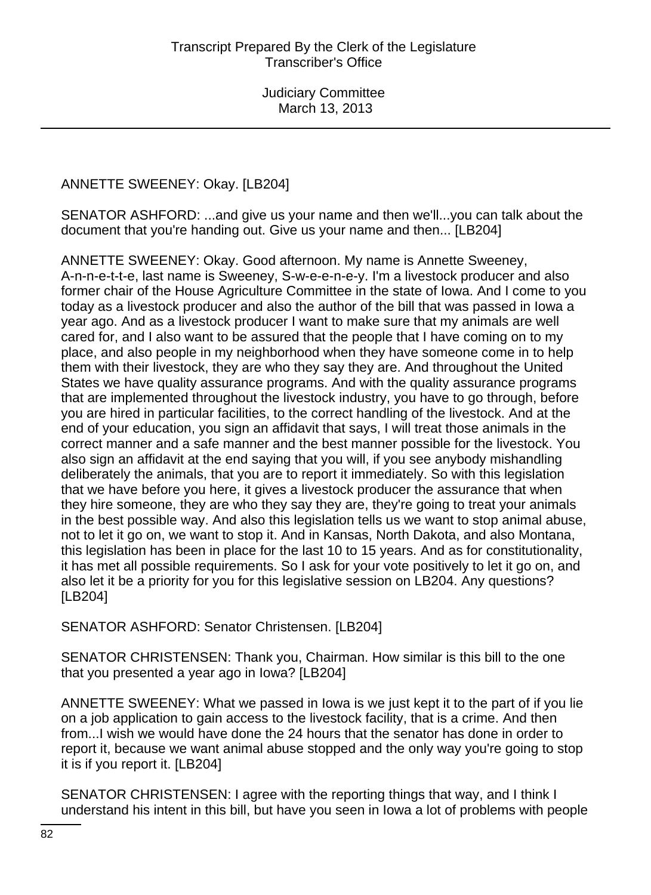ANNETTE SWEENEY: Okay. [LB204]

SENATOR ASHFORD: ...and give us your name and then we'll...you can talk about the document that you're handing out. Give us your name and then... [LB204]

ANNETTE SWEENEY: Okay. Good afternoon. My name is Annette Sweeney, A-n-n-e-t-t-e, last name is Sweeney, S-w-e-e-n-e-y. I'm a livestock producer and also former chair of the House Agriculture Committee in the state of Iowa. And I come to you today as a livestock producer and also the author of the bill that was passed in Iowa a year ago. And as a livestock producer I want to make sure that my animals are well cared for, and I also want to be assured that the people that I have coming on to my place, and also people in my neighborhood when they have someone come in to help them with their livestock, they are who they say they are. And throughout the United States we have quality assurance programs. And with the quality assurance programs that are implemented throughout the livestock industry, you have to go through, before you are hired in particular facilities, to the correct handling of the livestock. And at the end of your education, you sign an affidavit that says, I will treat those animals in the correct manner and a safe manner and the best manner possible for the livestock. You also sign an affidavit at the end saying that you will, if you see anybody mishandling deliberately the animals, that you are to report it immediately. So with this legislation that we have before you here, it gives a livestock producer the assurance that when they hire someone, they are who they say they are, they're going to treat your animals in the best possible way. And also this legislation tells us we want to stop animal abuse, not to let it go on, we want to stop it. And in Kansas, North Dakota, and also Montana, this legislation has been in place for the last 10 to 15 years. And as for constitutionality, it has met all possible requirements. So I ask for your vote positively to let it go on, and also let it be a priority for you for this legislative session on LB204. Any questions? [LB204]

SENATOR ASHFORD: Senator Christensen. [LB204]

SENATOR CHRISTENSEN: Thank you, Chairman. How similar is this bill to the one that you presented a year ago in Iowa? [LB204]

ANNETTE SWEENEY: What we passed in Iowa is we just kept it to the part of if you lie on a job application to gain access to the livestock facility, that is a crime. And then from...I wish we would have done the 24 hours that the senator has done in order to report it, because we want animal abuse stopped and the only way you're going to stop it is if you report it. [LB204]

SENATOR CHRISTENSEN: I agree with the reporting things that way, and I think I understand his intent in this bill, but have you seen in Iowa a lot of problems with people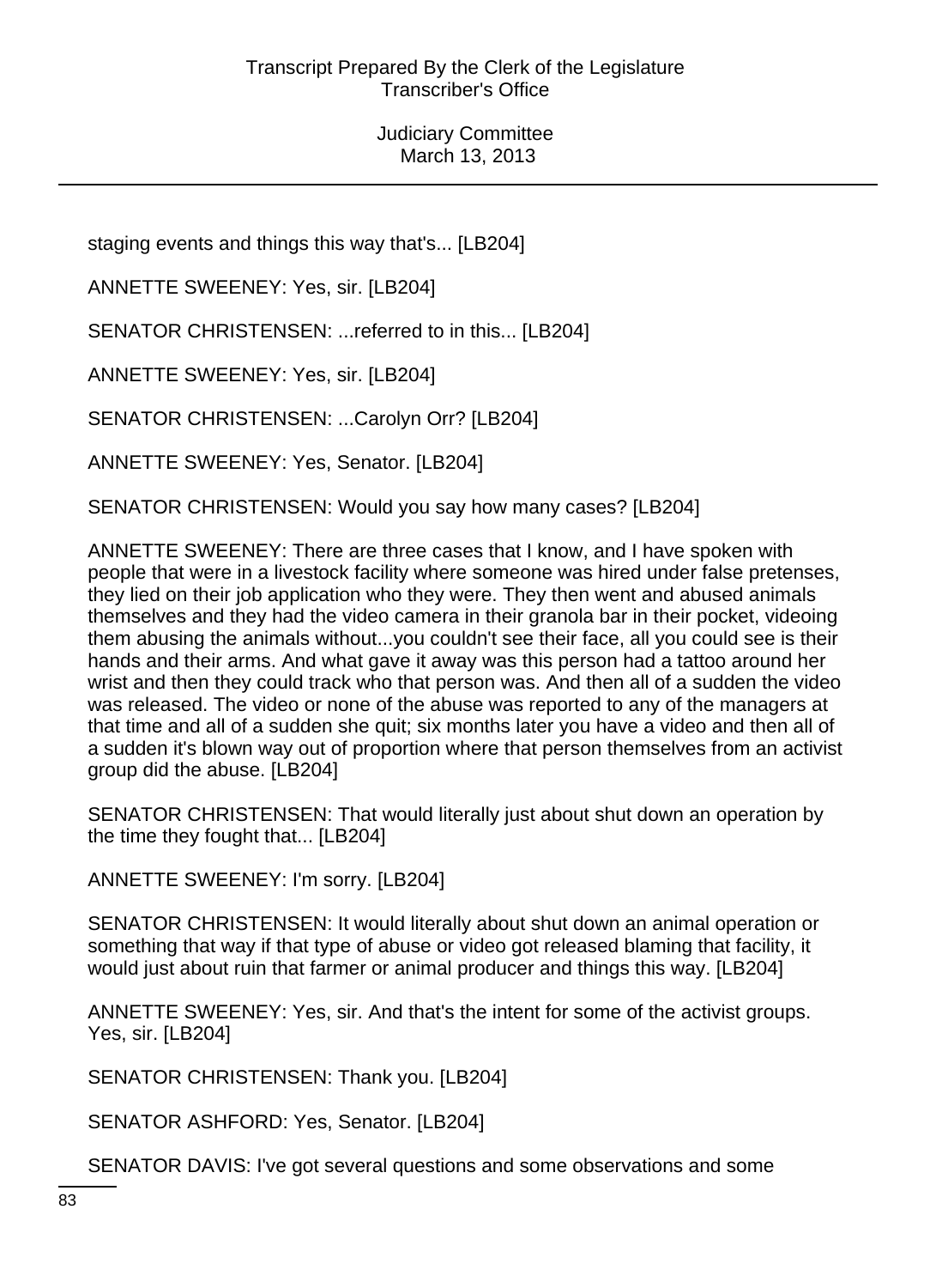staging events and things this way that's... [LB204]

ANNETTE SWEENEY: Yes, sir. [LB204]

SENATOR CHRISTENSEN: ...referred to in this... [LB204]

ANNETTE SWEENEY: Yes, sir. [LB204]

SENATOR CHRISTENSEN: ...Carolyn Orr? [LB204]

ANNETTE SWEENEY: Yes, Senator. [LB204]

SENATOR CHRISTENSEN: Would you say how many cases? [LB204]

ANNETTE SWEENEY: There are three cases that I know, and I have spoken with people that were in a livestock facility where someone was hired under false pretenses, they lied on their job application who they were. They then went and abused animals themselves and they had the video camera in their granola bar in their pocket, videoing them abusing the animals without...you couldn't see their face, all you could see is their hands and their arms. And what gave it away was this person had a tattoo around her wrist and then they could track who that person was. And then all of a sudden the video was released. The video or none of the abuse was reported to any of the managers at that time and all of a sudden she quit; six months later you have a video and then all of a sudden it's blown way out of proportion where that person themselves from an activist group did the abuse. [LB204]

SENATOR CHRISTENSEN: That would literally just about shut down an operation by the time they fought that... [LB204]

ANNETTE SWEENEY: I'm sorry. [LB204]

SENATOR CHRISTENSEN: It would literally about shut down an animal operation or something that way if that type of abuse or video got released blaming that facility, it would just about ruin that farmer or animal producer and things this way. [LB204]

ANNETTE SWEENEY: Yes, sir. And that's the intent for some of the activist groups. Yes, sir. [LB204]

SENATOR CHRISTENSEN: Thank you. [LB204]

SENATOR ASHFORD: Yes, Senator. [LB204]

SENATOR DAVIS: I've got several questions and some observations and some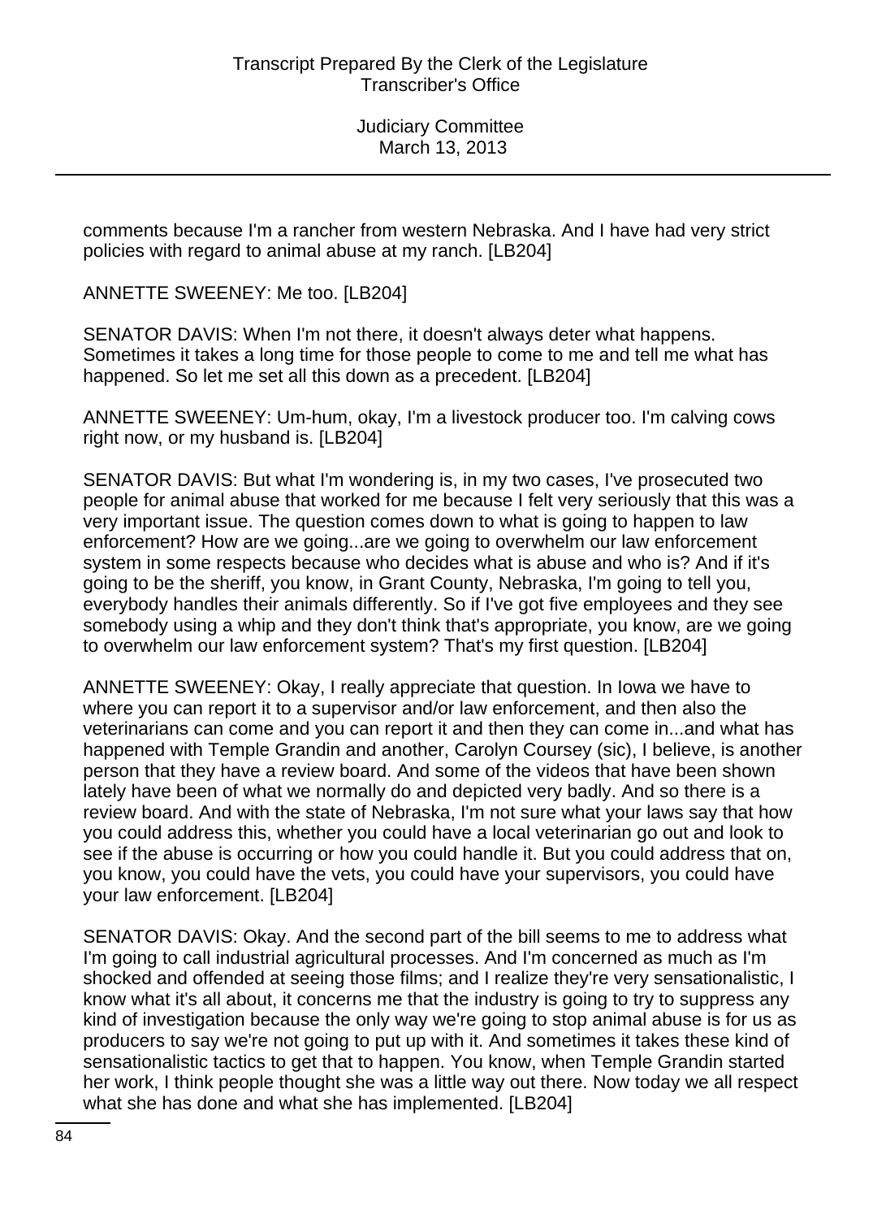comments because I'm a rancher from western Nebraska. And I have had very strict policies with regard to animal abuse at my ranch. [LB204]

ANNETTE SWEENEY: Me too. [LB204]

SENATOR DAVIS: When I'm not there, it doesn't always deter what happens. Sometimes it takes a long time for those people to come to me and tell me what has happened. So let me set all this down as a precedent. [LB204]

ANNETTE SWEENEY: Um-hum, okay, I'm a livestock producer too. I'm calving cows right now, or my husband is. [LB204]

SENATOR DAVIS: But what I'm wondering is, in my two cases, I've prosecuted two people for animal abuse that worked for me because I felt very seriously that this was a very important issue. The question comes down to what is going to happen to law enforcement? How are we going...are we going to overwhelm our law enforcement system in some respects because who decides what is abuse and who is? And if it's going to be the sheriff, you know, in Grant County, Nebraska, I'm going to tell you, everybody handles their animals differently. So if I've got five employees and they see somebody using a whip and they don't think that's appropriate, you know, are we going to overwhelm our law enforcement system? That's my first question. [LB204]

ANNETTE SWEENEY: Okay, I really appreciate that question. In Iowa we have to where you can report it to a supervisor and/or law enforcement, and then also the veterinarians can come and you can report it and then they can come in...and what has happened with Temple Grandin and another, Carolyn Coursey (sic), I believe, is another person that they have a review board. And some of the videos that have been shown lately have been of what we normally do and depicted very badly. And so there is a review board. And with the state of Nebraska, I'm not sure what your laws say that how you could address this, whether you could have a local veterinarian go out and look to see if the abuse is occurring or how you could handle it. But you could address that on, you know, you could have the vets, you could have your supervisors, you could have your law enforcement. [LB204]

SENATOR DAVIS: Okay. And the second part of the bill seems to me to address what I'm going to call industrial agricultural processes. And I'm concerned as much as I'm shocked and offended at seeing those films; and I realize they're very sensationalistic, I know what it's all about, it concerns me that the industry is going to try to suppress any kind of investigation because the only way we're going to stop animal abuse is for us as producers to say we're not going to put up with it. And sometimes it takes these kind of sensationalistic tactics to get that to happen. You know, when Temple Grandin started her work, I think people thought she was a little way out there. Now today we all respect what she has done and what she has implemented. [LB204]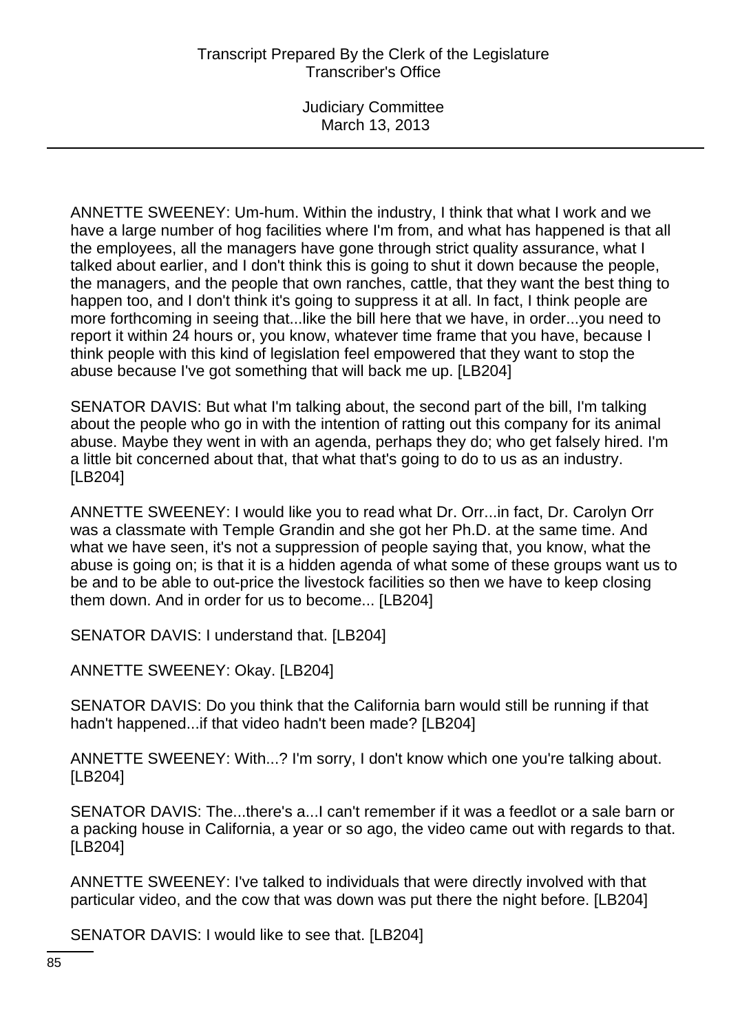ANNETTE SWEENEY: Um-hum. Within the industry, I think that what I work and we have a large number of hog facilities where I'm from, and what has happened is that all the employees, all the managers have gone through strict quality assurance, what I talked about earlier, and I don't think this is going to shut it down because the people, the managers, and the people that own ranches, cattle, that they want the best thing to happen too, and I don't think it's going to suppress it at all. In fact, I think people are more forthcoming in seeing that...like the bill here that we have, in order...you need to report it within 24 hours or, you know, whatever time frame that you have, because I think people with this kind of legislation feel empowered that they want to stop the abuse because I've got something that will back me up. [LB204]

SENATOR DAVIS: But what I'm talking about, the second part of the bill, I'm talking about the people who go in with the intention of ratting out this company for its animal abuse. Maybe they went in with an agenda, perhaps they do; who get falsely hired. I'm a little bit concerned about that, that what that's going to do to us as an industry. [LB204]

ANNETTE SWEENEY: I would like you to read what Dr. Orr...in fact, Dr. Carolyn Orr was a classmate with Temple Grandin and she got her Ph.D. at the same time. And what we have seen, it's not a suppression of people saying that, you know, what the abuse is going on; is that it is a hidden agenda of what some of these groups want us to be and to be able to out-price the livestock facilities so then we have to keep closing them down. And in order for us to become... [LB204]

SENATOR DAVIS: I understand that. [LB204]

ANNETTE SWEENEY: Okay. [LB204]

SENATOR DAVIS: Do you think that the California barn would still be running if that hadn't happened...if that video hadn't been made? [LB204]

ANNETTE SWEENEY: With...? I'm sorry, I don't know which one you're talking about. [LB204]

SENATOR DAVIS: The...there's a...I can't remember if it was a feedlot or a sale barn or a packing house in California, a year or so ago, the video came out with regards to that. [LB204]

ANNETTE SWEENEY: I've talked to individuals that were directly involved with that particular video, and the cow that was down was put there the night before. [LB204]

SENATOR DAVIS: I would like to see that. [LB204]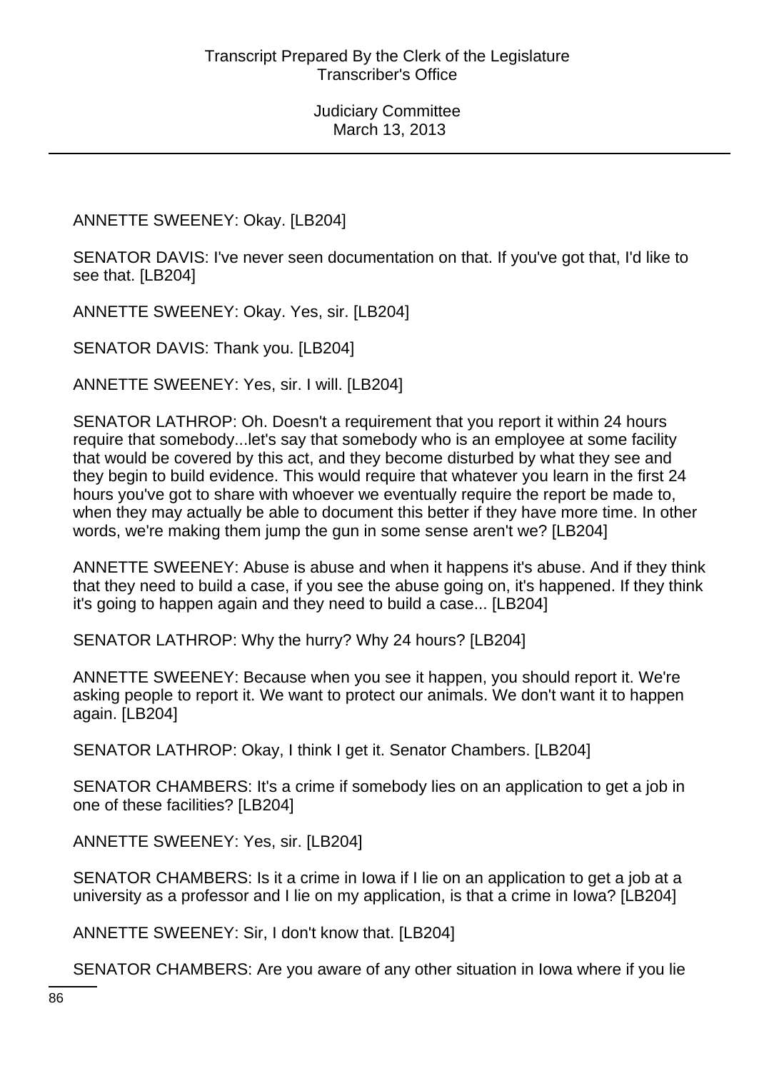ANNETTE SWEENEY: Okay. [LB204]

SENATOR DAVIS: I've never seen documentation on that. If you've got that, I'd like to see that. [LB204]

ANNETTE SWEENEY: Okay. Yes, sir. [LB204]

SENATOR DAVIS: Thank you. [LB204]

ANNETTE SWEENEY: Yes, sir. I will. [LB204]

SENATOR LATHROP: Oh. Doesn't a requirement that you report it within 24 hours require that somebody...let's say that somebody who is an employee at some facility that would be covered by this act, and they become disturbed by what they see and they begin to build evidence. This would require that whatever you learn in the first 24 hours you've got to share with whoever we eventually require the report be made to, when they may actually be able to document this better if they have more time. In other words, we're making them jump the gun in some sense aren't we? [LB204]

ANNETTE SWEENEY: Abuse is abuse and when it happens it's abuse. And if they think that they need to build a case, if you see the abuse going on, it's happened. If they think it's going to happen again and they need to build a case... [LB204]

SENATOR LATHROP: Why the hurry? Why 24 hours? [LB204]

ANNETTE SWEENEY: Because when you see it happen, you should report it. We're asking people to report it. We want to protect our animals. We don't want it to happen again. [LB204]

SENATOR LATHROP: Okay, I think I get it. Senator Chambers. [LB204]

SENATOR CHAMBERS: It's a crime if somebody lies on an application to get a job in one of these facilities? [LB204]

ANNETTE SWEENEY: Yes, sir. [LB204]

SENATOR CHAMBERS: Is it a crime in Iowa if I lie on an application to get a job at a university as a professor and I lie on my application, is that a crime in Iowa? [LB204]

ANNETTE SWEENEY: Sir, I don't know that. [LB204]

SENATOR CHAMBERS: Are you aware of any other situation in Iowa where if you lie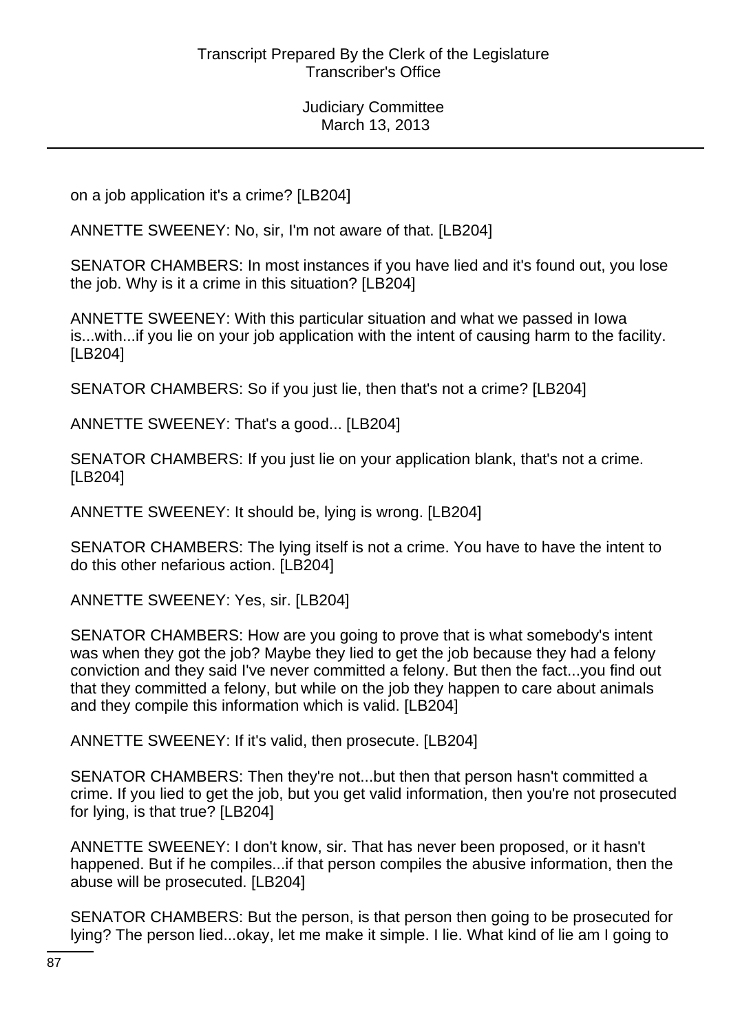on a job application it's a crime? [LB204]

ANNETTE SWEENEY: No, sir, I'm not aware of that. [LB204]

SENATOR CHAMBERS: In most instances if you have lied and it's found out, you lose the job. Why is it a crime in this situation? [LB204]

ANNETTE SWEENEY: With this particular situation and what we passed in Iowa is...with...if you lie on your job application with the intent of causing harm to the facility. [LB204]

SENATOR CHAMBERS: So if you just lie, then that's not a crime? [LB204]

ANNETTE SWEENEY: That's a good... [LB204]

SENATOR CHAMBERS: If you just lie on your application blank, that's not a crime. [LB204]

ANNETTE SWEENEY: It should be, lying is wrong. [LB204]

SENATOR CHAMBERS: The lying itself is not a crime. You have to have the intent to do this other nefarious action. [LB204]

ANNETTE SWEENEY: Yes, sir. [LB204]

SENATOR CHAMBERS: How are you going to prove that is what somebody's intent was when they got the job? Maybe they lied to get the job because they had a felony conviction and they said I've never committed a felony. But then the fact...you find out that they committed a felony, but while on the job they happen to care about animals and they compile this information which is valid. [LB204]

ANNETTE SWEENEY: If it's valid, then prosecute. [LB204]

SENATOR CHAMBERS: Then they're not...but then that person hasn't committed a crime. If you lied to get the job, but you get valid information, then you're not prosecuted for lying, is that true? [LB204]

ANNETTE SWEENEY: I don't know, sir. That has never been proposed, or it hasn't happened. But if he compiles...if that person compiles the abusive information, then the abuse will be prosecuted. [LB204]

SENATOR CHAMBERS: But the person, is that person then going to be prosecuted for lying? The person lied...okay, let me make it simple. I lie. What kind of lie am I going to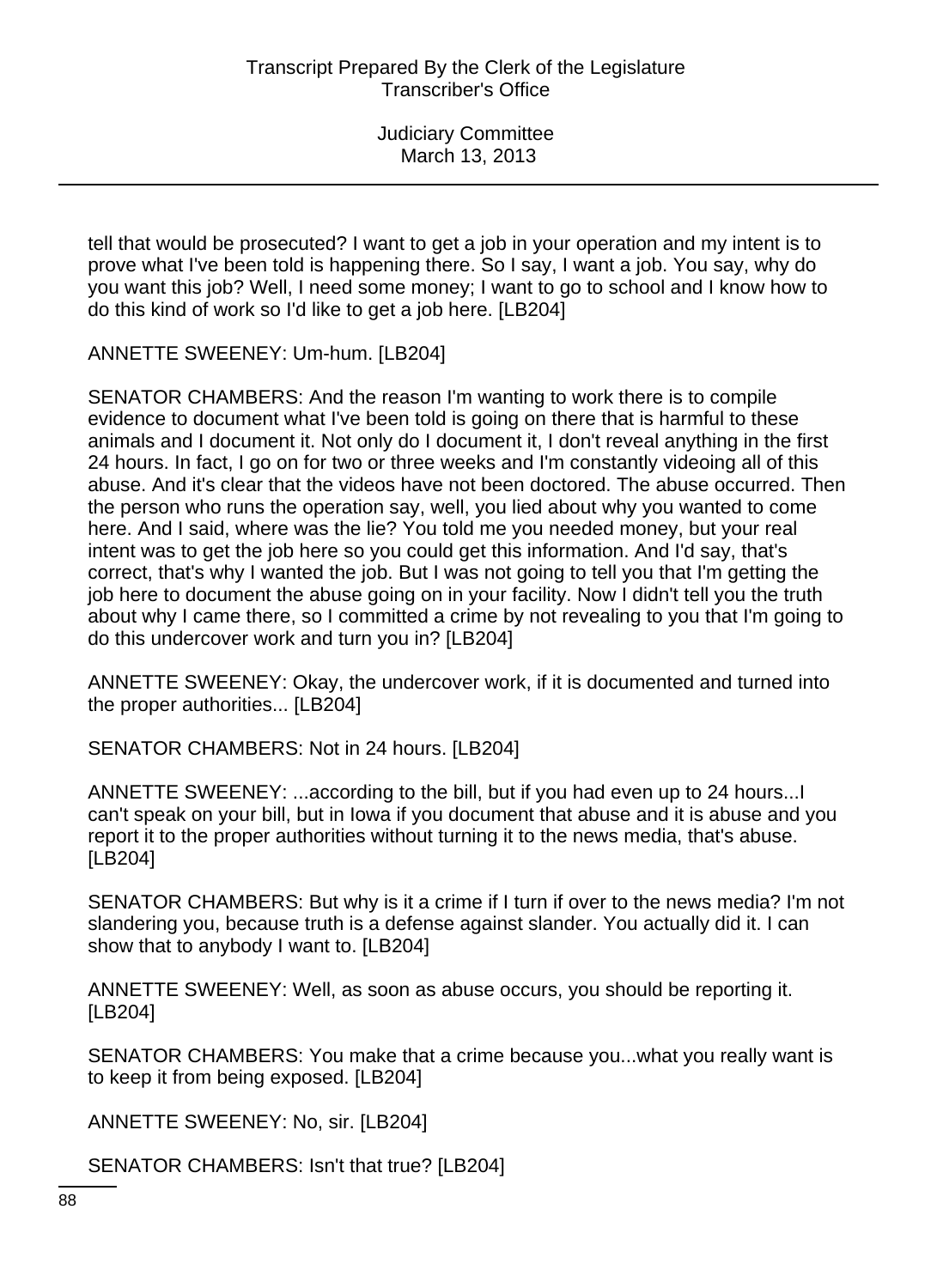tell that would be prosecuted? I want to get a job in your operation and my intent is to prove what I've been told is happening there. So I say, I want a job. You say, why do you want this job? Well, I need some money; I want to go to school and I know how to do this kind of work so I'd like to get a job here. [LB204]

ANNETTE SWEENEY: Um-hum. [LB204]

SENATOR CHAMBERS: And the reason I'm wanting to work there is to compile evidence to document what I've been told is going on there that is harmful to these animals and I document it. Not only do I document it, I don't reveal anything in the first 24 hours. In fact, I go on for two or three weeks and I'm constantly videoing all of this abuse. And it's clear that the videos have not been doctored. The abuse occurred. Then the person who runs the operation say, well, you lied about why you wanted to come here. And I said, where was the lie? You told me you needed money, but your real intent was to get the job here so you could get this information. And I'd say, that's correct, that's why I wanted the job. But I was not going to tell you that I'm getting the job here to document the abuse going on in your facility. Now I didn't tell you the truth about why I came there, so I committed a crime by not revealing to you that I'm going to do this undercover work and turn you in? [LB204]

ANNETTE SWEENEY: Okay, the undercover work, if it is documented and turned into the proper authorities... [LB204]

SENATOR CHAMBERS: Not in 24 hours. [LB204]

ANNETTE SWEENEY: ...according to the bill, but if you had even up to 24 hours...I can't speak on your bill, but in Iowa if you document that abuse and it is abuse and you report it to the proper authorities without turning it to the news media, that's abuse. [LB204]

SENATOR CHAMBERS: But why is it a crime if I turn if over to the news media? I'm not slandering you, because truth is a defense against slander. You actually did it. I can show that to anybody I want to. [LB204]

ANNETTE SWEENEY: Well, as soon as abuse occurs, you should be reporting it. [LB204]

SENATOR CHAMBERS: You make that a crime because you...what you really want is to keep it from being exposed. [LB204]

ANNETTE SWEENEY: No, sir. [LB204]

SENATOR CHAMBERS: Isn't that true? [LB204]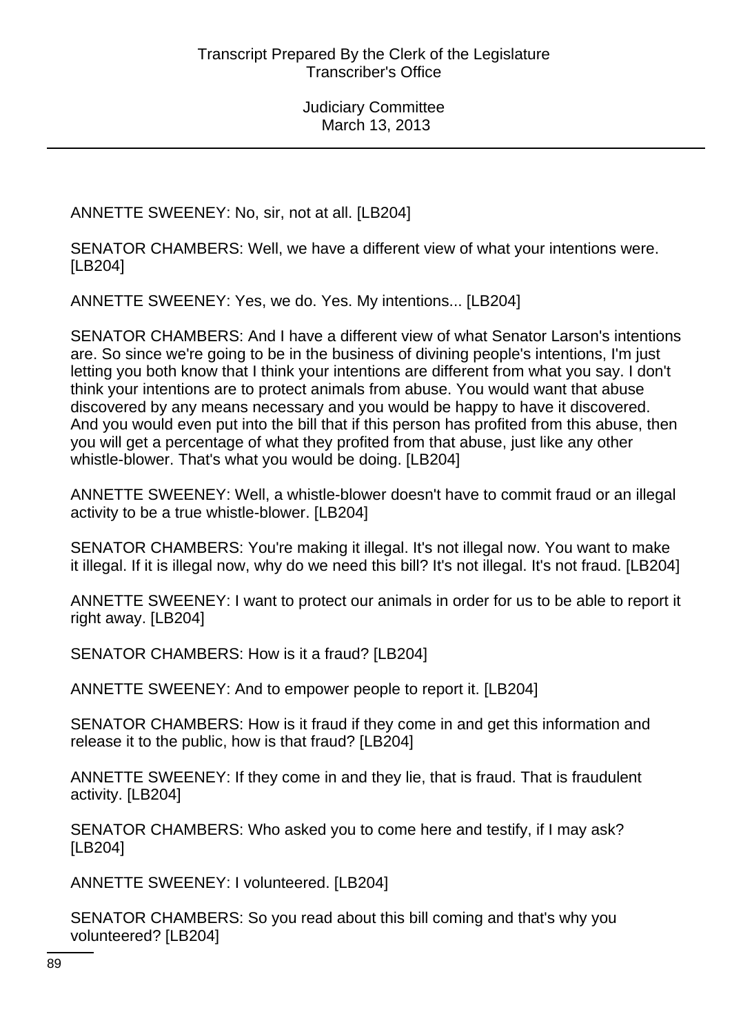ANNETTE SWEENEY: No, sir, not at all. [LB204]

SENATOR CHAMBERS: Well, we have a different view of what your intentions were. [LB204]

ANNETTE SWEENEY: Yes, we do. Yes. My intentions... [LB204]

SENATOR CHAMBERS: And I have a different view of what Senator Larson's intentions are. So since we're going to be in the business of divining people's intentions, I'm just letting you both know that I think your intentions are different from what you say. I don't think your intentions are to protect animals from abuse. You would want that abuse discovered by any means necessary and you would be happy to have it discovered. And you would even put into the bill that if this person has profited from this abuse, then you will get a percentage of what they profited from that abuse, just like any other whistle-blower. That's what you would be doing. [LB204]

ANNETTE SWEENEY: Well, a whistle-blower doesn't have to commit fraud or an illegal activity to be a true whistle-blower. [LB204]

SENATOR CHAMBERS: You're making it illegal. It's not illegal now. You want to make it illegal. If it is illegal now, why do we need this bill? It's not illegal. It's not fraud. [LB204]

ANNETTE SWEENEY: I want to protect our animals in order for us to be able to report it right away. [LB204]

SENATOR CHAMBERS: How is it a fraud? [LB204]

ANNETTE SWEENEY: And to empower people to report it. [LB204]

SENATOR CHAMBERS: How is it fraud if they come in and get this information and release it to the public, how is that fraud? [LB204]

ANNETTE SWEENEY: If they come in and they lie, that is fraud. That is fraudulent activity. [LB204]

SENATOR CHAMBERS: Who asked you to come here and testify, if I may ask? [LB204]

ANNETTE SWEENEY: I volunteered. [LB204]

SENATOR CHAMBERS: So you read about this bill coming and that's why you volunteered? [LB204]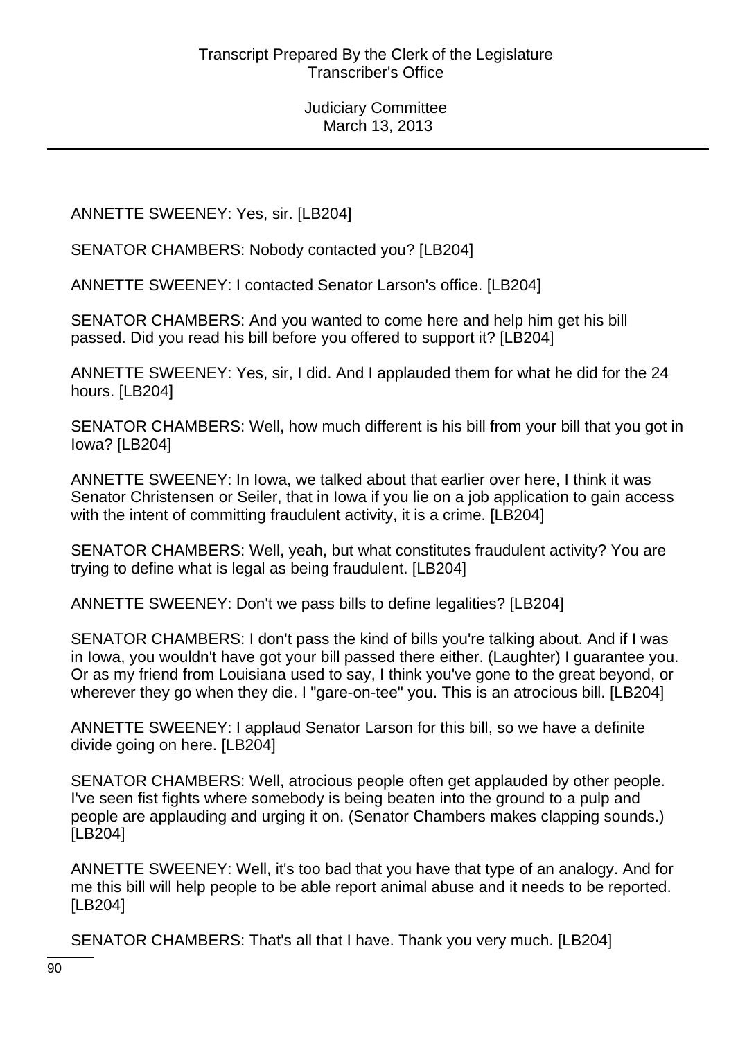ANNETTE SWEENEY: Yes, sir. [LB204]

SENATOR CHAMBERS: Nobody contacted you? [LB204]

ANNETTE SWEENEY: I contacted Senator Larson's office. [LB204]

SENATOR CHAMBERS: And you wanted to come here and help him get his bill passed. Did you read his bill before you offered to support it? [LB204]

ANNETTE SWEENEY: Yes, sir, I did. And I applauded them for what he did for the 24 hours. [LB204]

SENATOR CHAMBERS: Well, how much different is his bill from your bill that you got in Iowa? [LB204]

ANNETTE SWEENEY: In Iowa, we talked about that earlier over here, I think it was Senator Christensen or Seiler, that in Iowa if you lie on a job application to gain access with the intent of committing fraudulent activity, it is a crime. [LB204]

SENATOR CHAMBERS: Well, yeah, but what constitutes fraudulent activity? You are trying to define what is legal as being fraudulent. [LB204]

ANNETTE SWEENEY: Don't we pass bills to define legalities? [LB204]

SENATOR CHAMBERS: I don't pass the kind of bills you're talking about. And if I was in Iowa, you wouldn't have got your bill passed there either. (Laughter) I guarantee you. Or as my friend from Louisiana used to say, I think you've gone to the great beyond, or wherever they go when they die. I "gare-on-tee" you. This is an atrocious bill. [LB204]

ANNETTE SWEENEY: I applaud Senator Larson for this bill, so we have a definite divide going on here. [LB204]

SENATOR CHAMBERS: Well, atrocious people often get applauded by other people. I've seen fist fights where somebody is being beaten into the ground to a pulp and people are applauding and urging it on. (Senator Chambers makes clapping sounds.) [LB204]

ANNETTE SWEENEY: Well, it's too bad that you have that type of an analogy. And for me this bill will help people to be able report animal abuse and it needs to be reported. [LB204]

SENATOR CHAMBERS: That's all that I have. Thank you very much. [LB204]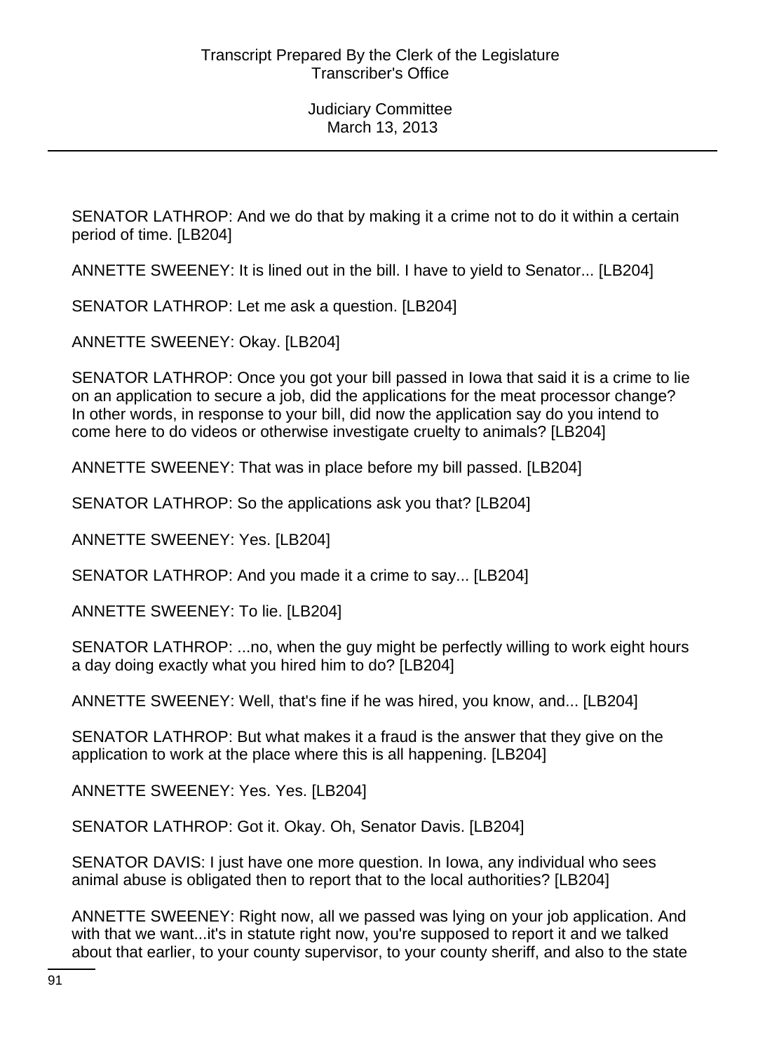SENATOR LATHROP: And we do that by making it a crime not to do it within a certain period of time. [LB204]

ANNETTE SWEENEY: It is lined out in the bill. I have to yield to Senator... [LB204]

SENATOR LATHROP: Let me ask a question. [LB204]

ANNETTE SWEENEY: Okay. [LB204]

SENATOR LATHROP: Once you got your bill passed in Iowa that said it is a crime to lie on an application to secure a job, did the applications for the meat processor change? In other words, in response to your bill, did now the application say do you intend to come here to do videos or otherwise investigate cruelty to animals? [LB204]

ANNETTE SWEENEY: That was in place before my bill passed. [LB204]

SENATOR LATHROP: So the applications ask you that? [LB204]

ANNETTE SWEENEY: Yes. [LB204]

SENATOR LATHROP: And you made it a crime to say... [LB204]

ANNETTE SWEENEY: To lie. [LB204]

SENATOR LATHROP: ...no, when the guy might be perfectly willing to work eight hours a day doing exactly what you hired him to do? [LB204]

ANNETTE SWEENEY: Well, that's fine if he was hired, you know, and... [LB204]

SENATOR LATHROP: But what makes it a fraud is the answer that they give on the application to work at the place where this is all happening. [LB204]

ANNETTE SWEENEY: Yes. Yes. [LB204]

SENATOR LATHROP: Got it. Okay. Oh, Senator Davis. [LB204]

SENATOR DAVIS: I just have one more question. In Iowa, any individual who sees animal abuse is obligated then to report that to the local authorities? [LB204]

ANNETTE SWEENEY: Right now, all we passed was lying on your job application. And with that we want...it's in statute right now, you're supposed to report it and we talked about that earlier, to your county supervisor, to your county sheriff, and also to the state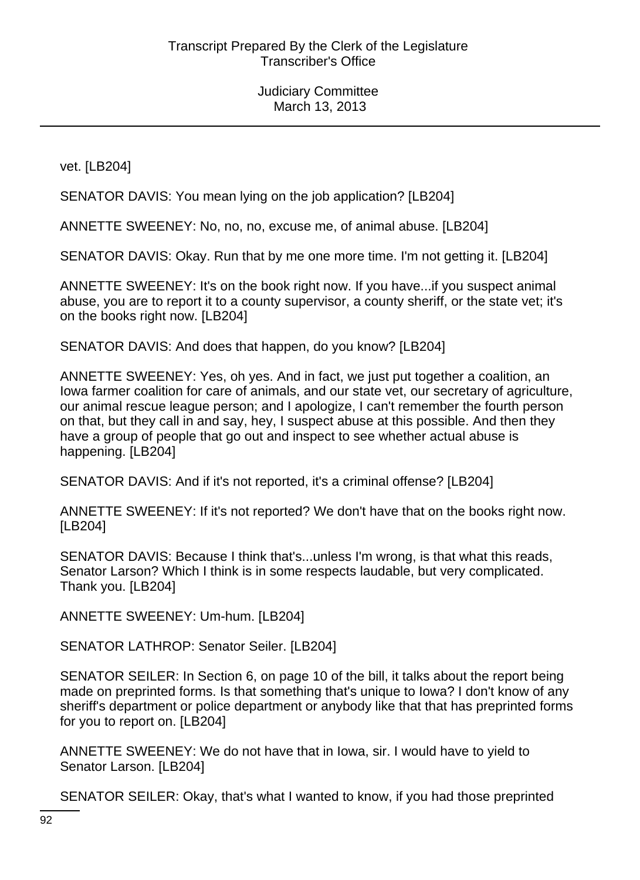vet. [LB204]

SENATOR DAVIS: You mean lying on the job application? [LB204]

ANNETTE SWEENEY: No, no, no, excuse me, of animal abuse. [LB204]

SENATOR DAVIS: Okay. Run that by me one more time. I'm not getting it. [LB204]

ANNETTE SWEENEY: It's on the book right now. If you have...if you suspect animal abuse, you are to report it to a county supervisor, a county sheriff, or the state vet; it's on the books right now. [LB204]

SENATOR DAVIS: And does that happen, do you know? [LB204]

ANNETTE SWEENEY: Yes, oh yes. And in fact, we just put together a coalition, an Iowa farmer coalition for care of animals, and our state vet, our secretary of agriculture, our animal rescue league person; and I apologize, I can't remember the fourth person on that, but they call in and say, hey, I suspect abuse at this possible. And then they have a group of people that go out and inspect to see whether actual abuse is happening. [LB204]

SENATOR DAVIS: And if it's not reported, it's a criminal offense? [LB204]

ANNETTE SWEENEY: If it's not reported? We don't have that on the books right now. [LB204]

SENATOR DAVIS: Because I think that's...unless I'm wrong, is that what this reads, Senator Larson? Which I think is in some respects laudable, but very complicated. Thank you. [LB204]

ANNETTE SWEENEY: Um-hum. [LB204]

SENATOR LATHROP: Senator Seiler. [LB204]

SENATOR SEILER: In Section 6, on page 10 of the bill, it talks about the report being made on preprinted forms. Is that something that's unique to Iowa? I don't know of any sheriff's department or police department or anybody like that that has preprinted forms for you to report on. [LB204]

ANNETTE SWEENEY: We do not have that in Iowa, sir. I would have to yield to Senator Larson. [LB204]

SENATOR SEILER: Okay, that's what I wanted to know, if you had those preprinted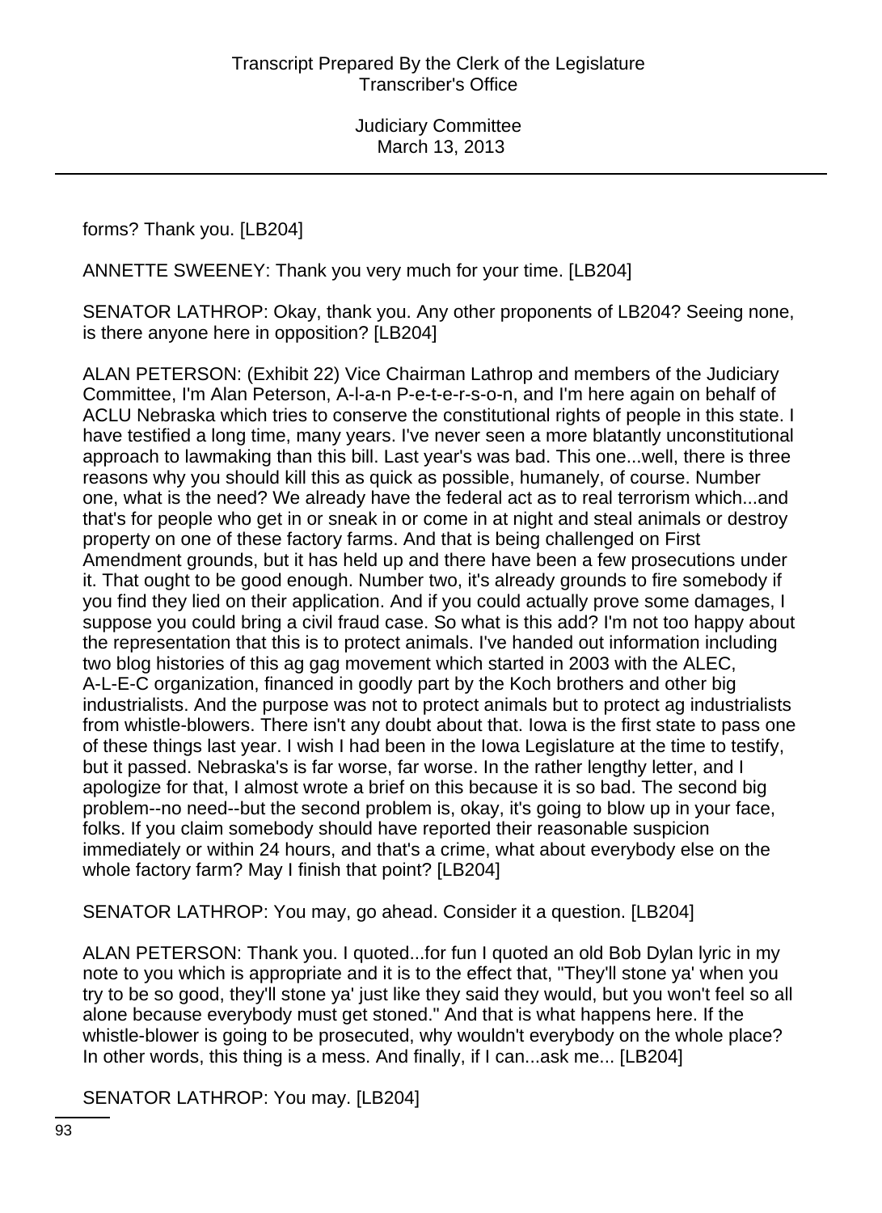forms? Thank you. [LB204]

ANNETTE SWEENEY: Thank you very much for your time. [LB204]

SENATOR LATHROP: Okay, thank you. Any other proponents of LB204? Seeing none, is there anyone here in opposition? [LB204]

ALAN PETERSON: (Exhibit 22) Vice Chairman Lathrop and members of the Judiciary Committee, I'm Alan Peterson, A-l-a-n P-e-t-e-r-s-o-n, and I'm here again on behalf of ACLU Nebraska which tries to conserve the constitutional rights of people in this state. I have testified a long time, many years. I've never seen a more blatantly unconstitutional approach to lawmaking than this bill. Last year's was bad. This one...well, there is three reasons why you should kill this as quick as possible, humanely, of course. Number one, what is the need? We already have the federal act as to real terrorism which...and that's for people who get in or sneak in or come in at night and steal animals or destroy property on one of these factory farms. And that is being challenged on First Amendment grounds, but it has held up and there have been a few prosecutions under it. That ought to be good enough. Number two, it's already grounds to fire somebody if you find they lied on their application. And if you could actually prove some damages, I suppose you could bring a civil fraud case. So what is this add? I'm not too happy about the representation that this is to protect animals. I've handed out information including two blog histories of this ag gag movement which started in 2003 with the ALEC, A-L-E-C organization, financed in goodly part by the Koch brothers and other big industrialists. And the purpose was not to protect animals but to protect ag industrialists from whistle-blowers. There isn't any doubt about that. Iowa is the first state to pass one of these things last year. I wish I had been in the Iowa Legislature at the time to testify, but it passed. Nebraska's is far worse, far worse. In the rather lengthy letter, and I apologize for that, I almost wrote a brief on this because it is so bad. The second big problem--no need--but the second problem is, okay, it's going to blow up in your face, folks. If you claim somebody should have reported their reasonable suspicion immediately or within 24 hours, and that's a crime, what about everybody else on the whole factory farm? May I finish that point? [LB204]

SENATOR LATHROP: You may, go ahead. Consider it a question. [LB204]

ALAN PETERSON: Thank you. I quoted...for fun I quoted an old Bob Dylan lyric in my note to you which is appropriate and it is to the effect that, "They'll stone ya' when you try to be so good, they'll stone ya' just like they said they would, but you won't feel so all alone because everybody must get stoned." And that is what happens here. If the whistle-blower is going to be prosecuted, why wouldn't everybody on the whole place? In other words, this thing is a mess. And finally, if I can...ask me... [LB204]

SENATOR LATHROP: You may. [LB204]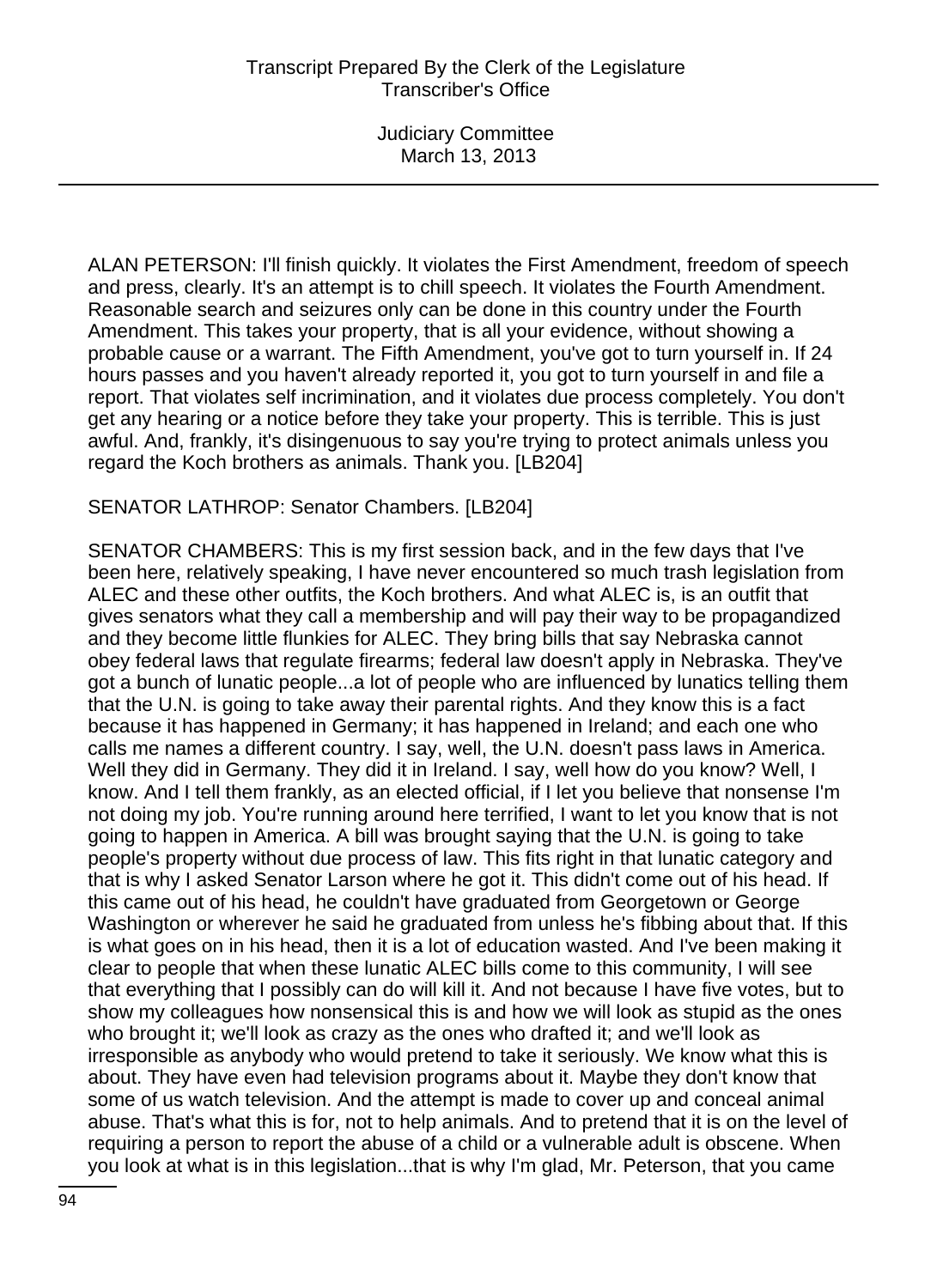ALAN PETERSON: I'll finish quickly. It violates the First Amendment, freedom of speech and press, clearly. It's an attempt is to chill speech. It violates the Fourth Amendment. Reasonable search and seizures only can be done in this country under the Fourth Amendment. This takes your property, that is all your evidence, without showing a probable cause or a warrant. The Fifth Amendment, you've got to turn yourself in. If 24 hours passes and you haven't already reported it, you got to turn yourself in and file a report. That violates self incrimination, and it violates due process completely. You don't get any hearing or a notice before they take your property. This is terrible. This is just awful. And, frankly, it's disingenuous to say you're trying to protect animals unless you regard the Koch brothers as animals. Thank you. [LB204]

SENATOR LATHROP: Senator Chambers. [LB204]

SENATOR CHAMBERS: This is my first session back, and in the few days that I've been here, relatively speaking, I have never encountered so much trash legislation from ALEC and these other outfits, the Koch brothers. And what ALEC is, is an outfit that gives senators what they call a membership and will pay their way to be propagandized and they become little flunkies for ALEC. They bring bills that say Nebraska cannot obey federal laws that regulate firearms; federal law doesn't apply in Nebraska. They've got a bunch of lunatic people...a lot of people who are influenced by lunatics telling them that the U.N. is going to take away their parental rights. And they know this is a fact because it has happened in Germany; it has happened in Ireland; and each one who calls me names a different country. I say, well, the U.N. doesn't pass laws in America. Well they did in Germany. They did it in Ireland. I say, well how do you know? Well, I know. And I tell them frankly, as an elected official, if I let you believe that nonsense I'm not doing my job. You're running around here terrified, I want to let you know that is not going to happen in America. A bill was brought saying that the U.N. is going to take people's property without due process of law. This fits right in that lunatic category and that is why I asked Senator Larson where he got it. This didn't come out of his head. If this came out of his head, he couldn't have graduated from Georgetown or George Washington or wherever he said he graduated from unless he's fibbing about that. If this is what goes on in his head, then it is a lot of education wasted. And I've been making it clear to people that when these lunatic ALEC bills come to this community, I will see that everything that I possibly can do will kill it. And not because I have five votes, but to show my colleagues how nonsensical this is and how we will look as stupid as the ones who brought it; we'll look as crazy as the ones who drafted it; and we'll look as irresponsible as anybody who would pretend to take it seriously. We know what this is about. They have even had television programs about it. Maybe they don't know that some of us watch television. And the attempt is made to cover up and conceal animal abuse. That's what this is for, not to help animals. And to pretend that it is on the level of requiring a person to report the abuse of a child or a vulnerable adult is obscene. When you look at what is in this legislation...that is why I'm glad, Mr. Peterson, that you came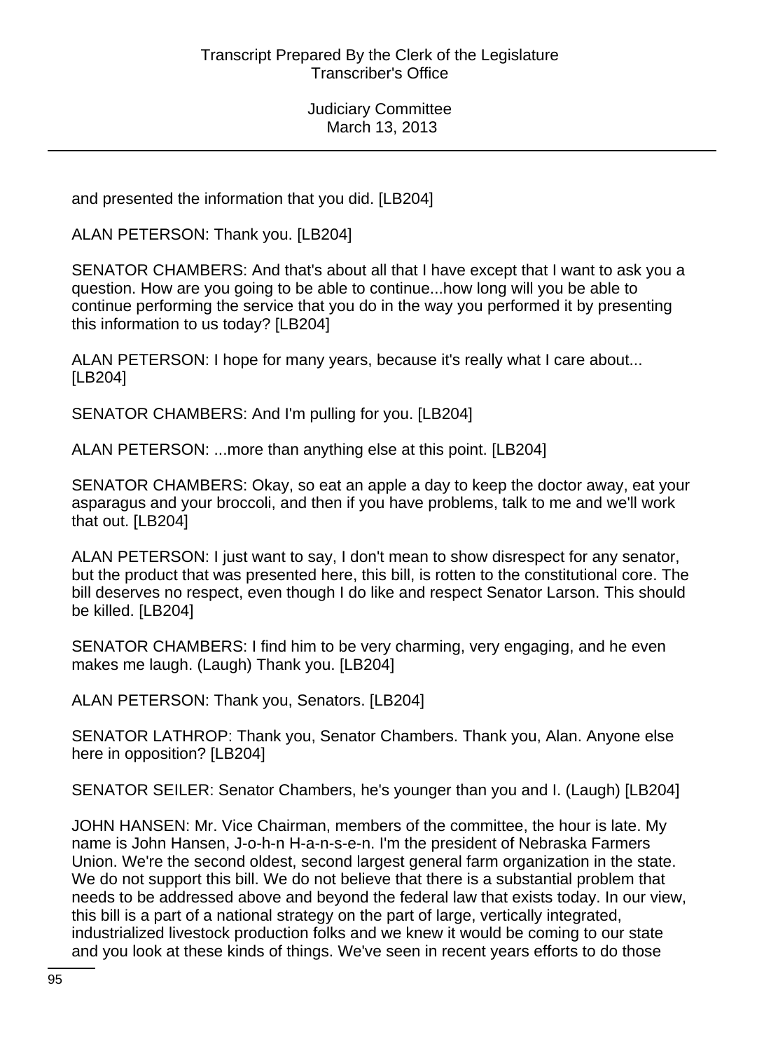and presented the information that you did. [LB204]

ALAN PETERSON: Thank you. [LB204]

SENATOR CHAMBERS: And that's about all that I have except that I want to ask you a question. How are you going to be able to continue...how long will you be able to continue performing the service that you do in the way you performed it by presenting this information to us today? [LB204]

ALAN PETERSON: I hope for many years, because it's really what I care about... [LB204]

SENATOR CHAMBERS: And I'm pulling for you. [LB204]

ALAN PETERSON: ...more than anything else at this point. [LB204]

SENATOR CHAMBERS: Okay, so eat an apple a day to keep the doctor away, eat your asparagus and your broccoli, and then if you have problems, talk to me and we'll work that out. [LB204]

ALAN PETERSON: I just want to say, I don't mean to show disrespect for any senator, but the product that was presented here, this bill, is rotten to the constitutional core. The bill deserves no respect, even though I do like and respect Senator Larson. This should be killed. [LB204]

SENATOR CHAMBERS: I find him to be very charming, very engaging, and he even makes me laugh. (Laugh) Thank you. [LB204]

ALAN PETERSON: Thank you, Senators. [LB204]

SENATOR LATHROP: Thank you, Senator Chambers. Thank you, Alan. Anyone else here in opposition? [LB204]

SENATOR SEILER: Senator Chambers, he's younger than you and I. (Laugh) [LB204]

JOHN HANSEN: Mr. Vice Chairman, members of the committee, the hour is late. My name is John Hansen, J-o-h-n H-a-n-s-e-n. I'm the president of Nebraska Farmers Union. We're the second oldest, second largest general farm organization in the state. We do not support this bill. We do not believe that there is a substantial problem that needs to be addressed above and beyond the federal law that exists today. In our view, this bill is a part of a national strategy on the part of large, vertically integrated, industrialized livestock production folks and we knew it would be coming to our state and you look at these kinds of things. We've seen in recent years efforts to do those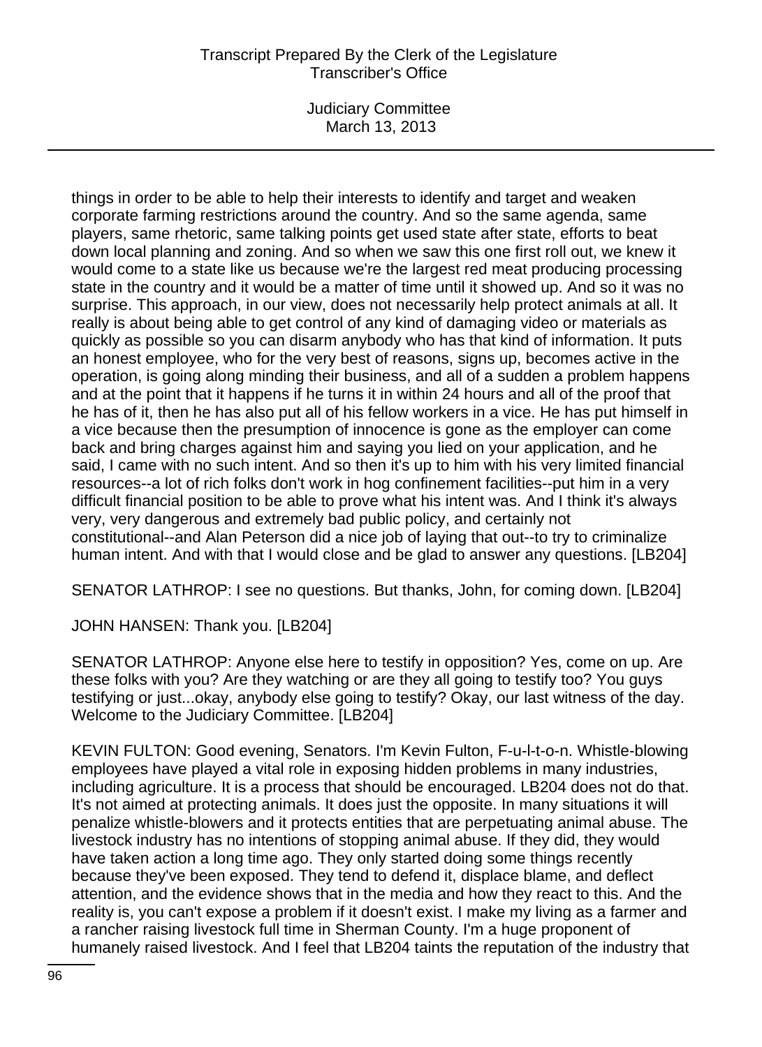things in order to be able to help their interests to identify and target and weaken corporate farming restrictions around the country. And so the same agenda, same players, same rhetoric, same talking points get used state after state, efforts to beat down local planning and zoning. And so when we saw this one first roll out, we knew it would come to a state like us because we're the largest red meat producing processing state in the country and it would be a matter of time until it showed up. And so it was no surprise. This approach, in our view, does not necessarily help protect animals at all. It really is about being able to get control of any kind of damaging video or materials as quickly as possible so you can disarm anybody who has that kind of information. It puts an honest employee, who for the very best of reasons, signs up, becomes active in the operation, is going along minding their business, and all of a sudden a problem happens and at the point that it happens if he turns it in within 24 hours and all of the proof that he has of it, then he has also put all of his fellow workers in a vice. He has put himself in a vice because then the presumption of innocence is gone as the employer can come back and bring charges against him and saying you lied on your application, and he said, I came with no such intent. And so then it's up to him with his very limited financial resources--a lot of rich folks don't work in hog confinement facilities--put him in a very difficult financial position to be able to prove what his intent was. And I think it's always very, very dangerous and extremely bad public policy, and certainly not constitutional--and Alan Peterson did a nice job of laying that out--to try to criminalize human intent. And with that I would close and be glad to answer any questions. [LB204]

SENATOR LATHROP: I see no questions. But thanks, John, for coming down. [LB204]

JOHN HANSEN: Thank you. [LB204]

SENATOR LATHROP: Anyone else here to testify in opposition? Yes, come on up. Are these folks with you? Are they watching or are they all going to testify too? You guys testifying or just...okay, anybody else going to testify? Okay, our last witness of the day. Welcome to the Judiciary Committee. [LB204]

KEVIN FULTON: Good evening, Senators. I'm Kevin Fulton, F-u-l-t-o-n. Whistle-blowing employees have played a vital role in exposing hidden problems in many industries, including agriculture. It is a process that should be encouraged. LB204 does not do that. It's not aimed at protecting animals. It does just the opposite. In many situations it will penalize whistle-blowers and it protects entities that are perpetuating animal abuse. The livestock industry has no intentions of stopping animal abuse. If they did, they would have taken action a long time ago. They only started doing some things recently because they've been exposed. They tend to defend it, displace blame, and deflect attention, and the evidence shows that in the media and how they react to this. And the reality is, you can't expose a problem if it doesn't exist. I make my living as a farmer and a rancher raising livestock full time in Sherman County. I'm a huge proponent of humanely raised livestock. And I feel that LB204 taints the reputation of the industry that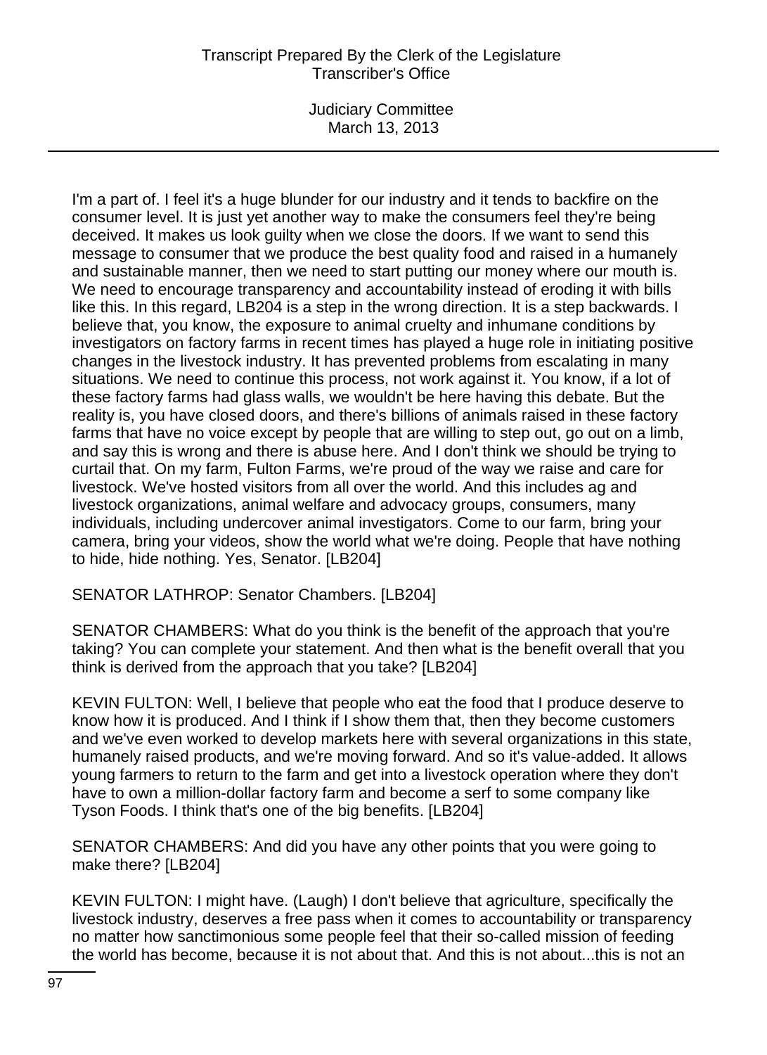I'm a part of. I feel it's a huge blunder for our industry and it tends to backfire on the consumer level. It is just yet another way to make the consumers feel they're being deceived. It makes us look guilty when we close the doors. If we want to send this message to consumer that we produce the best quality food and raised in a humanely and sustainable manner, then we need to start putting our money where our mouth is. We need to encourage transparency and accountability instead of eroding it with bills like this. In this regard, LB204 is a step in the wrong direction. It is a step backwards. I believe that, you know, the exposure to animal cruelty and inhumane conditions by investigators on factory farms in recent times has played a huge role in initiating positive changes in the livestock industry. It has prevented problems from escalating in many situations. We need to continue this process, not work against it. You know, if a lot of these factory farms had glass walls, we wouldn't be here having this debate. But the reality is, you have closed doors, and there's billions of animals raised in these factory farms that have no voice except by people that are willing to step out, go out on a limb, and say this is wrong and there is abuse here. And I don't think we should be trying to curtail that. On my farm, Fulton Farms, we're proud of the way we raise and care for livestock. We've hosted visitors from all over the world. And this includes ag and livestock organizations, animal welfare and advocacy groups, consumers, many individuals, including undercover animal investigators. Come to our farm, bring your camera, bring your videos, show the world what we're doing. People that have nothing to hide, hide nothing. Yes, Senator. [LB204]

SENATOR LATHROP: Senator Chambers. [LB204]

SENATOR CHAMBERS: What do you think is the benefit of the approach that you're taking? You can complete your statement. And then what is the benefit overall that you think is derived from the approach that you take? [LB204]

KEVIN FULTON: Well, I believe that people who eat the food that I produce deserve to know how it is produced. And I think if I show them that, then they become customers and we've even worked to develop markets here with several organizations in this state, humanely raised products, and we're moving forward. And so it's value-added. It allows young farmers to return to the farm and get into a livestock operation where they don't have to own a million-dollar factory farm and become a serf to some company like Tyson Foods. I think that's one of the big benefits. [LB204]

SENATOR CHAMBERS: And did you have any other points that you were going to make there? [LB204]

KEVIN FULTON: I might have. (Laugh) I don't believe that agriculture, specifically the livestock industry, deserves a free pass when it comes to accountability or transparency no matter how sanctimonious some people feel that their so-called mission of feeding the world has become, because it is not about that. And this is not about...this is not an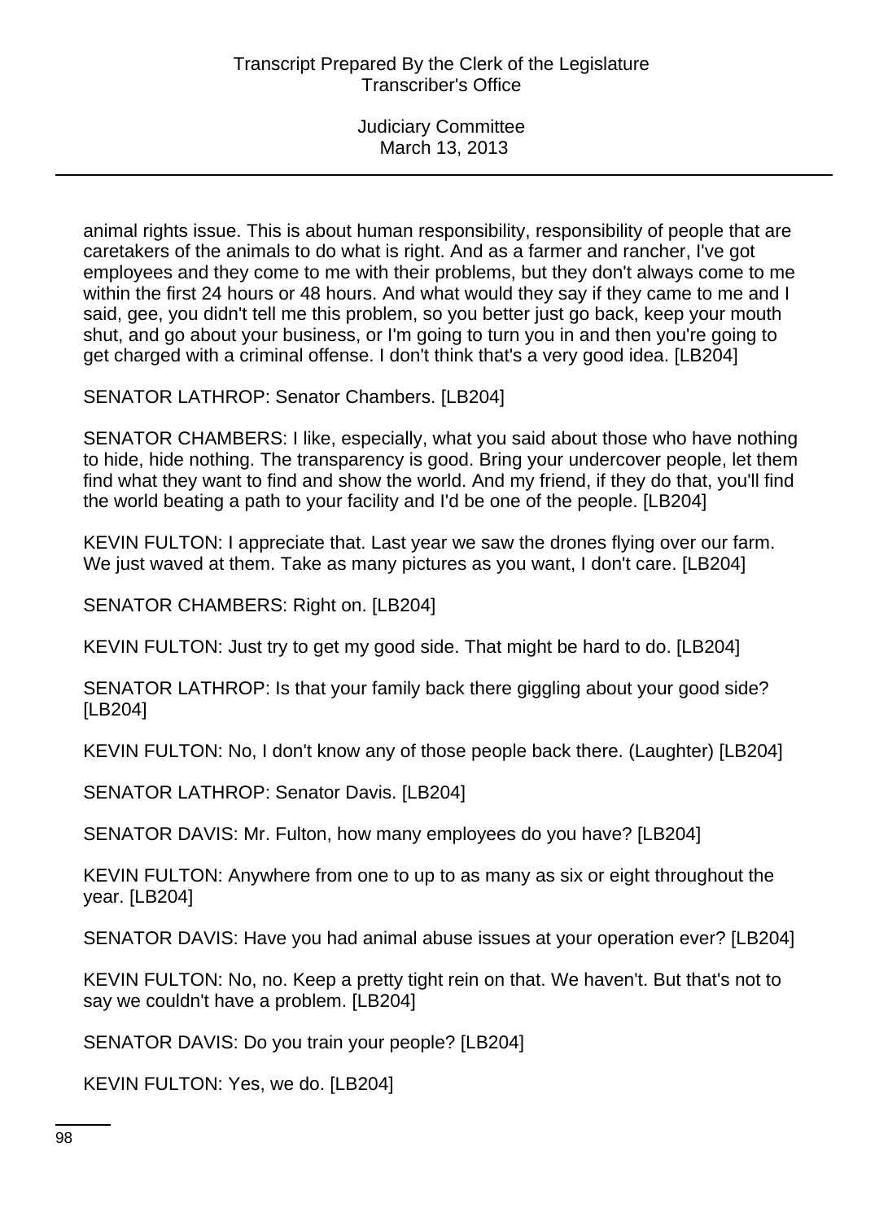animal rights issue. This is about human responsibility, responsibility of people that are caretakers of the animals to do what is right. And as a farmer and rancher, I've got employees and they come to me with their problems, but they don't always come to me within the first 24 hours or 48 hours. And what would they say if they came to me and I said, gee, you didn't tell me this problem, so you better just go back, keep your mouth shut, and go about your business, or I'm going to turn you in and then you're going to get charged with a criminal offense. I don't think that's a very good idea. [LB204]

SENATOR LATHROP: Senator Chambers. [LB204]

SENATOR CHAMBERS: I like, especially, what you said about those who have nothing to hide, hide nothing. The transparency is good. Bring your undercover people, let them find what they want to find and show the world. And my friend, if they do that, you'll find the world beating a path to your facility and I'd be one of the people. [LB204]

KEVIN FULTON: I appreciate that. Last year we saw the drones flying over our farm. We just waved at them. Take as many pictures as you want, I don't care. [LB204]

SENATOR CHAMBERS: Right on. [LB204]

KEVIN FULTON: Just try to get my good side. That might be hard to do. [LB204]

SENATOR LATHROP: Is that your family back there giggling about your good side? [LB204]

KEVIN FULTON: No, I don't know any of those people back there. (Laughter) [LB204]

SENATOR LATHROP: Senator Davis. [LB204]

SENATOR DAVIS: Mr. Fulton, how many employees do you have? [LB204]

KEVIN FULTON: Anywhere from one to up to as many as six or eight throughout the year. [LB204]

SENATOR DAVIS: Have you had animal abuse issues at your operation ever? [LB204]

KEVIN FULTON: No, no. Keep a pretty tight rein on that. We haven't. But that's not to say we couldn't have a problem. [LB204]

SENATOR DAVIS: Do you train your people? [LB204]

KEVIN FULTON: Yes, we do. [LB204]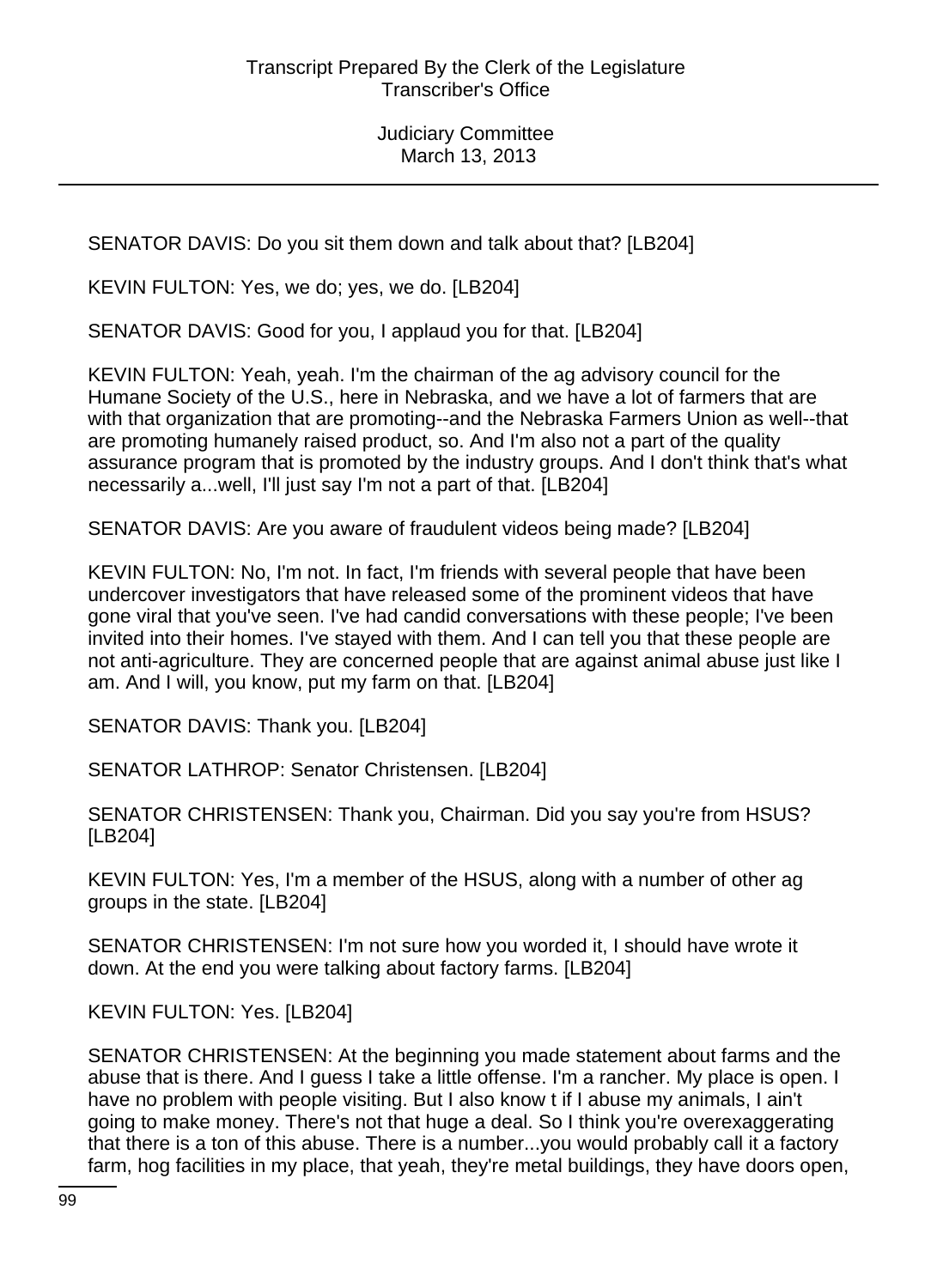SENATOR DAVIS: Do you sit them down and talk about that? [LB204]

KEVIN FULTON: Yes, we do; yes, we do. [LB204]

SENATOR DAVIS: Good for you, I applaud you for that. [LB204]

KEVIN FULTON: Yeah, yeah. I'm the chairman of the ag advisory council for the Humane Society of the U.S., here in Nebraska, and we have a lot of farmers that are with that organization that are promoting--and the Nebraska Farmers Union as well--that are promoting humanely raised product, so. And I'm also not a part of the quality assurance program that is promoted by the industry groups. And I don't think that's what necessarily a...well, I'll just say I'm not a part of that. [LB204]

SENATOR DAVIS: Are you aware of fraudulent videos being made? [LB204]

KEVIN FULTON: No, I'm not. In fact, I'm friends with several people that have been undercover investigators that have released some of the prominent videos that have gone viral that you've seen. I've had candid conversations with these people; I've been invited into their homes. I've stayed with them. And I can tell you that these people are not anti-agriculture. They are concerned people that are against animal abuse just like I am. And I will, you know, put my farm on that. [LB204]

SENATOR DAVIS: Thank you. [LB204]

SENATOR LATHROP: Senator Christensen. [LB204]

SENATOR CHRISTENSEN: Thank you, Chairman. Did you say you're from HSUS? [LB204]

KEVIN FULTON: Yes, I'm a member of the HSUS, along with a number of other ag groups in the state. [LB204]

SENATOR CHRISTENSEN: I'm not sure how you worded it, I should have wrote it down. At the end you were talking about factory farms. [LB204]

KEVIN FULTON: Yes. [LB204]

SENATOR CHRISTENSEN: At the beginning you made statement about farms and the abuse that is there. And I guess I take a little offense. I'm a rancher. My place is open. I have no problem with people visiting. But I also know t if I abuse my animals, I ain't going to make money. There's not that huge a deal. So I think you're overexaggerating that there is a ton of this abuse. There is a number...you would probably call it a factory farm, hog facilities in my place, that yeah, they're metal buildings, they have doors open,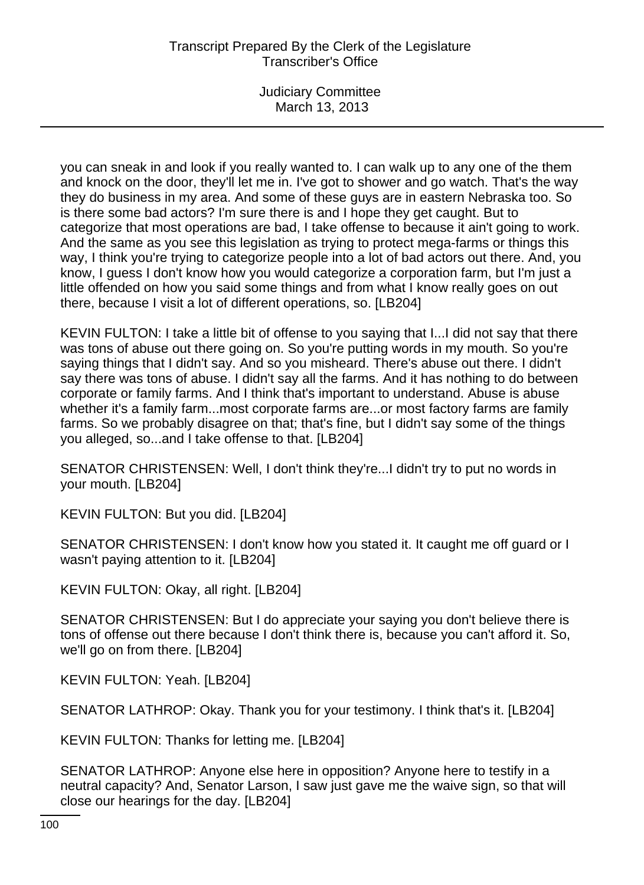you can sneak in and look if you really wanted to. I can walk up to any one of the them and knock on the door, they'll let me in. I've got to shower and go watch. That's the way they do business in my area. And some of these guys are in eastern Nebraska too. So is there some bad actors? I'm sure there is and I hope they get caught. But to categorize that most operations are bad, I take offense to because it ain't going to work. And the same as you see this legislation as trying to protect mega-farms or things this way, I think you're trying to categorize people into a lot of bad actors out there. And, you know, I guess I don't know how you would categorize a corporation farm, but I'm just a little offended on how you said some things and from what I know really goes on out there, because I visit a lot of different operations, so. [LB204]

KEVIN FULTON: I take a little bit of offense to you saying that I...I did not say that there was tons of abuse out there going on. So you're putting words in my mouth. So you're saying things that I didn't say. And so you misheard. There's abuse out there. I didn't say there was tons of abuse. I didn't say all the farms. And it has nothing to do between corporate or family farms. And I think that's important to understand. Abuse is abuse whether it's a family farm...most corporate farms are...or most factory farms are family farms. So we probably disagree on that; that's fine, but I didn't say some of the things you alleged, so...and I take offense to that. [LB204]

SENATOR CHRISTENSEN: Well, I don't think they're...I didn't try to put no words in your mouth. [LB204]

KEVIN FULTON: But you did. [LB204]

SENATOR CHRISTENSEN: I don't know how you stated it. It caught me off guard or I wasn't paying attention to it. [LB204]

KEVIN FULTON: Okay, all right. [LB204]

SENATOR CHRISTENSEN: But I do appreciate your saying you don't believe there is tons of offense out there because I don't think there is, because you can't afford it. So, we'll go on from there. [LB204]

KEVIN FULTON: Yeah. [LB204]

SENATOR LATHROP: Okay. Thank you for your testimony. I think that's it. [LB204]

KEVIN FULTON: Thanks for letting me. [LB204]

SENATOR LATHROP: Anyone else here in opposition? Anyone here to testify in a neutral capacity? And, Senator Larson, I saw just gave me the waive sign, so that will close our hearings for the day. [LB204]